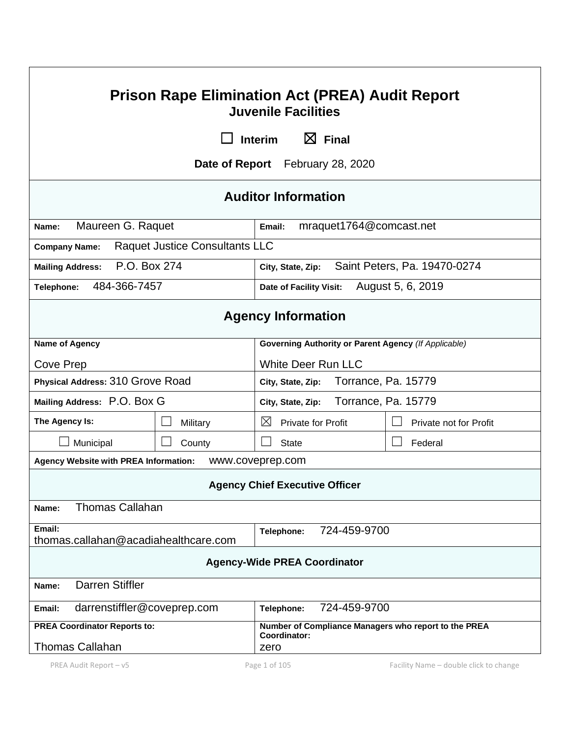# Prison Rape Elimination Act (PREA) Audit Report
## Juvenile Facilities

☐ Interim ☒ Final

**Date of Report** February 28, 2020

## Auditor Information

| | |
|---|---|
| **Name:** Maureen G. Raquet | **Email:** mraquet1764@comcast.net |
| **Company Name:** Raquet Justice Consultants LLC | |
| **Mailing Address:** P.O. Box 274 | **City, State, Zip:** Saint Peters, Pa. 19470-0274 |
| **Telephone:** 484-366-7457 | **Date of Facility Visit:** August 5, 6, 2019 |

## Agency Information

| | | | |
|---|---|---|---|
| **Name of Agency** Cove Prep | | **Governing Authority or Parent Agency** *(If Applicable)* White Deer Run LLC | |
| **Physical Address:** 310 Grove Road | | **City, State, Zip:** Torrance, Pa. 15779 | |
| **Mailing Address:** P.O. Box G | | **City, State, Zip:** Torrance, Pa. 15779 | |
| **The Agency Is:** | ☐ Military | ☒ Private for Profit | ☐ Private not for Profit |
| ☐ Municipal | ☐ County | ☐ State | ☐ Federal |
| **Agency Website with PREA Information:** www.coveprep.com | | | |

### Agency Chief Executive Officer

| | |
|---|---|
| **Name:** Thomas Callahan | |
| **Email:** thomas.callahan@acadiahealthcare.com | **Telephone:** 724-459-9700 |

### Agency-Wide PREA Coordinator

| | |
|---|---|
| **Name:** Darren Stiffler | |
| **Email:** darrenstiffler@coveprep.com | **Telephone:** 724-459-9700 |
| **PREA Coordinator Reports to:** Thomas Callahan | **Number of Compliance Managers who report to the PREA Coordinator:** zero |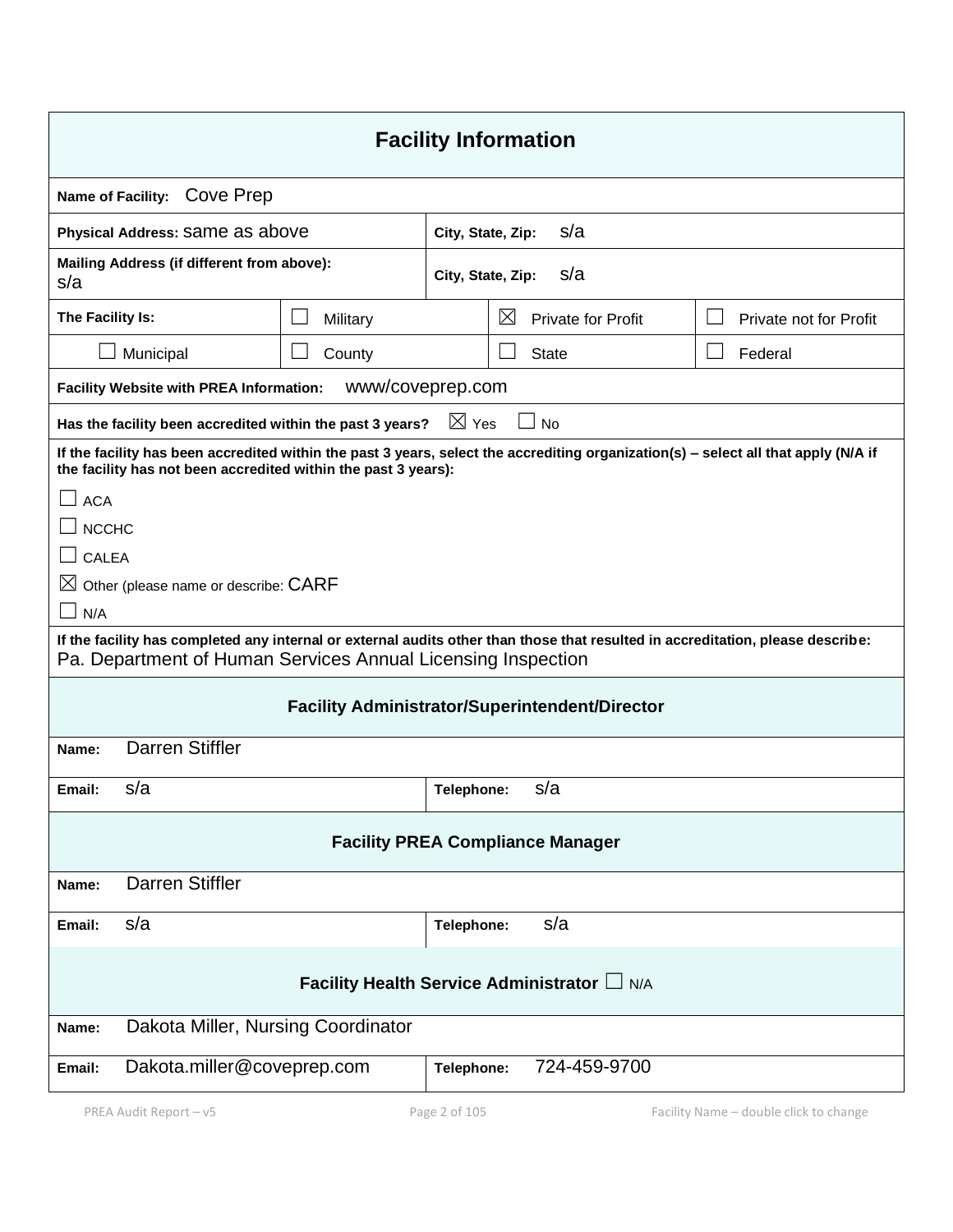## Facility Information

| | | | |
|---|---|---|---|
| **Name of Facility:** Cove Prep | | | |
| **Physical Address:** same as above | | **City, State, Zip:** s/a | |
| **Mailing Address (if different from above):** s/a | | **City, State, Zip:** s/a | |
| **The Facility Is:** | ☐ Military | ☒ Private for Profit | ☐ Private not for Profit |
| ☐ Municipal | ☐ County | ☐ State | ☐ Federal |

**Facility Website with PREA Information:** www/coveprep.com

**Has the facility been accredited within the past 3 years?** ☒ Yes ☐ No

**If the facility has been accredited within the past 3 years, select the accrediting organization(s) – select all that apply (N/A if the facility has not been accredited within the past 3 years):**

☐ ACA

☐ NCCHC

☐ CALEA

☒ Other (please name or describe: CARF

☐ N/A

**If the facility has completed any internal or external audits other than those that resulted in accreditation, please describe:**
Pa. Department of Human Services Annual Licensing Inspection

### Facility Administrator/Superintendent/Director

| | |
|---|---|
| **Name:** Darren Stiffler | |
| **Email:** s/a | **Telephone:** s/a |

### Facility PREA Compliance Manager

| | |
|---|---|
| **Name:** Darren Stiffler | |
| **Email:** s/a | **Telephone:** s/a |

### Facility Health Service Administrator ☐ N/A

| | |
|---|---|
| **Name:** Dakota Miller, Nursing Coordinator | |
| **Email:** Dakota.miller@coveprep.com | **Telephone:** 724-459-9700 |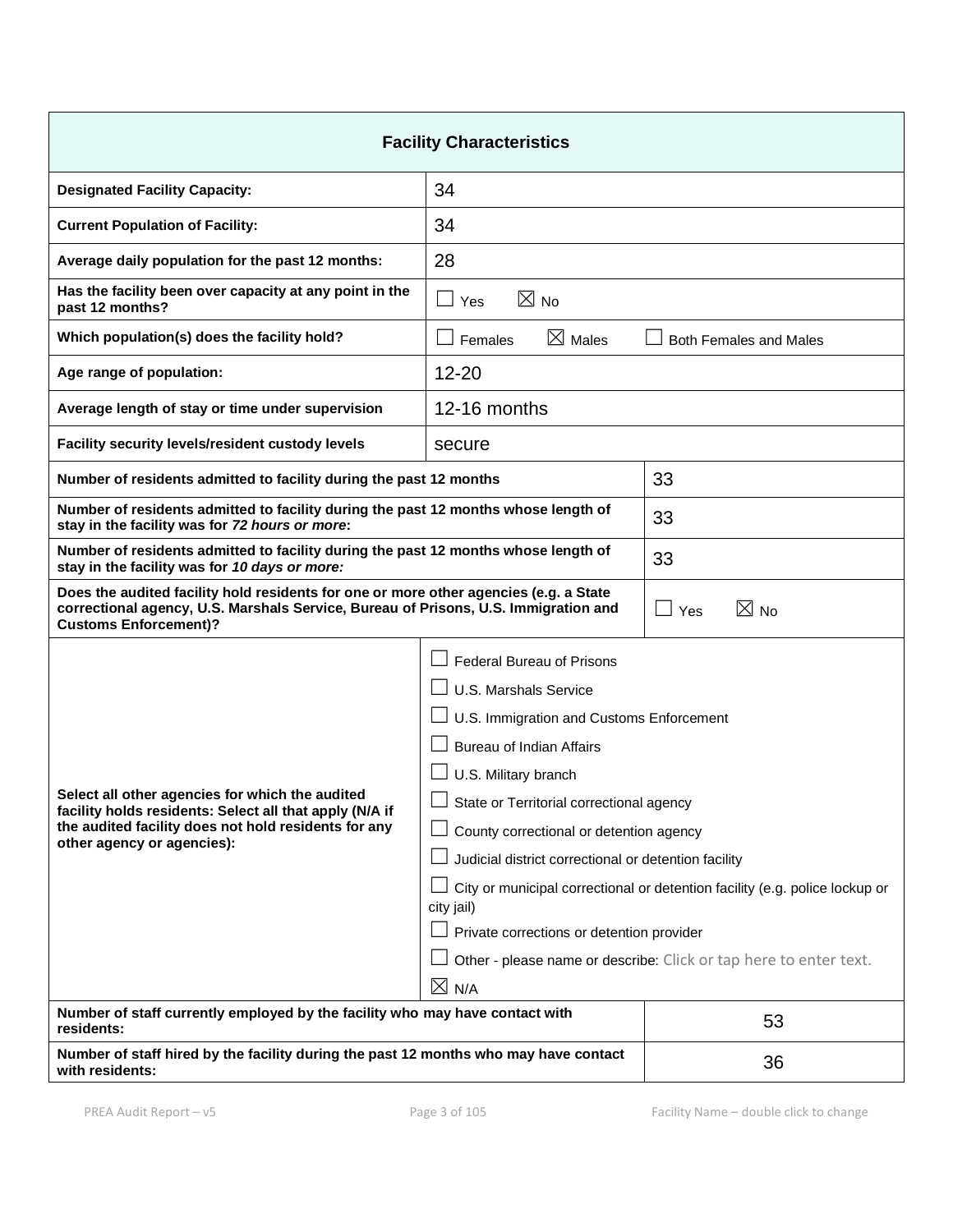| Facility Characteristics | |
|---|---|
| **Designated Facility Capacity:** | 34 |
| **Current Population of Facility:** | 34 |
| **Average daily population for the past 12 months:** | 28 |
| **Has the facility been over capacity at any point in the past 12 months?** | ☐ Yes ☒ No |
| **Which population(s) does the facility hold?** | ☐ Females ☒ Males ☐ Both Females and Males |
| **Age range of population:** | 12-20 |
| **Average length of stay or time under supervision** | 12-16 months |
| **Facility security levels/resident custody levels** | secure |
| **Number of residents admitted to facility during the past 12 months** | 33 |
| **Number of residents admitted to facility during the past 12 months whose length of stay in the facility was for *72 hours or more*:** | 33 |
| **Number of residents admitted to facility during the past 12 months whose length of stay in the facility was for *10 days or more:*** | 33 |
| **Does the audited facility hold residents for one or more other agencies (e.g. a State correctional agency, U.S. Marshals Service, Bureau of Prisons, U.S. Immigration and Customs Enforcement)?** | ☐ Yes ☒ No |
| **Select all other agencies for which the audited facility holds residents: Select all that apply (N/A if the audited facility does not hold residents for any other agency or agencies):** | ☐ Federal Bureau of Prisons<br>☐ U.S. Marshals Service<br>☐ U.S. Immigration and Customs Enforcement<br>☐ Bureau of Indian Affairs<br>☐ U.S. Military branch<br>☐ State or Territorial correctional agency<br>☐ County correctional or detention agency<br>☐ Judicial district correctional or detention facility<br>☐ City or municipal correctional or detention facility (e.g. police lockup or city jail)<br>☐ Private corrections or detention provider<br>☐ Other - please name or describe: Click or tap here to enter text.<br>☒ N/A |
| **Number of staff currently employed by the facility who may have contact with residents:** | 53 |
| **Number of staff hired by the facility during the past 12 months who may have contact with residents:** | 36 |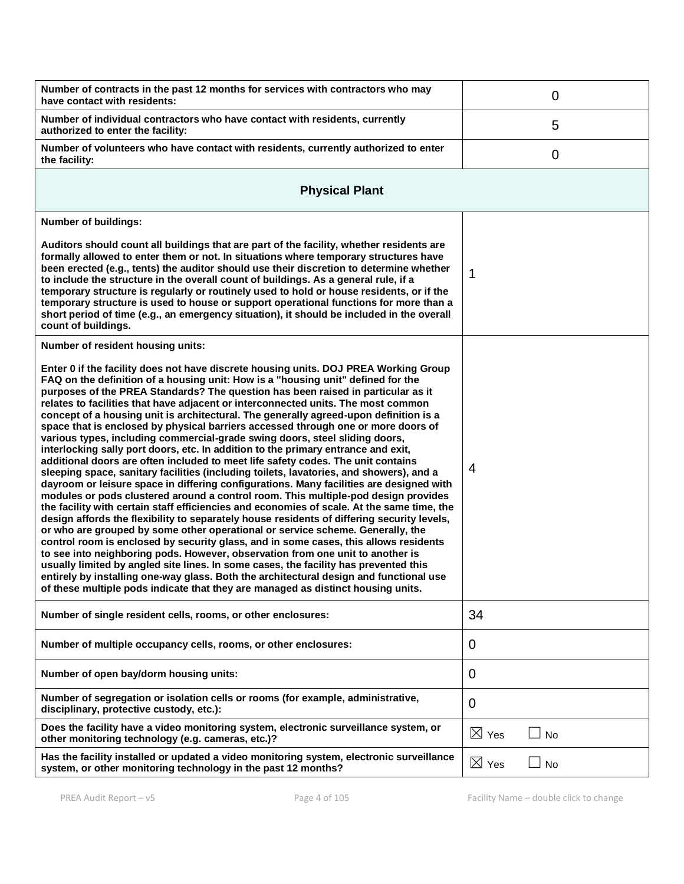| | |
|---|---|
| **Number of contracts in the past 12 months for services with contractors who may have contact with residents:** | 0 |
| **Number of individual contractors who have contact with residents, currently authorized to enter the facility:** | 5 |
| **Number of volunteers who have contact with residents, currently authorized to enter the facility:** | 0 |

## Physical Plant

| | |
|---|---|
| **Number of buildings:**<br><br>**Auditors should count all buildings that are part of the facility, whether residents are formally allowed to enter them or not. In situations where temporary structures have been erected (e.g., tents) the auditor should use their discretion to determine whether to include the structure in the overall count of buildings. As a general rule, if a temporary structure is regularly or routinely used to hold or house residents, or if the temporary structure is used to house or support operational functions for more than a short period of time (e.g., an emergency situation), it should be included in the overall count of buildings.** | 1 |
| **Number of resident housing units:**<br><br>**Enter 0 if the facility does not have discrete housing units. DOJ PREA Working Group FAQ on the definition of a housing unit: How is a "housing unit" defined for the purposes of the PREA Standards? The question has been raised in particular as it relates to facilities that have adjacent or interconnected units. The most common concept of a housing unit is architectural. The generally agreed-upon definition is a space that is enclosed by physical barriers accessed through one or more doors of various types, including commercial-grade swing doors, steel sliding doors, interlocking sally port doors, etc. In addition to the primary entrance and exit, additional doors are often included to meet life safety codes. The unit contains sleeping space, sanitary facilities (including toilets, lavatories, and showers), and a dayroom or leisure space in differing configurations. Many facilities are designed with modules or pods clustered around a control room. This multiple-pod design provides the facility with certain staff efficiencies and economies of scale. At the same time, the design affords the flexibility to separately house residents of differing security levels, or who are grouped by some other operational or service scheme. Generally, the control room is enclosed by security glass, and in some cases, this allows residents to see into neighboring pods. However, observation from one unit to another is usually limited by angled site lines. In some cases, the facility has prevented this entirely by installing one-way glass. Both the architectural design and functional use of these multiple pods indicate that they are managed as distinct housing units.** | 4 |
| **Number of single resident cells, rooms, or other enclosures:** | 34 |
| **Number of multiple occupancy cells, rooms, or other enclosures:** | 0 |
| **Number of open bay/dorm housing units:** | 0 |
| **Number of segregation or isolation cells or rooms (for example, administrative, disciplinary, protective custody, etc.):** | 0 |
| **Does the facility have a video monitoring system, electronic surveillance system, or other monitoring technology (e.g. cameras, etc.)?** | ☒ Yes ☐ No |
| **Has the facility installed or updated a video monitoring system, electronic surveillance system, or other monitoring technology in the past 12 months?** | ☒ Yes ☐ No |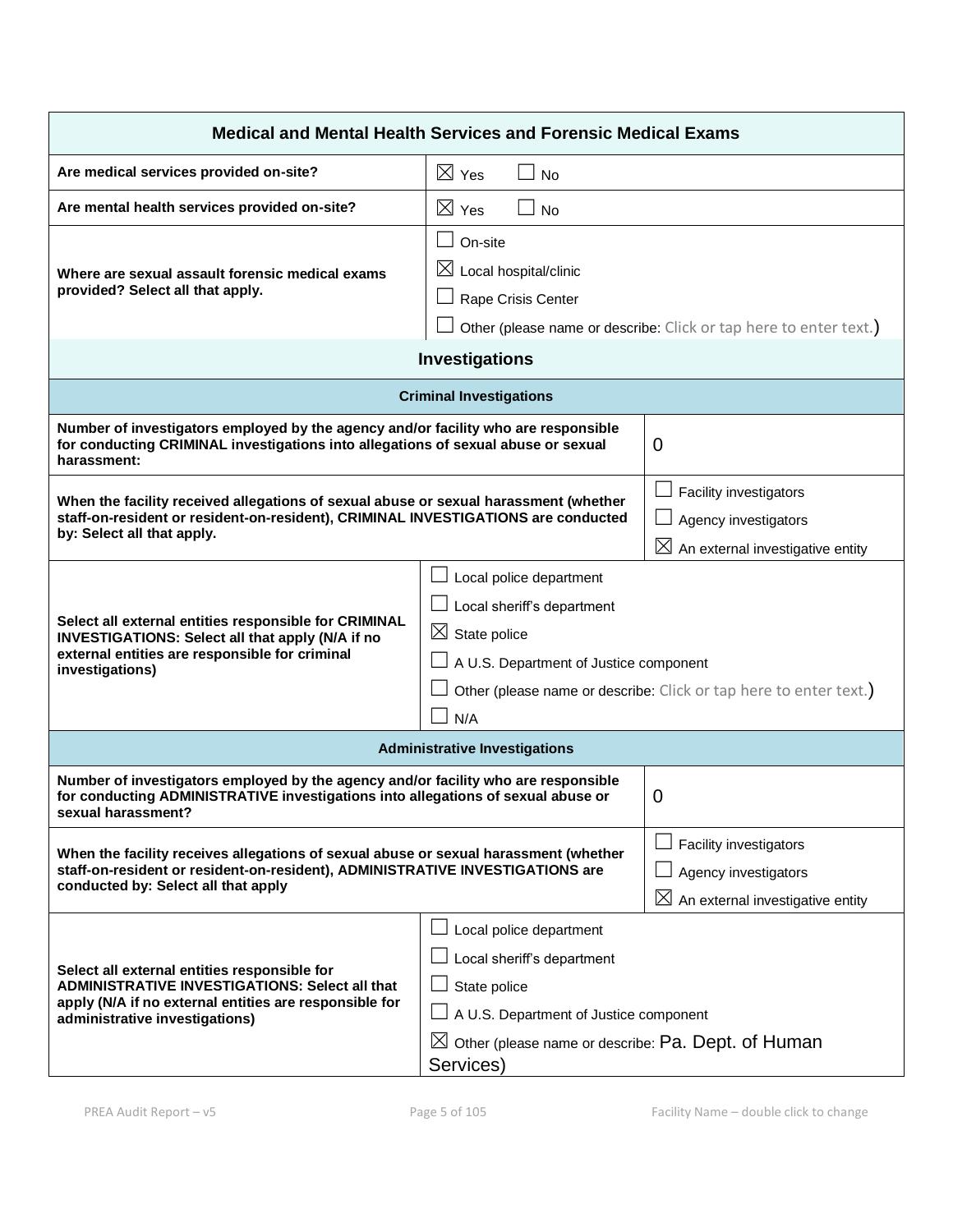| Medical and Mental Health Services and Forensic Medical Exams | |
|---|---|
| **Are medical services provided on-site?** | ☒ Yes ☐ No |
| **Are mental health services provided on-site?** | ☒ Yes ☐ No |
| **Where are sexual assault forensic medical exams provided? Select all that apply.** | ☐ On-site<br>☒ Local hospital/clinic<br>☐ Rape Crisis Center<br>☐ Other (please name or describe: Click or tap here to enter text.) |

## Investigations

| Criminal Investigations | |
|---|---|
| **Number of investigators employed by the agency and/or facility who are responsible for conducting CRIMINAL investigations into allegations of sexual abuse or sexual harassment:** | 0 |
| **When the facility received allegations of sexual abuse or sexual harassment (whether staff-on-resident or resident-on-resident), CRIMINAL INVESTIGATIONS are conducted by: Select all that apply.** | ☐ Facility investigators<br>☐ Agency investigators<br>☒ An external investigative entity |
| **Select all external entities responsible for CRIMINAL INVESTIGATIONS: Select all that apply (N/A if no external entities are responsible for criminal investigations)** | ☐ Local police department<br>☐ Local sheriff's department<br>☒ State police<br>☐ A U.S. Department of Justice component<br>☐ Other (please name or describe: Click or tap here to enter text.)<br>☐ N/A |

| Administrative Investigations | |
|---|---|
| **Number of investigators employed by the agency and/or facility who are responsible for conducting ADMINISTRATIVE investigations into allegations of sexual abuse or sexual harassment?** | 0 |
| **When the facility receives allegations of sexual abuse or sexual harassment (whether staff-on-resident or resident-on-resident), ADMINISTRATIVE INVESTIGATIONS are conducted by: Select all that apply** | ☐ Facility investigators<br>☐ Agency investigators<br>☒ An external investigative entity |
| **Select all external entities responsible for ADMINISTRATIVE INVESTIGATIONS: Select all that apply (N/A if no external entities are responsible for administrative investigations)** | ☐ Local police department<br>☐ Local sheriff's department<br>☐ State police<br>☐ A U.S. Department of Justice component<br>☒ Other (please name or describe: Pa. Dept. of Human Services) |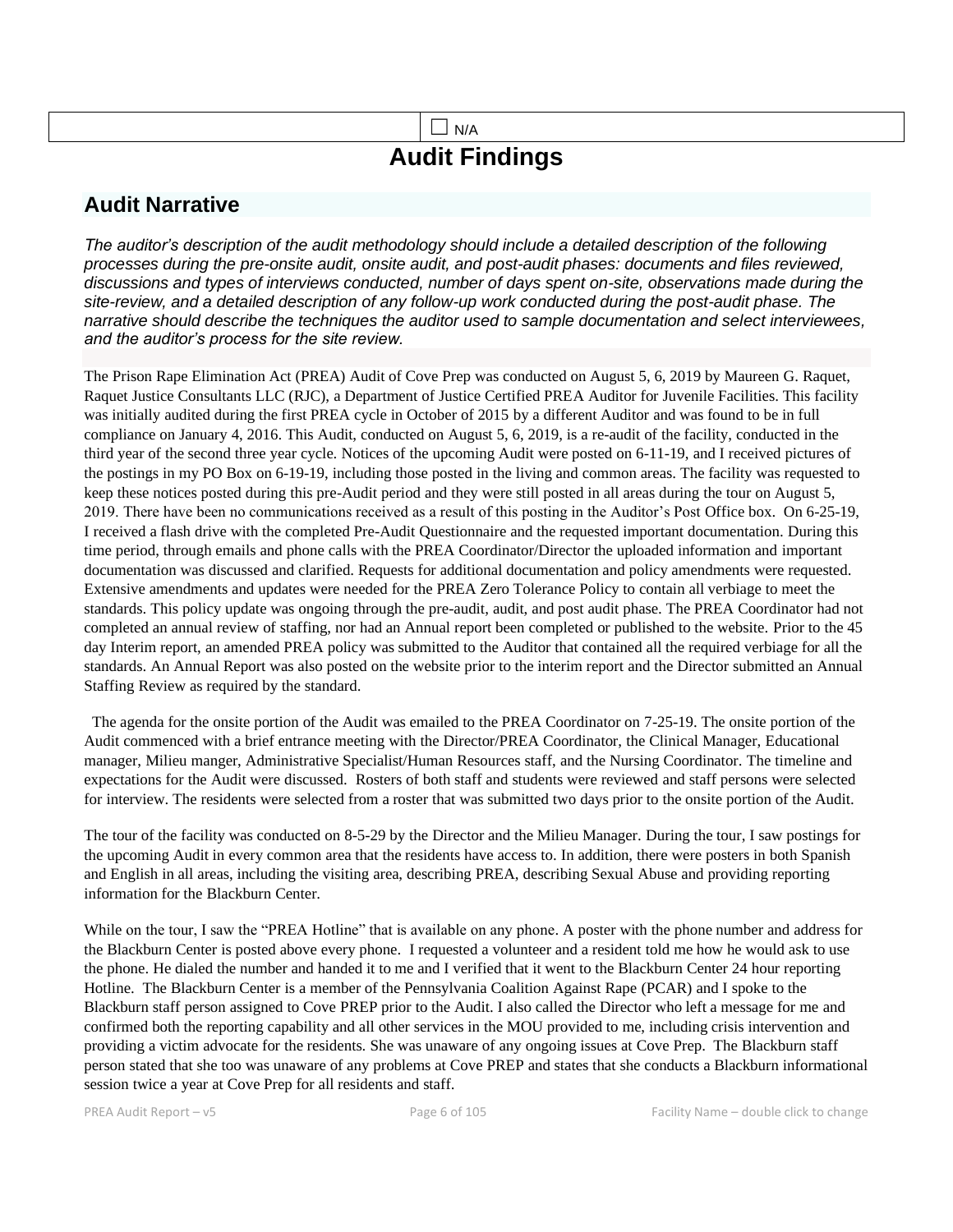| | ☐ N/A |
|---|---|

# Audit Findings

## Audit Narrative

*The auditor's description of the audit methodology should include a detailed description of the following processes during the pre-onsite audit, onsite audit, and post-audit phases: documents and files reviewed, discussions and types of interviews conducted, number of days spent on-site, observations made during the site-review, and a detailed description of any follow-up work conducted during the post-audit phase. The narrative should describe the techniques the auditor used to sample documentation and select interviewees, and the auditor's process for the site review.*

The Prison Rape Elimination Act (PREA) Audit of Cove Prep was conducted on August 5, 6, 2019 by Maureen G. Raquet, Raquet Justice Consultants LLC (RJC), a Department of Justice Certified PREA Auditor for Juvenile Facilities. This facility was initially audited during the first PREA cycle in October of 2015 by a different Auditor and was found to be in full compliance on January 4, 2016. This Audit, conducted on August 5, 6, 2019, is a re-audit of the facility, conducted in the third year of the second three year cycle. Notices of the upcoming Audit were posted on 6-11-19, and I received pictures of the postings in my PO Box on 6-19-19, including those posted in the living and common areas. The facility was requested to keep these notices posted during this pre-Audit period and they were still posted in all areas during the tour on August 5, 2019. There have been no communications received as a result of this posting in the Auditor's Post Office box. On 6-25-19, I received a flash drive with the completed Pre-Audit Questionnaire and the requested important documentation. During this time period, through emails and phone calls with the PREA Coordinator/Director the uploaded information and important documentation was discussed and clarified. Requests for additional documentation and policy amendments were requested. Extensive amendments and updates were needed for the PREA Zero Tolerance Policy to contain all verbiage to meet the standards. This policy update was ongoing through the pre-audit, audit, and post audit phase. The PREA Coordinator had not completed an annual review of staffing, nor had an Annual report been completed or published to the website. Prior to the 45 day Interim report, an amended PREA policy was submitted to the Auditor that contained all the required verbiage for all the standards. An Annual Report was also posted on the website prior to the interim report and the Director submitted an Annual Staffing Review as required by the standard.

The agenda for the onsite portion of the Audit was emailed to the PREA Coordinator on 7-25-19. The onsite portion of the Audit commenced with a brief entrance meeting with the Director/PREA Coordinator, the Clinical Manager, Educational manager, Milieu manger, Administrative Specialist/Human Resources staff, and the Nursing Coordinator. The timeline and expectations for the Audit were discussed. Rosters of both staff and students were reviewed and staff persons were selected for interview. The residents were selected from a roster that was submitted two days prior to the onsite portion of the Audit.

The tour of the facility was conducted on 8-5-29 by the Director and the Milieu Manager. During the tour, I saw postings for the upcoming Audit in every common area that the residents have access to. In addition, there were posters in both Spanish and English in all areas, including the visiting area, describing PREA, describing Sexual Abuse and providing reporting information for the Blackburn Center.

While on the tour, I saw the "PREA Hotline" that is available on any phone. A poster with the phone number and address for the Blackburn Center is posted above every phone. I requested a volunteer and a resident told me how he would ask to use the phone. He dialed the number and handed it to me and I verified that it went to the Blackburn Center 24 hour reporting Hotline. The Blackburn Center is a member of the Pennsylvania Coalition Against Rape (PCAR) and I spoke to the Blackburn staff person assigned to Cove PREP prior to the Audit. I also called the Director who left a message for me and confirmed both the reporting capability and all other services in the MOU provided to me, including crisis intervention and providing a victim advocate for the residents. She was unaware of any ongoing issues at Cove Prep. The Blackburn staff person stated that she too was unaware of any problems at Cove PREP and states that she conducts a Blackburn informational session twice a year at Cove Prep for all residents and staff.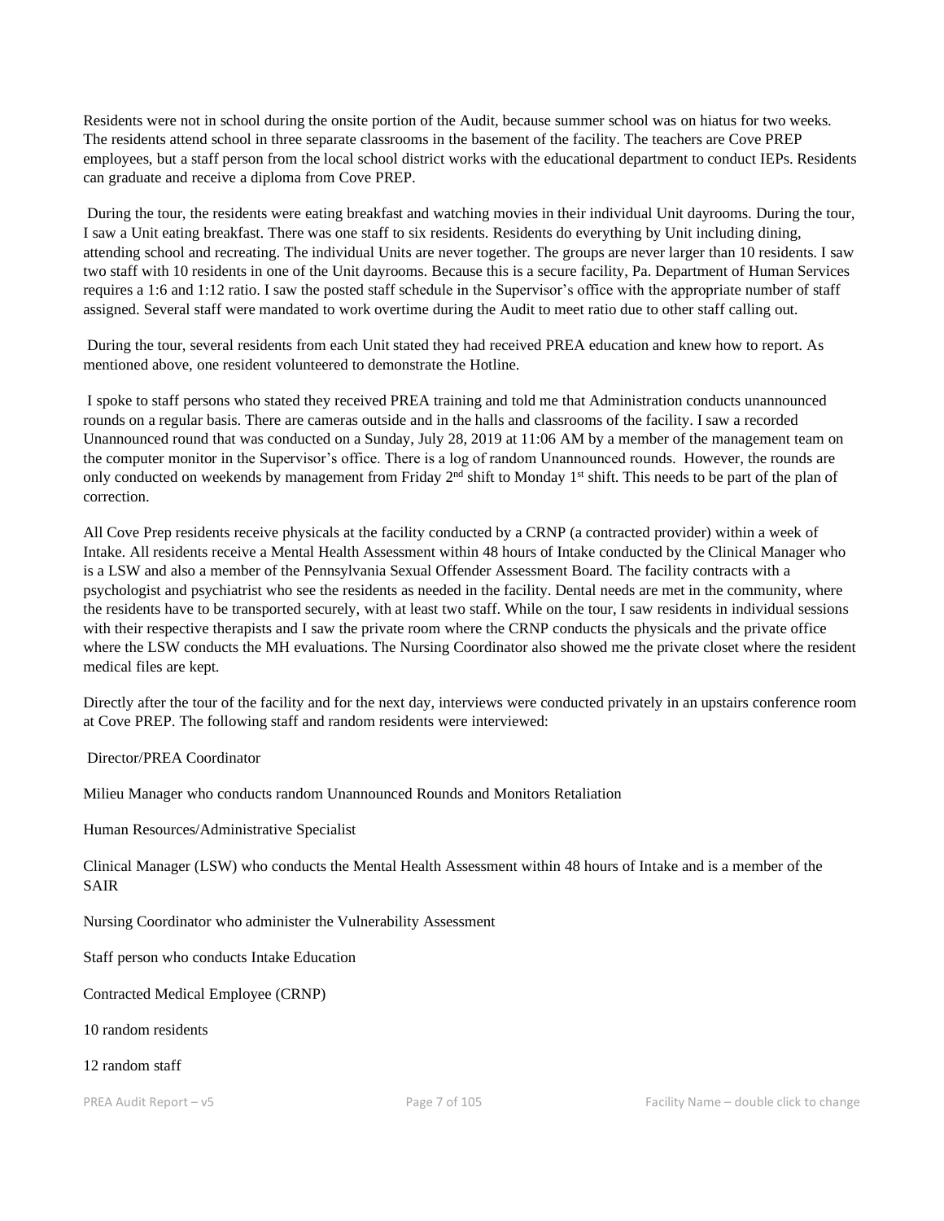Residents were not in school during the onsite portion of the Audit, because summer school was on hiatus for two weeks. The residents attend school in three separate classrooms in the basement of the facility. The teachers are Cove PREP employees, but a staff person from the local school district works with the educational department to conduct IEPs. Residents can graduate and receive a diploma from Cove PREP.

During the tour, the residents were eating breakfast and watching movies in their individual Unit dayrooms. During the tour, I saw a Unit eating breakfast. There was one staff to six residents. Residents do everything by Unit including dining, attending school and recreating. The individual Units are never together. The groups are never larger than 10 residents. I saw two staff with 10 residents in one of the Unit dayrooms. Because this is a secure facility, Pa. Department of Human Services requires a 1:6 and 1:12 ratio. I saw the posted staff schedule in the Supervisor's office with the appropriate number of staff assigned. Several staff were mandated to work overtime during the Audit to meet ratio due to other staff calling out.

During the tour, several residents from each Unit stated they had received PREA education and knew how to report. As mentioned above, one resident volunteered to demonstrate the Hotline.

I spoke to staff persons who stated they received PREA training and told me that Administration conducts unannounced rounds on a regular basis. There are cameras outside and in the halls and classrooms of the facility. I saw a recorded Unannounced round that was conducted on a Sunday, July 28, 2019 at 11:06 AM by a member of the management team on the computer monitor in the Supervisor's office. There is a log of random Unannounced rounds. However, the rounds are only conducted on weekends by management from Friday 2nd shift to Monday 1st shift. This needs to be part of the plan of correction.

All Cove Prep residents receive physicals at the facility conducted by a CRNP (a contracted provider) within a week of Intake. All residents receive a Mental Health Assessment within 48 hours of Intake conducted by the Clinical Manager who is a LSW and also a member of the Pennsylvania Sexual Offender Assessment Board. The facility contracts with a psychologist and psychiatrist who see the residents as needed in the facility. Dental needs are met in the community, where the residents have to be transported securely, with at least two staff. While on the tour, I saw residents in individual sessions with their respective therapists and I saw the private room where the CRNP conducts the physicals and the private office where the LSW conducts the MH evaluations. The Nursing Coordinator also showed me the private closet where the resident medical files are kept.

Directly after the tour of the facility and for the next day, interviews were conducted privately in an upstairs conference room at Cove PREP. The following staff and random residents were interviewed:

Director/PREA Coordinator

Milieu Manager who conducts random Unannounced Rounds and Monitors Retaliation

Human Resources/Administrative Specialist

Clinical Manager (LSW) who conducts the Mental Health Assessment within 48 hours of Intake and is a member of the SAIR

Nursing Coordinator who administer the Vulnerability Assessment

Staff person who conducts Intake Education

Contracted Medical Employee (CRNP)

10 random residents

12 random staff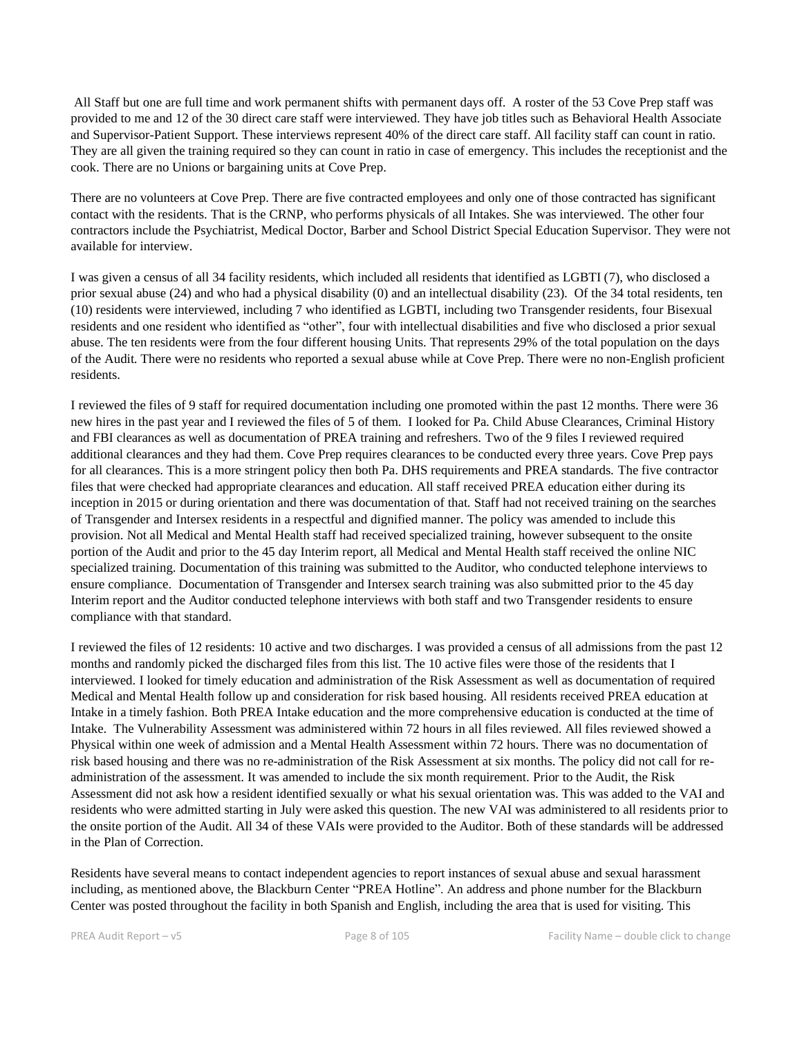All Staff but one are full time and work permanent shifts with permanent days off. A roster of the 53 Cove Prep staff was provided to me and 12 of the 30 direct care staff were interviewed. They have job titles such as Behavioral Health Associate and Supervisor-Patient Support. These interviews represent 40% of the direct care staff. All facility staff can count in ratio. They are all given the training required so they can count in ratio in case of emergency. This includes the receptionist and the cook. There are no Unions or bargaining units at Cove Prep.

There are no volunteers at Cove Prep. There are five contracted employees and only one of those contracted has significant contact with the residents. That is the CRNP, who performs physicals of all Intakes. She was interviewed. The other four contractors include the Psychiatrist, Medical Doctor, Barber and School District Special Education Supervisor. They were not available for interview.

I was given a census of all 34 facility residents, which included all residents that identified as LGBTI (7), who disclosed a prior sexual abuse (24) and who had a physical disability (0) and an intellectual disability (23). Of the 34 total residents, ten (10) residents were interviewed, including 7 who identified as LGBTI, including two Transgender residents, four Bisexual residents and one resident who identified as "other", four with intellectual disabilities and five who disclosed a prior sexual abuse. The ten residents were from the four different housing Units. That represents 29% of the total population on the days of the Audit. There were no residents who reported a sexual abuse while at Cove Prep. There were no non-English proficient residents.

I reviewed the files of 9 staff for required documentation including one promoted within the past 12 months. There were 36 new hires in the past year and I reviewed the files of 5 of them. I looked for Pa. Child Abuse Clearances, Criminal History and FBI clearances as well as documentation of PREA training and refreshers. Two of the 9 files I reviewed required additional clearances and they had them. Cove Prep requires clearances to be conducted every three years. Cove Prep pays for all clearances. This is a more stringent policy then both Pa. DHS requirements and PREA standards. The five contractor files that were checked had appropriate clearances and education. All staff received PREA education either during its inception in 2015 or during orientation and there was documentation of that. Staff had not received training on the searches of Transgender and Intersex residents in a respectful and dignified manner. The policy was amended to include this provision. Not all Medical and Mental Health staff had received specialized training, however subsequent to the onsite portion of the Audit and prior to the 45 day Interim report, all Medical and Mental Health staff received the online NIC specialized training. Documentation of this training was submitted to the Auditor, who conducted telephone interviews to ensure compliance. Documentation of Transgender and Intersex search training was also submitted prior to the 45 day Interim report and the Auditor conducted telephone interviews with both staff and two Transgender residents to ensure compliance with that standard.

I reviewed the files of 12 residents: 10 active and two discharges. I was provided a census of all admissions from the past 12 months and randomly picked the discharged files from this list. The 10 active files were those of the residents that I interviewed. I looked for timely education and administration of the Risk Assessment as well as documentation of required Medical and Mental Health follow up and consideration for risk based housing. All residents received PREA education at Intake in a timely fashion. Both PREA Intake education and the more comprehensive education is conducted at the time of Intake. The Vulnerability Assessment was administered within 72 hours in all files reviewed. All files reviewed showed a Physical within one week of admission and a Mental Health Assessment within 72 hours. There was no documentation of risk based housing and there was no re-administration of the Risk Assessment at six months. The policy did not call for re-administration of the assessment. It was amended to include the six month requirement. Prior to the Audit, the Risk Assessment did not ask how a resident identified sexually or what his sexual orientation was. This was added to the VAI and residents who were admitted starting in July were asked this question. The new VAI was administered to all residents prior to the onsite portion of the Audit. All 34 of these VAIs were provided to the Auditor. Both of these standards will be addressed in the Plan of Correction.

Residents have several means to contact independent agencies to report instances of sexual abuse and sexual harassment including, as mentioned above, the Blackburn Center "PREA Hotline". An address and phone number for the Blackburn Center was posted throughout the facility in both Spanish and English, including the area that is used for visiting. This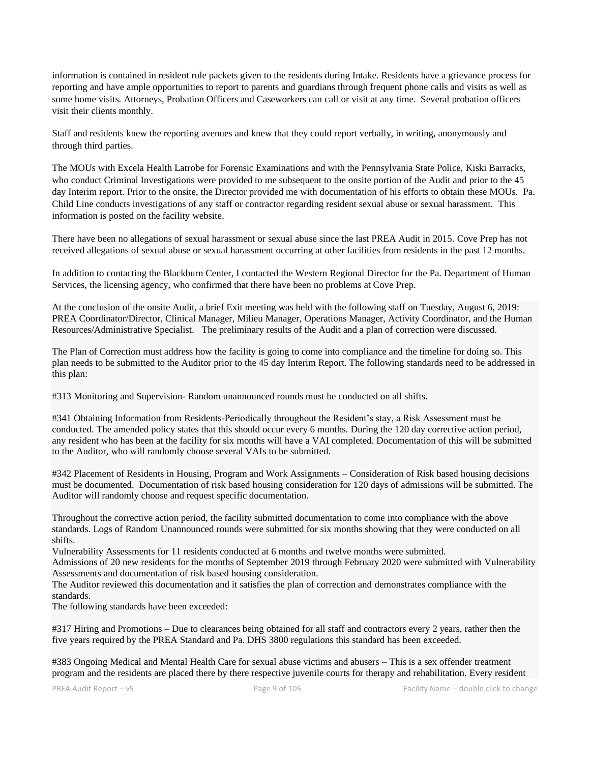information is contained in resident rule packets given to the residents during Intake. Residents have a grievance process for reporting and have ample opportunities to report to parents and guardians through frequent phone calls and visits as well as some home visits. Attorneys, Probation Officers and Caseworkers can call or visit at any time. Several probation officers visit their clients monthly.

Staff and residents knew the reporting avenues and knew that they could report verbally, in writing, anonymously and through third parties.

The MOUs with Excela Health Latrobe for Forensic Examinations and with the Pennsylvania State Police, Kiski Barracks, who conduct Criminal Investigations were provided to me subsequent to the onsite portion of the Audit and prior to the 45 day Interim report. Prior to the onsite, the Director provided me with documentation of his efforts to obtain these MOUs. Pa. Child Line conducts investigations of any staff or contractor regarding resident sexual abuse or sexual harassment. This information is posted on the facility website.

There have been no allegations of sexual harassment or sexual abuse since the last PREA Audit in 2015. Cove Prep has not received allegations of sexual abuse or sexual harassment occurring at other facilities from residents in the past 12 months.

In addition to contacting the Blackburn Center, I contacted the Western Regional Director for the Pa. Department of Human Services, the licensing agency, who confirmed that there have been no problems at Cove Prep.

At the conclusion of the onsite Audit, a brief Exit meeting was held with the following staff on Tuesday, August 6, 2019: PREA Coordinator/Director, Clinical Manager, Milieu Manager, Operations Manager, Activity Coordinator, and the Human Resources/Administrative Specialist. The preliminary results of the Audit and a plan of correction were discussed.

The Plan of Correction must address how the facility is going to come into compliance and the timeline for doing so. This plan needs to be submitted to the Auditor prior to the 45 day Interim Report. The following standards need to be addressed in this plan:

#313 Monitoring and Supervision- Random unannounced rounds must be conducted on all shifts.

#341 Obtaining Information from Residents-Periodically throughout the Resident's stay, a Risk Assessment must be conducted. The amended policy states that this should occur every 6 months. During the 120 day corrective action period, any resident who has been at the facility for six months will have a VAI completed. Documentation of this will be submitted to the Auditor, who will randomly choose several VAIs to be submitted.

#342 Placement of Residents in Housing, Program and Work Assignments – Consideration of Risk based housing decisions must be documented. Documentation of risk based housing consideration for 120 days of admissions will be submitted. The Auditor will randomly choose and request specific documentation.

Throughout the corrective action period, the facility submitted documentation to come into compliance with the above standards. Logs of Random Unannounced rounds were submitted for six months showing that they were conducted on all shifts.
Vulnerability Assessments for 11 residents conducted at 6 months and twelve months were submitted.
Admissions of 20 new residents for the months of September 2019 through February 2020 were submitted with Vulnerability Assessments and documentation of risk based housing consideration.
The Auditor reviewed this documentation and it satisfies the plan of correction and demonstrates compliance with the standards.
The following standards have been exceeded:

#317 Hiring and Promotions – Due to clearances being obtained for all staff and contractors every 2 years, rather then the five years required by the PREA Standard and Pa. DHS 3800 regulations this standard has been exceeded.

#383 Ongoing Medical and Mental Health Care for sexual abuse victims and abusers – This is a sex offender treatment program and the residents are placed there by there respective juvenile courts for therapy and rehabilitation. Every resident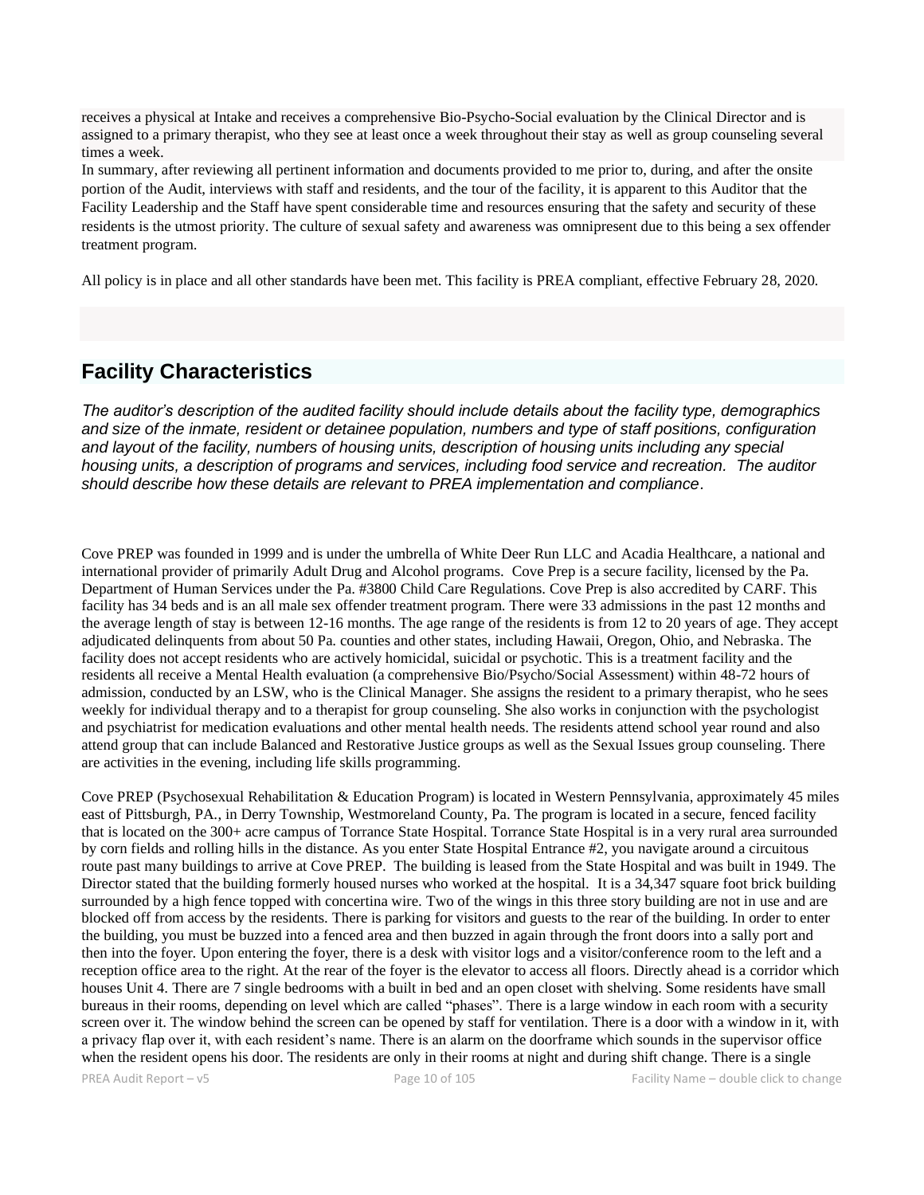receives a physical at Intake and receives a comprehensive Bio-Psycho-Social evaluation by the Clinical Director and is assigned to a primary therapist, who they see at least once a week throughout their stay as well as group counseling several times a week.

In summary, after reviewing all pertinent information and documents provided to me prior to, during, and after the onsite portion of the Audit, interviews with staff and residents, and the tour of the facility, it is apparent to this Auditor that the Facility Leadership and the Staff have spent considerable time and resources ensuring that the safety and security of these residents is the utmost priority. The culture of sexual safety and awareness was omnipresent due to this being a sex offender treatment program.

All policy is in place and all other standards have been met. This facility is PREA compliant, effective February 28, 2020.

## Facility Characteristics

*The auditor's description of the audited facility should include details about the facility type, demographics and size of the inmate, resident or detainee population, numbers and type of staff positions, configuration and layout of the facility, numbers of housing units, description of housing units including any special housing units, a description of programs and services, including food service and recreation. The auditor should describe how these details are relevant to PREA implementation and compliance.*

Cove PREP was founded in 1999 and is under the umbrella of White Deer Run LLC and Acadia Healthcare, a national and international provider of primarily Adult Drug and Alcohol programs. Cove Prep is a secure facility, licensed by the Pa. Department of Human Services under the Pa. #3800 Child Care Regulations. Cove Prep is also accredited by CARF. This facility has 34 beds and is an all male sex offender treatment program. There were 33 admissions in the past 12 months and the average length of stay is between 12-16 months. The age range of the residents is from 12 to 20 years of age. They accept adjudicated delinquents from about 50 Pa. counties and other states, including Hawaii, Oregon, Ohio, and Nebraska. The facility does not accept residents who are actively homicidal, suicidal or psychotic. This is a treatment facility and the residents all receive a Mental Health evaluation (a comprehensive Bio/Psycho/Social Assessment) within 48-72 hours of admission, conducted by an LSW, who is the Clinical Manager. She assigns the resident to a primary therapist, who he sees weekly for individual therapy and to a therapist for group counseling. She also works in conjunction with the psychologist and psychiatrist for medication evaluations and other mental health needs. The residents attend school year round and also attend group that can include Balanced and Restorative Justice groups as well as the Sexual Issues group counseling. There are activities in the evening, including life skills programming.

Cove PREP (Psychosexual Rehabilitation & Education Program) is located in Western Pennsylvania, approximately 45 miles east of Pittsburgh, PA., in Derry Township, Westmoreland County, Pa. The program is located in a secure, fenced facility that is located on the 300+ acre campus of Torrance State Hospital. Torrance State Hospital is in a very rural area surrounded by corn fields and rolling hills in the distance. As you enter State Hospital Entrance #2, you navigate around a circuitous route past many buildings to arrive at Cove PREP. The building is leased from the State Hospital and was built in 1949. The Director stated that the building formerly housed nurses who worked at the hospital. It is a 34,347 square foot brick building surrounded by a high fence topped with concertina wire. Two of the wings in this three story building are not in use and are blocked off from access by the residents. There is parking for visitors and guests to the rear of the building. In order to enter the building, you must be buzzed into a fenced area and then buzzed in again through the front doors into a sally port and then into the foyer. Upon entering the foyer, there is a desk with visitor logs and a visitor/conference room to the left and a reception office area to the right. At the rear of the foyer is the elevator to access all floors. Directly ahead is a corridor which houses Unit 4. There are 7 single bedrooms with a built in bed and an open closet with shelving. Some residents have small bureaus in their rooms, depending on level which are called "phases". There is a large window in each room with a security screen over it. The window behind the screen can be opened by staff for ventilation. There is a door with a window in it, with a privacy flap over it, with each resident's name. There is an alarm on the doorframe which sounds in the supervisor office when the resident opens his door. The residents are only in their rooms at night and during shift change. There is a single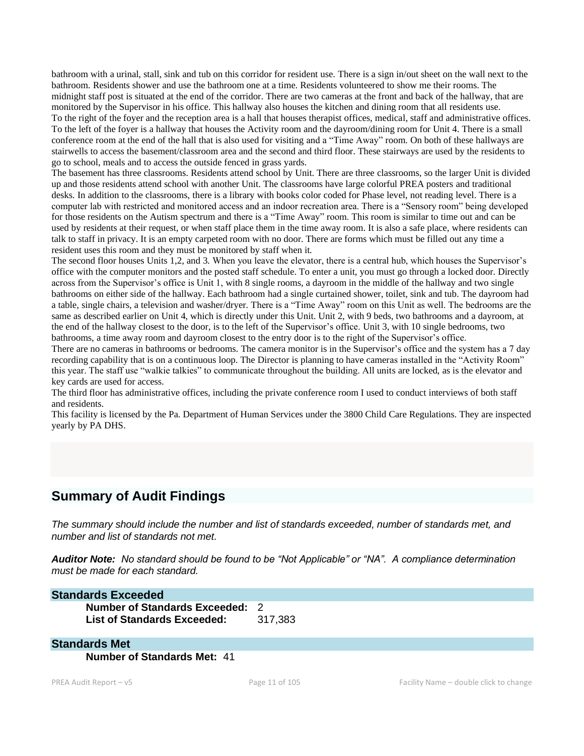bathroom with a urinal, stall, sink and tub on this corridor for resident use. There is a sign in/out sheet on the wall next to the bathroom. Residents shower and use the bathroom one at a time. Residents volunteered to show me their rooms. The midnight staff post is situated at the end of the corridor. There are two cameras at the front and back of the hallway, that are monitored by the Supervisor in his office. This hallway also houses the kitchen and dining room that all residents use.
To the right of the foyer and the reception area is a hall that houses therapist offices, medical, staff and administrative offices. To the left of the foyer is a hallway that houses the Activity room and the dayroom/dining room for Unit 4. There is a small conference room at the end of the hall that is also used for visiting and a "Time Away" room. On both of these hallways are stairwells to access the basement/classroom area and the second and third floor. These stairways are used by the residents to go to school, meals and to access the outside fenced in grass yards.
The basement has three classrooms. Residents attend school by Unit. There are three classrooms, so the larger Unit is divided up and those residents attend school with another Unit. The classrooms have large colorful PREA posters and traditional desks. In addition to the classrooms, there is a library with books color coded for Phase level, not reading level. There is a computer lab with restricted and monitored access and an indoor recreation area. There is a "Sensory room" being developed for those residents on the Autism spectrum and there is a "Time Away" room. This room is similar to time out and can be used by residents at their request, or when staff place them in the time away room. It is also a safe place, where residents can talk to staff in privacy. It is an empty carpeted room with no door. There are forms which must be filled out any time a resident uses this room and they must be monitored by staff when it.
The second floor houses Units 1,2, and 3. When you leave the elevator, there is a central hub, which houses the Supervisor's office with the computer monitors and the posted staff schedule. To enter a unit, you must go through a locked door. Directly across from the Supervisor's office is Unit 1, with 8 single rooms, a dayroom in the middle of the hallway and two single bathrooms on either side of the hallway. Each bathroom had a single curtained shower, toilet, sink and tub. The dayroom had a table, single chairs, a television and washer/dryer. There is a "Time Away" room on this Unit as well. The bedrooms are the same as described earlier on Unit 4, which is directly under this Unit. Unit 2, with 9 beds, two bathrooms and a dayroom, at the end of the hallway closest to the door, is to the left of the Supervisor's office. Unit 3, with 10 single bedrooms, two bathrooms, a time away room and dayroom closest to the entry door is to the right of the Supervisor's office.
There are no cameras in bathrooms or bedrooms. The camera monitor is in the Supervisor's office and the system has a 7 day recording capability that is on a continuous loop. The Director is planning to have cameras installed in the "Activity Room" this year. The staff use "walkie talkies" to communicate throughout the building. All units are locked, as is the elevator and key cards are used for access.
The third floor has administrative offices, including the private conference room I used to conduct interviews of both staff and residents.
This facility is licensed by the Pa. Department of Human Services under the 3800 Child Care Regulations. They are inspected yearly by PA DHS.

## Summary of Audit Findings

*The summary should include the number and list of standards exceeded, number of standards met, and number and list of standards not met.*

***Auditor Note:*** *No standard should be found to be "Not Applicable" or "NA". A compliance determination must be made for each standard.*

### Standards Exceeded

**Number of Standards Exceeded:** 2
**List of Standards Exceeded:** 317,383

### Standards Met

**Number of Standards Met:** 41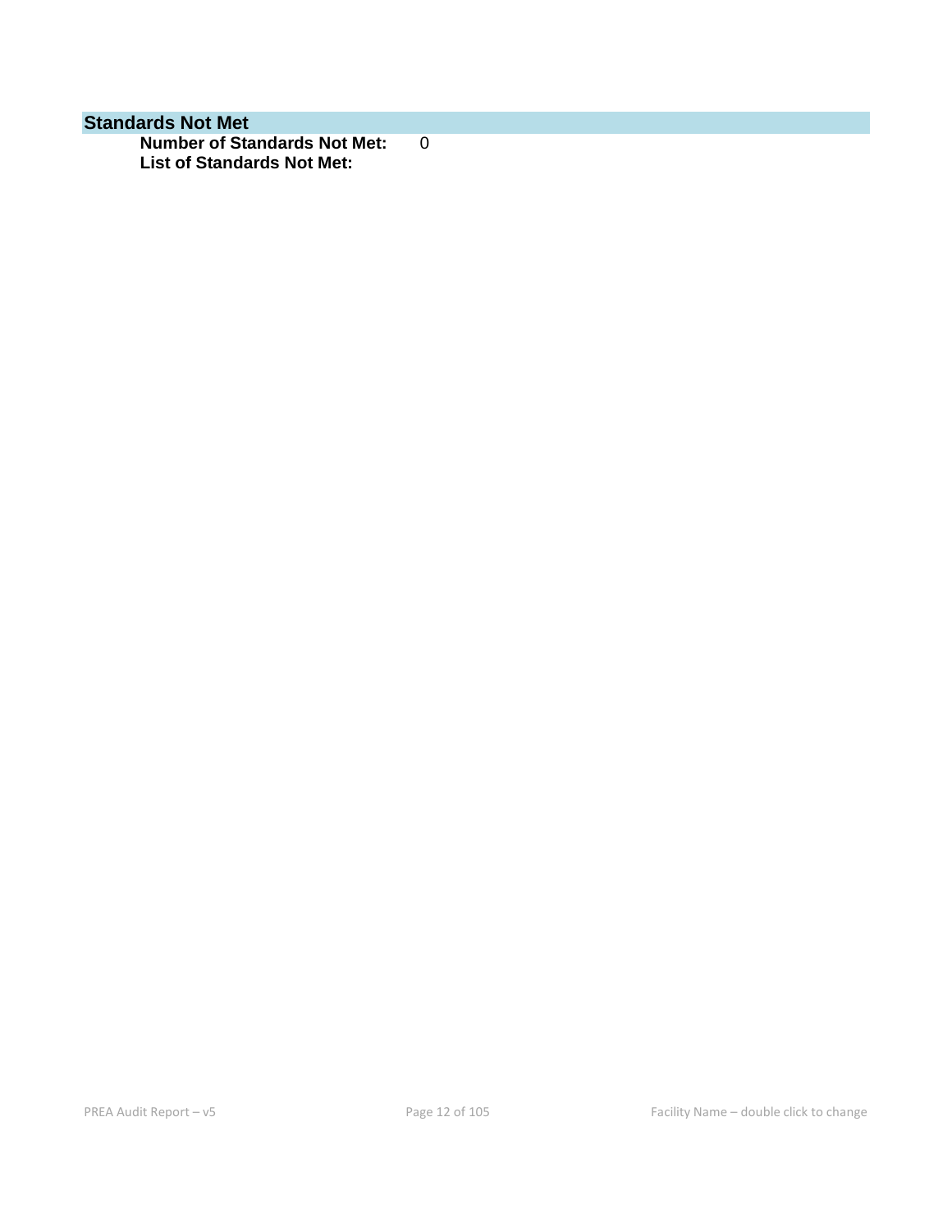## Standards Not Met

**Number of Standards Not Met:** 0

**List of Standards Not Met:**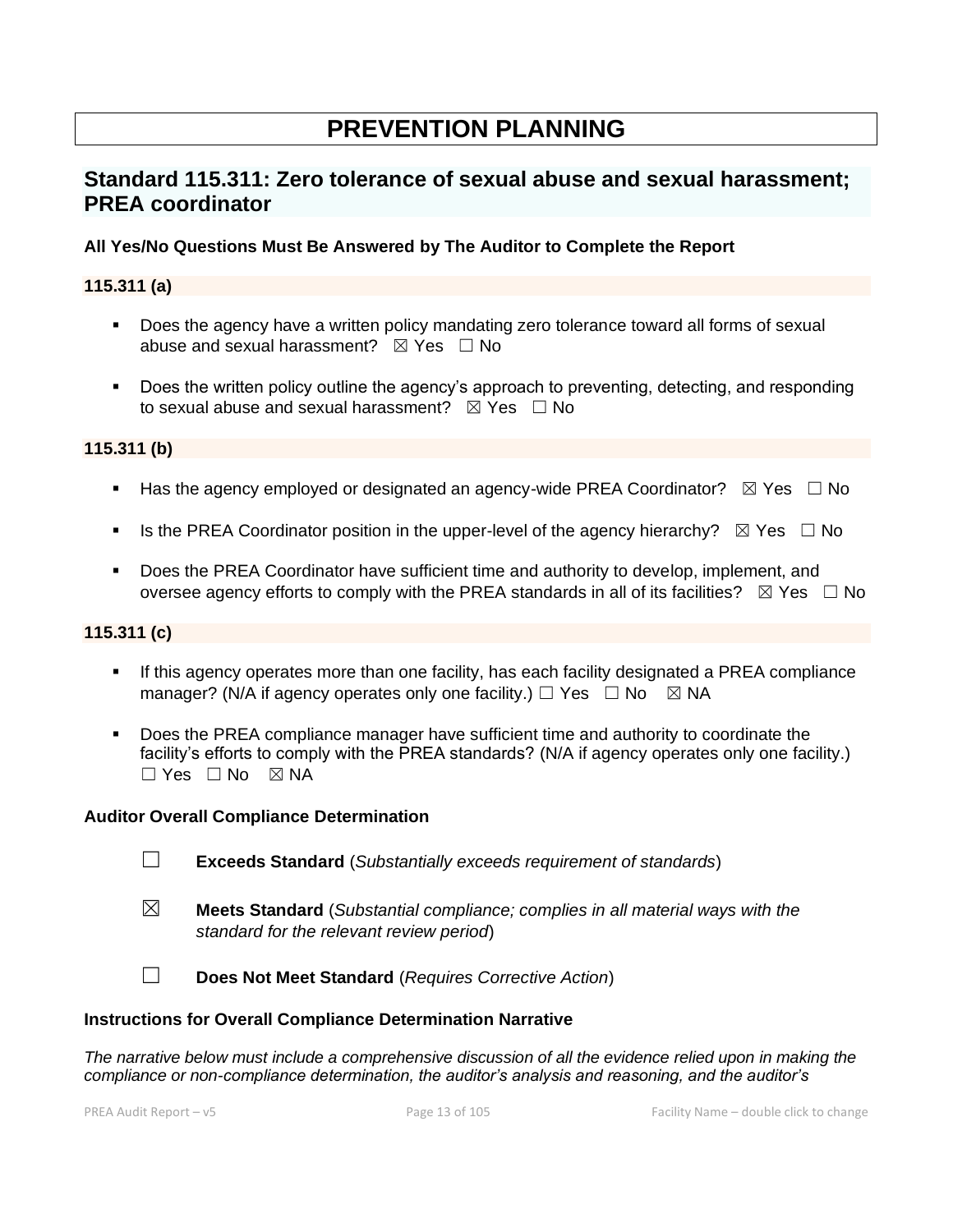# PREVENTION PLANNING

## Standard 115.311: Zero tolerance of sexual abuse and sexual harassment; PREA coordinator

**All Yes/No Questions Must Be Answered by The Auditor to Complete the Report**

### 115.311 (a)

- Does the agency have a written policy mandating zero tolerance toward all forms of sexual abuse and sexual harassment? ☒ Yes ☐ No
- Does the written policy outline the agency's approach to preventing, detecting, and responding to sexual abuse and sexual harassment? ☒ Yes ☐ No

### 115.311 (b)

- Has the agency employed or designated an agency-wide PREA Coordinator? ☒ Yes ☐ No
- Is the PREA Coordinator position in the upper-level of the agency hierarchy? ☒ Yes ☐ No
- Does the PREA Coordinator have sufficient time and authority to develop, implement, and oversee agency efforts to comply with the PREA standards in all of its facilities? ☒ Yes ☐ No

### 115.311 (c)

- If this agency operates more than one facility, has each facility designated a PREA compliance manager? (N/A if agency operates only one facility.) ☐ Yes ☐ No ☒ NA
- Does the PREA compliance manager have sufficient time and authority to coordinate the facility's efforts to comply with the PREA standards? (N/A if agency operates only one facility.) ☐ Yes ☐ No ☒ NA

### Auditor Overall Compliance Determination

☐ **Exceeds Standard** (*Substantially exceeds requirement of standards*)

☒ **Meets Standard** (*Substantial compliance; complies in all material ways with the standard for the relevant review period*)

☐ **Does Not Meet Standard** (*Requires Corrective Action*)

### Instructions for Overall Compliance Determination Narrative

*The narrative below must include a comprehensive discussion of all the evidence relied upon in making the compliance or non-compliance determination, the auditor's analysis and reasoning, and the auditor's*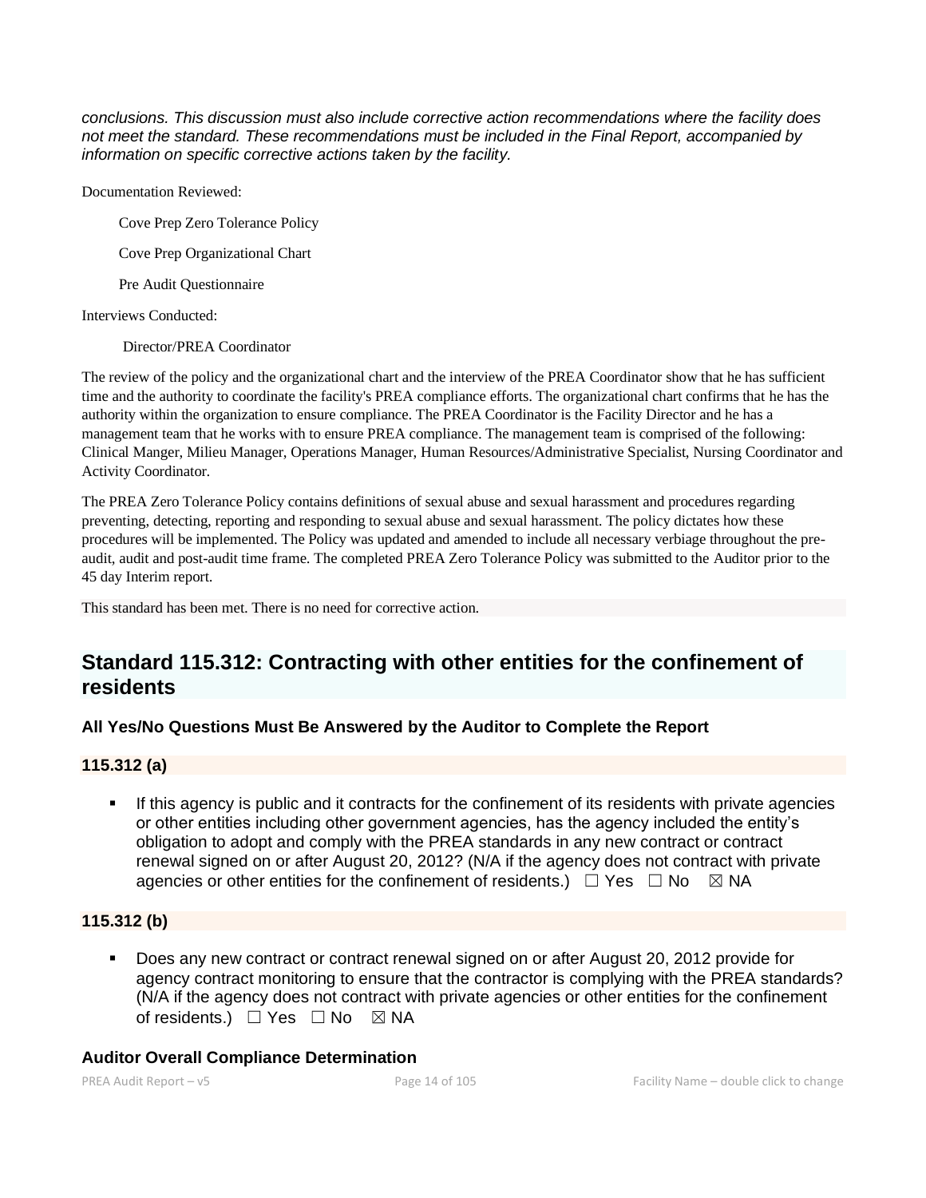*conclusions. This discussion must also include corrective action recommendations where the facility does not meet the standard. These recommendations must be included in the Final Report, accompanied by information on specific corrective actions taken by the facility.*

Documentation Reviewed:

Cove Prep Zero Tolerance Policy

Cove Prep Organizational Chart

Pre Audit Questionnaire

Interviews Conducted:

Director/PREA Coordinator

The review of the policy and the organizational chart and the interview of the PREA Coordinator show that he has sufficient time and the authority to coordinate the facility's PREA compliance efforts. The organizational chart confirms that he has the authority within the organization to ensure compliance. The PREA Coordinator is the Facility Director and he has a management team that he works with to ensure PREA compliance. The management team is comprised of the following: Clinical Manger, Milieu Manager, Operations Manager, Human Resources/Administrative Specialist, Nursing Coordinator and Activity Coordinator.

The PREA Zero Tolerance Policy contains definitions of sexual abuse and sexual harassment and procedures regarding preventing, detecting, reporting and responding to sexual abuse and sexual harassment. The policy dictates how these procedures will be implemented. The Policy was updated and amended to include all necessary verbiage throughout the pre-audit, audit and post-audit time frame. The completed PREA Zero Tolerance Policy was submitted to the Auditor prior to the 45 day Interim report.

This standard has been met. There is no need for corrective action.

## Standard 115.312: Contracting with other entities for the confinement of residents

### All Yes/No Questions Must Be Answered by the Auditor to Complete the Report

#### 115.312 (a)

- If this agency is public and it contracts for the confinement of its residents with private agencies or other entities including other government agencies, has the agency included the entity's obligation to adopt and comply with the PREA standards in any new contract or contract renewal signed on or after August 20, 2012? (N/A if the agency does not contract with private agencies or other entities for the confinement of residents.) ☐ Yes ☐ No ☒ NA

#### 115.312 (b)

- Does any new contract or contract renewal signed on or after August 20, 2012 provide for agency contract monitoring to ensure that the contractor is complying with the PREA standards? (N/A if the agency does not contract with private agencies or other entities for the confinement of residents.) ☐ Yes ☐ No ☒ NA

### Auditor Overall Compliance Determination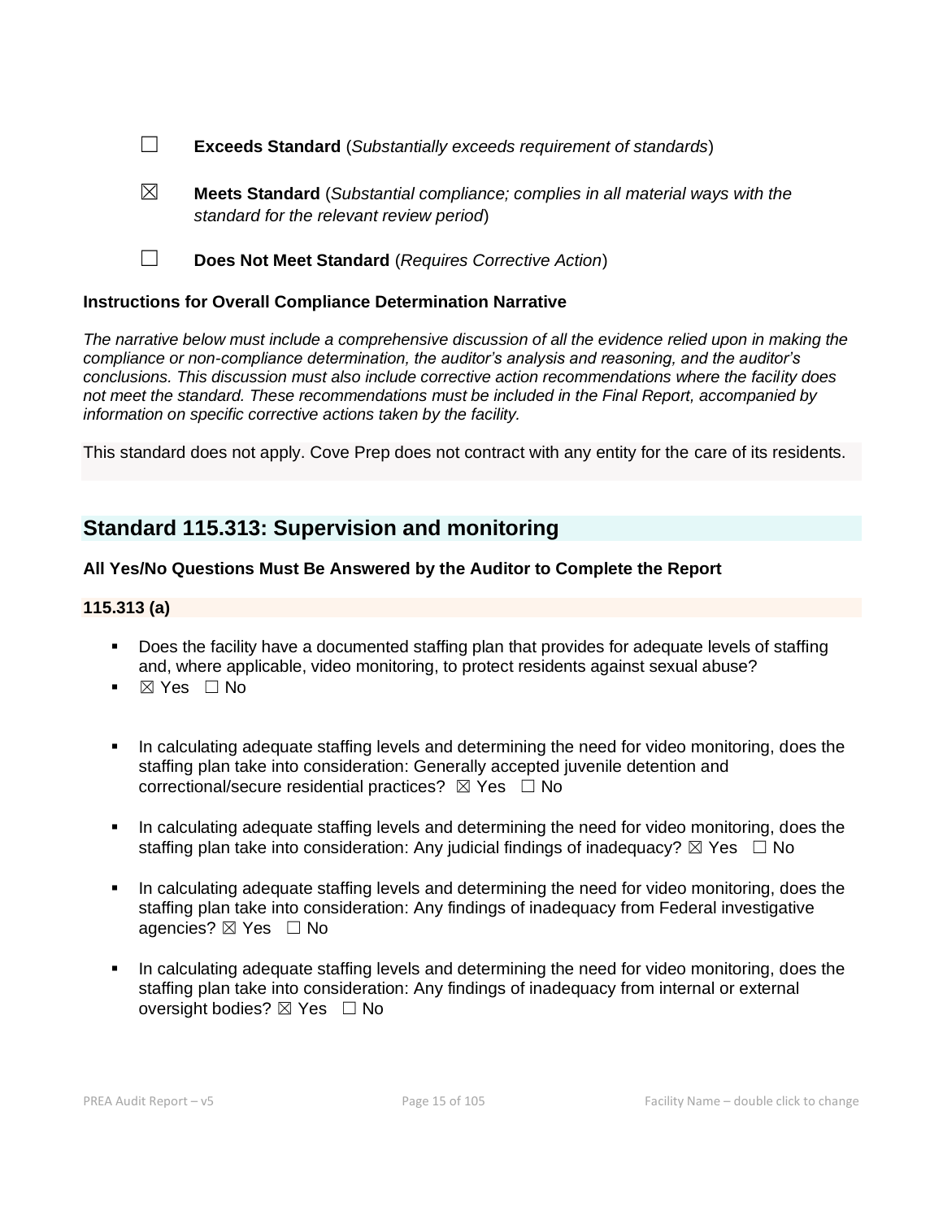☐ **Exceeds Standard** (*Substantially exceeds requirement of standards*)

☒ **Meets Standard** (*Substantial compliance; complies in all material ways with the standard for the relevant review period*)

☐ **Does Not Meet Standard** (*Requires Corrective Action*)

**Instructions for Overall Compliance Determination Narrative**

*The narrative below must include a comprehensive discussion of all the evidence relied upon in making the compliance or non-compliance determination, the auditor's analysis and reasoning, and the auditor's conclusions. This discussion must also include corrective action recommendations where the facility does not meet the standard. These recommendations must be included in the Final Report, accompanied by information on specific corrective actions taken by the facility.*

This standard does not apply. Cove Prep does not contract with any entity for the care of its residents.

## Standard 115.313: Supervision and monitoring

**All Yes/No Questions Must Be Answered by the Auditor to Complete the Report**

**115.313 (a)**

- Does the facility have a documented staffing plan that provides for adequate levels of staffing and, where applicable, video monitoring, to protect residents against sexual abuse?
- ☒ Yes ☐ No

- In calculating adequate staffing levels and determining the need for video monitoring, does the staffing plan take into consideration: Generally accepted juvenile detention and correctional/secure residential practices? ☒ Yes ☐ No

- In calculating adequate staffing levels and determining the need for video monitoring, does the staffing plan take into consideration: Any judicial findings of inadequacy? ☒ Yes ☐ No

- In calculating adequate staffing levels and determining the need for video monitoring, does the staffing plan take into consideration: Any findings of inadequacy from Federal investigative agencies? ☒ Yes ☐ No

- In calculating adequate staffing levels and determining the need for video monitoring, does the staffing plan take into consideration: Any findings of inadequacy from internal or external oversight bodies? ☒ Yes ☐ No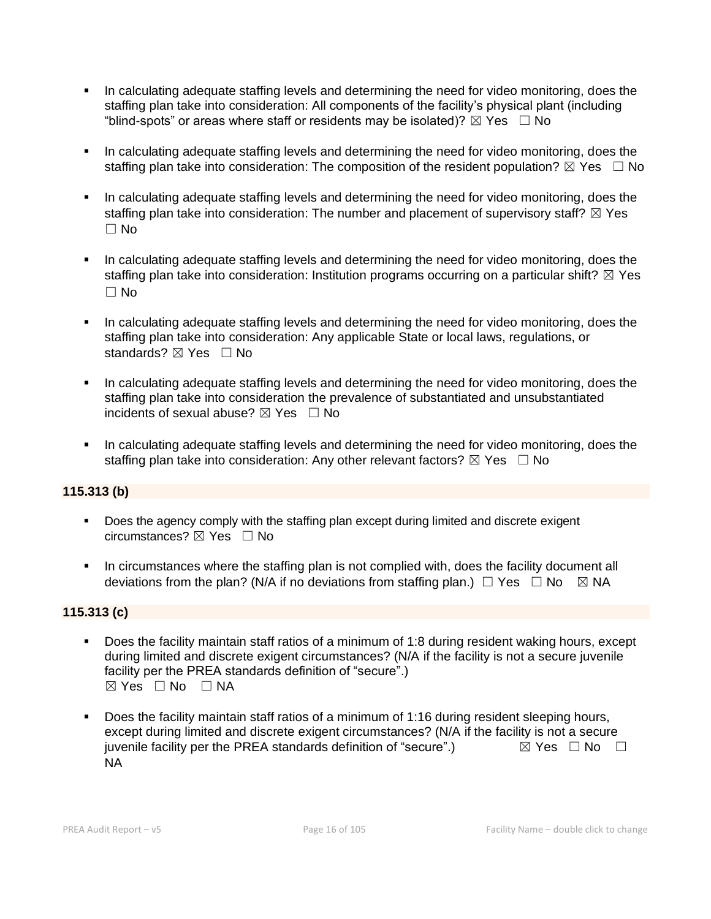- In calculating adequate staffing levels and determining the need for video monitoring, does the staffing plan take into consideration: All components of the facility's physical plant (including "blind-spots" or areas where staff or residents may be isolated)? ☒ Yes ☐ No

- In calculating adequate staffing levels and determining the need for video monitoring, does the staffing plan take into consideration: The composition of the resident population? ☒ Yes ☐ No

- In calculating adequate staffing levels and determining the need for video monitoring, does the staffing plan take into consideration: The number and placement of supervisory staff? ☒ Yes ☐ No

- In calculating adequate staffing levels and determining the need for video monitoring, does the staffing plan take into consideration: Institution programs occurring on a particular shift? ☒ Yes ☐ No

- In calculating adequate staffing levels and determining the need for video monitoring, does the staffing plan take into consideration: Any applicable State or local laws, regulations, or standards? ☒ Yes ☐ No

- In calculating adequate staffing levels and determining the need for video monitoring, does the staffing plan take into consideration the prevalence of substantiated and unsubstantiated incidents of sexual abuse? ☒ Yes ☐ No

- In calculating adequate staffing levels and determining the need for video monitoring, does the staffing plan take into consideration: Any other relevant factors? ☒ Yes ☐ No

**115.313 (b)**

- Does the agency comply with the staffing plan except during limited and discrete exigent circumstances? ☒ Yes ☐ No

- In circumstances where the staffing plan is not complied with, does the facility document all deviations from the plan? (N/A if no deviations from staffing plan.) ☐ Yes ☐ No ☒ NA

**115.313 (c)**

- Does the facility maintain staff ratios of a minimum of 1:8 during resident waking hours, except during limited and discrete exigent circumstances? (N/A if the facility is not a secure juvenile facility per the PREA standards definition of "secure".) ☒ Yes ☐ No ☐ NA

- Does the facility maintain staff ratios of a minimum of 1:16 during resident sleeping hours, except during limited and discrete exigent circumstances? (N/A if the facility is not a secure juvenile facility per the PREA standards definition of "secure".) ☒ Yes ☐ No ☐ NA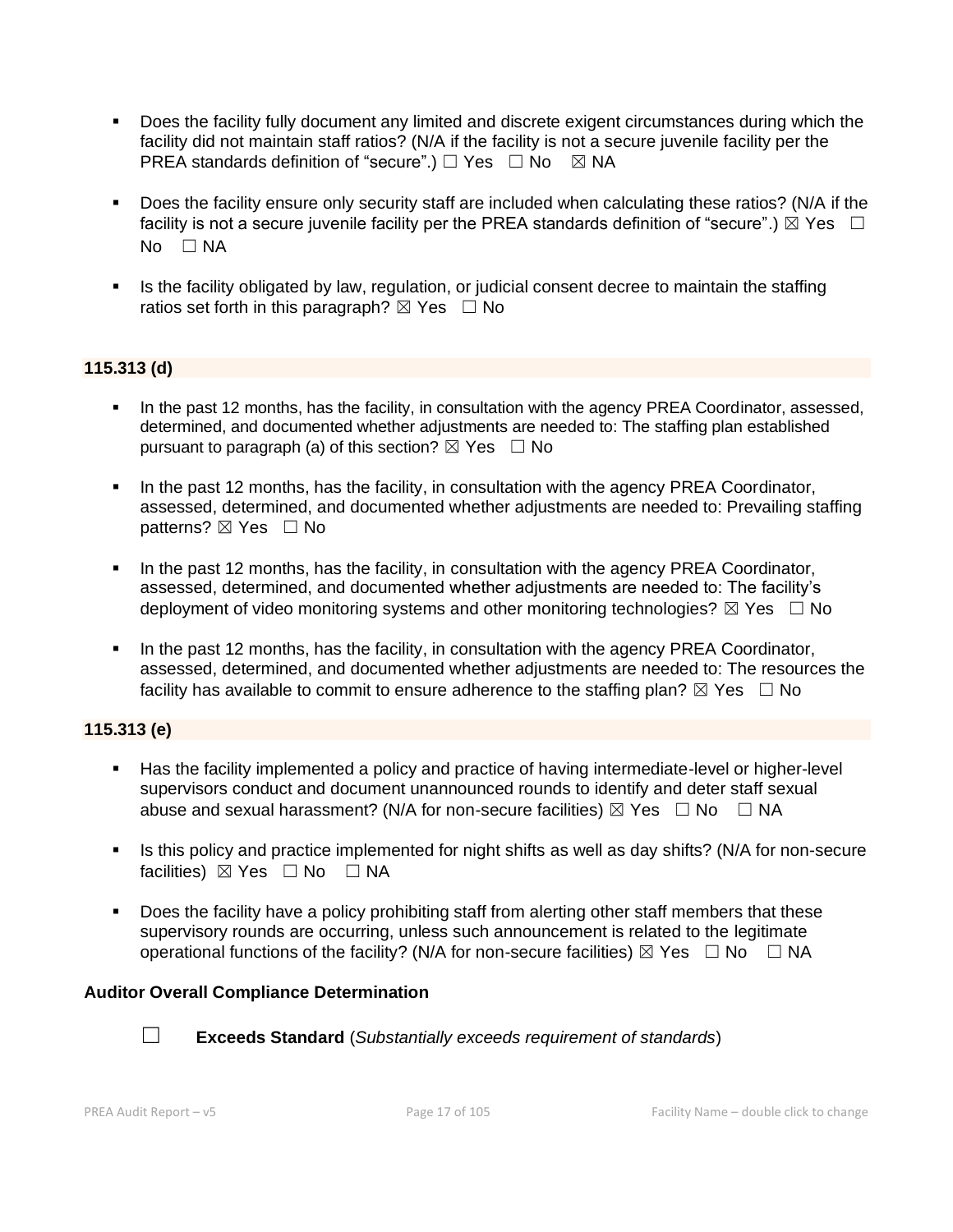- Does the facility fully document any limited and discrete exigent circumstances during which the facility did not maintain staff ratios? (N/A if the facility is not a secure juvenile facility per the PREA standards definition of "secure".) ☐ Yes ☐ No ☒ NA

- Does the facility ensure only security staff are included when calculating these ratios? (N/A if the facility is not a secure juvenile facility per the PREA standards definition of "secure".) ☒ Yes ☐ No ☐ NA

- Is the facility obligated by law, regulation, or judicial consent decree to maintain the staffing ratios set forth in this paragraph? ☒ Yes ☐ No

**115.313 (d)**

- In the past 12 months, has the facility, in consultation with the agency PREA Coordinator, assessed, determined, and documented whether adjustments are needed to: The staffing plan established pursuant to paragraph (a) of this section? ☒ Yes ☐ No

- In the past 12 months, has the facility, in consultation with the agency PREA Coordinator, assessed, determined, and documented whether adjustments are needed to: Prevailing staffing patterns? ☒ Yes ☐ No

- In the past 12 months, has the facility, in consultation with the agency PREA Coordinator, assessed, determined, and documented whether adjustments are needed to: The facility's deployment of video monitoring systems and other monitoring technologies? ☒ Yes ☐ No

- In the past 12 months, has the facility, in consultation with the agency PREA Coordinator, assessed, determined, and documented whether adjustments are needed to: The resources the facility has available to commit to ensure adherence to the staffing plan? ☒ Yes ☐ No

**115.313 (e)**

- Has the facility implemented a policy and practice of having intermediate-level or higher-level supervisors conduct and document unannounced rounds to identify and deter staff sexual abuse and sexual harassment? (N/A for non-secure facilities) ☒ Yes ☐ No ☐ NA

- Is this policy and practice implemented for night shifts as well as day shifts? (N/A for non-secure facilities) ☒ Yes ☐ No ☐ NA

- Does the facility have a policy prohibiting staff from alerting other staff members that these supervisory rounds are occurring, unless such announcement is related to the legitimate operational functions of the facility? (N/A for non-secure facilities) ☒ Yes ☐ No ☐ NA

**Auditor Overall Compliance Determination**

☐ **Exceeds Standard** (*Substantially exceeds requirement of standards*)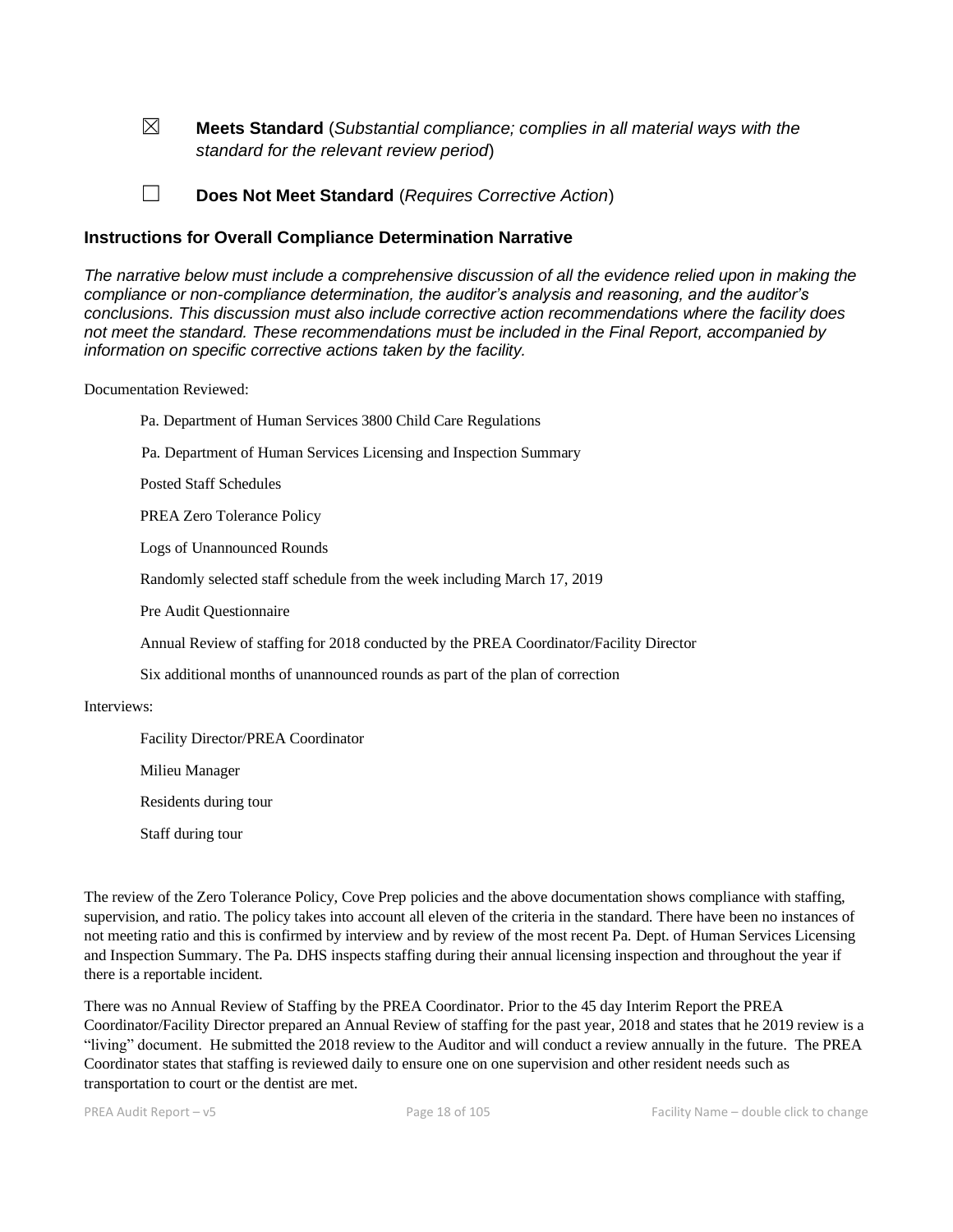☒ **Meets Standard** (*Substantial compliance; complies in all material ways with the standard for the relevant review period*)

☐ **Does Not Meet Standard** (*Requires Corrective Action*)

### Instructions for Overall Compliance Determination Narrative

*The narrative below must include a comprehensive discussion of all the evidence relied upon in making the compliance or non-compliance determination, the auditor's analysis and reasoning, and the auditor's conclusions. This discussion must also include corrective action recommendations where the facility does not meet the standard. These recommendations must be included in the Final Report, accompanied by information on specific corrective actions taken by the facility.*

Documentation Reviewed:

- Pa. Department of Human Services 3800 Child Care Regulations
- Pa. Department of Human Services Licensing and Inspection Summary
- Posted Staff Schedules
- PREA Zero Tolerance Policy
- Logs of Unannounced Rounds
- Randomly selected staff schedule from the week including March 17, 2019
- Pre Audit Questionnaire
- Annual Review of staffing for 2018 conducted by the PREA Coordinator/Facility Director
- Six additional months of unannounced rounds as part of the plan of correction

Interviews:

- Facility Director/PREA Coordinator
- Milieu Manager
- Residents during tour
- Staff during tour

The review of the Zero Tolerance Policy, Cove Prep policies and the above documentation shows compliance with staffing, supervision, and ratio. The policy takes into account all eleven of the criteria in the standard. There have been no instances of not meeting ratio and this is confirmed by interview and by review of the most recent Pa. Dept. of Human Services Licensing and Inspection Summary. The Pa. DHS inspects staffing during their annual licensing inspection and throughout the year if there is a reportable incident.

There was no Annual Review of Staffing by the PREA Coordinator. Prior to the 45 day Interim Report the PREA Coordinator/Facility Director prepared an Annual Review of staffing for the past year, 2018 and states that he 2019 review is a "living" document. He submitted the 2018 review to the Auditor and will conduct a review annually in the future. The PREA Coordinator states that staffing is reviewed daily to ensure one on one supervision and other resident needs such as transportation to court or the dentist are met.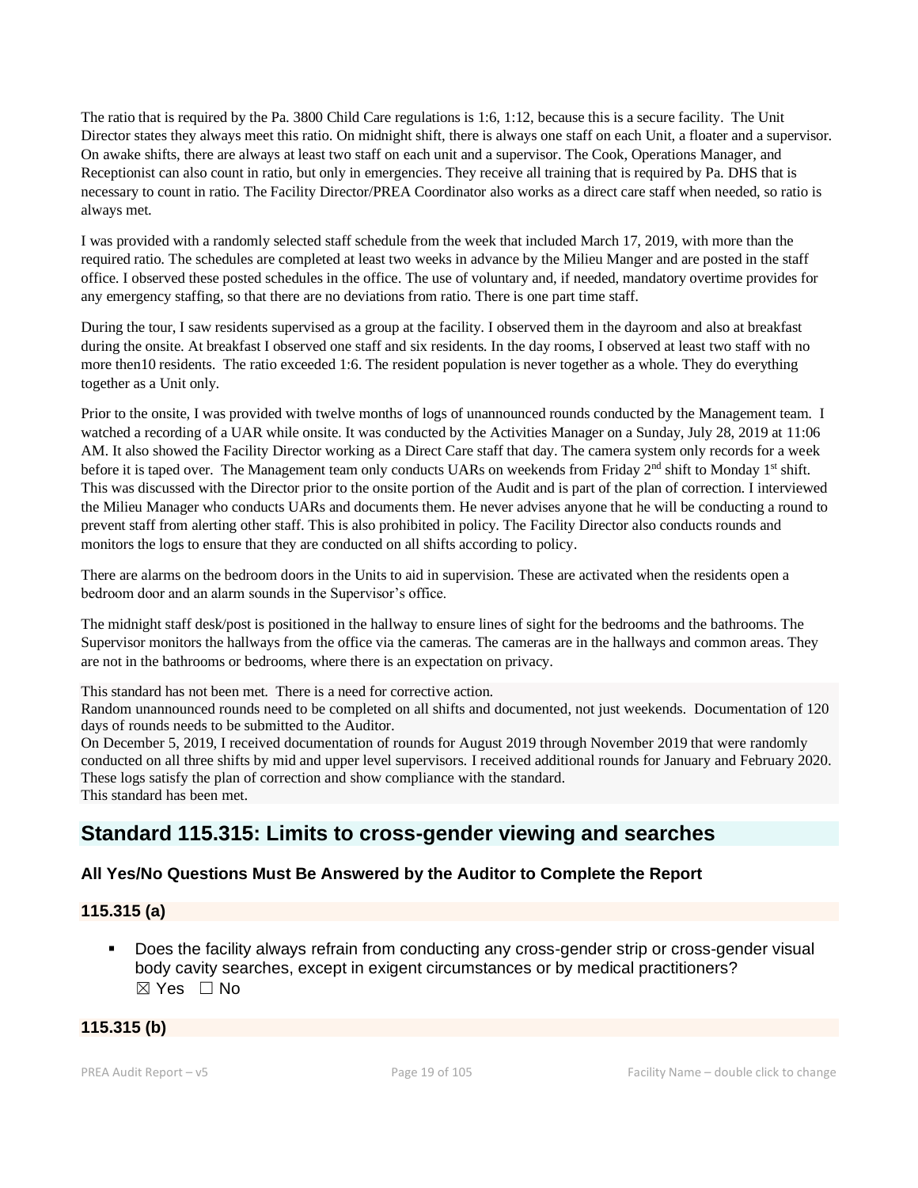The ratio that is required by the Pa. 3800 Child Care regulations is 1:6, 1:12, because this is a secure facility. The Unit Director states they always meet this ratio. On midnight shift, there is always one staff on each Unit, a floater and a supervisor. On awake shifts, there are always at least two staff on each unit and a supervisor. The Cook, Operations Manager, and Receptionist can also count in ratio, but only in emergencies. They receive all training that is required by Pa. DHS that is necessary to count in ratio. The Facility Director/PREA Coordinator also works as a direct care staff when needed, so ratio is always met.

I was provided with a randomly selected staff schedule from the week that included March 17, 2019, with more than the required ratio. The schedules are completed at least two weeks in advance by the Milieu Manger and are posted in the staff office. I observed these posted schedules in the office. The use of voluntary and, if needed, mandatory overtime provides for any emergency staffing, so that there are no deviations from ratio. There is one part time staff.

During the tour, I saw residents supervised as a group at the facility. I observed them in the dayroom and also at breakfast during the onsite. At breakfast I observed one staff and six residents. In the day rooms, I observed at least two staff with no more then10 residents. The ratio exceeded 1:6. The resident population is never together as a whole. They do everything together as a Unit only.

Prior to the onsite, I was provided with twelve months of logs of unannounced rounds conducted by the Management team. I watched a recording of a UAR while onsite. It was conducted by the Activities Manager on a Sunday, July 28, 2019 at 11:06 AM. It also showed the Facility Director working as a Direct Care staff that day. The camera system only records for a week before it is taped over. The Management team only conducts UARs on weekends from Friday 2nd shift to Monday 1st shift. This was discussed with the Director prior to the onsite portion of the Audit and is part of the plan of correction. I interviewed the Milieu Manager who conducts UARs and documents them. He never advises anyone that he will be conducting a round to prevent staff from alerting other staff. This is also prohibited in policy. The Facility Director also conducts rounds and monitors the logs to ensure that they are conducted on all shifts according to policy.

There are alarms on the bedroom doors in the Units to aid in supervision. These are activated when the residents open a bedroom door and an alarm sounds in the Supervisor's office.

The midnight staff desk/post is positioned in the hallway to ensure lines of sight for the bedrooms and the bathrooms. The Supervisor monitors the hallways from the office via the cameras. The cameras are in the hallways and common areas. They are not in the bathrooms or bedrooms, where there is an expectation on privacy.

This standard has not been met. There is a need for corrective action.
Random unannounced rounds need to be completed on all shifts and documented, not just weekends. Documentation of 120 days of rounds needs to be submitted to the Auditor.
On December 5, 2019, I received documentation of rounds for August 2019 through November 2019 that were randomly conducted on all three shifts by mid and upper level supervisors. I received additional rounds for January and February 2020. These logs satisfy the plan of correction and show compliance with the standard.
This standard has been met.

## Standard 115.315: Limits to cross-gender viewing and searches

### All Yes/No Questions Must Be Answered by the Auditor to Complete the Report

### 115.315 (a)

- Does the facility always refrain from conducting any cross-gender strip or cross-gender visual body cavity searches, except in exigent circumstances or by medical practitioners?
  ☒ Yes ☐ No

### 115.315 (b)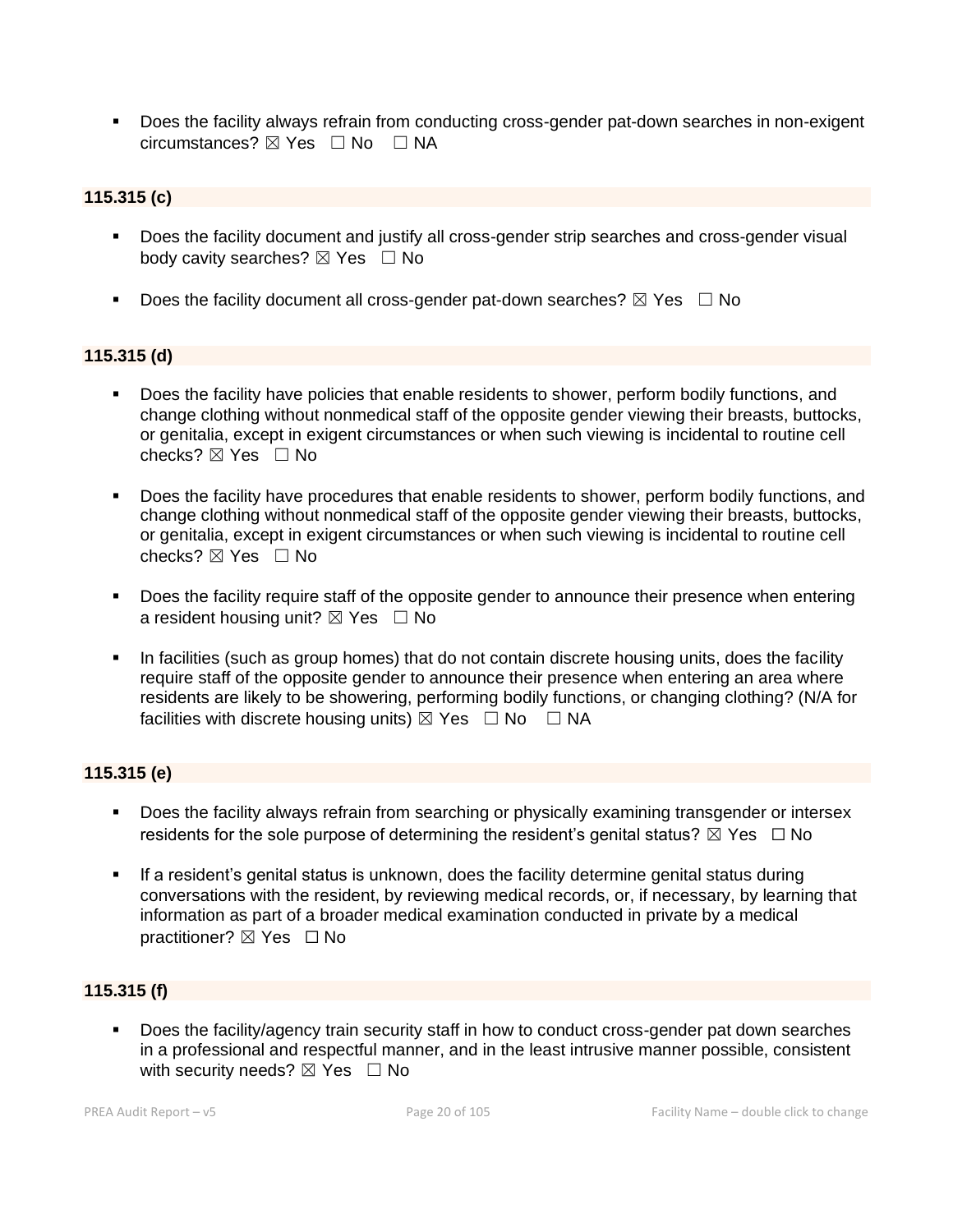- Does the facility always refrain from conducting cross-gender pat-down searches in non-exigent circumstances? ☒ Yes ☐ No ☐ NA

**115.315 (c)**

- Does the facility document and justify all cross-gender strip searches and cross-gender visual body cavity searches? ☒ Yes ☐ No
- Does the facility document all cross-gender pat-down searches? ☒ Yes ☐ No

**115.315 (d)**

- Does the facility have policies that enable residents to shower, perform bodily functions, and change clothing without nonmedical staff of the opposite gender viewing their breasts, buttocks, or genitalia, except in exigent circumstances or when such viewing is incidental to routine cell checks? ☒ Yes ☐ No
- Does the facility have procedures that enable residents to shower, perform bodily functions, and change clothing without nonmedical staff of the opposite gender viewing their breasts, buttocks, or genitalia, except in exigent circumstances or when such viewing is incidental to routine cell checks? ☒ Yes ☐ No
- Does the facility require staff of the opposite gender to announce their presence when entering a resident housing unit? ☒ Yes ☐ No
- In facilities (such as group homes) that do not contain discrete housing units, does the facility require staff of the opposite gender to announce their presence when entering an area where residents are likely to be showering, performing bodily functions, or changing clothing? (N/A for facilities with discrete housing units) ☒ Yes ☐ No ☐ NA

**115.315 (e)**

- Does the facility always refrain from searching or physically examining transgender or intersex residents for the sole purpose of determining the resident's genital status? ☒ Yes ☐ No
- If a resident's genital status is unknown, does the facility determine genital status during conversations with the resident, by reviewing medical records, or, if necessary, by learning that information as part of a broader medical examination conducted in private by a medical practitioner? ☒ Yes ☐ No

**115.315 (f)**

- Does the facility/agency train security staff in how to conduct cross-gender pat down searches in a professional and respectful manner, and in the least intrusive manner possible, consistent with security needs? ☒ Yes ☐ No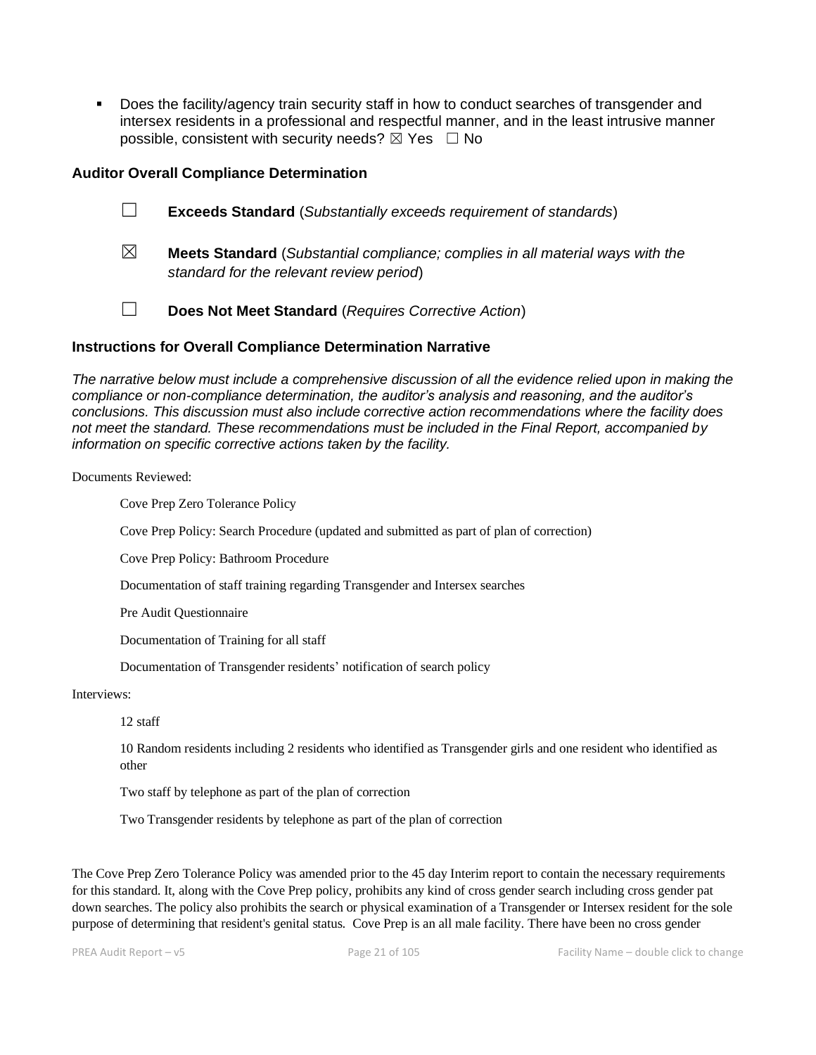- Does the facility/agency train security staff in how to conduct searches of transgender and intersex residents in a professional and respectful manner, and in the least intrusive manner possible, consistent with security needs? ☒ Yes ☐ No

### Auditor Overall Compliance Determination

☐ **Exceeds Standard** (*Substantially exceeds requirement of standards*)

☒ **Meets Standard** (*Substantial compliance; complies in all material ways with the standard for the relevant review period*)

☐ **Does Not Meet Standard** (*Requires Corrective Action*)

### Instructions for Overall Compliance Determination Narrative

*The narrative below must include a comprehensive discussion of all the evidence relied upon in making the compliance or non-compliance determination, the auditor's analysis and reasoning, and the auditor's conclusions. This discussion must also include corrective action recommendations where the facility does not meet the standard. These recommendations must be included in the Final Report, accompanied by information on specific corrective actions taken by the facility.*

Documents Reviewed:

Cove Prep Zero Tolerance Policy

Cove Prep Policy: Search Procedure (updated and submitted as part of plan of correction)

Cove Prep Policy: Bathroom Procedure

Documentation of staff training regarding Transgender and Intersex searches

Pre Audit Questionnaire

Documentation of Training for all staff

Documentation of Transgender residents' notification of search policy

Interviews:

12 staff

10 Random residents including 2 residents who identified as Transgender girls and one resident who identified as other

Two staff by telephone as part of the plan of correction

Two Transgender residents by telephone as part of the plan of correction

The Cove Prep Zero Tolerance Policy was amended prior to the 45 day Interim report to contain the necessary requirements for this standard. It, along with the Cove Prep policy, prohibits any kind of cross gender search including cross gender pat down searches. The policy also prohibits the search or physical examination of a Transgender or Intersex resident for the sole purpose of determining that resident's genital status. Cove Prep is an all male facility. There have been no cross gender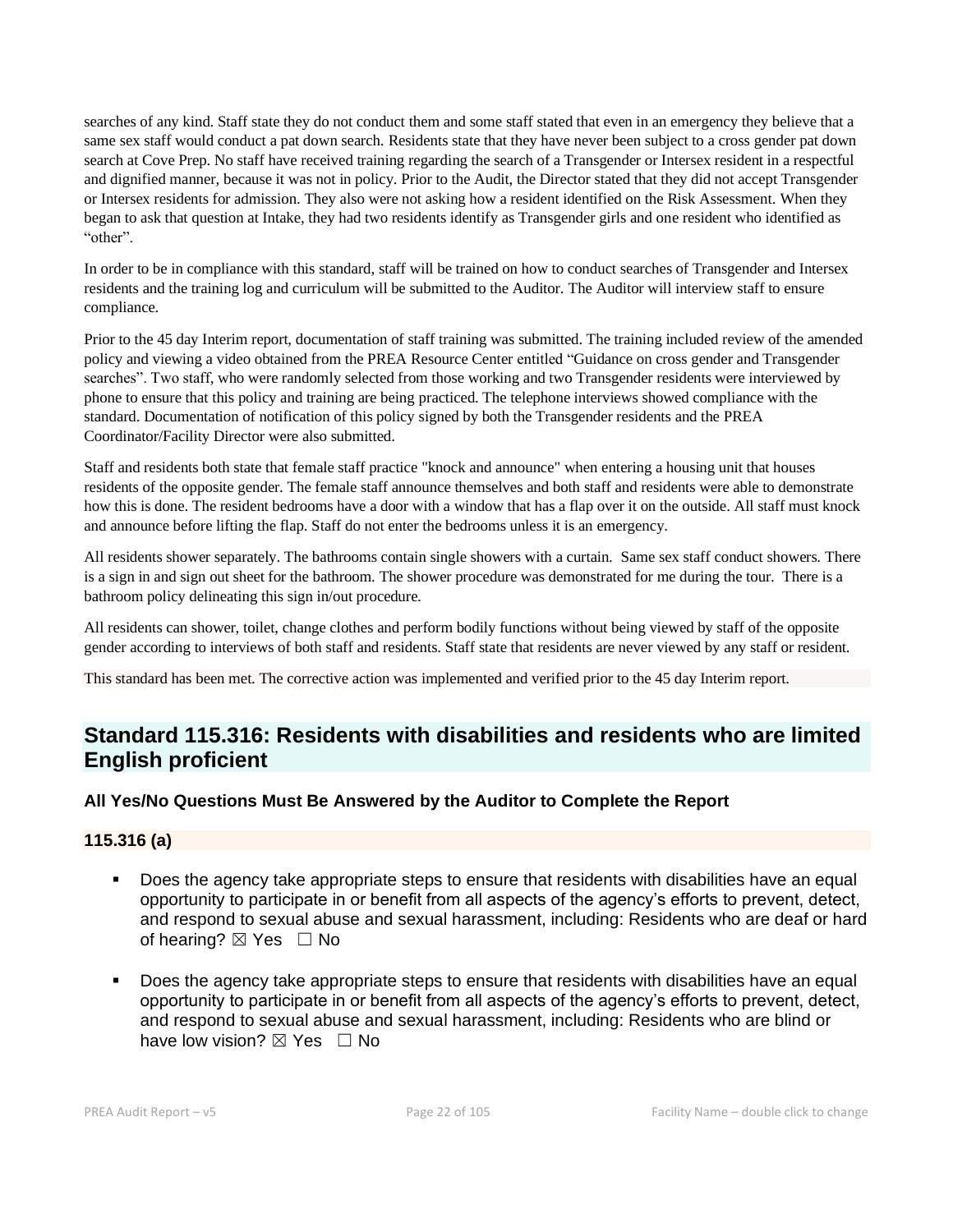searches of any kind. Staff state they do not conduct them and some staff stated that even in an emergency they believe that a same sex staff would conduct a pat down search. Residents state that they have never been subject to a cross gender pat down search at Cove Prep. No staff have received training regarding the search of a Transgender or Intersex resident in a respectful and dignified manner, because it was not in policy. Prior to the Audit, the Director stated that they did not accept Transgender or Intersex residents for admission. They also were not asking how a resident identified on the Risk Assessment. When they began to ask that question at Intake, they had two residents identify as Transgender girls and one resident who identified as "other".

In order to be in compliance with this standard, staff will be trained on how to conduct searches of Transgender and Intersex residents and the training log and curriculum will be submitted to the Auditor. The Auditor will interview staff to ensure compliance.

Prior to the 45 day Interim report, documentation of staff training was submitted. The training included review of the amended policy and viewing a video obtained from the PREA Resource Center entitled "Guidance on cross gender and Transgender searches". Two staff, who were randomly selected from those working and two Transgender residents were interviewed by phone to ensure that this policy and training are being practiced. The telephone interviews showed compliance with the standard. Documentation of notification of this policy signed by both the Transgender residents and the PREA Coordinator/Facility Director were also submitted.

Staff and residents both state that female staff practice "knock and announce" when entering a housing unit that houses residents of the opposite gender. The female staff announce themselves and both staff and residents were able to demonstrate how this is done. The resident bedrooms have a door with a window that has a flap over it on the outside. All staff must knock and announce before lifting the flap. Staff do not enter the bedrooms unless it is an emergency.

All residents shower separately. The bathrooms contain single showers with a curtain. Same sex staff conduct showers. There is a sign in and sign out sheet for the bathroom. The shower procedure was demonstrated for me during the tour. There is a bathroom policy delineating this sign in/out procedure.

All residents can shower, toilet, change clothes and perform bodily functions without being viewed by staff of the opposite gender according to interviews of both staff and residents. Staff state that residents are never viewed by any staff or resident.

This standard has been met. The corrective action was implemented and verified prior to the 45 day Interim report.

## Standard 115.316: Residents with disabilities and residents who are limited English proficient

### All Yes/No Questions Must Be Answered by the Auditor to Complete the Report

### 115.316 (a)

- Does the agency take appropriate steps to ensure that residents with disabilities have an equal opportunity to participate in or benefit from all aspects of the agency's efforts to prevent, detect, and respond to sexual abuse and sexual harassment, including: Residents who are deaf or hard of hearing? ☒ Yes ☐ No

- Does the agency take appropriate steps to ensure that residents with disabilities have an equal opportunity to participate in or benefit from all aspects of the agency's efforts to prevent, detect, and respond to sexual abuse and sexual harassment, including: Residents who are blind or have low vision? ☒ Yes ☐ No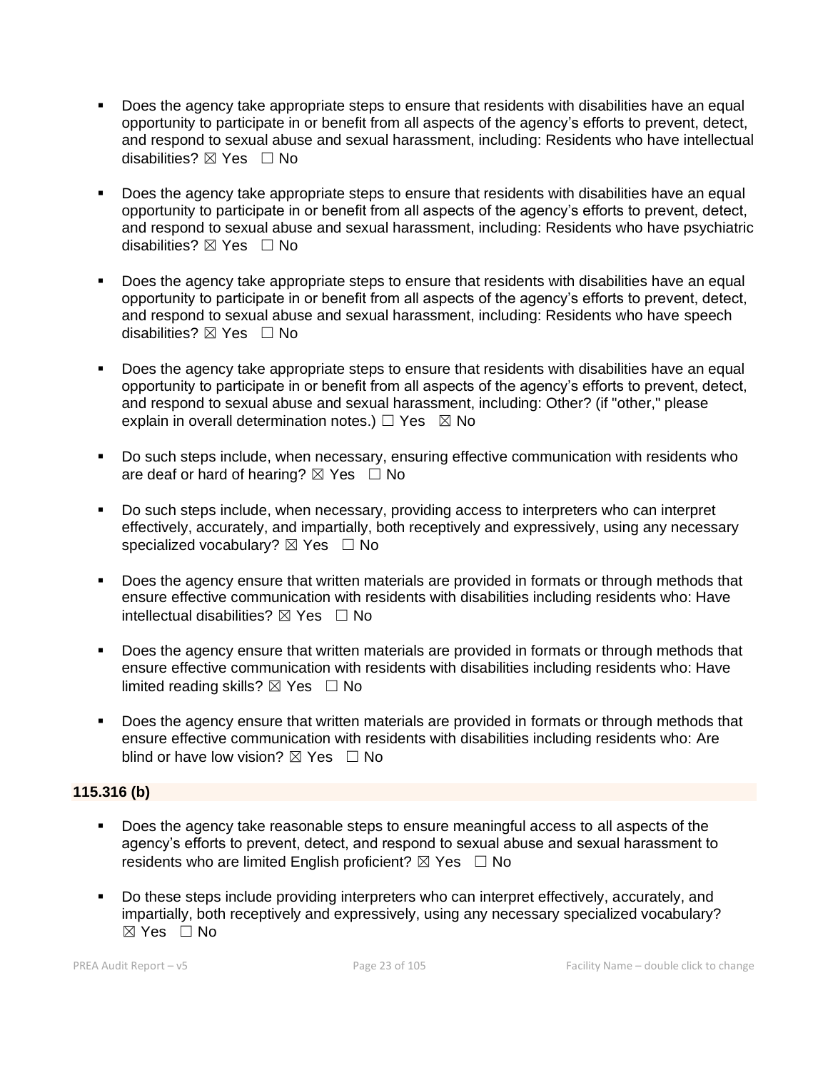- Does the agency take appropriate steps to ensure that residents with disabilities have an equal opportunity to participate in or benefit from all aspects of the agency's efforts to prevent, detect, and respond to sexual abuse and sexual harassment, including: Residents who have intellectual disabilities? ☒ Yes ☐ No

- Does the agency take appropriate steps to ensure that residents with disabilities have an equal opportunity to participate in or benefit from all aspects of the agency's efforts to prevent, detect, and respond to sexual abuse and sexual harassment, including: Residents who have psychiatric disabilities? ☒ Yes ☐ No

- Does the agency take appropriate steps to ensure that residents with disabilities have an equal opportunity to participate in or benefit from all aspects of the agency's efforts to prevent, detect, and respond to sexual abuse and sexual harassment, including: Residents who have speech disabilities? ☒ Yes ☐ No

- Does the agency take appropriate steps to ensure that residents with disabilities have an equal opportunity to participate in or benefit from all aspects of the agency's efforts to prevent, detect, and respond to sexual abuse and sexual harassment, including: Other? (if "other," please explain in overall determination notes.) ☐ Yes ☒ No

- Do such steps include, when necessary, ensuring effective communication with residents who are deaf or hard of hearing? ☒ Yes ☐ No

- Do such steps include, when necessary, providing access to interpreters who can interpret effectively, accurately, and impartially, both receptively and expressively, using any necessary specialized vocabulary? ☒ Yes ☐ No

- Does the agency ensure that written materials are provided in formats or through methods that ensure effective communication with residents with disabilities including residents who: Have intellectual disabilities? ☒ Yes ☐ No

- Does the agency ensure that written materials are provided in formats or through methods that ensure effective communication with residents with disabilities including residents who: Have limited reading skills? ☒ Yes ☐ No

- Does the agency ensure that written materials are provided in formats or through methods that ensure effective communication with residents with disabilities including residents who: Are blind or have low vision? ☒ Yes ☐ No

**115.316 (b)**

- Does the agency take reasonable steps to ensure meaningful access to all aspects of the agency's efforts to prevent, detect, and respond to sexual abuse and sexual harassment to residents who are limited English proficient? ☒ Yes ☐ No

- Do these steps include providing interpreters who can interpret effectively, accurately, and impartially, both receptively and expressively, using any necessary specialized vocabulary? ☒ Yes ☐ No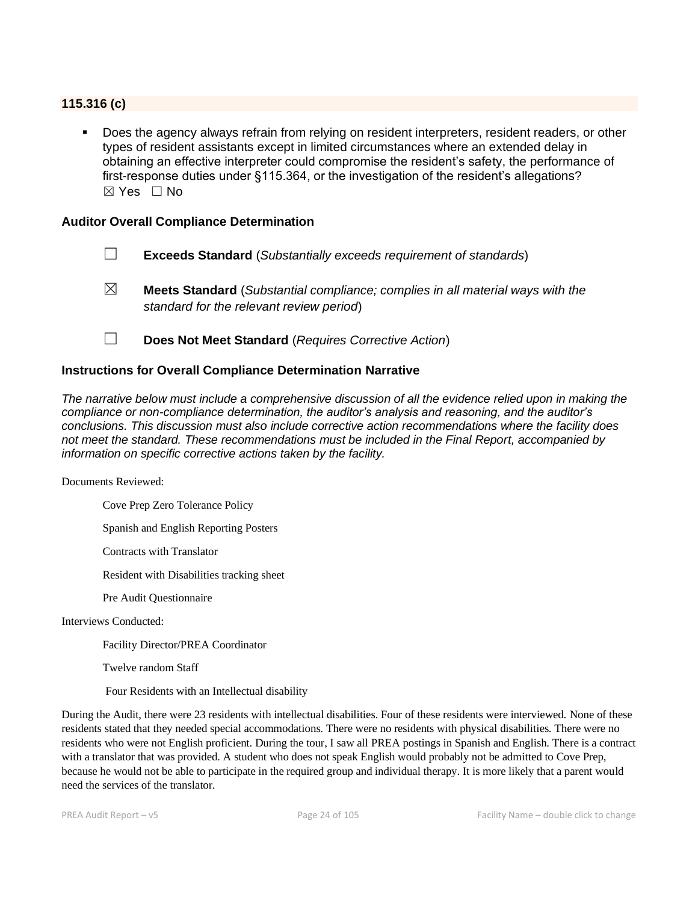### 115.316 (c)

- Does the agency always refrain from relying on resident interpreters, resident readers, or other types of resident assistants except in limited circumstances where an extended delay in obtaining an effective interpreter could compromise the resident's safety, the performance of first-response duties under §115.364, or the investigation of the resident's allegations? ☒ Yes ☐ No

### Auditor Overall Compliance Determination

☐ **Exceeds Standard** (*Substantially exceeds requirement of standards*)

☒ **Meets Standard** (*Substantial compliance; complies in all material ways with the standard for the relevant review period*)

☐ **Does Not Meet Standard** (*Requires Corrective Action*)

### Instructions for Overall Compliance Determination Narrative

*The narrative below must include a comprehensive discussion of all the evidence relied upon in making the compliance or non-compliance determination, the auditor's analysis and reasoning, and the auditor's conclusions. This discussion must also include corrective action recommendations where the facility does not meet the standard. These recommendations must be included in the Final Report, accompanied by information on specific corrective actions taken by the facility.*

Documents Reviewed:

Cove Prep Zero Tolerance Policy

Spanish and English Reporting Posters

Contracts with Translator

Resident with Disabilities tracking sheet

Pre Audit Questionnaire

Interviews Conducted:

Facility Director/PREA Coordinator

Twelve random Staff

Four Residents with an Intellectual disability

During the Audit, there were 23 residents with intellectual disabilities. Four of these residents were interviewed. None of these residents stated that they needed special accommodations. There were no residents with physical disabilities. There were no residents who were not English proficient. During the tour, I saw all PREA postings in Spanish and English. There is a contract with a translator that was provided. A student who does not speak English would probably not be admitted to Cove Prep, because he would not be able to participate in the required group and individual therapy. It is more likely that a parent would need the services of the translator.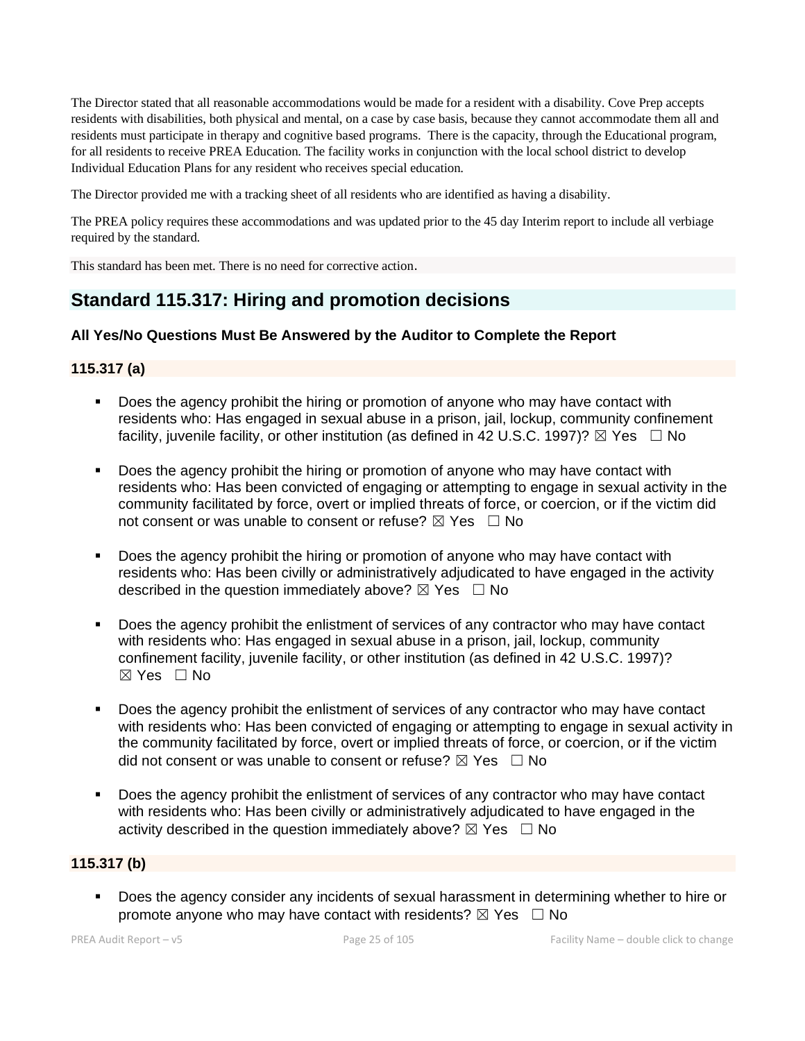The Director stated that all reasonable accommodations would be made for a resident with a disability. Cove Prep accepts residents with disabilities, both physical and mental, on a case by case basis, because they cannot accommodate them all and residents must participate in therapy and cognitive based programs. There is the capacity, through the Educational program, for all residents to receive PREA Education. The facility works in conjunction with the local school district to develop Individual Education Plans for any resident who receives special education.

The Director provided me with a tracking sheet of all residents who are identified as having a disability.

The PREA policy requires these accommodations and was updated prior to the 45 day Interim report to include all verbiage required by the standard.

This standard has been met. There is no need for corrective action.

## Standard 115.317: Hiring and promotion decisions

### All Yes/No Questions Must Be Answered by the Auditor to Complete the Report

### 115.317 (a)

- Does the agency prohibit the hiring or promotion of anyone who may have contact with residents who: Has engaged in sexual abuse in a prison, jail, lockup, community confinement facility, juvenile facility, or other institution (as defined in 42 U.S.C. 1997)? ☒ Yes ☐ No
- Does the agency prohibit the hiring or promotion of anyone who may have contact with residents who: Has been convicted of engaging or attempting to engage in sexual activity in the community facilitated by force, overt or implied threats of force, or coercion, or if the victim did not consent or was unable to consent or refuse? ☒ Yes ☐ No
- Does the agency prohibit the hiring or promotion of anyone who may have contact with residents who: Has been civilly or administratively adjudicated to have engaged in the activity described in the question immediately above? ☒ Yes ☐ No
- Does the agency prohibit the enlistment of services of any contractor who may have contact with residents who: Has engaged in sexual abuse in a prison, jail, lockup, community confinement facility, juvenile facility, or other institution (as defined in 42 U.S.C. 1997)? ☒ Yes ☐ No
- Does the agency prohibit the enlistment of services of any contractor who may have contact with residents who: Has been convicted of engaging or attempting to engage in sexual activity in the community facilitated by force, overt or implied threats of force, or coercion, or if the victim did not consent or was unable to consent or refuse? ☒ Yes ☐ No
- Does the agency prohibit the enlistment of services of any contractor who may have contact with residents who: Has been civilly or administratively adjudicated to have engaged in the activity described in the question immediately above? ☒ Yes ☐ No

### 115.317 (b)

- Does the agency consider any incidents of sexual harassment in determining whether to hire or promote anyone who may have contact with residents? ☒ Yes ☐ No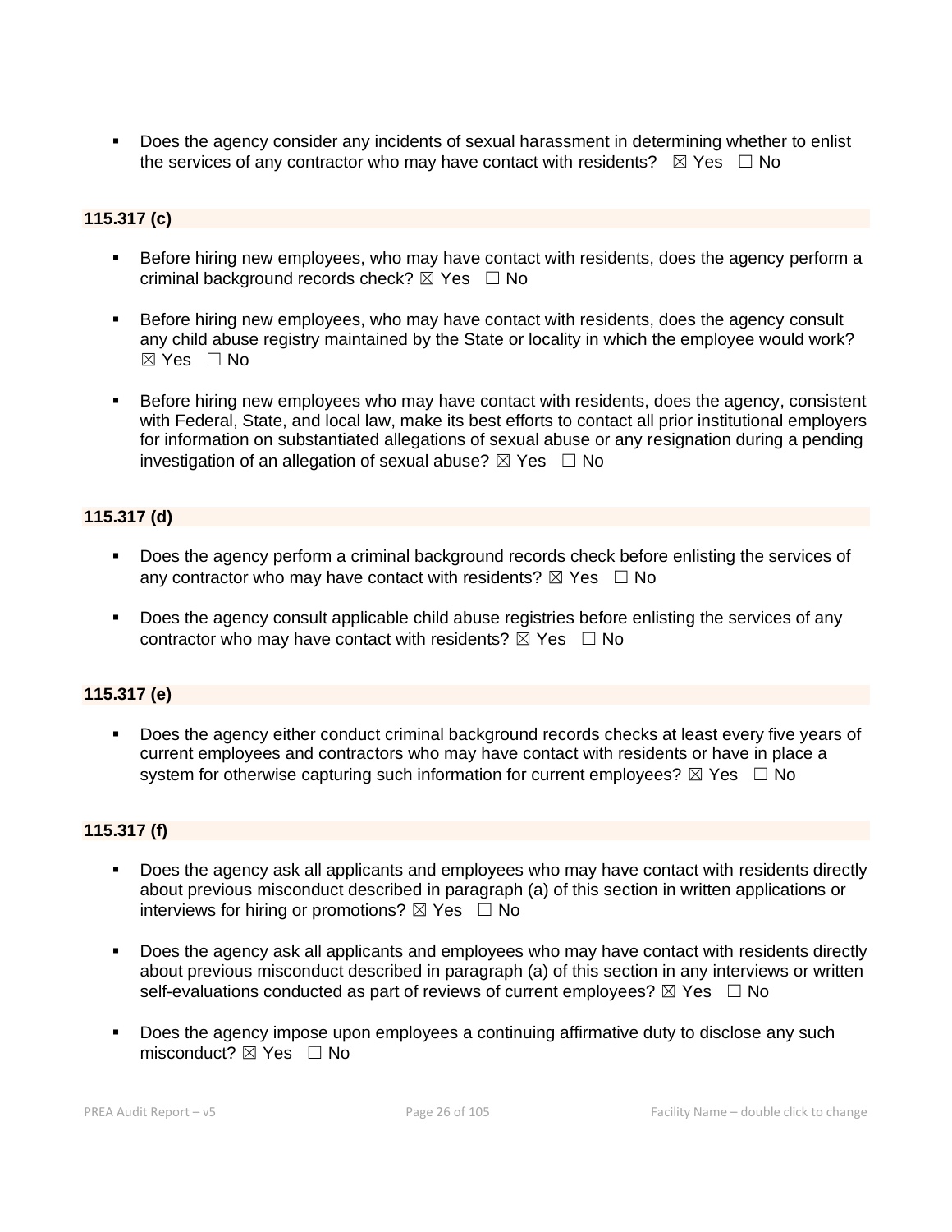- Does the agency consider any incidents of sexual harassment in determining whether to enlist the services of any contractor who may have contact with residents? ☒ Yes ☐ No

**115.317 (c)**

- Before hiring new employees, who may have contact with residents, does the agency perform a criminal background records check? ☒ Yes ☐ No
- Before hiring new employees, who may have contact with residents, does the agency consult any child abuse registry maintained by the State or locality in which the employee would work? ☒ Yes ☐ No
- Before hiring new employees who may have contact with residents, does the agency, consistent with Federal, State, and local law, make its best efforts to contact all prior institutional employers for information on substantiated allegations of sexual abuse or any resignation during a pending investigation of an allegation of sexual abuse? ☒ Yes ☐ No

**115.317 (d)**

- Does the agency perform a criminal background records check before enlisting the services of any contractor who may have contact with residents? ☒ Yes ☐ No
- Does the agency consult applicable child abuse registries before enlisting the services of any contractor who may have contact with residents? ☒ Yes ☐ No

**115.317 (e)**

- Does the agency either conduct criminal background records checks at least every five years of current employees and contractors who may have contact with residents or have in place a system for otherwise capturing such information for current employees? ☒ Yes ☐ No

**115.317 (f)**

- Does the agency ask all applicants and employees who may have contact with residents directly about previous misconduct described in paragraph (a) of this section in written applications or interviews for hiring or promotions? ☒ Yes ☐ No
- Does the agency ask all applicants and employees who may have contact with residents directly about previous misconduct described in paragraph (a) of this section in any interviews or written self-evaluations conducted as part of reviews of current employees? ☒ Yes ☐ No
- Does the agency impose upon employees a continuing affirmative duty to disclose any such misconduct? ☒ Yes ☐ No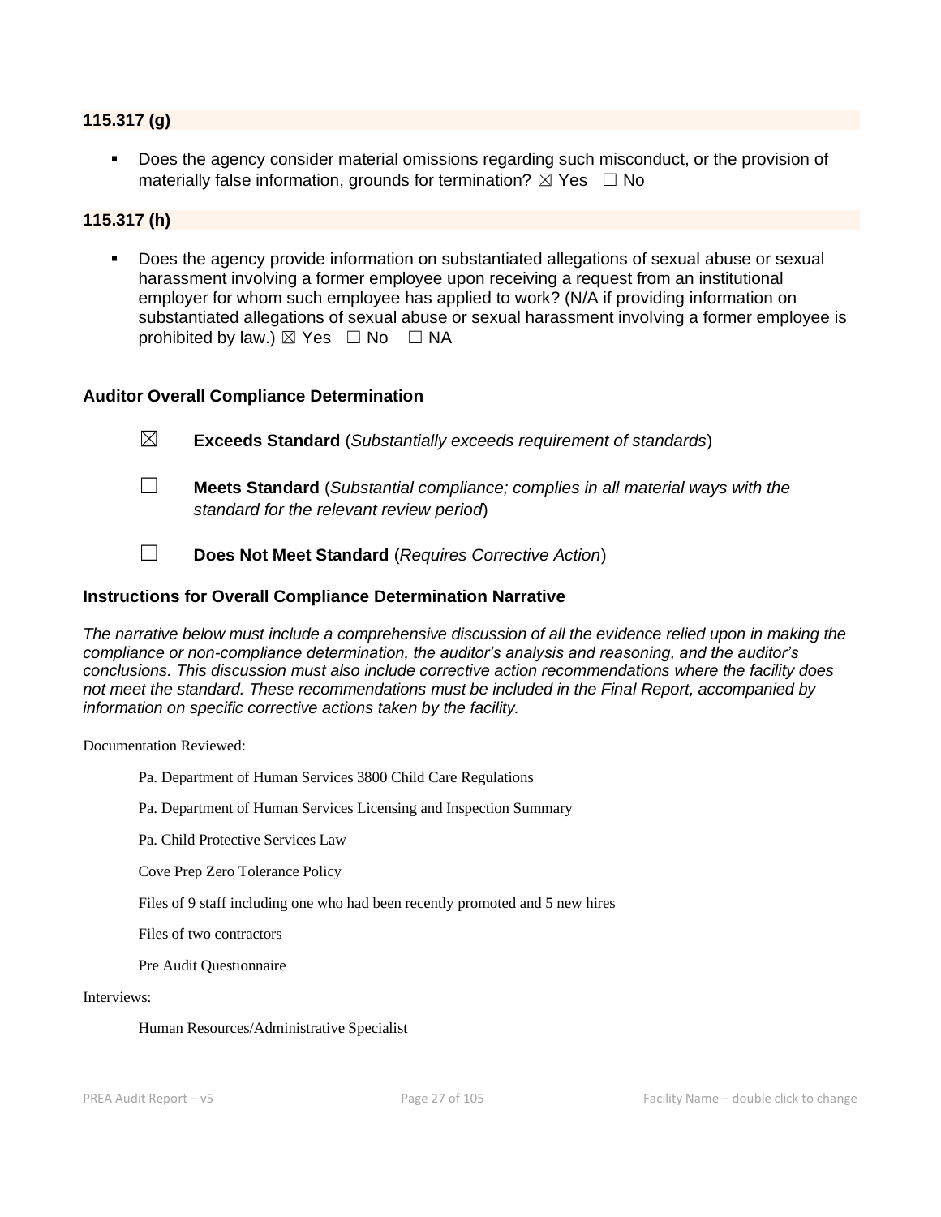### 115.317 (g)

- Does the agency consider material omissions regarding such misconduct, or the provision of materially false information, grounds for termination? ☒ Yes ☐ No

### 115.317 (h)

- Does the agency provide information on substantiated allegations of sexual abuse or sexual harassment involving a former employee upon receiving a request from an institutional employer for whom such employee has applied to work? (N/A if providing information on substantiated allegations of sexual abuse or sexual harassment involving a former employee is prohibited by law.) ☒ Yes ☐ No ☐ NA

### Auditor Overall Compliance Determination

☒ **Exceeds Standard** (*Substantially exceeds requirement of standards*)

☐ **Meets Standard** (*Substantial compliance; complies in all material ways with the standard for the relevant review period*)

☐ **Does Not Meet Standard** (*Requires Corrective Action*)

### Instructions for Overall Compliance Determination Narrative

*The narrative below must include a comprehensive discussion of all the evidence relied upon in making the compliance or non-compliance determination, the auditor's analysis and reasoning, and the auditor's conclusions. This discussion must also include corrective action recommendations where the facility does not meet the standard. These recommendations must be included in the Final Report, accompanied by information on specific corrective actions taken by the facility.*

Documentation Reviewed:

Pa. Department of Human Services 3800 Child Care Regulations

Pa. Department of Human Services Licensing and Inspection Summary

Pa. Child Protective Services Law

Cove Prep Zero Tolerance Policy

Files of 9 staff including one who had been recently promoted and 5 new hires

Files of two contractors

Pre Audit Questionnaire

Interviews:

Human Resources/Administrative Specialist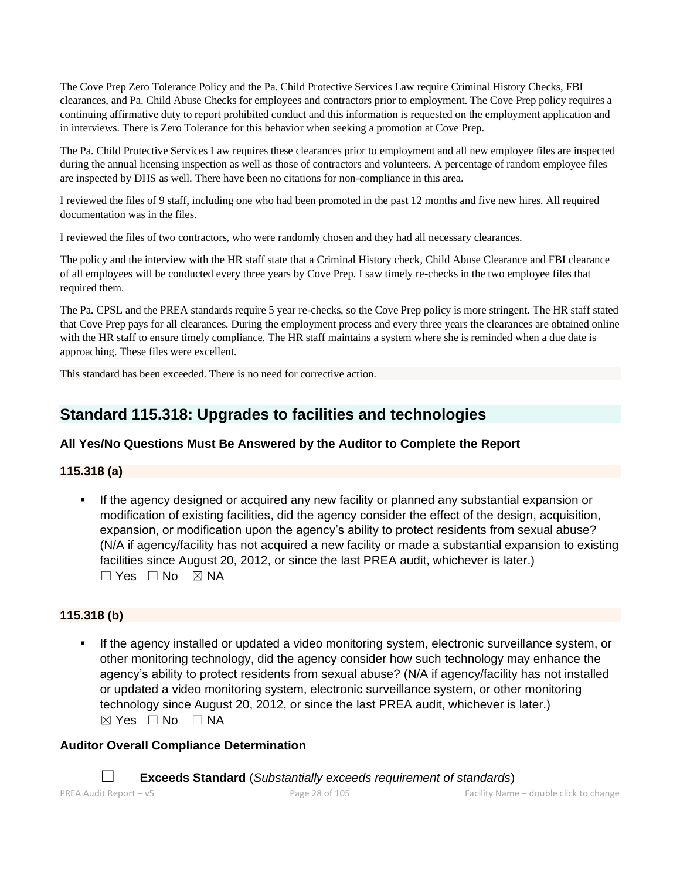The Cove Prep Zero Tolerance Policy and the Pa. Child Protective Services Law require Criminal History Checks, FBI clearances, and Pa. Child Abuse Checks for employees and contractors prior to employment. The Cove Prep policy requires a continuing affirmative duty to report prohibited conduct and this information is requested on the employment application and in interviews. There is Zero Tolerance for this behavior when seeking a promotion at Cove Prep.

The Pa. Child Protective Services Law requires these clearances prior to employment and all new employee files are inspected during the annual licensing inspection as well as those of contractors and volunteers. A percentage of random employee files are inspected by DHS as well. There have been no citations for non-compliance in this area.

I reviewed the files of 9 staff, including one who had been promoted in the past 12 months and five new hires. All required documentation was in the files.

I reviewed the files of two contractors, who were randomly chosen and they had all necessary clearances.

The policy and the interview with the HR staff state that a Criminal History check, Child Abuse Clearance and FBI clearance of all employees will be conducted every three years by Cove Prep. I saw timely re-checks in the two employee files that required them.

The Pa. CPSL and the PREA standards require 5 year re-checks, so the Cove Prep policy is more stringent. The HR staff stated that Cove Prep pays for all clearances. During the employment process and every three years the clearances are obtained online with the HR staff to ensure timely compliance. The HR staff maintains a system where she is reminded when a due date is approaching. These files were excellent.

This standard has been exceeded. There is no need for corrective action.

## Standard 115.318: Upgrades to facilities and technologies

**All Yes/No Questions Must Be Answered by the Auditor to Complete the Report**

**115.318 (a)**

- If the agency designed or acquired any new facility or planned any substantial expansion or modification of existing facilities, did the agency consider the effect of the design, acquisition, expansion, or modification upon the agency's ability to protect residents from sexual abuse? (N/A if agency/facility has not acquired a new facility or made a substantial expansion to existing facilities since August 20, 2012, or since the last PREA audit, whichever is later.)
  ☐ Yes ☐ No ☒ NA

**115.318 (b)**

- If the agency installed or updated a video monitoring system, electronic surveillance system, or other monitoring technology, did the agency consider how such technology may enhance the agency's ability to protect residents from sexual abuse? (N/A if agency/facility has not installed or updated a video monitoring system, electronic surveillance system, or other monitoring technology since August 20, 2012, or since the last PREA audit, whichever is later.)
  ☒ Yes ☐ No ☐ NA

**Auditor Overall Compliance Determination**

☐ **Exceeds Standard** (*Substantially exceeds requirement of standards*)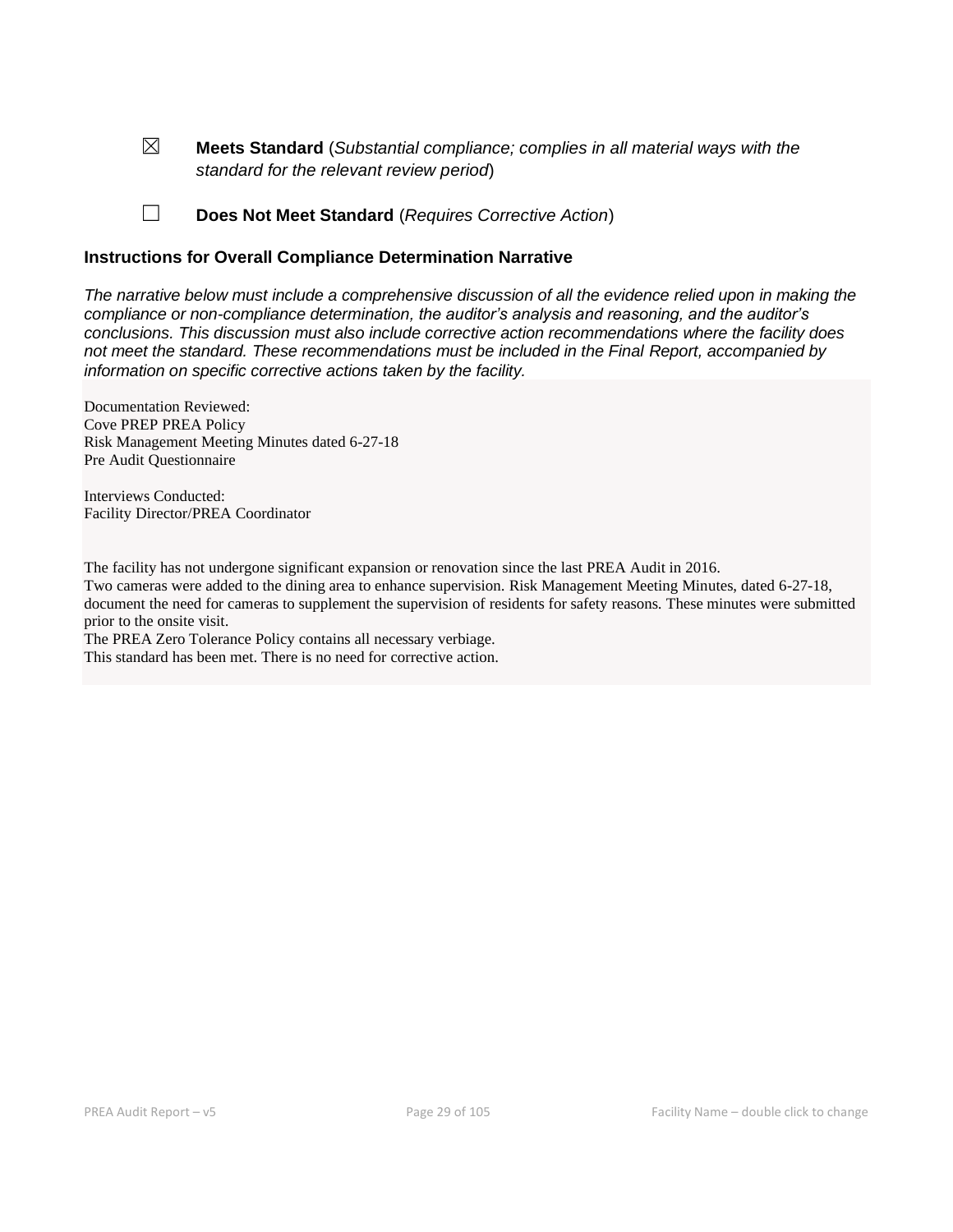☒ **Meets Standard** (*Substantial compliance; complies in all material ways with the standard for the relevant review period*)

☐ **Does Not Meet Standard** (*Requires Corrective Action*)

### Instructions for Overall Compliance Determination Narrative

*The narrative below must include a comprehensive discussion of all the evidence relied upon in making the compliance or non-compliance determination, the auditor's analysis and reasoning, and the auditor's conclusions. This discussion must also include corrective action recommendations where the facility does not meet the standard. These recommendations must be included in the Final Report, accompanied by information on specific corrective actions taken by the facility.*

Documentation Reviewed:
Cove PREP PREA Policy
Risk Management Meeting Minutes dated 6-27-18
Pre Audit Questionnaire

Interviews Conducted:
Facility Director/PREA Coordinator

The facility has not undergone significant expansion or renovation since the last PREA Audit in 2016.
Two cameras were added to the dining area to enhance supervision. Risk Management Meeting Minutes, dated 6-27-18, document the need for cameras to supplement the supervision of residents for safety reasons. These minutes were submitted prior to the onsite visit.
The PREA Zero Tolerance Policy contains all necessary verbiage.
This standard has been met. There is no need for corrective action.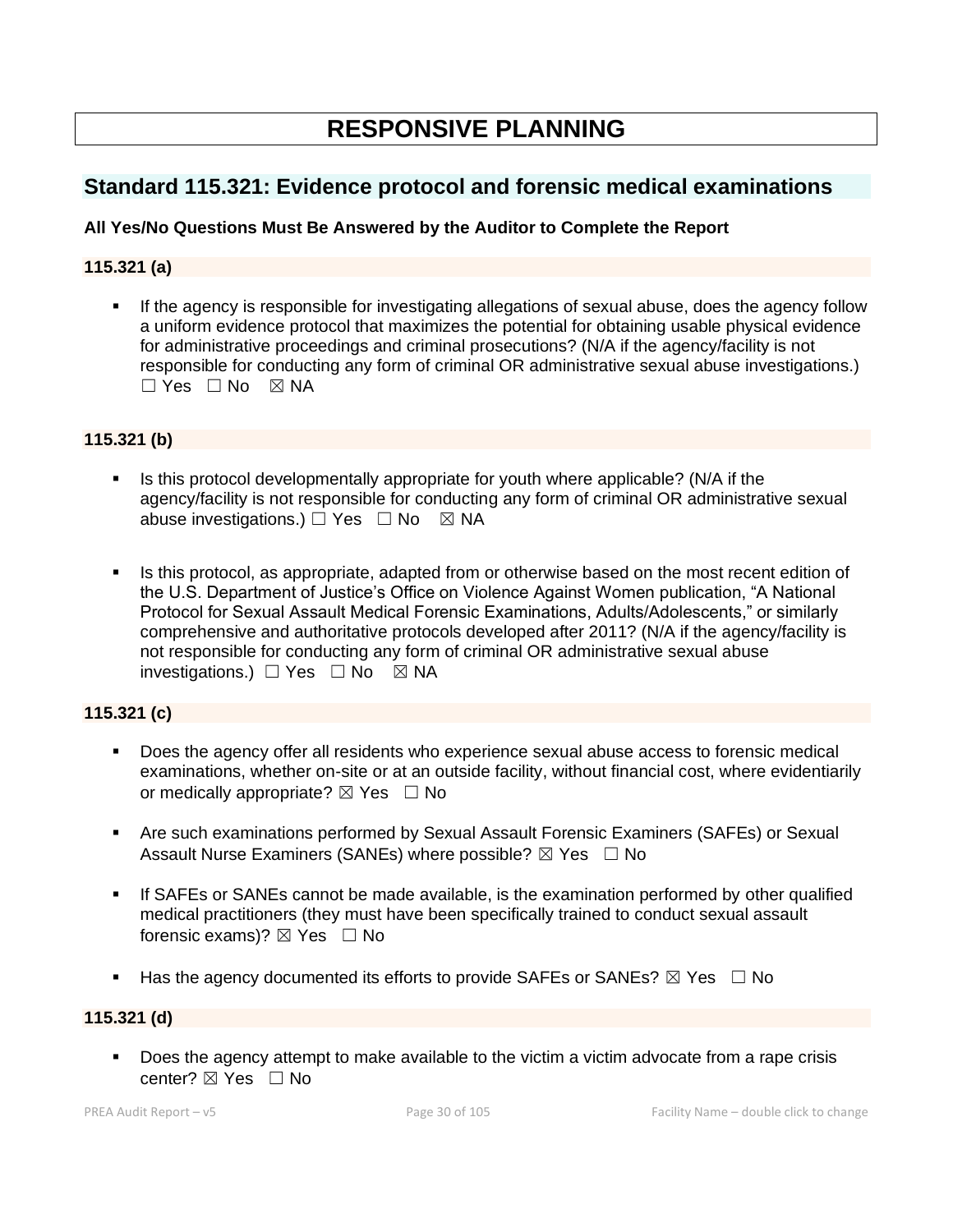# RESPONSIVE PLANNING

## Standard 115.321: Evidence protocol and forensic medical examinations

**All Yes/No Questions Must Be Answered by the Auditor to Complete the Report**

### 115.321 (a)

- If the agency is responsible for investigating allegations of sexual abuse, does the agency follow a uniform evidence protocol that maximizes the potential for obtaining usable physical evidence for administrative proceedings and criminal prosecutions? (N/A if the agency/facility is not responsible for conducting any form of criminal OR administrative sexual abuse investigations.) ☐ Yes ☐ No ☒ NA

### 115.321 (b)

- Is this protocol developmentally appropriate for youth where applicable? (N/A if the agency/facility is not responsible for conducting any form of criminal OR administrative sexual abuse investigations.) ☐ Yes ☐ No ☒ NA
- Is this protocol, as appropriate, adapted from or otherwise based on the most recent edition of the U.S. Department of Justice's Office on Violence Against Women publication, "A National Protocol for Sexual Assault Medical Forensic Examinations, Adults/Adolescents," or similarly comprehensive and authoritative protocols developed after 2011? (N/A if the agency/facility is not responsible for conducting any form of criminal OR administrative sexual abuse investigations.) ☐ Yes ☐ No ☒ NA

### 115.321 (c)

- Does the agency offer all residents who experience sexual abuse access to forensic medical examinations, whether on-site or at an outside facility, without financial cost, where evidentiarily or medically appropriate? ☒ Yes ☐ No
- Are such examinations performed by Sexual Assault Forensic Examiners (SAFEs) or Sexual Assault Nurse Examiners (SANEs) where possible? ☒ Yes ☐ No
- If SAFEs or SANEs cannot be made available, is the examination performed by other qualified medical practitioners (they must have been specifically trained to conduct sexual assault forensic exams)? ☒ Yes ☐ No
- Has the agency documented its efforts to provide SAFEs or SANEs? ☒ Yes ☐ No

### 115.321 (d)

- Does the agency attempt to make available to the victim a victim advocate from a rape crisis center? ☒ Yes ☐ No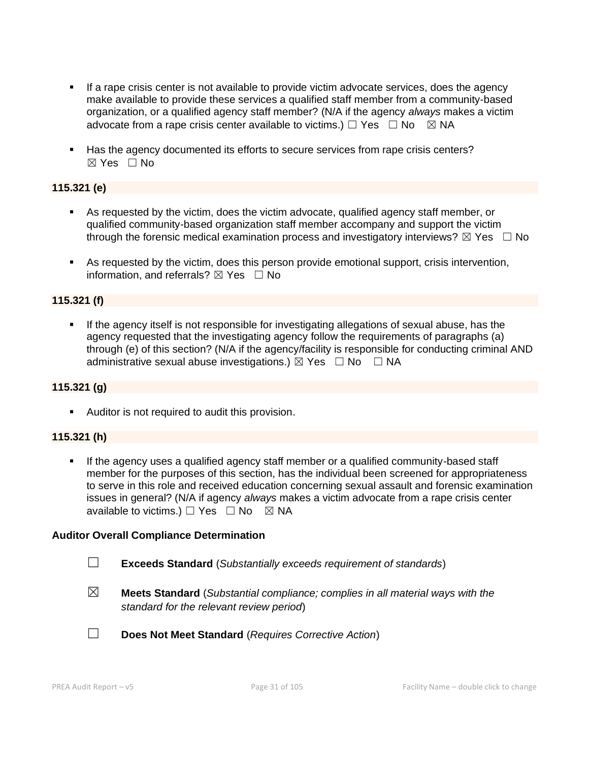- If a rape crisis center is not available to provide victim advocate services, does the agency make available to provide these services a qualified staff member from a community-based organization, or a qualified agency staff member? (N/A if the agency *always* makes a victim advocate from a rape crisis center available to victims.) ☐ Yes ☐ No ☒ NA

- Has the agency documented its efforts to secure services from rape crisis centers? ☒ Yes ☐ No

**115.321 (e)**

- As requested by the victim, does the victim advocate, qualified agency staff member, or qualified community-based organization staff member accompany and support the victim through the forensic medical examination process and investigatory interviews? ☒ Yes ☐ No

- As requested by the victim, does this person provide emotional support, crisis intervention, information, and referrals? ☒ Yes ☐ No

**115.321 (f)**

- If the agency itself is not responsible for investigating allegations of sexual abuse, has the agency requested that the investigating agency follow the requirements of paragraphs (a) through (e) of this section? (N/A if the agency/facility is responsible for conducting criminal AND administrative sexual abuse investigations.) ☒ Yes ☐ No ☐ NA

**115.321 (g)**

- Auditor is not required to audit this provision.

**115.321 (h)**

- If the agency uses a qualified agency staff member or a qualified community-based staff member for the purposes of this section, has the individual been screened for appropriateness to serve in this role and received education concerning sexual assault and forensic examination issues in general? (N/A if agency *always* makes a victim advocate from a rape crisis center available to victims.) ☐ Yes ☐ No ☒ NA

**Auditor Overall Compliance Determination**

☐ **Exceeds Standard** (*Substantially exceeds requirement of standards*)

☒ **Meets Standard** (*Substantial compliance; complies in all material ways with the standard for the relevant review period*)

☐ **Does Not Meet Standard** (*Requires Corrective Action*)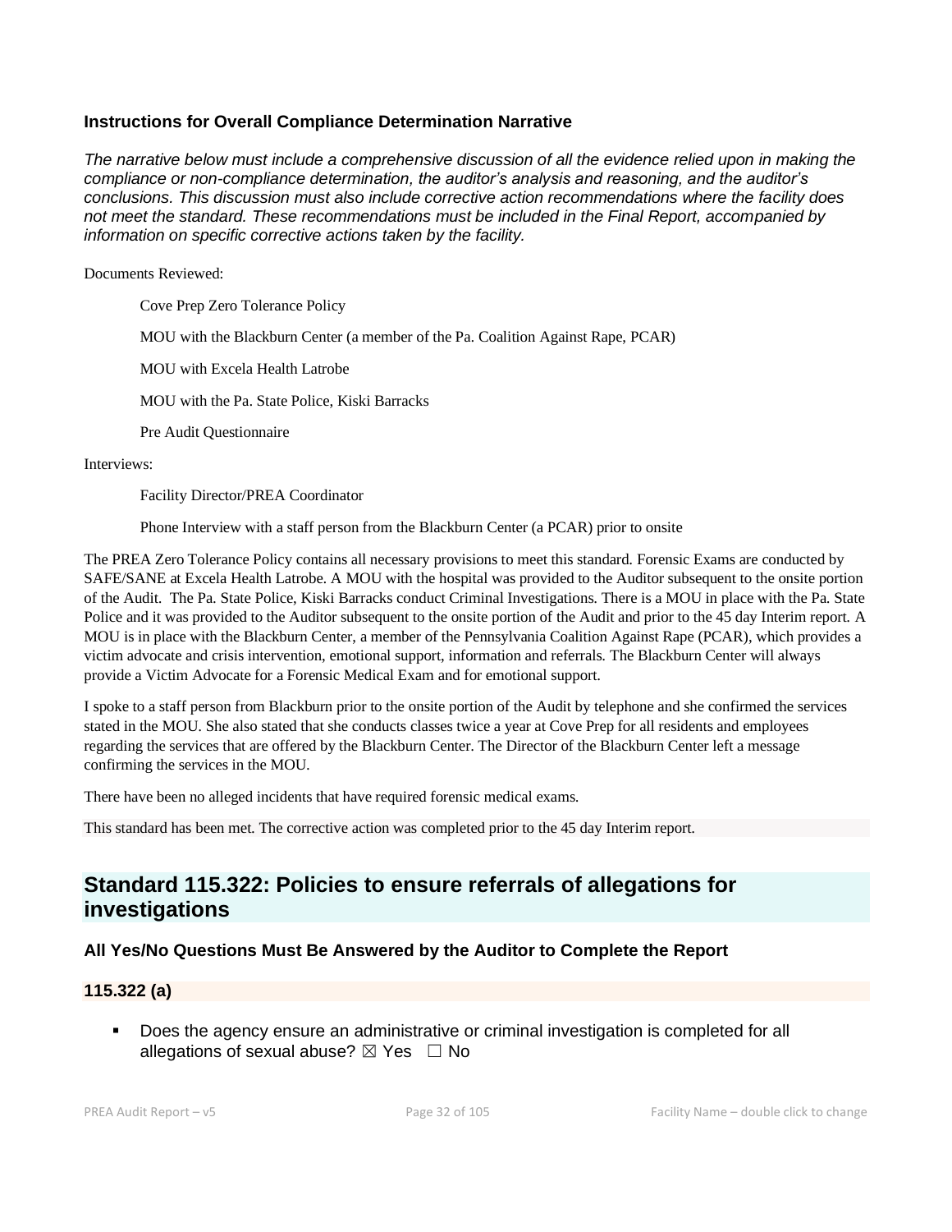### Instructions for Overall Compliance Determination Narrative

*The narrative below must include a comprehensive discussion of all the evidence relied upon in making the compliance or non-compliance determination, the auditor's analysis and reasoning, and the auditor's conclusions. This discussion must also include corrective action recommendations where the facility does not meet the standard. These recommendations must be included in the Final Report, accompanied by information on specific corrective actions taken by the facility.*

Documents Reviewed:

Cove Prep Zero Tolerance Policy

MOU with the Blackburn Center (a member of the Pa. Coalition Against Rape, PCAR)

MOU with Excela Health Latrobe

MOU with the Pa. State Police, Kiski Barracks

Pre Audit Questionnaire

Interviews:

Facility Director/PREA Coordinator

Phone Interview with a staff person from the Blackburn Center (a PCAR) prior to onsite

The PREA Zero Tolerance Policy contains all necessary provisions to meet this standard. Forensic Exams are conducted by SAFE/SANE at Excela Health Latrobe. A MOU with the hospital was provided to the Auditor subsequent to the onsite portion of the Audit. The Pa. State Police, Kiski Barracks conduct Criminal Investigations. There is a MOU in place with the Pa. State Police and it was provided to the Auditor subsequent to the onsite portion of the Audit and prior to the 45 day Interim report. A MOU is in place with the Blackburn Center, a member of the Pennsylvania Coalition Against Rape (PCAR), which provides a victim advocate and crisis intervention, emotional support, information and referrals. The Blackburn Center will always provide a Victim Advocate for a Forensic Medical Exam and for emotional support.

I spoke to a staff person from Blackburn prior to the onsite portion of the Audit by telephone and she confirmed the services stated in the MOU. She also stated that she conducts classes twice a year at Cove Prep for all residents and employees regarding the services that are offered by the Blackburn Center. The Director of the Blackburn Center left a message confirming the services in the MOU.

There have been no alleged incidents that have required forensic medical exams.

This standard has been met. The corrective action was completed prior to the 45 day Interim report.

## Standard 115.322: Policies to ensure referrals of allegations for investigations

### All Yes/No Questions Must Be Answered by the Auditor to Complete the Report

#### 115.322 (a)

- Does the agency ensure an administrative or criminal investigation is completed for all allegations of sexual abuse? ☒ Yes ☐ No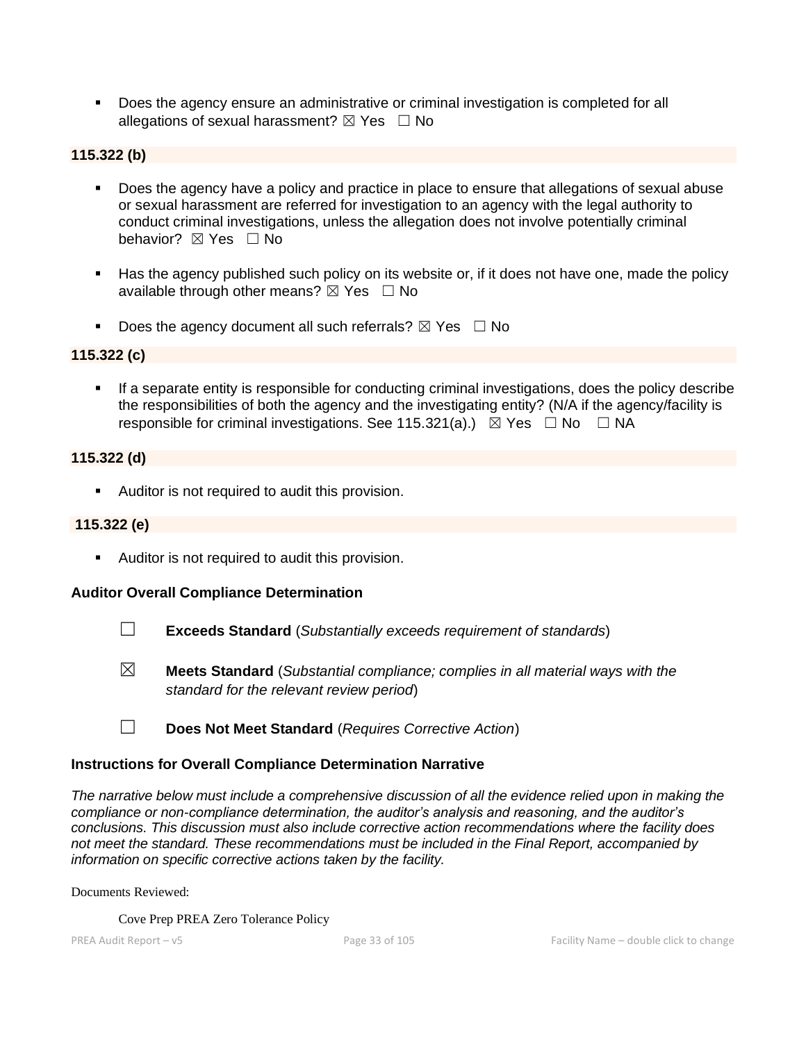- Does the agency ensure an administrative or criminal investigation is completed for all allegations of sexual harassment? ☒ Yes ☐ No

**115.322 (b)**

- Does the agency have a policy and practice in place to ensure that allegations of sexual abuse or sexual harassment are referred for investigation to an agency with the legal authority to conduct criminal investigations, unless the allegation does not involve potentially criminal behavior? ☒ Yes ☐ No

- Has the agency published such policy on its website or, if it does not have one, made the policy available through other means? ☒ Yes ☐ No

- Does the agency document all such referrals? ☒ Yes ☐ No

**115.322 (c)**

- If a separate entity is responsible for conducting criminal investigations, does the policy describe the responsibilities of both the agency and the investigating entity? (N/A if the agency/facility is responsible for criminal investigations. See 115.321(a).) ☒ Yes ☐ No ☐ NA

**115.322 (d)**

- Auditor is not required to audit this provision.

**115.322 (e)**

- Auditor is not required to audit this provision.

**Auditor Overall Compliance Determination**

☐ **Exceeds Standard** (*Substantially exceeds requirement of standards*)

☒ **Meets Standard** (*Substantial compliance; complies in all material ways with the standard for the relevant review period*)

☐ **Does Not Meet Standard** (*Requires Corrective Action*)

**Instructions for Overall Compliance Determination Narrative**

*The narrative below must include a comprehensive discussion of all the evidence relied upon in making the compliance or non-compliance determination, the auditor's analysis and reasoning, and the auditor's conclusions. This discussion must also include corrective action recommendations where the facility does not meet the standard. These recommendations must be included in the Final Report, accompanied by information on specific corrective actions taken by the facility.*

Documents Reviewed:

Cove Prep PREA Zero Tolerance Policy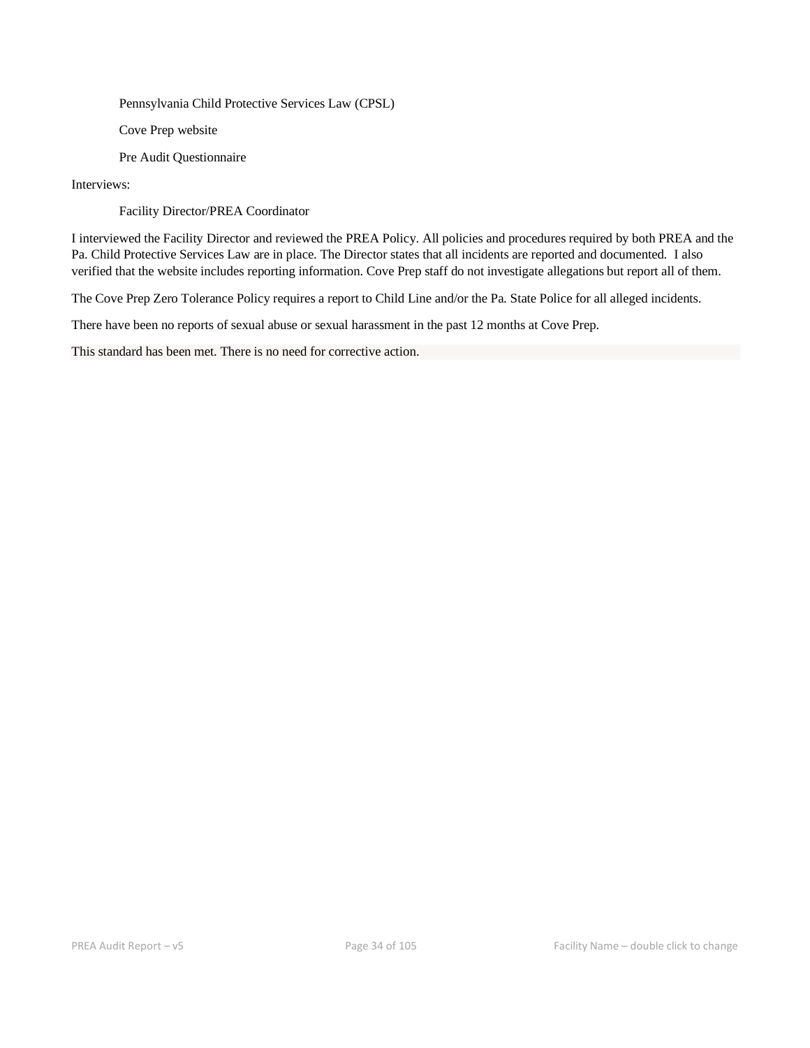Pennsylvania Child Protective Services Law (CPSL)

Cove Prep website

Pre Audit Questionnaire

Interviews:

Facility Director/PREA Coordinator

I interviewed the Facility Director and reviewed the PREA Policy. All policies and procedures required by both PREA and the Pa. Child Protective Services Law are in place. The Director states that all incidents are reported and documented. I also verified that the website includes reporting information. Cove Prep staff do not investigate allegations but report all of them.

The Cove Prep Zero Tolerance Policy requires a report to Child Line and/or the Pa. State Police for all alleged incidents.

There have been no reports of sexual abuse or sexual harassment in the past 12 months at Cove Prep.

This standard has been met. There is no need for corrective action.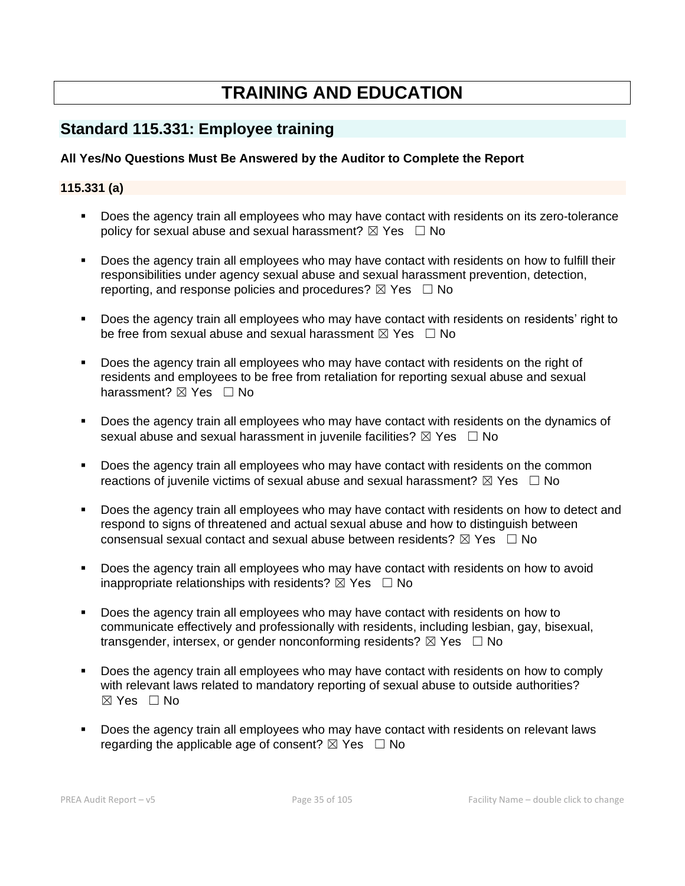# TRAINING AND EDUCATION

## Standard 115.331: Employee training

**All Yes/No Questions Must Be Answered by the Auditor to Complete the Report**

### 115.331 (a)

- Does the agency train all employees who may have contact with residents on its zero-tolerance policy for sexual abuse and sexual harassment? ☒ Yes ☐ No
- Does the agency train all employees who may have contact with residents on how to fulfill their responsibilities under agency sexual abuse and sexual harassment prevention, detection, reporting, and response policies and procedures? ☒ Yes ☐ No
- Does the agency train all employees who may have contact with residents on residents' right to be free from sexual abuse and sexual harassment ☒ Yes ☐ No
- Does the agency train all employees who may have contact with residents on the right of residents and employees to be free from retaliation for reporting sexual abuse and sexual harassment? ☒ Yes ☐ No
- Does the agency train all employees who may have contact with residents on the dynamics of sexual abuse and sexual harassment in juvenile facilities? ☒ Yes ☐ No
- Does the agency train all employees who may have contact with residents on the common reactions of juvenile victims of sexual abuse and sexual harassment? ☒ Yes ☐ No
- Does the agency train all employees who may have contact with residents on how to detect and respond to signs of threatened and actual sexual abuse and how to distinguish between consensual sexual contact and sexual abuse between residents? ☒ Yes ☐ No
- Does the agency train all employees who may have contact with residents on how to avoid inappropriate relationships with residents? ☒ Yes ☐ No
- Does the agency train all employees who may have contact with residents on how to communicate effectively and professionally with residents, including lesbian, gay, bisexual, transgender, intersex, or gender nonconforming residents? ☒ Yes ☐ No
- Does the agency train all employees who may have contact with residents on how to comply with relevant laws related to mandatory reporting of sexual abuse to outside authorities? ☒ Yes ☐ No
- Does the agency train all employees who may have contact with residents on relevant laws regarding the applicable age of consent? ☒ Yes ☐ No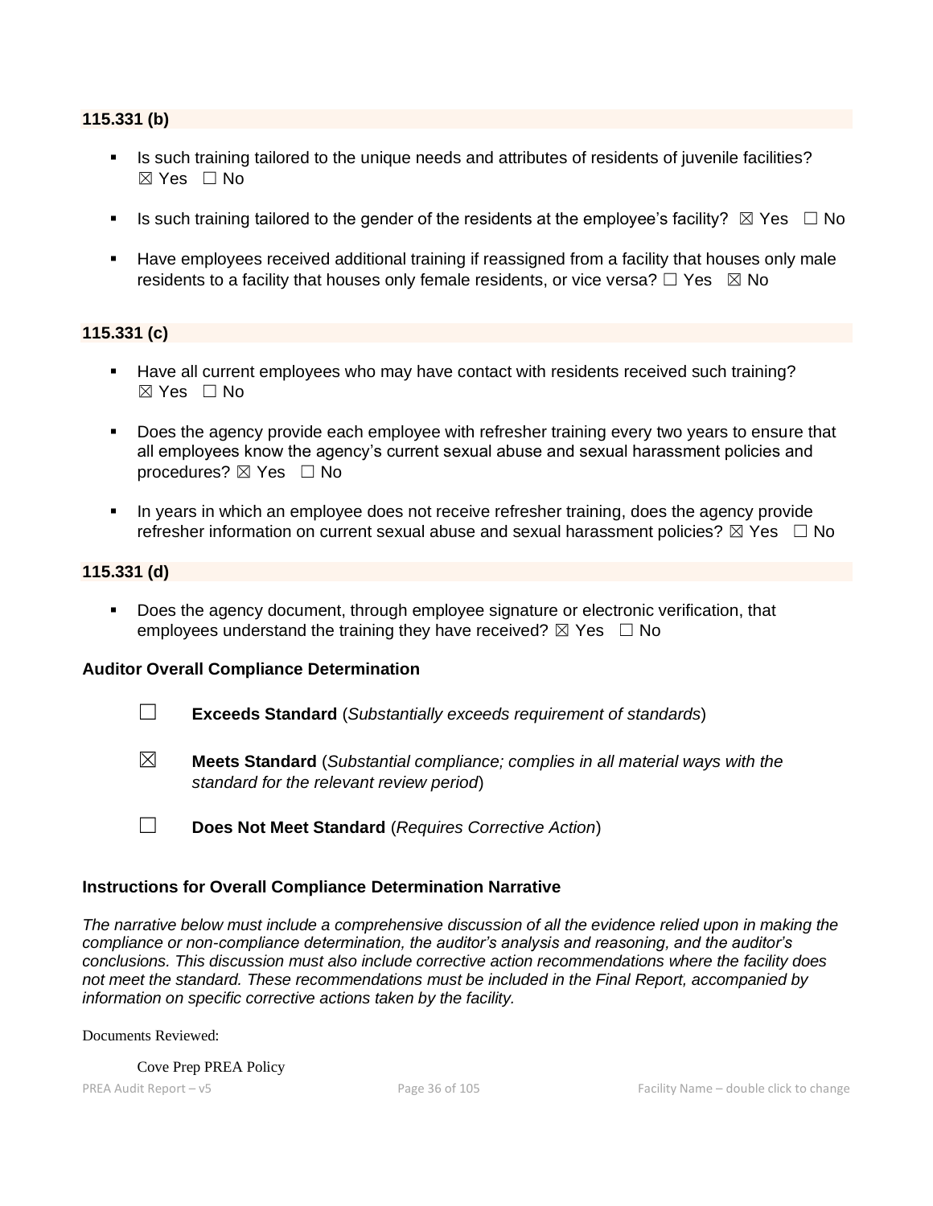**115.331 (b)**

- Is such training tailored to the unique needs and attributes of residents of juvenile facilities? ☒ Yes ☐ No
- Is such training tailored to the gender of the residents at the employee's facility? ☒ Yes ☐ No
- Have employees received additional training if reassigned from a facility that houses only male residents to a facility that houses only female residents, or vice versa? ☐ Yes ☒ No

**115.331 (c)**

- Have all current employees who may have contact with residents received such training? ☒ Yes ☐ No
- Does the agency provide each employee with refresher training every two years to ensure that all employees know the agency's current sexual abuse and sexual harassment policies and procedures? ☒ Yes ☐ No
- In years in which an employee does not receive refresher training, does the agency provide refresher information on current sexual abuse and sexual harassment policies? ☒ Yes ☐ No

**115.331 (d)**

- Does the agency document, through employee signature or electronic verification, that employees understand the training they have received? ☒ Yes ☐ No

**Auditor Overall Compliance Determination**

☐ **Exceeds Standard** (*Substantially exceeds requirement of standards*)

☒ **Meets Standard** (*Substantial compliance; complies in all material ways with the standard for the relevant review period*)

☐ **Does Not Meet Standard** (*Requires Corrective Action*)

**Instructions for Overall Compliance Determination Narrative**

*The narrative below must include a comprehensive discussion of all the evidence relied upon in making the compliance or non-compliance determination, the auditor's analysis and reasoning, and the auditor's conclusions. This discussion must also include corrective action recommendations where the facility does not meet the standard. These recommendations must be included in the Final Report, accompanied by information on specific corrective actions taken by the facility.*

Documents Reviewed:

Cove Prep PREA Policy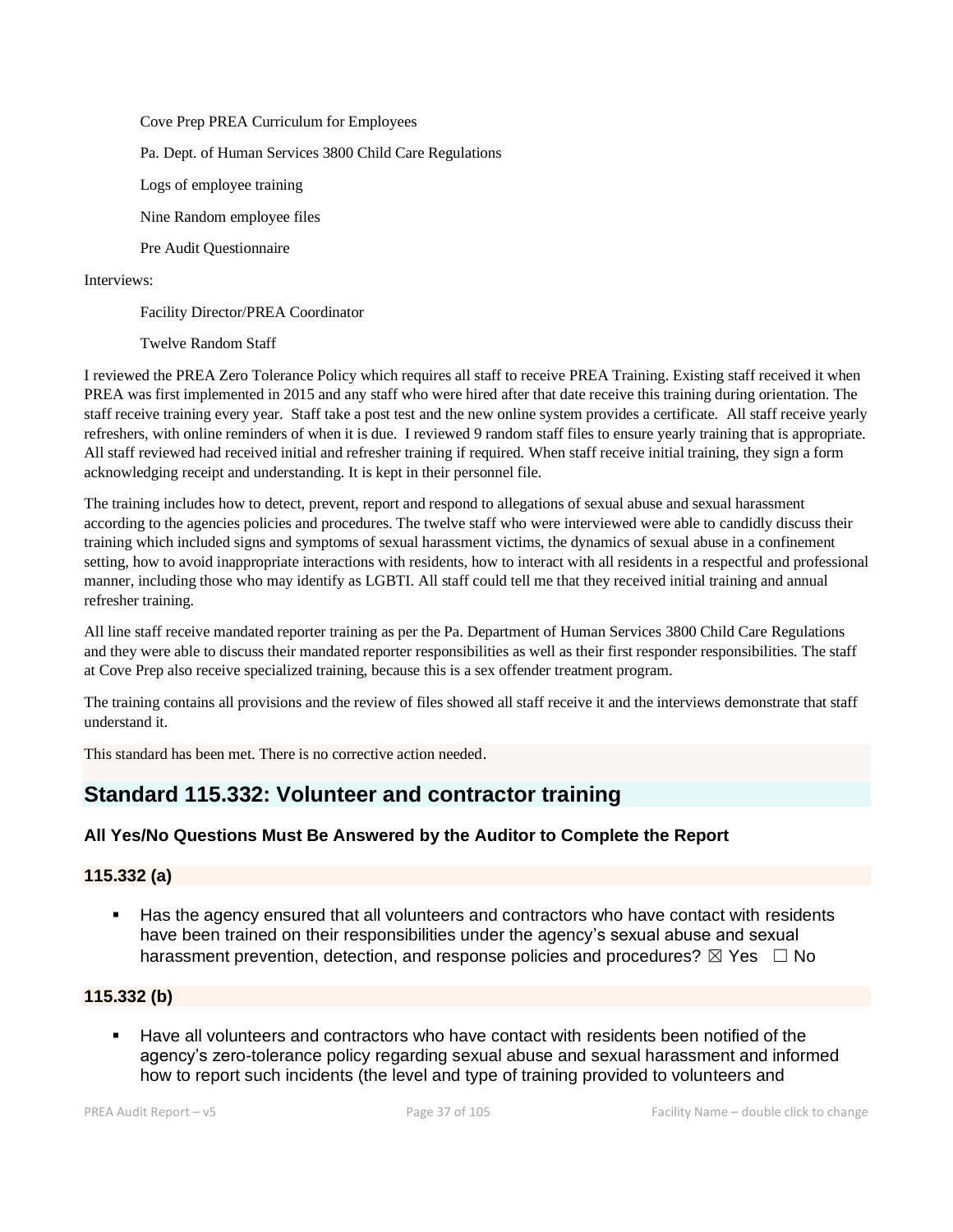Cove Prep PREA Curriculum for Employees

Pa. Dept. of Human Services 3800 Child Care Regulations

Logs of employee training

Nine Random employee files

Pre Audit Questionnaire

Interviews:

Facility Director/PREA Coordinator

Twelve Random Staff

I reviewed the PREA Zero Tolerance Policy which requires all staff to receive PREA Training. Existing staff received it when PREA was first implemented in 2015 and any staff who were hired after that date receive this training during orientation. The staff receive training every year. Staff take a post test and the new online system provides a certificate. All staff receive yearly refreshers, with online reminders of when it is due. I reviewed 9 random staff files to ensure yearly training that is appropriate. All staff reviewed had received initial and refresher training if required. When staff receive initial training, they sign a form acknowledging receipt and understanding. It is kept in their personnel file.

The training includes how to detect, prevent, report and respond to allegations of sexual abuse and sexual harassment according to the agencies policies and procedures. The twelve staff who were interviewed were able to candidly discuss their training which included signs and symptoms of sexual harassment victims, the dynamics of sexual abuse in a confinement setting, how to avoid inappropriate interactions with residents, how to interact with all residents in a respectful and professional manner, including those who may identify as LGBTI. All staff could tell me that they received initial training and annual refresher training.

All line staff receive mandated reporter training as per the Pa. Department of Human Services 3800 Child Care Regulations and they were able to discuss their mandated reporter responsibilities as well as their first responder responsibilities. The staff at Cove Prep also receive specialized training, because this is a sex offender treatment program.

The training contains all provisions and the review of files showed all staff receive it and the interviews demonstrate that staff understand it.

This standard has been met. There is no corrective action needed.

## Standard 115.332: Volunteer and contractor training

### All Yes/No Questions Must Be Answered by the Auditor to Complete the Report

### 115.332 (a)

- Has the agency ensured that all volunteers and contractors who have contact with residents have been trained on their responsibilities under the agency's sexual abuse and sexual harassment prevention, detection, and response policies and procedures? ☒ Yes ☐ No

### 115.332 (b)

- Have all volunteers and contractors who have contact with residents been notified of the agency's zero-tolerance policy regarding sexual abuse and sexual harassment and informed how to report such incidents (the level and type of training provided to volunteers and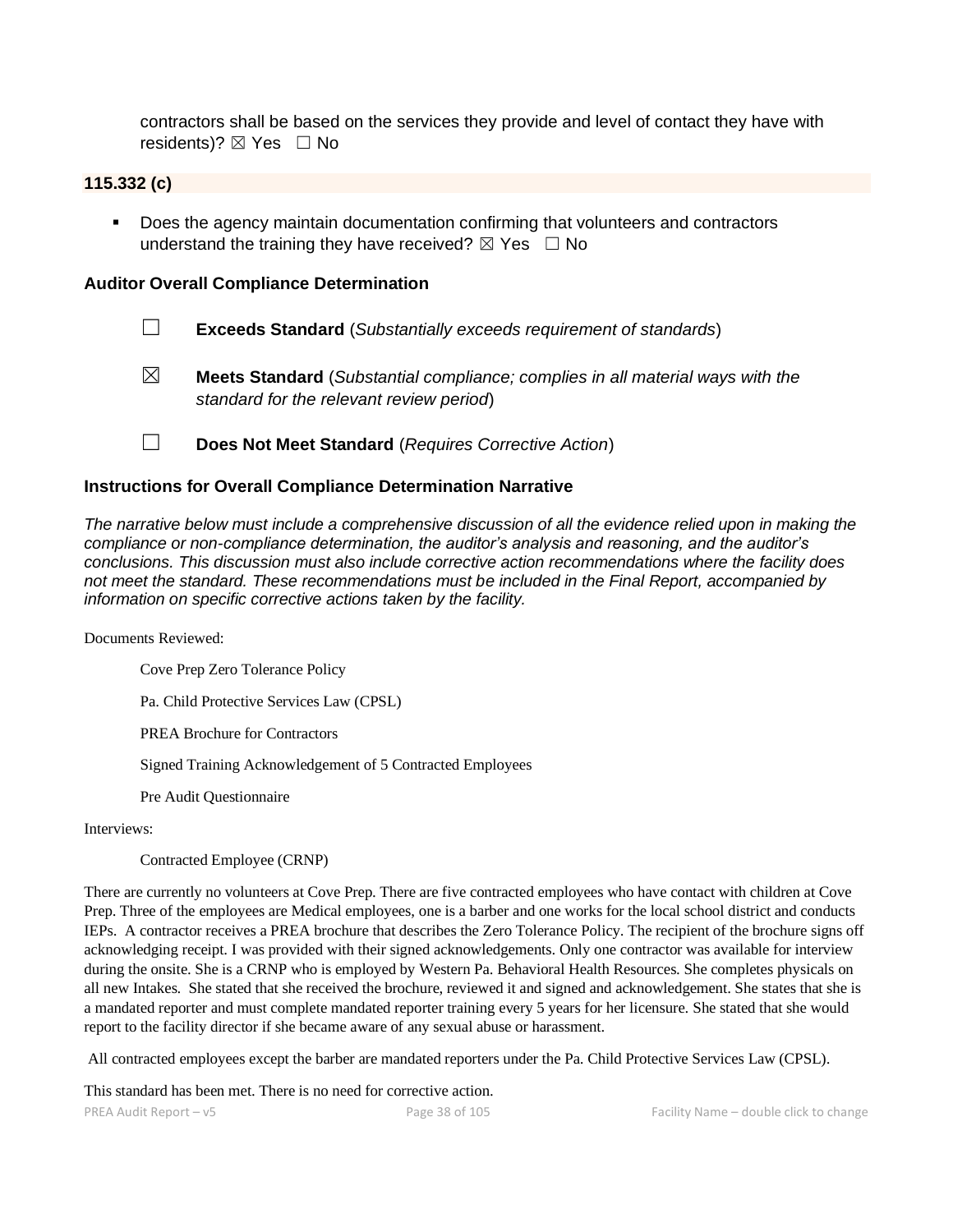contractors shall be based on the services they provide and level of contact they have with residents)? ☒ Yes ☐ No

**115.332 (c)**

- Does the agency maintain documentation confirming that volunteers and contractors understand the training they have received? ☒ Yes ☐ No

**Auditor Overall Compliance Determination**

☐ **Exceeds Standard** (*Substantially exceeds requirement of standards*)

☒ **Meets Standard** (*Substantial compliance; complies in all material ways with the standard for the relevant review period*)

☐ **Does Not Meet Standard** (*Requires Corrective Action*)

**Instructions for Overall Compliance Determination Narrative**

*The narrative below must include a comprehensive discussion of all the evidence relied upon in making the compliance or non-compliance determination, the auditor's analysis and reasoning, and the auditor's conclusions. This discussion must also include corrective action recommendations where the facility does not meet the standard. These recommendations must be included in the Final Report, accompanied by information on specific corrective actions taken by the facility.*

Documents Reviewed:

Cove Prep Zero Tolerance Policy

Pa. Child Protective Services Law (CPSL)

PREA Brochure for Contractors

Signed Training Acknowledgement of 5 Contracted Employees

Pre Audit Questionnaire

Interviews:

Contracted Employee (CRNP)

There are currently no volunteers at Cove Prep. There are five contracted employees who have contact with children at Cove Prep. Three of the employees are Medical employees, one is a barber and one works for the local school district and conducts IEPs. A contractor receives a PREA brochure that describes the Zero Tolerance Policy. The recipient of the brochure signs off acknowledging receipt. I was provided with their signed acknowledgements. Only one contractor was available for interview during the onsite. She is a CRNP who is employed by Western Pa. Behavioral Health Resources. She completes physicals on all new Intakes. She stated that she received the brochure, reviewed it and signed and acknowledgement. She states that she is a mandated reporter and must complete mandated reporter training every 5 years for her licensure. She stated that she would report to the facility director if she became aware of any sexual abuse or harassment.

All contracted employees except the barber are mandated reporters under the Pa. Child Protective Services Law (CPSL).

This standard has been met. There is no need for corrective action.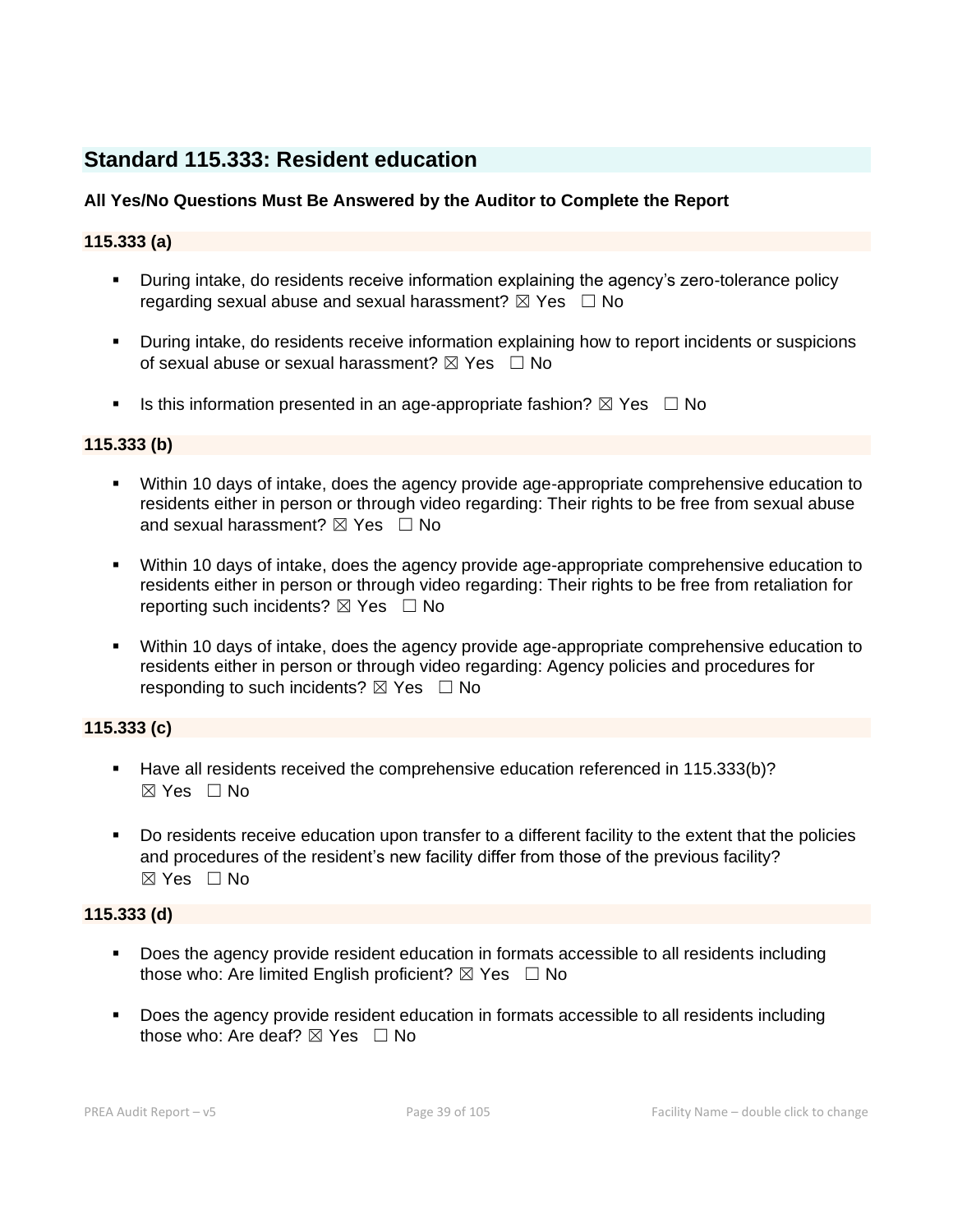## Standard 115.333: Resident education

**All Yes/No Questions Must Be Answered by the Auditor to Complete the Report**

### 115.333 (a)

- During intake, do residents receive information explaining the agency's zero-tolerance policy regarding sexual abuse and sexual harassment? ☒ Yes ☐ No
- During intake, do residents receive information explaining how to report incidents or suspicions of sexual abuse or sexual harassment? ☒ Yes ☐ No
- Is this information presented in an age-appropriate fashion? ☒ Yes ☐ No

### 115.333 (b)

- Within 10 days of intake, does the agency provide age-appropriate comprehensive education to residents either in person or through video regarding: Their rights to be free from sexual abuse and sexual harassment? ☒ Yes ☐ No
- Within 10 days of intake, does the agency provide age-appropriate comprehensive education to residents either in person or through video regarding: Their rights to be free from retaliation for reporting such incidents? ☒ Yes ☐ No
- Within 10 days of intake, does the agency provide age-appropriate comprehensive education to residents either in person or through video regarding: Agency policies and procedures for responding to such incidents? ☒ Yes ☐ No

### 115.333 (c)

- Have all residents received the comprehensive education referenced in 115.333(b)? ☒ Yes ☐ No
- Do residents receive education upon transfer to a different facility to the extent that the policies and procedures of the resident's new facility differ from those of the previous facility? ☒ Yes ☐ No

### 115.333 (d)

- Does the agency provide resident education in formats accessible to all residents including those who: Are limited English proficient? ☒ Yes ☐ No
- Does the agency provide resident education in formats accessible to all residents including those who: Are deaf? ☒ Yes ☐ No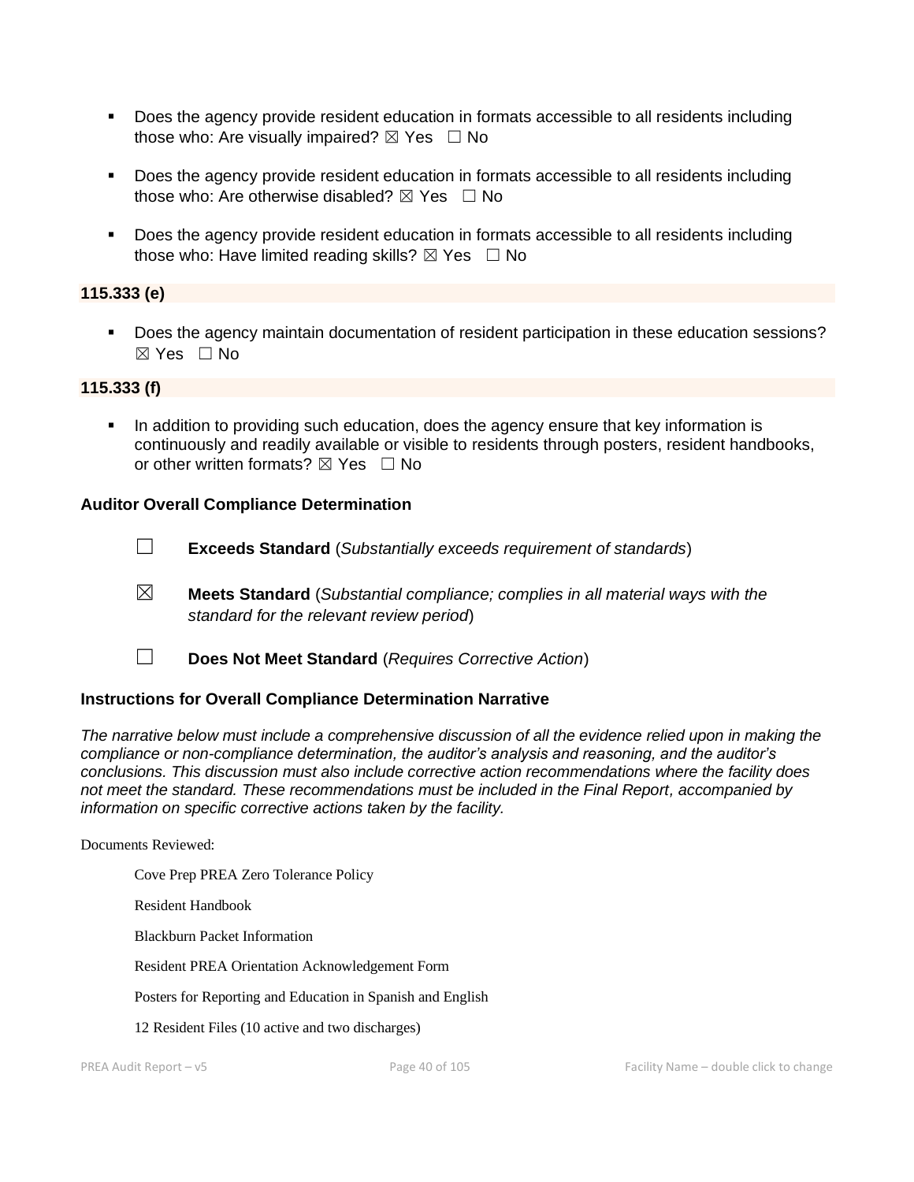- Does the agency provide resident education in formats accessible to all residents including those who: Are visually impaired? ☒ Yes ☐ No

- Does the agency provide resident education in formats accessible to all residents including those who: Are otherwise disabled? ☒ Yes ☐ No

- Does the agency provide resident education in formats accessible to all residents including those who: Have limited reading skills? ☒ Yes ☐ No

**115.333 (e)**

- Does the agency maintain documentation of resident participation in these education sessions? ☒ Yes ☐ No

**115.333 (f)**

- In addition to providing such education, does the agency ensure that key information is continuously and readily available or visible to residents through posters, resident handbooks, or other written formats? ☒ Yes ☐ No

### Auditor Overall Compliance Determination

☐ **Exceeds Standard** (*Substantially exceeds requirement of standards*)

☒ **Meets Standard** (*Substantial compliance; complies in all material ways with the standard for the relevant review period*)

☐ **Does Not Meet Standard** (*Requires Corrective Action*)

### Instructions for Overall Compliance Determination Narrative

*The narrative below must include a comprehensive discussion of all the evidence relied upon in making the compliance or non-compliance determination, the auditor's analysis and reasoning, and the auditor's conclusions. This discussion must also include corrective action recommendations where the facility does not meet the standard. These recommendations must be included in the Final Report, accompanied by information on specific corrective actions taken by the facility.*

Documents Reviewed:

Cove Prep PREA Zero Tolerance Policy

Resident Handbook

Blackburn Packet Information

Resident PREA Orientation Acknowledgement Form

Posters for Reporting and Education in Spanish and English

12 Resident Files (10 active and two discharges)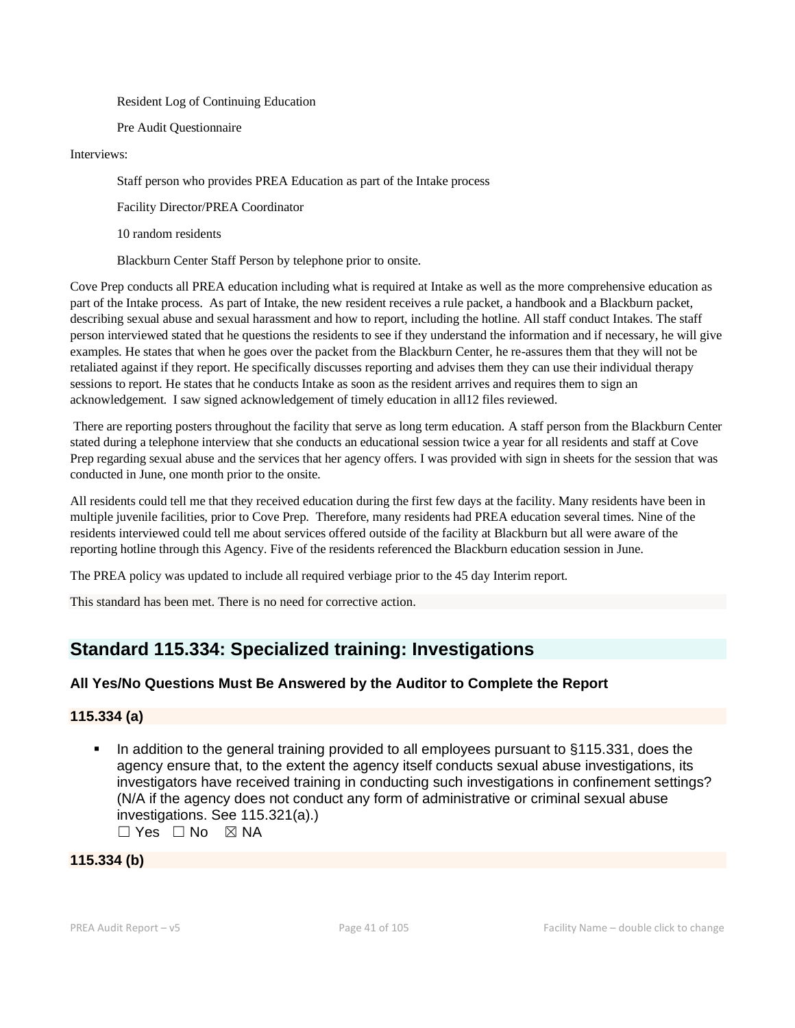Resident Log of Continuing Education

Pre Audit Questionnaire

Interviews:

Staff person who provides PREA Education as part of the Intake process

Facility Director/PREA Coordinator

10 random residents

Blackburn Center Staff Person by telephone prior to onsite.

Cove Prep conducts all PREA education including what is required at Intake as well as the more comprehensive education as part of the Intake process. As part of Intake, the new resident receives a rule packet, a handbook and a Blackburn packet, describing sexual abuse and sexual harassment and how to report, including the hotline. All staff conduct Intakes. The staff person interviewed stated that he questions the residents to see if they understand the information and if necessary, he will give examples. He states that when he goes over the packet from the Blackburn Center, he re-assures them that they will not be retaliated against if they report. He specifically discusses reporting and advises them they can use their individual therapy sessions to report. He states that he conducts Intake as soon as the resident arrives and requires them to sign an acknowledgement. I saw signed acknowledgement of timely education in all12 files reviewed.

There are reporting posters throughout the facility that serve as long term education. A staff person from the Blackburn Center stated during a telephone interview that she conducts an educational session twice a year for all residents and staff at Cove Prep regarding sexual abuse and the services that her agency offers. I was provided with sign in sheets for the session that was conducted in June, one month prior to the onsite.

All residents could tell me that they received education during the first few days at the facility. Many residents have been in multiple juvenile facilities, prior to Cove Prep. Therefore, many residents had PREA education several times. Nine of the residents interviewed could tell me about services offered outside of the facility at Blackburn but all were aware of the reporting hotline through this Agency. Five of the residents referenced the Blackburn education session in June.

The PREA policy was updated to include all required verbiage prior to the 45 day Interim report.

This standard has been met. There is no need for corrective action.

## Standard 115.334: Specialized training: Investigations

### All Yes/No Questions Must Be Answered by the Auditor to Complete the Report

### 115.334 (a)

- In addition to the general training provided to all employees pursuant to §115.331, does the agency ensure that, to the extent the agency itself conducts sexual abuse investigations, its investigators have received training in conducting such investigations in confinement settings? (N/A if the agency does not conduct any form of administrative or criminal sexual abuse investigations. See 115.321(a).)
  ☐ Yes ☐ No ☒ NA

### 115.334 (b)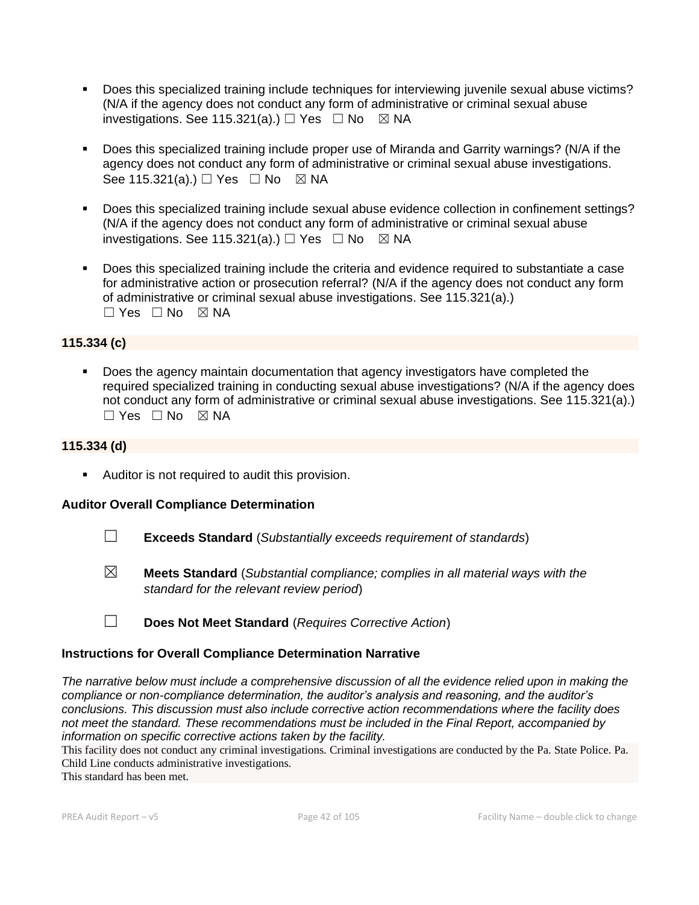- Does this specialized training include techniques for interviewing juvenile sexual abuse victims? (N/A if the agency does not conduct any form of administrative or criminal sexual abuse investigations. See 115.321(a).) ☐ Yes ☐ No ☒ NA

- Does this specialized training include proper use of Miranda and Garrity warnings? (N/A if the agency does not conduct any form of administrative or criminal sexual abuse investigations. See 115.321(a).) ☐ Yes ☐ No ☒ NA

- Does this specialized training include sexual abuse evidence collection in confinement settings? (N/A if the agency does not conduct any form of administrative or criminal sexual abuse investigations. See 115.321(a).) ☐ Yes ☐ No ☒ NA

- Does this specialized training include the criteria and evidence required to substantiate a case for administrative action or prosecution referral? (N/A if the agency does not conduct any form of administrative or criminal sexual abuse investigations. See 115.321(a).) ☐ Yes ☐ No ☒ NA

**115.334 (c)**

- Does the agency maintain documentation that agency investigators have completed the required specialized training in conducting sexual abuse investigations? (N/A if the agency does not conduct any form of administrative or criminal sexual abuse investigations. See 115.321(a).) ☐ Yes ☐ No ☒ NA

**115.334 (d)**

- Auditor is not required to audit this provision.

**Auditor Overall Compliance Determination**

☐ **Exceeds Standard** (*Substantially exceeds requirement of standards*)

☒ **Meets Standard** (*Substantial compliance; complies in all material ways with the standard for the relevant review period*)

☐ **Does Not Meet Standard** (*Requires Corrective Action*)

**Instructions for Overall Compliance Determination Narrative**

*The narrative below must include a comprehensive discussion of all the evidence relied upon in making the compliance or non-compliance determination, the auditor's analysis and reasoning, and the auditor's conclusions. This discussion must also include corrective action recommendations where the facility does not meet the standard. These recommendations must be included in the Final Report, accompanied by information on specific corrective actions taken by the facility.*

This facility does not conduct any criminal investigations. Criminal investigations are conducted by the Pa. State Police. Pa. Child Line conducts administrative investigations.
This standard has been met.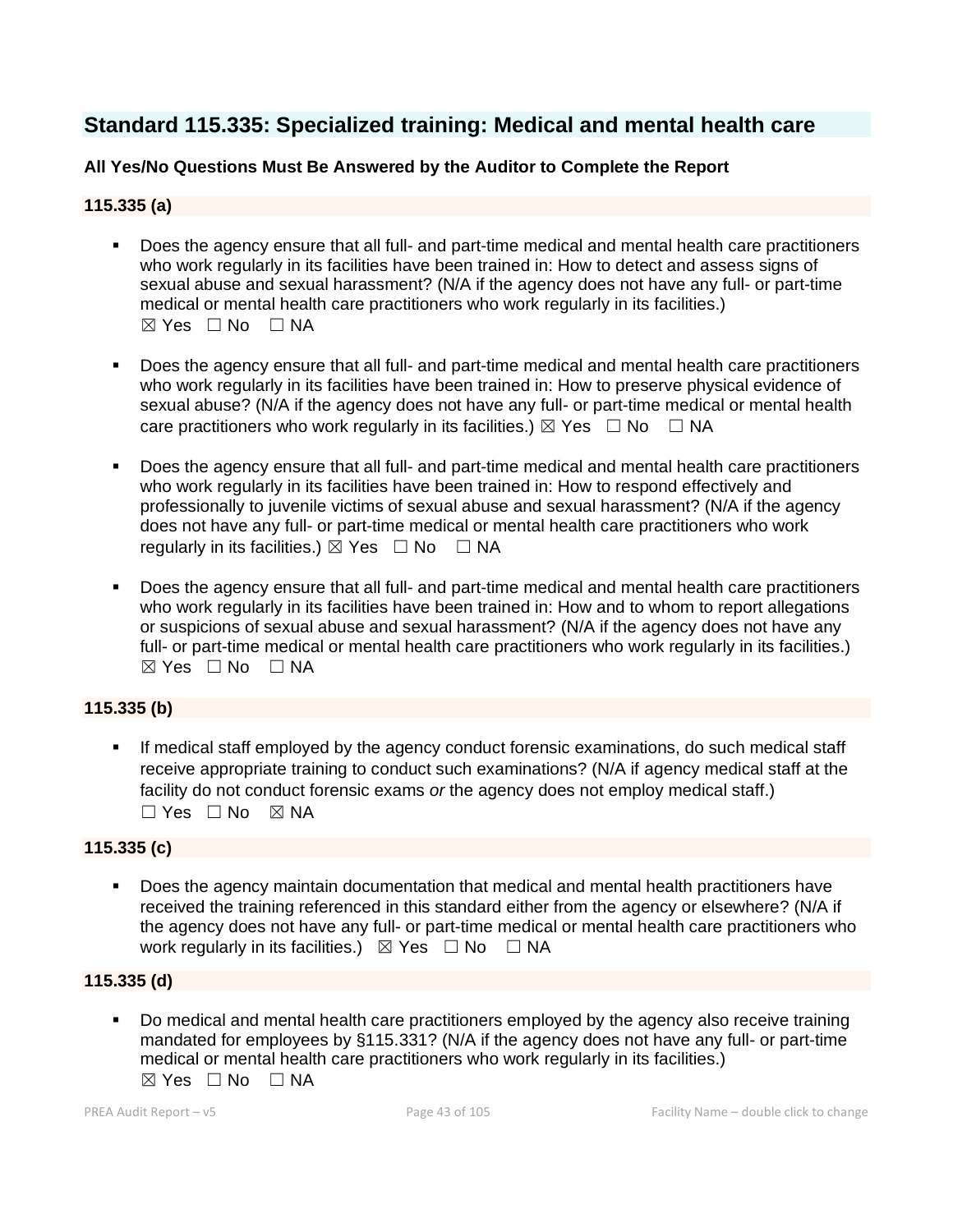## Standard 115.335: Specialized training: Medical and mental health care

**All Yes/No Questions Must Be Answered by the Auditor to Complete the Report**

### 115.335 (a)

- Does the agency ensure that all full- and part-time medical and mental health care practitioners who work regularly in its facilities have been trained in: How to detect and assess signs of sexual abuse and sexual harassment? (N/A if the agency does not have any full- or part-time medical or mental health care practitioners who work regularly in its facilities.)
  ☒ Yes ☐ No ☐ NA

- Does the agency ensure that all full- and part-time medical and mental health care practitioners who work regularly in its facilities have been trained in: How to preserve physical evidence of sexual abuse? (N/A if the agency does not have any full- or part-time medical or mental health care practitioners who work regularly in its facilities.) ☒ Yes ☐ No ☐ NA

- Does the agency ensure that all full- and part-time medical and mental health care practitioners who work regularly in its facilities have been trained in: How to respond effectively and professionally to juvenile victims of sexual abuse and sexual harassment? (N/A if the agency does not have any full- or part-time medical or mental health care practitioners who work regularly in its facilities.) ☒ Yes ☐ No ☐ NA

- Does the agency ensure that all full- and part-time medical and mental health care practitioners who work regularly in its facilities have been trained in: How and to whom to report allegations or suspicions of sexual abuse and sexual harassment? (N/A if the agency does not have any full- or part-time medical or mental health care practitioners who work regularly in its facilities.)
  ☒ Yes ☐ No ☐ NA

### 115.335 (b)

- If medical staff employed by the agency conduct forensic examinations, do such medical staff receive appropriate training to conduct such examinations? (N/A if agency medical staff at the facility do not conduct forensic exams *or* the agency does not employ medical staff.)
  ☐ Yes ☐ No ☒ NA

### 115.335 (c)

- Does the agency maintain documentation that medical and mental health practitioners have received the training referenced in this standard either from the agency or elsewhere? (N/A if the agency does not have any full- or part-time medical or mental health care practitioners who work regularly in its facilities.) ☒ Yes ☐ No ☐ NA

### 115.335 (d)

- Do medical and mental health care practitioners employed by the agency also receive training mandated for employees by §115.331? (N/A if the agency does not have any full- or part-time medical or mental health care practitioners who work regularly in its facilities.)
  ☒ Yes ☐ No ☐ NA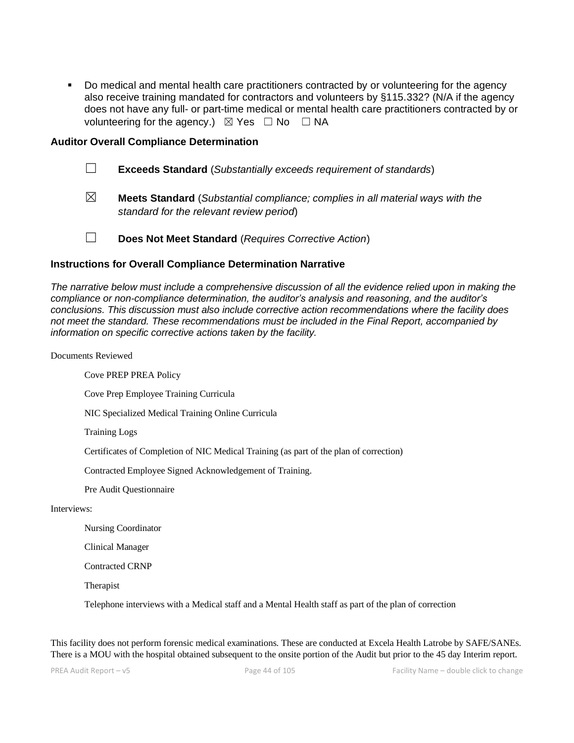- Do medical and mental health care practitioners contracted by or volunteering for the agency also receive training mandated for contractors and volunteers by §115.332? (N/A if the agency does not have any full- or part-time medical or mental health care practitioners contracted by or volunteering for the agency.) ☒ Yes ☐ No ☐ NA

### Auditor Overall Compliance Determination

☐ **Exceeds Standard** (*Substantially exceeds requirement of standards*)

☒ **Meets Standard** (*Substantial compliance; complies in all material ways with the standard for the relevant review period*)

☐ **Does Not Meet Standard** (*Requires Corrective Action*)

### Instructions for Overall Compliance Determination Narrative

*The narrative below must include a comprehensive discussion of all the evidence relied upon in making the compliance or non-compliance determination, the auditor's analysis and reasoning, and the auditor's conclusions. This discussion must also include corrective action recommendations where the facility does not meet the standard. These recommendations must be included in the Final Report, accompanied by information on specific corrective actions taken by the facility.*

Documents Reviewed

Cove PREP PREA Policy

Cove Prep Employee Training Curricula

NIC Specialized Medical Training Online Curricula

Training Logs

Certificates of Completion of NIC Medical Training (as part of the plan of correction)

Contracted Employee Signed Acknowledgement of Training.

Pre Audit Questionnaire

Interviews:

Nursing Coordinator

Clinical Manager

Contracted CRNP

Therapist

Telephone interviews with a Medical staff and a Mental Health staff as part of the plan of correction

This facility does not perform forensic medical examinations. These are conducted at Excela Health Latrobe by SAFE/SANEs. There is a MOU with the hospital obtained subsequent to the onsite portion of the Audit but prior to the 45 day Interim report.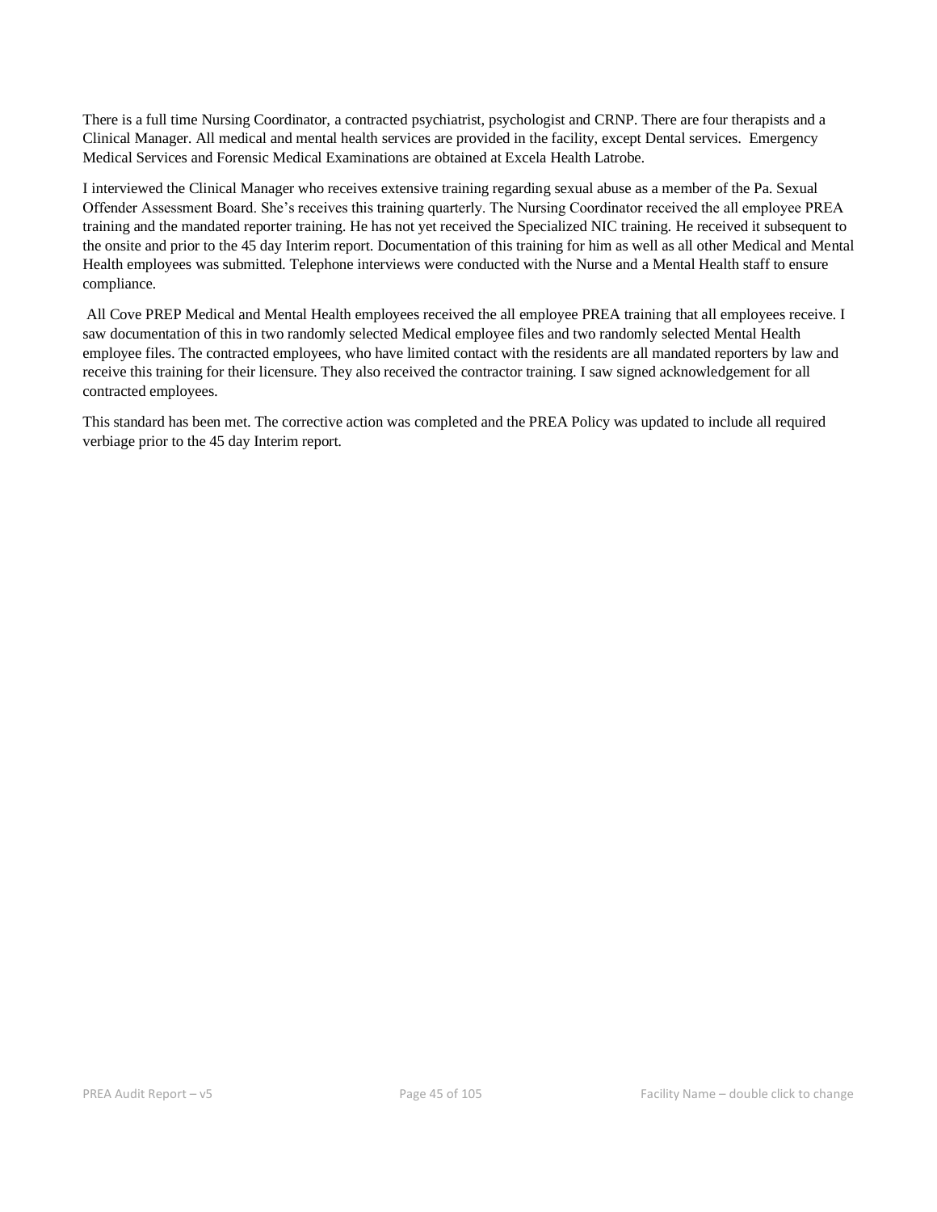There is a full time Nursing Coordinator, a contracted psychiatrist, psychologist and CRNP. There are four therapists and a Clinical Manager. All medical and mental health services are provided in the facility, except Dental services. Emergency Medical Services and Forensic Medical Examinations are obtained at Excela Health Latrobe.

I interviewed the Clinical Manager who receives extensive training regarding sexual abuse as a member of the Pa. Sexual Offender Assessment Board. She's receives this training quarterly. The Nursing Coordinator received the all employee PREA training and the mandated reporter training. He has not yet received the Specialized NIC training. He received it subsequent to the onsite and prior to the 45 day Interim report. Documentation of this training for him as well as all other Medical and Mental Health employees was submitted. Telephone interviews were conducted with the Nurse and a Mental Health staff to ensure compliance.

All Cove PREP Medical and Mental Health employees received the all employee PREA training that all employees receive. I saw documentation of this in two randomly selected Medical employee files and two randomly selected Mental Health employee files. The contracted employees, who have limited contact with the residents are all mandated reporters by law and receive this training for their licensure. They also received the contractor training. I saw signed acknowledgement for all contracted employees.

This standard has been met. The corrective action was completed and the PREA Policy was updated to include all required verbiage prior to the 45 day Interim report.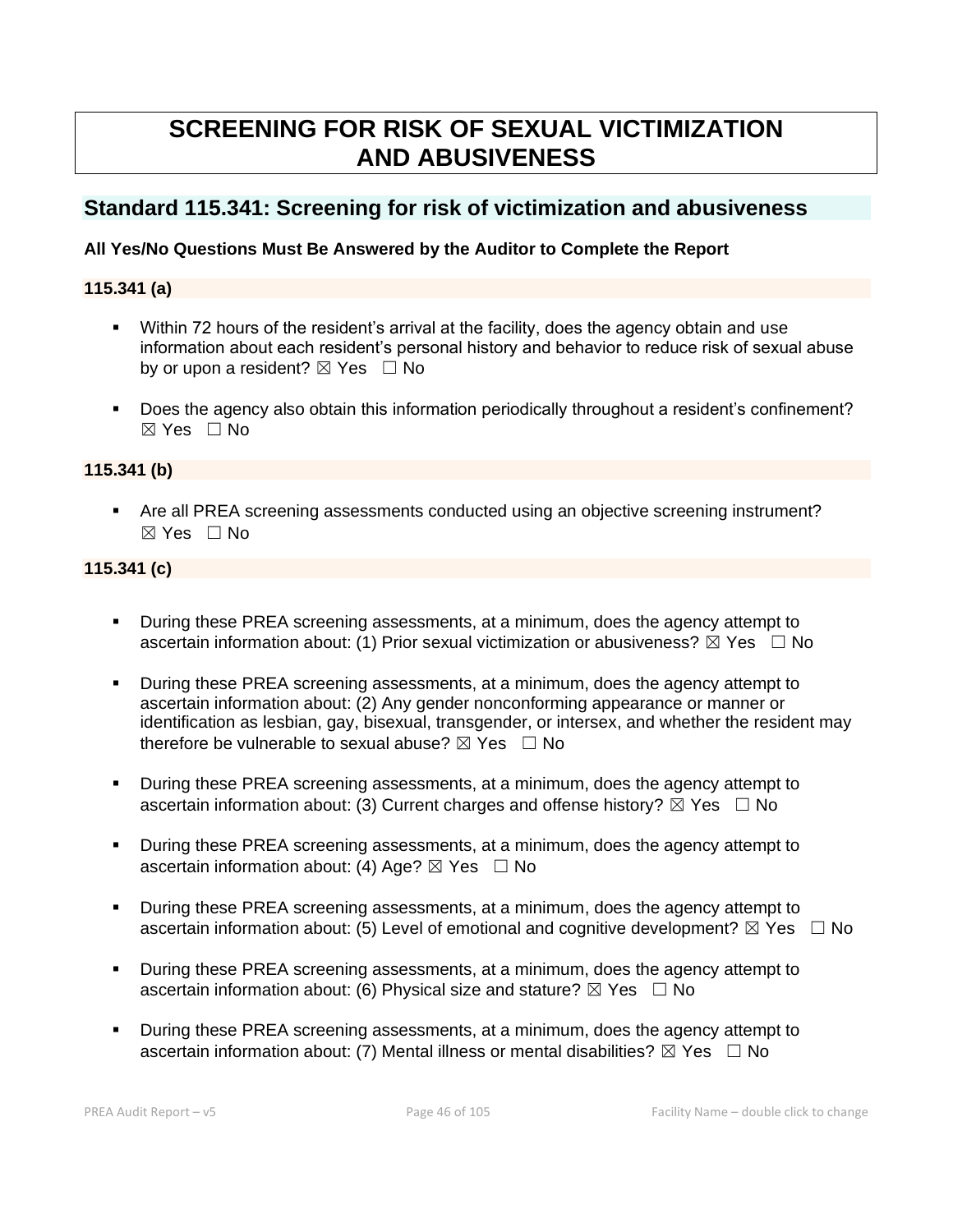# SCREENING FOR RISK OF SEXUAL VICTIMIZATION AND ABUSIVENESS

## Standard 115.341: Screening for risk of victimization and abusiveness

**All Yes/No Questions Must Be Answered by the Auditor to Complete the Report**

### 115.341 (a)

- Within 72 hours of the resident's arrival at the facility, does the agency obtain and use information about each resident's personal history and behavior to reduce risk of sexual abuse by or upon a resident? ☒ Yes ☐ No

- Does the agency also obtain this information periodically throughout a resident's confinement? ☒ Yes ☐ No

### 115.341 (b)

- Are all PREA screening assessments conducted using an objective screening instrument? ☒ Yes ☐ No

### 115.341 (c)

- During these PREA screening assessments, at a minimum, does the agency attempt to ascertain information about: (1) Prior sexual victimization or abusiveness? ☒ Yes ☐ No

- During these PREA screening assessments, at a minimum, does the agency attempt to ascertain information about: (2) Any gender nonconforming appearance or manner or identification as lesbian, gay, bisexual, transgender, or intersex, and whether the resident may therefore be vulnerable to sexual abuse? ☒ Yes ☐ No

- During these PREA screening assessments, at a minimum, does the agency attempt to ascertain information about: (3) Current charges and offense history? ☒ Yes ☐ No

- During these PREA screening assessments, at a minimum, does the agency attempt to ascertain information about: (4) Age? ☒ Yes ☐ No

- During these PREA screening assessments, at a minimum, does the agency attempt to ascertain information about: (5) Level of emotional and cognitive development? ☒ Yes ☐ No

- During these PREA screening assessments, at a minimum, does the agency attempt to ascertain information about: (6) Physical size and stature? ☒ Yes ☐ No

- During these PREA screening assessments, at a minimum, does the agency attempt to ascertain information about: (7) Mental illness or mental disabilities? ☒ Yes ☐ No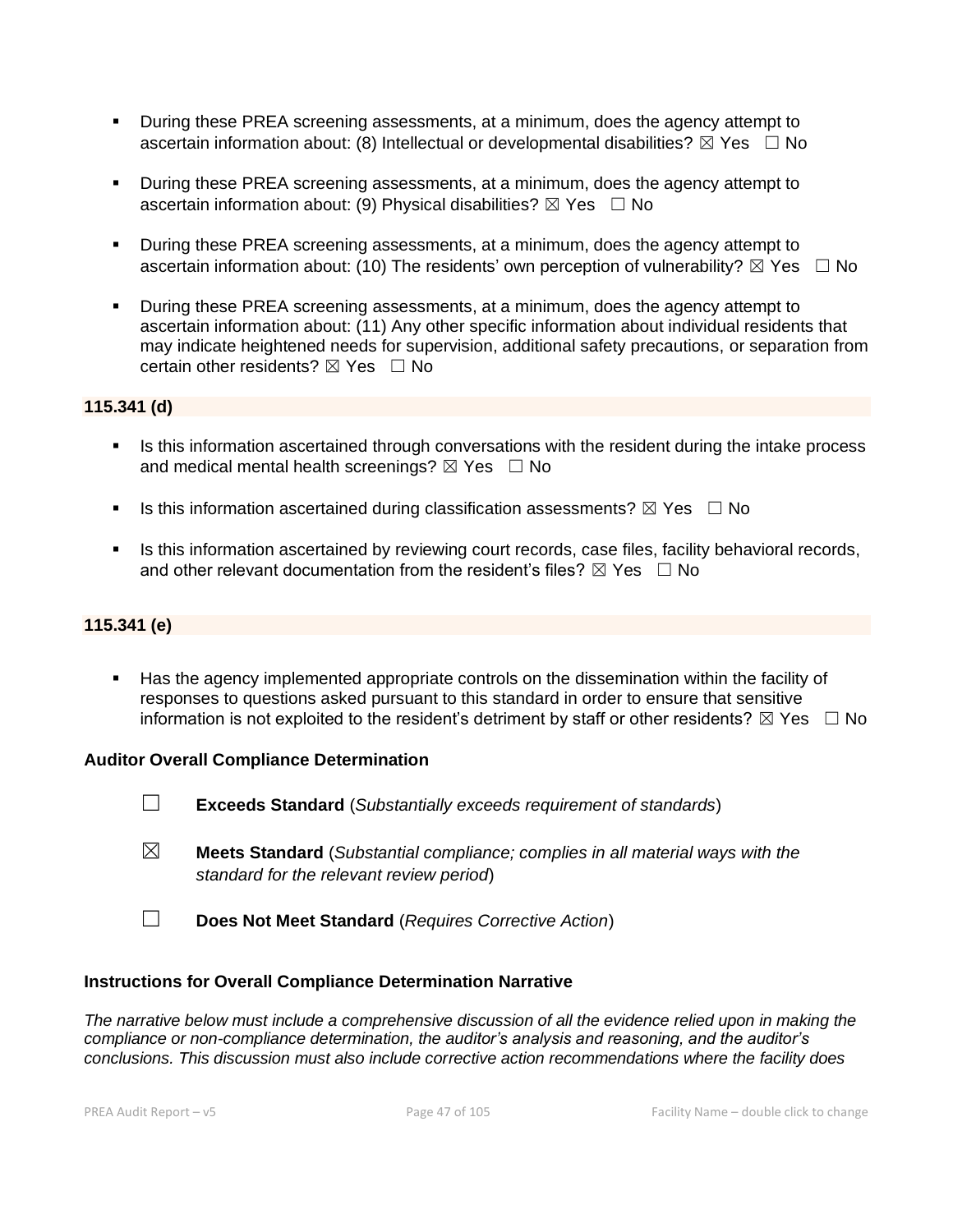- During these PREA screening assessments, at a minimum, does the agency attempt to ascertain information about: (8) Intellectual or developmental disabilities? ☒ Yes ☐ No

- During these PREA screening assessments, at a minimum, does the agency attempt to ascertain information about: (9) Physical disabilities? ☒ Yes ☐ No

- During these PREA screening assessments, at a minimum, does the agency attempt to ascertain information about: (10) The residents' own perception of vulnerability? ☒ Yes ☐ No

- During these PREA screening assessments, at a minimum, does the agency attempt to ascertain information about: (11) Any other specific information about individual residents that may indicate heightened needs for supervision, additional safety precautions, or separation from certain other residents? ☒ Yes ☐ No

**115.341 (d)**

- Is this information ascertained through conversations with the resident during the intake process and medical mental health screenings? ☒ Yes ☐ No

- Is this information ascertained during classification assessments? ☒ Yes ☐ No

- Is this information ascertained by reviewing court records, case files, facility behavioral records, and other relevant documentation from the resident's files? ☒ Yes ☐ No

**115.341 (e)**

- Has the agency implemented appropriate controls on the dissemination within the facility of responses to questions asked pursuant to this standard in order to ensure that sensitive information is not exploited to the resident's detriment by staff or other residents? ☒ Yes ☐ No

**Auditor Overall Compliance Determination**

☐ **Exceeds Standard** (*Substantially exceeds requirement of standards*)

☒ **Meets Standard** (*Substantial compliance; complies in all material ways with the standard for the relevant review period*)

☐ **Does Not Meet Standard** (*Requires Corrective Action*)

**Instructions for Overall Compliance Determination Narrative**

*The narrative below must include a comprehensive discussion of all the evidence relied upon in making the compliance or non-compliance determination, the auditor's analysis and reasoning, and the auditor's conclusions. This discussion must also include corrective action recommendations where the facility does*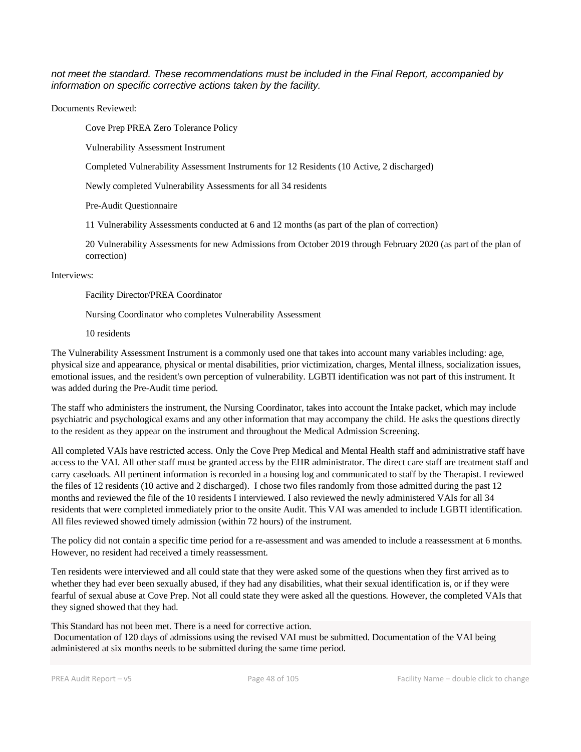*not meet the standard. These recommendations must be included in the Final Report, accompanied by information on specific corrective actions taken by the facility.*

Documents Reviewed:

Cove Prep PREA Zero Tolerance Policy

Vulnerability Assessment Instrument

Completed Vulnerability Assessment Instruments for 12 Residents (10 Active, 2 discharged)

Newly completed Vulnerability Assessments for all 34 residents

Pre-Audit Questionnaire

11 Vulnerability Assessments conducted at 6 and 12 months (as part of the plan of correction)

20 Vulnerability Assessments for new Admissions from October 2019 through February 2020 (as part of the plan of correction)

Interviews:

Facility Director/PREA Coordinator

Nursing Coordinator who completes Vulnerability Assessment

10 residents

The Vulnerability Assessment Instrument is a commonly used one that takes into account many variables including: age, physical size and appearance, physical or mental disabilities, prior victimization, charges, Mental illness, socialization issues, emotional issues, and the resident's own perception of vulnerability. LGBTI identification was not part of this instrument. It was added during the Pre-Audit time period.

The staff who administers the instrument, the Nursing Coordinator, takes into account the Intake packet, which may include psychiatric and psychological exams and any other information that may accompany the child. He asks the questions directly to the resident as they appear on the instrument and throughout the Medical Admission Screening.

All completed VAIs have restricted access. Only the Cove Prep Medical and Mental Health staff and administrative staff have access to the VAI. All other staff must be granted access by the EHR administrator. The direct care staff are treatment staff and carry caseloads. All pertinent information is recorded in a housing log and communicated to staff by the Therapist. I reviewed the files of 12 residents (10 active and 2 discharged). I chose two files randomly from those admitted during the past 12 months and reviewed the file of the 10 residents I interviewed. I also reviewed the newly administered VAIs for all 34 residents that were completed immediately prior to the onsite Audit. This VAI was amended to include LGBTI identification. All files reviewed showed timely admission (within 72 hours) of the instrument.

The policy did not contain a specific time period for a re-assessment and was amended to include a reassessment at 6 months. However, no resident had received a timely reassessment.

Ten residents were interviewed and all could state that they were asked some of the questions when they first arrived as to whether they had ever been sexually abused, if they had any disabilities, what their sexual identification is, or if they were fearful of sexual abuse at Cove Prep. Not all could state they were asked all the questions. However, the completed VAIs that they signed showed that they had.

This Standard has not been met. There is a need for corrective action.
Documentation of 120 days of admissions using the revised VAI must be submitted. Documentation of the VAI being administered at six months needs to be submitted during the same time period.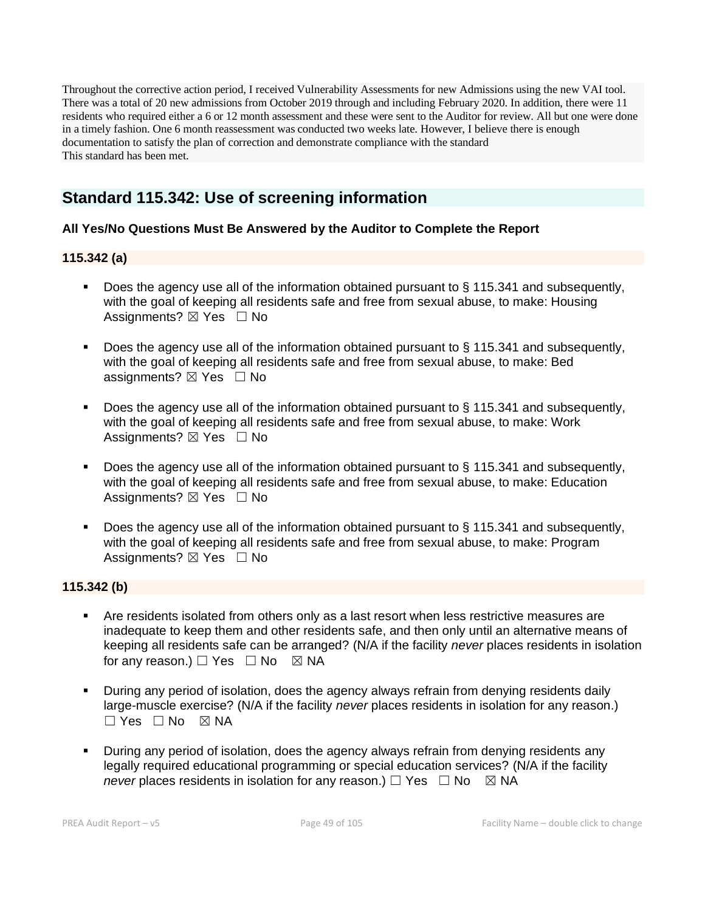Throughout the corrective action period, I received Vulnerability Assessments for new Admissions using the new VAI tool. There was a total of 20 new admissions from October 2019 through and including February 2020. In addition, there were 11 residents who required either a 6 or 12 month assessment and these were sent to the Auditor for review. All but one were done in a timely fashion. One 6 month reassessment was conducted two weeks late. However, I believe there is enough documentation to satisfy the plan of correction and demonstrate compliance with the standard
This standard has been met.

## Standard 115.342: Use of screening information

**All Yes/No Questions Must Be Answered by the Auditor to Complete the Report**

**115.342 (a)**

- Does the agency use all of the information obtained pursuant to § 115.341 and subsequently, with the goal of keeping all residents safe and free from sexual abuse, to make: Housing Assignments? ☒ Yes ☐ No
- Does the agency use all of the information obtained pursuant to § 115.341 and subsequently, with the goal of keeping all residents safe and free from sexual abuse, to make: Bed assignments? ☒ Yes ☐ No
- Does the agency use all of the information obtained pursuant to § 115.341 and subsequently, with the goal of keeping all residents safe and free from sexual abuse, to make: Work Assignments? ☒ Yes ☐ No
- Does the agency use all of the information obtained pursuant to § 115.341 and subsequently, with the goal of keeping all residents safe and free from sexual abuse, to make: Education Assignments? ☒ Yes ☐ No
- Does the agency use all of the information obtained pursuant to § 115.341 and subsequently, with the goal of keeping all residents safe and free from sexual abuse, to make: Program Assignments? ☒ Yes ☐ No

**115.342 (b)**

- Are residents isolated from others only as a last resort when less restrictive measures are inadequate to keep them and other residents safe, and then only until an alternative means of keeping all residents safe can be arranged? (N/A if the facility *never* places residents in isolation for any reason.) ☐ Yes ☐ No ☒ NA
- During any period of isolation, does the agency always refrain from denying residents daily large-muscle exercise? (N/A if the facility *never* places residents in isolation for any reason.) ☐ Yes ☐ No ☒ NA
- During any period of isolation, does the agency always refrain from denying residents any legally required educational programming or special education services? (N/A if the facility *never* places residents in isolation for any reason.) ☐ Yes ☐ No ☒ NA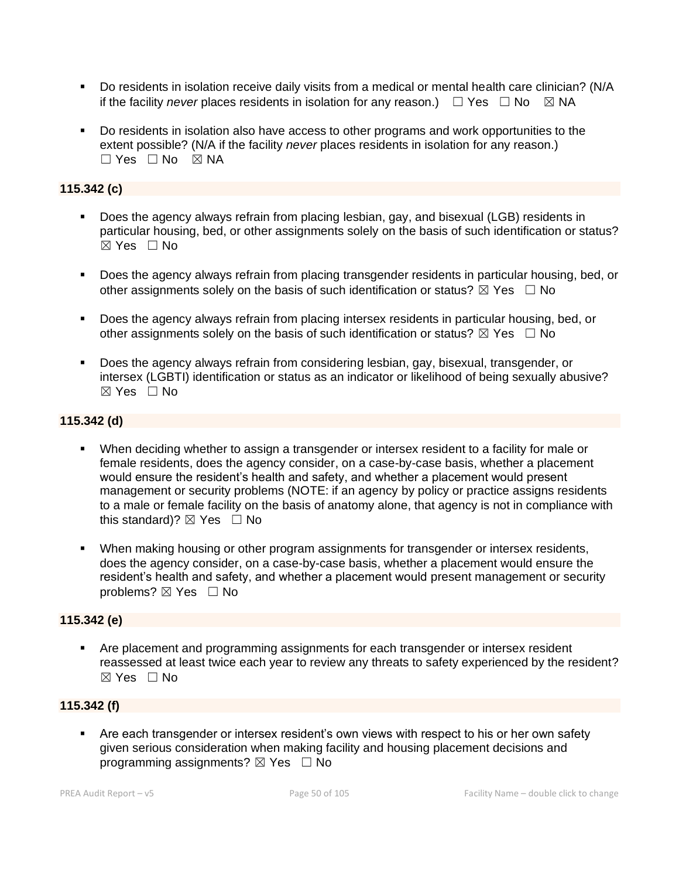- Do residents in isolation receive daily visits from a medical or mental health care clinician? (N/A if the facility *never* places residents in isolation for any reason.) ☐ Yes ☐ No ☒ NA

- Do residents in isolation also have access to other programs and work opportunities to the extent possible? (N/A if the facility *never* places residents in isolation for any reason.) ☐ Yes ☐ No ☒ NA

**115.342 (c)**

- Does the agency always refrain from placing lesbian, gay, and bisexual (LGB) residents in particular housing, bed, or other assignments solely on the basis of such identification or status? ☒ Yes ☐ No

- Does the agency always refrain from placing transgender residents in particular housing, bed, or other assignments solely on the basis of such identification or status? ☒ Yes ☐ No

- Does the agency always refrain from placing intersex residents in particular housing, bed, or other assignments solely on the basis of such identification or status? ☒ Yes ☐ No

- Does the agency always refrain from considering lesbian, gay, bisexual, transgender, or intersex (LGBTI) identification or status as an indicator or likelihood of being sexually abusive? ☒ Yes ☐ No

**115.342 (d)**

- When deciding whether to assign a transgender or intersex resident to a facility for male or female residents, does the agency consider, on a case-by-case basis, whether a placement would ensure the resident's health and safety, and whether a placement would present management or security problems (NOTE: if an agency by policy or practice assigns residents to a male or female facility on the basis of anatomy alone, that agency is not in compliance with this standard)? ☒ Yes ☐ No

- When making housing or other program assignments for transgender or intersex residents, does the agency consider, on a case-by-case basis, whether a placement would ensure the resident's health and safety, and whether a placement would present management or security problems? ☒ Yes ☐ No

**115.342 (e)**

- Are placement and programming assignments for each transgender or intersex resident reassessed at least twice each year to review any threats to safety experienced by the resident? ☒ Yes ☐ No

**115.342 (f)**

- Are each transgender or intersex resident's own views with respect to his or her own safety given serious consideration when making facility and housing placement decisions and programming assignments? ☒ Yes ☐ No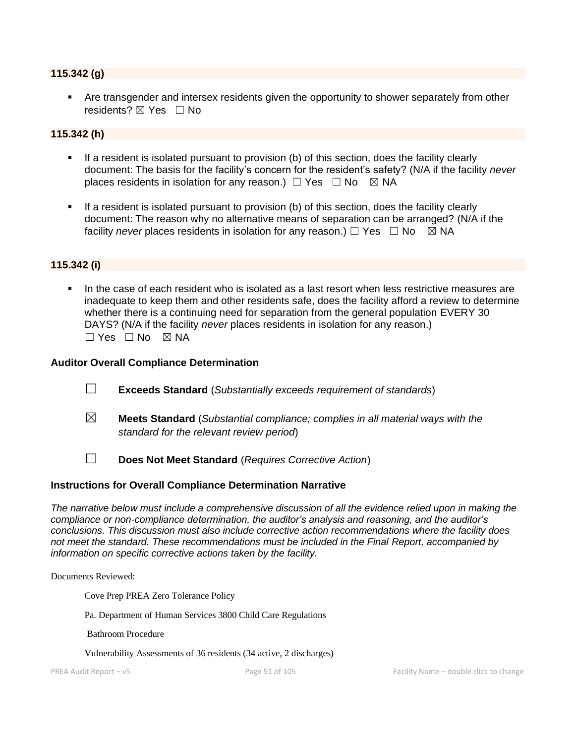### 115.342 (g)

- Are transgender and intersex residents given the opportunity to shower separately from other residents? ☒ Yes ☐ No

### 115.342 (h)

- If a resident is isolated pursuant to provision (b) of this section, does the facility clearly document: The basis for the facility's concern for the resident's safety? (N/A if the facility *never* places residents in isolation for any reason.) ☐ Yes ☐ No ☒ NA

- If a resident is isolated pursuant to provision (b) of this section, does the facility clearly document: The reason why no alternative means of separation can be arranged? (N/A if the facility *never* places residents in isolation for any reason.) ☐ Yes ☐ No ☒ NA

### 115.342 (i)

- In the case of each resident who is isolated as a last resort when less restrictive measures are inadequate to keep them and other residents safe, does the facility afford a review to determine whether there is a continuing need for separation from the general population EVERY 30 DAYS? (N/A if the facility *never* places residents in isolation for any reason.) ☐ Yes ☐ No ☒ NA

**Auditor Overall Compliance Determination**

☐ **Exceeds Standard** (*Substantially exceeds requirement of standards*)

☒ **Meets Standard** (*Substantial compliance; complies in all material ways with the standard for the relevant review period*)

☐ **Does Not Meet Standard** (*Requires Corrective Action*)

**Instructions for Overall Compliance Determination Narrative**

*The narrative below must include a comprehensive discussion of all the evidence relied upon in making the compliance or non-compliance determination, the auditor's analysis and reasoning, and the auditor's conclusions. This discussion must also include corrective action recommendations where the facility does not meet the standard. These recommendations must be included in the Final Report, accompanied by information on specific corrective actions taken by the facility.*

Documents Reviewed:

Cove Prep PREA Zero Tolerance Policy

Pa. Department of Human Services 3800 Child Care Regulations

Bathroom Procedure

Vulnerability Assessments of 36 residents (34 active, 2 discharges)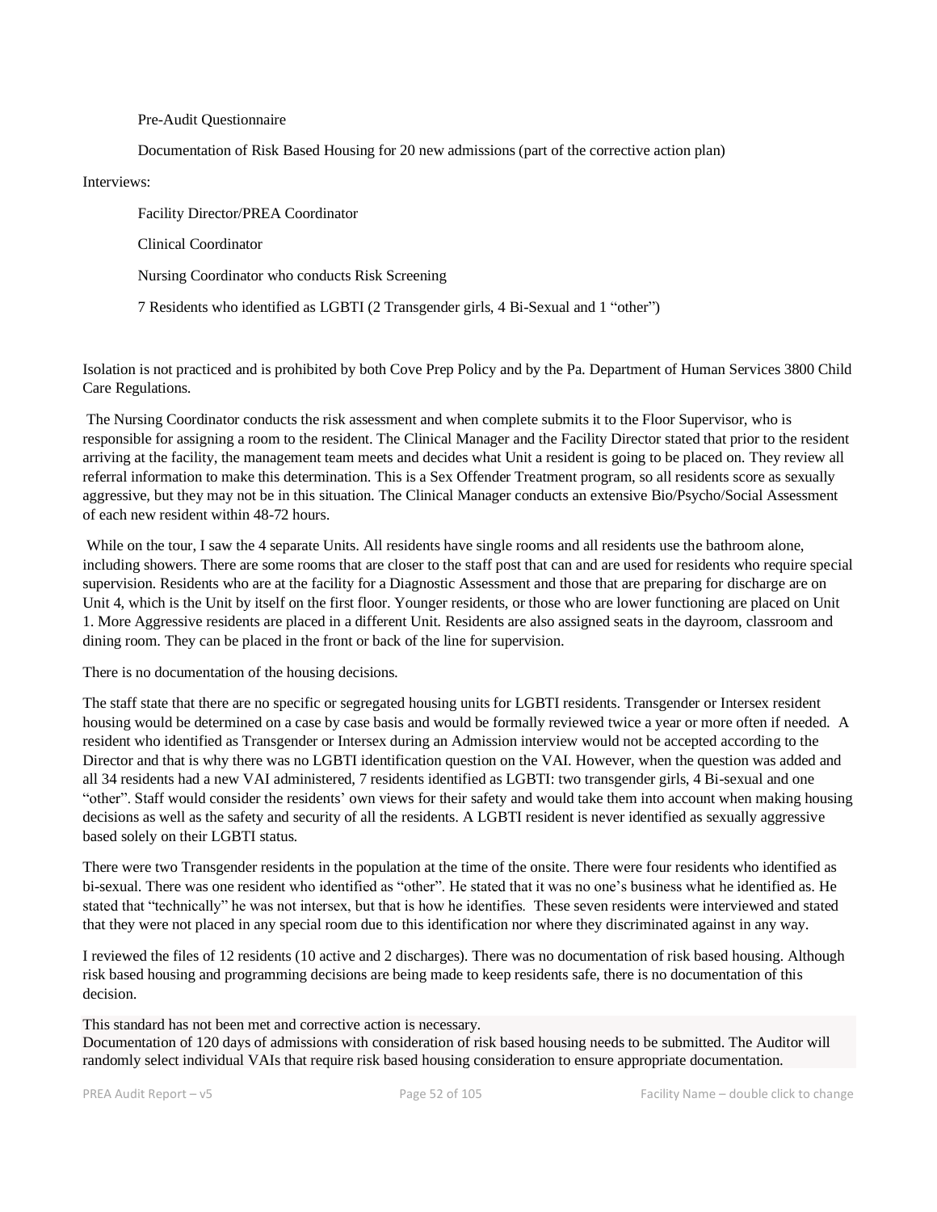Pre-Audit Questionnaire

Documentation of Risk Based Housing for 20 new admissions (part of the corrective action plan)

Interviews:

Facility Director/PREA Coordinator

Clinical Coordinator

Nursing Coordinator who conducts Risk Screening

7 Residents who identified as LGBTI (2 Transgender girls, 4 Bi-Sexual and 1 "other")

Isolation is not practiced and is prohibited by both Cove Prep Policy and by the Pa. Department of Human Services 3800 Child Care Regulations.

The Nursing Coordinator conducts the risk assessment and when complete submits it to the Floor Supervisor, who is responsible for assigning a room to the resident. The Clinical Manager and the Facility Director stated that prior to the resident arriving at the facility, the management team meets and decides what Unit a resident is going to be placed on. They review all referral information to make this determination. This is a Sex Offender Treatment program, so all residents score as sexually aggressive, but they may not be in this situation. The Clinical Manager conducts an extensive Bio/Psycho/Social Assessment of each new resident within 48-72 hours.

While on the tour, I saw the 4 separate Units. All residents have single rooms and all residents use the bathroom alone, including showers. There are some rooms that are closer to the staff post that can and are used for residents who require special supervision. Residents who are at the facility for a Diagnostic Assessment and those that are preparing for discharge are on Unit 4, which is the Unit by itself on the first floor. Younger residents, or those who are lower functioning are placed on Unit 1. More Aggressive residents are placed in a different Unit. Residents are also assigned seats in the dayroom, classroom and dining room. They can be placed in the front or back of the line for supervision.

There is no documentation of the housing decisions.

The staff state that there are no specific or segregated housing units for LGBTI residents. Transgender or Intersex resident housing would be determined on a case by case basis and would be formally reviewed twice a year or more often if needed. A resident who identified as Transgender or Intersex during an Admission interview would not be accepted according to the Director and that is why there was no LGBTI identification question on the VAI. However, when the question was added and all 34 residents had a new VAI administered, 7 residents identified as LGBTI: two transgender girls, 4 Bi-sexual and one "other". Staff would consider the residents' own views for their safety and would take them into account when making housing decisions as well as the safety and security of all the residents. A LGBTI resident is never identified as sexually aggressive based solely on their LGBTI status.

There were two Transgender residents in the population at the time of the onsite. There were four residents who identified as bi-sexual. There was one resident who identified as "other". He stated that it was no one's business what he identified as. He stated that "technically" he was not intersex, but that is how he identifies. These seven residents were interviewed and stated that they were not placed in any special room due to this identification nor where they discriminated against in any way.

I reviewed the files of 12 residents (10 active and 2 discharges). There was no documentation of risk based housing. Although risk based housing and programming decisions are being made to keep residents safe, there is no documentation of this decision.

This standard has not been met and corrective action is necessary.
Documentation of 120 days of admissions with consideration of risk based housing needs to be submitted. The Auditor will randomly select individual VAIs that require risk based housing consideration to ensure appropriate documentation.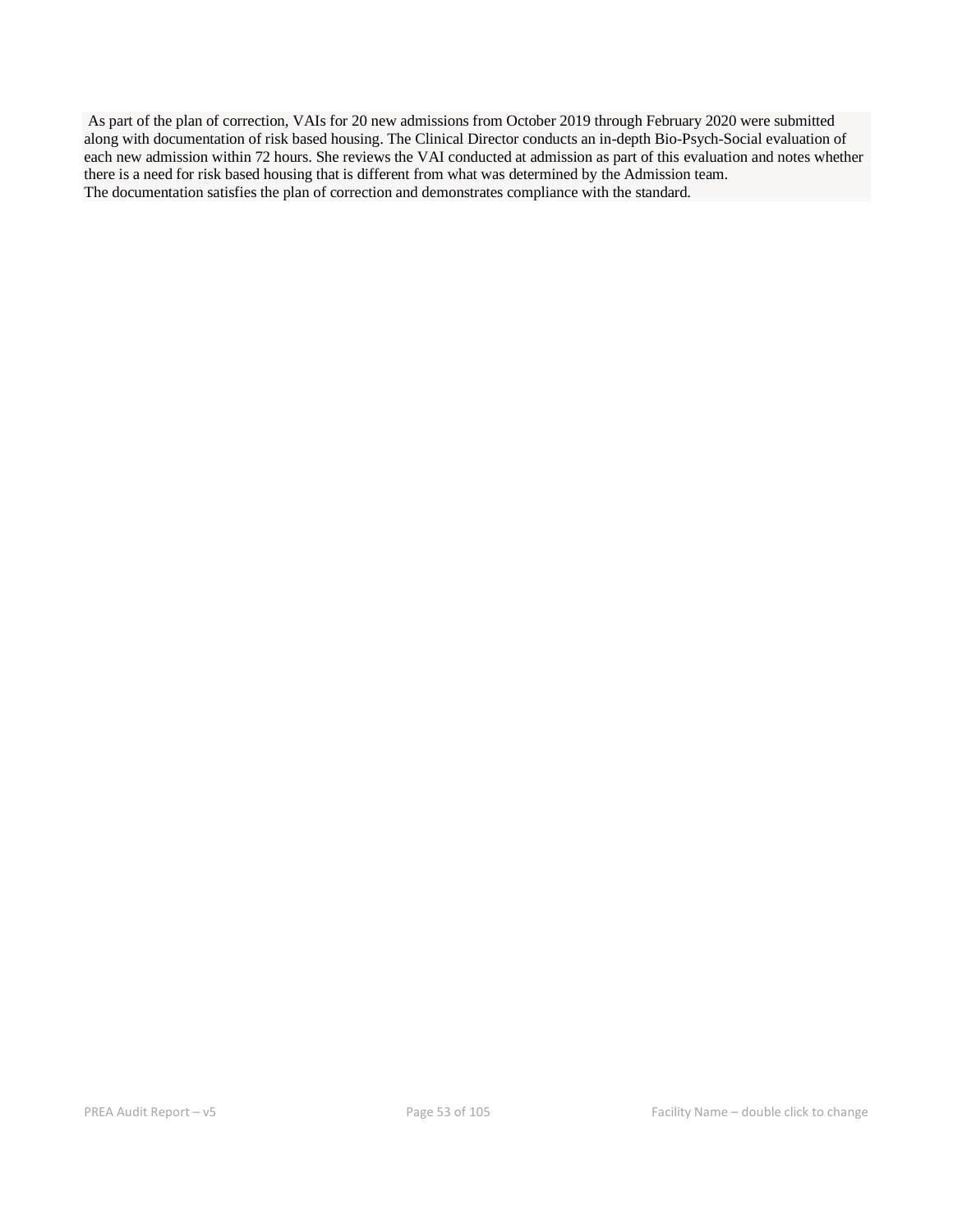As part of the plan of correction, VAIs for 20 new admissions from October 2019 through February 2020 were submitted along with documentation of risk based housing. The Clinical Director conducts an in-depth Bio-Psych-Social evaluation of each new admission within 72 hours. She reviews the VAI conducted at admission as part of this evaluation and notes whether there is a need for risk based housing that is different from what was determined by the Admission team.
The documentation satisfies the plan of correction and demonstrates compliance with the standard.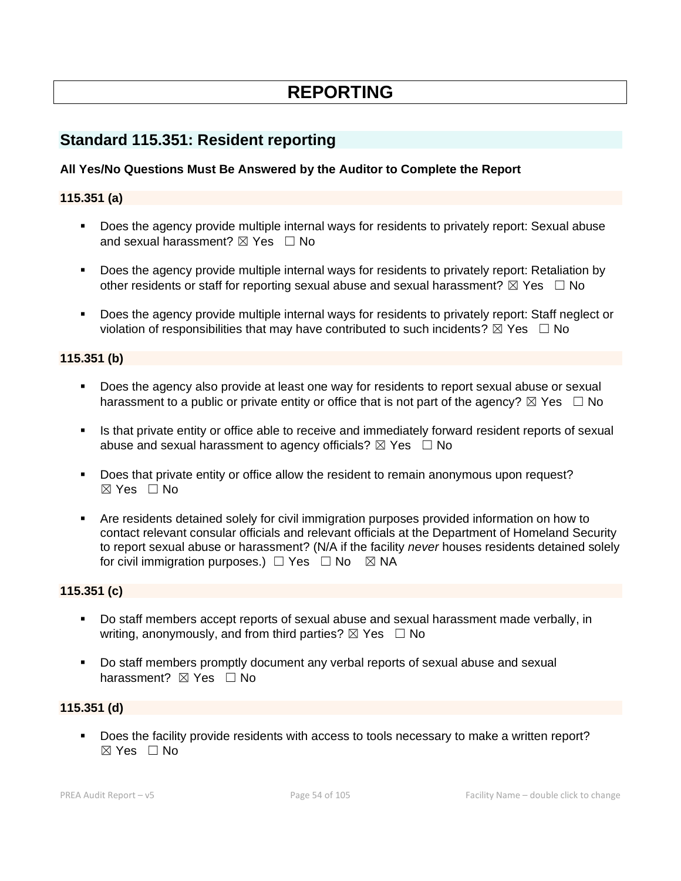# REPORTING

## Standard 115.351: Resident reporting

**All Yes/No Questions Must Be Answered by the Auditor to Complete the Report**

### 115.351 (a)

- Does the agency provide multiple internal ways for residents to privately report: Sexual abuse and sexual harassment? ☒ Yes ☐ No
- Does the agency provide multiple internal ways for residents to privately report: Retaliation by other residents or staff for reporting sexual abuse and sexual harassment? ☒ Yes ☐ No
- Does the agency provide multiple internal ways for residents to privately report: Staff neglect or violation of responsibilities that may have contributed to such incidents? ☒ Yes ☐ No

### 115.351 (b)

- Does the agency also provide at least one way for residents to report sexual abuse or sexual harassment to a public or private entity or office that is not part of the agency? ☒ Yes ☐ No
- Is that private entity or office able to receive and immediately forward resident reports of sexual abuse and sexual harassment to agency officials? ☒ Yes ☐ No
- Does that private entity or office allow the resident to remain anonymous upon request? ☒ Yes ☐ No
- Are residents detained solely for civil immigration purposes provided information on how to contact relevant consular officials and relevant officials at the Department of Homeland Security to report sexual abuse or harassment? (N/A if the facility *never* houses residents detained solely for civil immigration purposes.) ☐ Yes ☐ No ☒ NA

### 115.351 (c)

- Do staff members accept reports of sexual abuse and sexual harassment made verbally, in writing, anonymously, and from third parties? ☒ Yes ☐ No
- Do staff members promptly document any verbal reports of sexual abuse and sexual harassment? ☒ Yes ☐ No

### 115.351 (d)

- Does the facility provide residents with access to tools necessary to make a written report? ☒ Yes ☐ No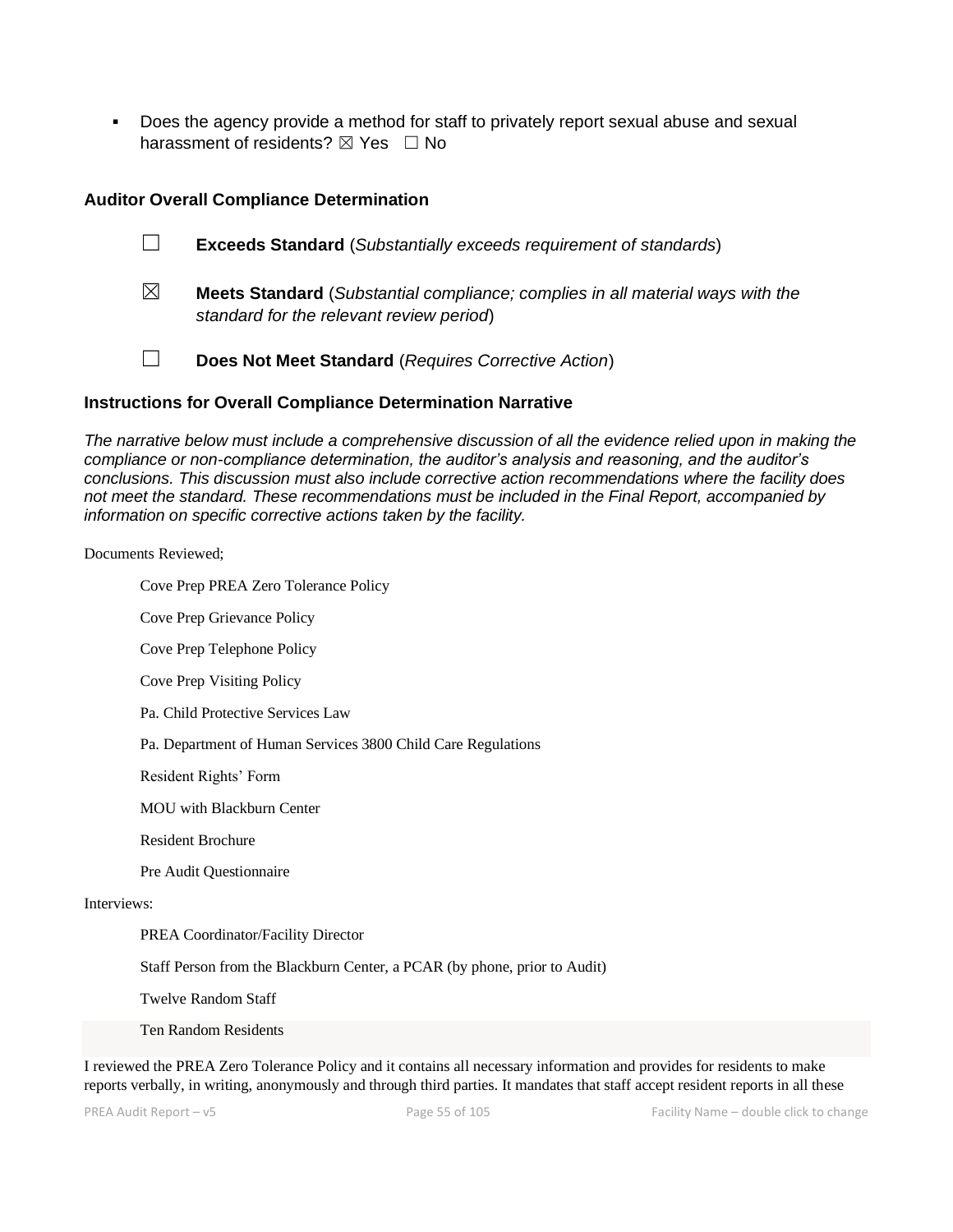- Does the agency provide a method for staff to privately report sexual abuse and sexual harassment of residents? ☒ Yes ☐ No

### Auditor Overall Compliance Determination

☐ **Exceeds Standard** (*Substantially exceeds requirement of standards*)

☒ **Meets Standard** (*Substantial compliance; complies in all material ways with the standard for the relevant review period*)

☐ **Does Not Meet Standard** (*Requires Corrective Action*)

### Instructions for Overall Compliance Determination Narrative

*The narrative below must include a comprehensive discussion of all the evidence relied upon in making the compliance or non-compliance determination, the auditor's analysis and reasoning, and the auditor's conclusions. This discussion must also include corrective action recommendations where the facility does not meet the standard. These recommendations must be included in the Final Report, accompanied by information on specific corrective actions taken by the facility.*

Documents Reviewed;

Cove Prep PREA Zero Tolerance Policy

Cove Prep Grievance Policy

Cove Prep Telephone Policy

Cove Prep Visiting Policy

Pa. Child Protective Services Law

Pa. Department of Human Services 3800 Child Care Regulations

Resident Rights' Form

MOU with Blackburn Center

Resident Brochure

Pre Audit Questionnaire

Interviews:

PREA Coordinator/Facility Director

Staff Person from the Blackburn Center, a PCAR (by phone, prior to Audit)

Twelve Random Staff

Ten Random Residents

I reviewed the PREA Zero Tolerance Policy and it contains all necessary information and provides for residents to make reports verbally, in writing, anonymously and through third parties. It mandates that staff accept resident reports in all these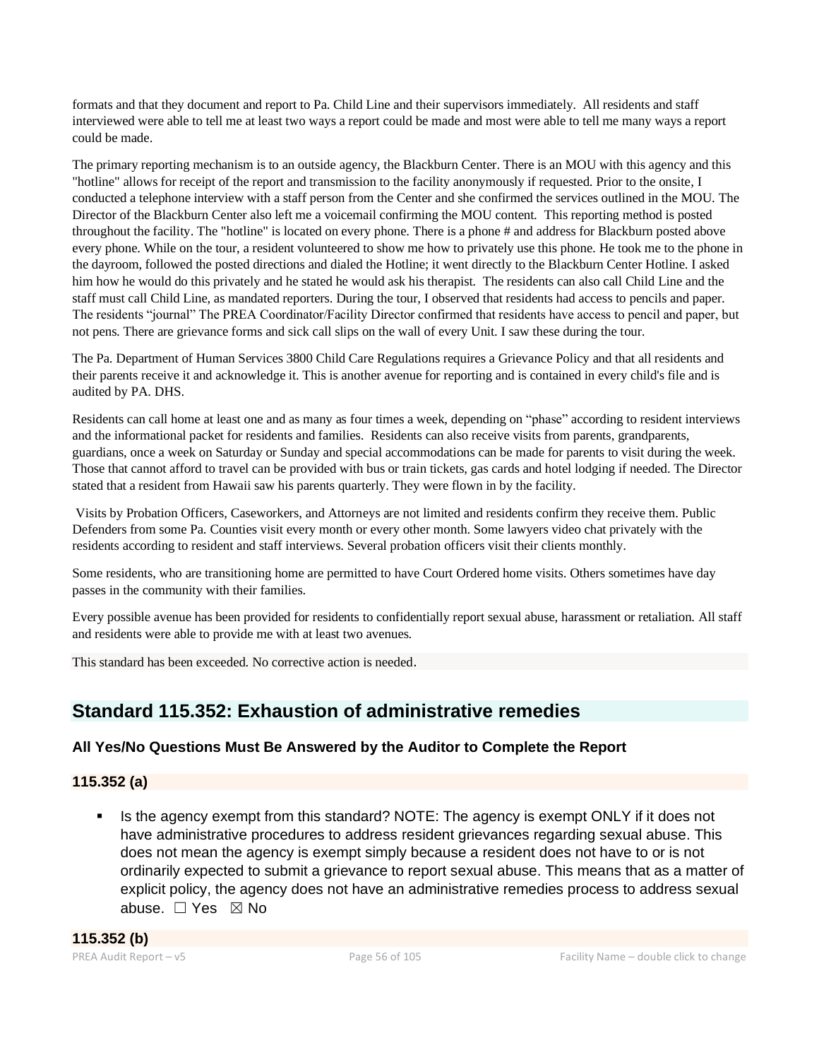formats and that they document and report to Pa. Child Line and their supervisors immediately. All residents and staff interviewed were able to tell me at least two ways a report could be made and most were able to tell me many ways a report could be made.

The primary reporting mechanism is to an outside agency, the Blackburn Center. There is an MOU with this agency and this "hotline" allows for receipt of the report and transmission to the facility anonymously if requested. Prior to the onsite, I conducted a telephone interview with a staff person from the Center and she confirmed the services outlined in the MOU. The Director of the Blackburn Center also left me a voicemail confirming the MOU content. This reporting method is posted throughout the facility. The "hotline" is located on every phone. There is a phone # and address for Blackburn posted above every phone. While on the tour, a resident volunteered to show me how to privately use this phone. He took me to the phone in the dayroom, followed the posted directions and dialed the Hotline; it went directly to the Blackburn Center Hotline. I asked him how he would do this privately and he stated he would ask his therapist. The residents can also call Child Line and the staff must call Child Line, as mandated reporters. During the tour, I observed that residents had access to pencils and paper. The residents "journal" The PREA Coordinator/Facility Director confirmed that residents have access to pencil and paper, but not pens. There are grievance forms and sick call slips on the wall of every Unit. I saw these during the tour.

The Pa. Department of Human Services 3800 Child Care Regulations requires a Grievance Policy and that all residents and their parents receive it and acknowledge it. This is another avenue for reporting and is contained in every child's file and is audited by PA. DHS.

Residents can call home at least one and as many as four times a week, depending on "phase" according to resident interviews and the informational packet for residents and families. Residents can also receive visits from parents, grandparents, guardians, once a week on Saturday or Sunday and special accommodations can be made for parents to visit during the week. Those that cannot afford to travel can be provided with bus or train tickets, gas cards and hotel lodging if needed. The Director stated that a resident from Hawaii saw his parents quarterly. They were flown in by the facility.

Visits by Probation Officers, Caseworkers, and Attorneys are not limited and residents confirm they receive them. Public Defenders from some Pa. Counties visit every month or every other month. Some lawyers video chat privately with the residents according to resident and staff interviews. Several probation officers visit their clients monthly.

Some residents, who are transitioning home are permitted to have Court Ordered home visits. Others sometimes have day passes in the community with their families.

Every possible avenue has been provided for residents to confidentially report sexual abuse, harassment or retaliation. All staff and residents were able to provide me with at least two avenues.

This standard has been exceeded. No corrective action is needed.

## Standard 115.352: Exhaustion of administrative remedies

### All Yes/No Questions Must Be Answered by the Auditor to Complete the Report

### 115.352 (a)

- Is the agency exempt from this standard? NOTE: The agency is exempt ONLY if it does not have administrative procedures to address resident grievances regarding sexual abuse. This does not mean the agency is exempt simply because a resident does not have to or is not ordinarily expected to submit a grievance to report sexual abuse. This means that as a matter of explicit policy, the agency does not have an administrative remedies process to address sexual abuse. ☐ Yes ☒ No

### 115.352 (b)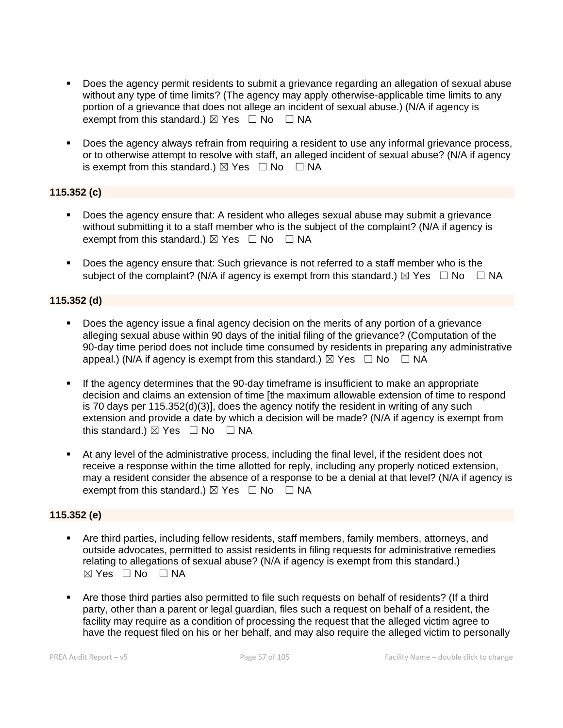- Does the agency permit residents to submit a grievance regarding an allegation of sexual abuse without any type of time limits? (The agency may apply otherwise-applicable time limits to any portion of a grievance that does not allege an incident of sexual abuse.) (N/A if agency is exempt from this standard.) ☒ Yes ☐ No ☐ NA

- Does the agency always refrain from requiring a resident to use any informal grievance process, or to otherwise attempt to resolve with staff, an alleged incident of sexual abuse? (N/A if agency is exempt from this standard.) ☒ Yes ☐ No ☐ NA

**115.352 (c)**

- Does the agency ensure that: A resident who alleges sexual abuse may submit a grievance without submitting it to a staff member who is the subject of the complaint? (N/A if agency is exempt from this standard.) ☒ Yes ☐ No ☐ NA

- Does the agency ensure that: Such grievance is not referred to a staff member who is the subject of the complaint? (N/A if agency is exempt from this standard.) ☒ Yes ☐ No ☐ NA

**115.352 (d)**

- Does the agency issue a final agency decision on the merits of any portion of a grievance alleging sexual abuse within 90 days of the initial filing of the grievance? (Computation of the 90-day time period does not include time consumed by residents in preparing any administrative appeal.) (N/A if agency is exempt from this standard.) ☒ Yes ☐ No ☐ NA

- If the agency determines that the 90-day timeframe is insufficient to make an appropriate decision and claims an extension of time [the maximum allowable extension of time to respond is 70 days per 115.352(d)(3)], does the agency notify the resident in writing of any such extension and provide a date by which a decision will be made? (N/A if agency is exempt from this standard.) ☒ Yes ☐ No ☐ NA

- At any level of the administrative process, including the final level, if the resident does not receive a response within the time allotted for reply, including any properly noticed extension, may a resident consider the absence of a response to be a denial at that level? (N/A if agency is exempt from this standard.) ☒ Yes ☐ No ☐ NA

**115.352 (e)**

- Are third parties, including fellow residents, staff members, family members, attorneys, and outside advocates, permitted to assist residents in filing requests for administrative remedies relating to allegations of sexual abuse? (N/A if agency is exempt from this standard.) ☒ Yes ☐ No ☐ NA

- Are those third parties also permitted to file such requests on behalf of residents? (If a third party, other than a parent or legal guardian, files such a request on behalf of a resident, the facility may require as a condition of processing the request that the alleged victim agree to have the request filed on his or her behalf, and may also require the alleged victim to personally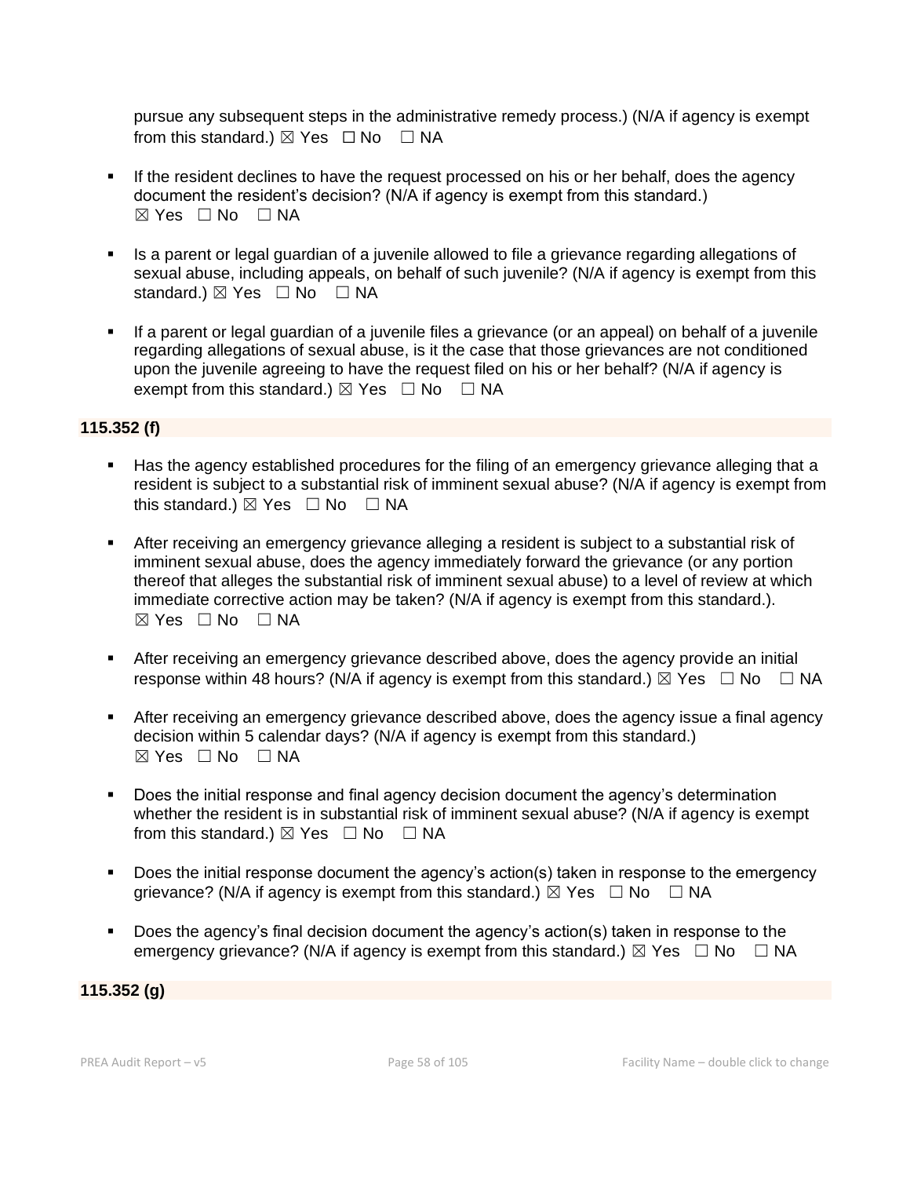pursue any subsequent steps in the administrative remedy process.) (N/A if agency is exempt from this standard.) ☒ Yes ☐ No ☐ NA

- If the resident declines to have the request processed on his or her behalf, does the agency document the resident's decision? (N/A if agency is exempt from this standard.) ☒ Yes ☐ No ☐ NA
- Is a parent or legal guardian of a juvenile allowed to file a grievance regarding allegations of sexual abuse, including appeals, on behalf of such juvenile? (N/A if agency is exempt from this standard.) ☒ Yes ☐ No ☐ NA
- If a parent or legal guardian of a juvenile files a grievance (or an appeal) on behalf of a juvenile regarding allegations of sexual abuse, is it the case that those grievances are not conditioned upon the juvenile agreeing to have the request filed on his or her behalf? (N/A if agency is exempt from this standard.) ☒ Yes ☐ No ☐ NA

**115.352 (f)**

- Has the agency established procedures for the filing of an emergency grievance alleging that a resident is subject to a substantial risk of imminent sexual abuse? (N/A if agency is exempt from this standard.) ☒ Yes ☐ No ☐ NA
- After receiving an emergency grievance alleging a resident is subject to a substantial risk of imminent sexual abuse, does the agency immediately forward the grievance (or any portion thereof that alleges the substantial risk of imminent sexual abuse) to a level of review at which immediate corrective action may be taken? (N/A if agency is exempt from this standard.). ☒ Yes ☐ No ☐ NA
- After receiving an emergency grievance described above, does the agency provide an initial response within 48 hours? (N/A if agency is exempt from this standard.) ☒ Yes ☐ No ☐ NA
- After receiving an emergency grievance described above, does the agency issue a final agency decision within 5 calendar days? (N/A if agency is exempt from this standard.) ☒ Yes ☐ No ☐ NA
- Does the initial response and final agency decision document the agency's determination whether the resident is in substantial risk of imminent sexual abuse? (N/A if agency is exempt from this standard.) ☒ Yes ☐ No ☐ NA
- Does the initial response document the agency's action(s) taken in response to the emergency grievance? (N/A if agency is exempt from this standard.) ☒ Yes ☐ No ☐ NA
- Does the agency's final decision document the agency's action(s) taken in response to the emergency grievance? (N/A if agency is exempt from this standard.) ☒ Yes ☐ No ☐ NA

**115.352 (g)**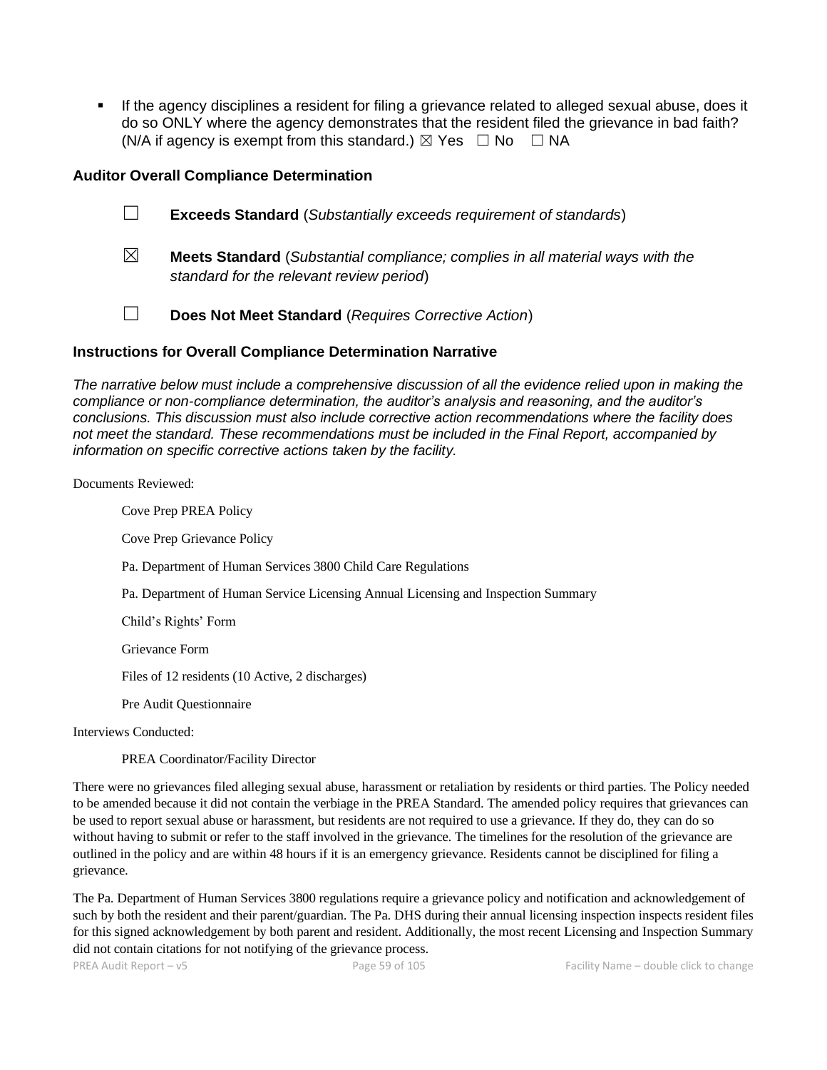- If the agency disciplines a resident for filing a grievance related to alleged sexual abuse, does it do so ONLY where the agency demonstrates that the resident filed the grievance in bad faith? (N/A if agency is exempt from this standard.) ☒ Yes ☐ No ☐ NA

### Auditor Overall Compliance Determination

☐ **Exceeds Standard** (*Substantially exceeds requirement of standards*)

☒ **Meets Standard** (*Substantial compliance; complies in all material ways with the standard for the relevant review period*)

☐ **Does Not Meet Standard** (*Requires Corrective Action*)

### Instructions for Overall Compliance Determination Narrative

*The narrative below must include a comprehensive discussion of all the evidence relied upon in making the compliance or non-compliance determination, the auditor's analysis and reasoning, and the auditor's conclusions. This discussion must also include corrective action recommendations where the facility does not meet the standard. These recommendations must be included in the Final Report, accompanied by information on specific corrective actions taken by the facility.*

Documents Reviewed:

Cove Prep PREA Policy

Cove Prep Grievance Policy

Pa. Department of Human Services 3800 Child Care Regulations

Pa. Department of Human Service Licensing Annual Licensing and Inspection Summary

Child's Rights' Form

Grievance Form

Files of 12 residents (10 Active, 2 discharges)

Pre Audit Questionnaire

Interviews Conducted:

PREA Coordinator/Facility Director

There were no grievances filed alleging sexual abuse, harassment or retaliation by residents or third parties. The Policy needed to be amended because it did not contain the verbiage in the PREA Standard. The amended policy requires that grievances can be used to report sexual abuse or harassment, but residents are not required to use a grievance. If they do, they can do so without having to submit or refer to the staff involved in the grievance. The timelines for the resolution of the grievance are outlined in the policy and are within 48 hours if it is an emergency grievance. Residents cannot be disciplined for filing a grievance.

The Pa. Department of Human Services 3800 regulations require a grievance policy and notification and acknowledgement of such by both the resident and their parent/guardian. The Pa. DHS during their annual licensing inspection inspects resident files for this signed acknowledgement by both parent and resident. Additionally, the most recent Licensing and Inspection Summary did not contain citations for not notifying of the grievance process.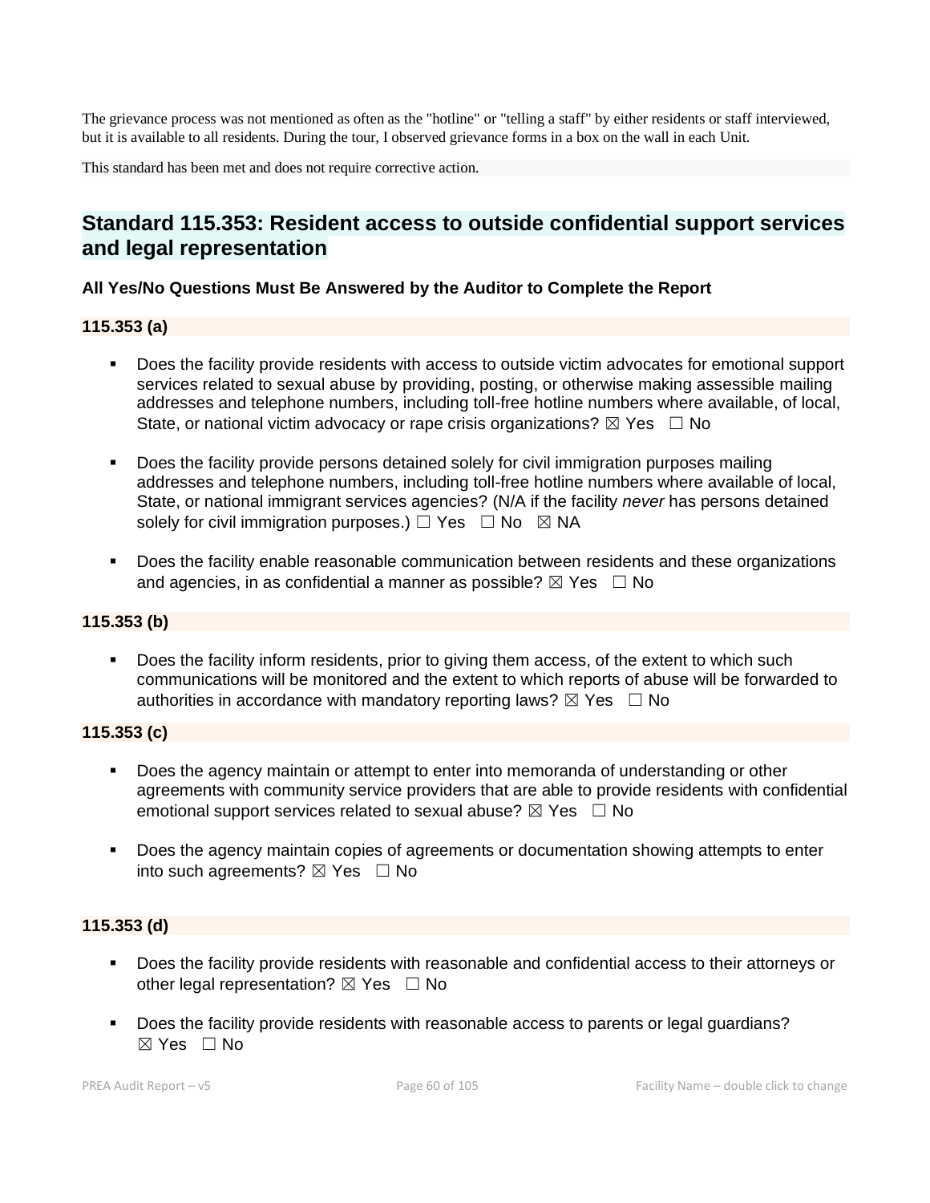The grievance process was not mentioned as often as the "hotline" or "telling a staff" by either residents or staff interviewed, but it is available to all residents. During the tour, I observed grievance forms in a box on the wall in each Unit.

This standard has been met and does not require corrective action.

## Standard 115.353: Resident access to outside confidential support services and legal representation

**All Yes/No Questions Must Be Answered by the Auditor to Complete the Report**

**115.353 (a)**

- Does the facility provide residents with access to outside victim advocates for emotional support services related to sexual abuse by providing, posting, or otherwise making assessible mailing addresses and telephone numbers, including toll-free hotline numbers where available, of local, State, or national victim advocacy or rape crisis organizations? ☒ Yes ☐ No
- Does the facility provide persons detained solely for civil immigration purposes mailing addresses and telephone numbers, including toll-free hotline numbers where available of local, State, or national immigrant services agencies? (N/A if the facility *never* has persons detained solely for civil immigration purposes.) ☐ Yes ☐ No ☒ NA
- Does the facility enable reasonable communication between residents and these organizations and agencies, in as confidential a manner as possible? ☒ Yes ☐ No

**115.353 (b)**

- Does the facility inform residents, prior to giving them access, of the extent to which such communications will be monitored and the extent to which reports of abuse will be forwarded to authorities in accordance with mandatory reporting laws? ☒ Yes ☐ No

**115.353 (c)**

- Does the agency maintain or attempt to enter into memoranda of understanding or other agreements with community service providers that are able to provide residents with confidential emotional support services related to sexual abuse? ☒ Yes ☐ No
- Does the agency maintain copies of agreements or documentation showing attempts to enter into such agreements? ☒ Yes ☐ No

**115.353 (d)**

- Does the facility provide residents with reasonable and confidential access to their attorneys or other legal representation? ☒ Yes ☐ No
- Does the facility provide residents with reasonable access to parents or legal guardians? ☒ Yes ☐ No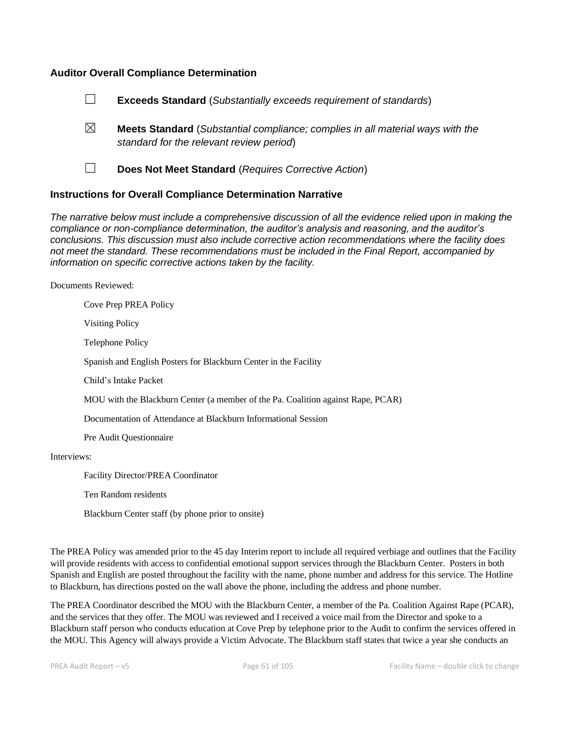### Auditor Overall Compliance Determination

☐ **Exceeds Standard** (*Substantially exceeds requirement of standards*)

☒ **Meets Standard** (*Substantial compliance; complies in all material ways with the standard for the relevant review period*)

☐ **Does Not Meet Standard** (*Requires Corrective Action*)

### Instructions for Overall Compliance Determination Narrative

*The narrative below must include a comprehensive discussion of all the evidence relied upon in making the compliance or non-compliance determination, the auditor's analysis and reasoning, and the auditor's conclusions. This discussion must also include corrective action recommendations where the facility does not meet the standard. These recommendations must be included in the Final Report, accompanied by information on specific corrective actions taken by the facility.*

Documents Reviewed:

- Cove Prep PREA Policy
- Visiting Policy
- Telephone Policy
- Spanish and English Posters for Blackburn Center in the Facility
- Child's Intake Packet
- MOU with the Blackburn Center (a member of the Pa. Coalition against Rape, PCAR)
- Documentation of Attendance at Blackburn Informational Session
- Pre Audit Questionnaire

Interviews:

- Facility Director/PREA Coordinator
- Ten Random residents
- Blackburn Center staff (by phone prior to onsite)

The PREA Policy was amended prior to the 45 day Interim report to include all required verbiage and outlines that the Facility will provide residents with access to confidential emotional support services through the Blackburn Center. Posters in both Spanish and English are posted throughout the facility with the name, phone number and address for this service. The Hotline to Blackburn, has directions posted on the wall above the phone, including the address and phone number.

The PREA Coordinator described the MOU with the Blackburn Center, a member of the Pa. Coalition Against Rape (PCAR), and the services that they offer. The MOU was reviewed and I received a voice mail from the Director and spoke to a Blackburn staff person who conducts education at Cove Prep by telephone prior to the Audit to confirm the services offered in the MOU. This Agency will always provide a Victim Advocate. The Blackburn staff states that twice a year she conducts an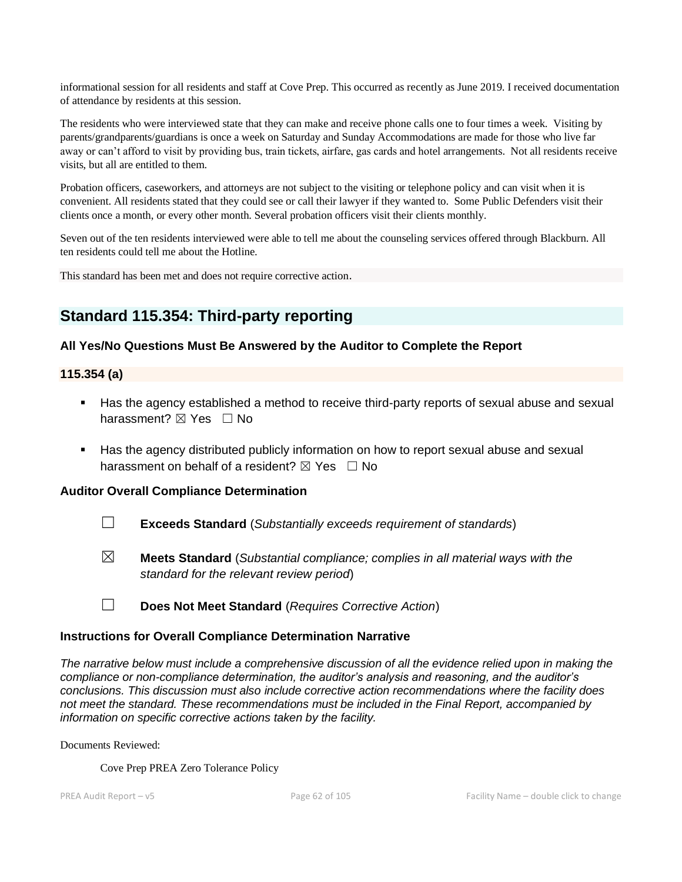informational session for all residents and staff at Cove Prep. This occurred as recently as June 2019. I received documentation of attendance by residents at this session.

The residents who were interviewed state that they can make and receive phone calls one to four times a week. Visiting by parents/grandparents/guardians is once a week on Saturday and Sunday Accommodations are made for those who live far away or can't afford to visit by providing bus, train tickets, airfare, gas cards and hotel arrangements. Not all residents receive visits, but all are entitled to them.

Probation officers, caseworkers, and attorneys are not subject to the visiting or telephone policy and can visit when it is convenient. All residents stated that they could see or call their lawyer if they wanted to. Some Public Defenders visit their clients once a month, or every other month. Several probation officers visit their clients monthly.

Seven out of the ten residents interviewed were able to tell me about the counseling services offered through Blackburn. All ten residents could tell me about the Hotline.

This standard has been met and does not require corrective action.

## Standard 115.354: Third-party reporting

### All Yes/No Questions Must Be Answered by the Auditor to Complete the Report

#### 115.354 (a)

- Has the agency established a method to receive third-party reports of sexual abuse and sexual harassment? ☒ Yes ☐ No
- Has the agency distributed publicly information on how to report sexual abuse and sexual harassment on behalf of a resident? ☒ Yes ☐ No

### Auditor Overall Compliance Determination

☐ **Exceeds Standard** (*Substantially exceeds requirement of standards*)

☒ **Meets Standard** (*Substantial compliance; complies in all material ways with the standard for the relevant review period*)

☐ **Does Not Meet Standard** (*Requires Corrective Action*)

### Instructions for Overall Compliance Determination Narrative

*The narrative below must include a comprehensive discussion of all the evidence relied upon in making the compliance or non-compliance determination, the auditor's analysis and reasoning, and the auditor's conclusions. This discussion must also include corrective action recommendations where the facility does not meet the standard. These recommendations must be included in the Final Report, accompanied by information on specific corrective actions taken by the facility.*

Documents Reviewed:

Cove Prep PREA Zero Tolerance Policy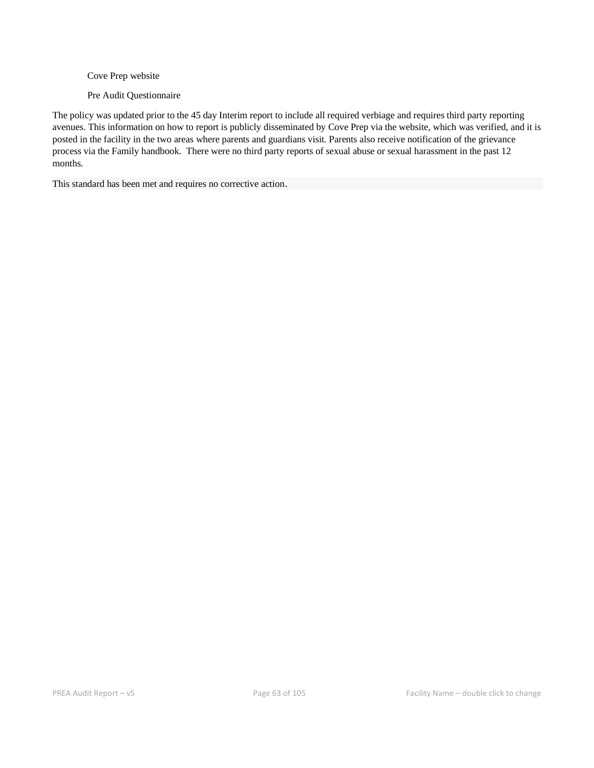Cove Prep website

Pre Audit Questionnaire

The policy was updated prior to the 45 day Interim report to include all required verbiage and requires third party reporting avenues. This information on how to report is publicly disseminated by Cove Prep via the website, which was verified, and it is posted in the facility in the two areas where parents and guardians visit. Parents also receive notification of the grievance process via the Family handbook. There were no third party reports of sexual abuse or sexual harassment in the past 12 months.

This standard has been met and requires no corrective action.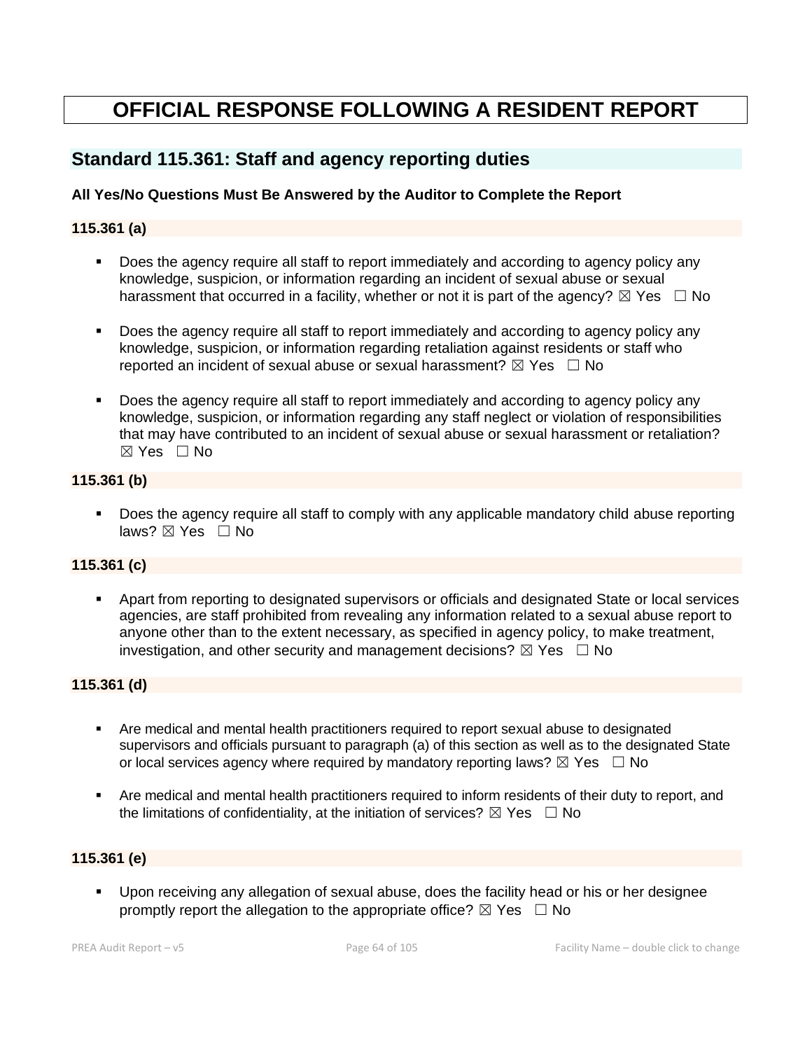# OFFICIAL RESPONSE FOLLOWING A RESIDENT REPORT

## Standard 115.361: Staff and agency reporting duties

**All Yes/No Questions Must Be Answered by the Auditor to Complete the Report**

### 115.361 (a)

- Does the agency require all staff to report immediately and according to agency policy any knowledge, suspicion, or information regarding an incident of sexual abuse or sexual harassment that occurred in a facility, whether or not it is part of the agency? ☒ Yes ☐ No

- Does the agency require all staff to report immediately and according to agency policy any knowledge, suspicion, or information regarding retaliation against residents or staff who reported an incident of sexual abuse or sexual harassment? ☒ Yes ☐ No

- Does the agency require all staff to report immediately and according to agency policy any knowledge, suspicion, or information regarding any staff neglect or violation of responsibilities that may have contributed to an incident of sexual abuse or sexual harassment or retaliation? ☒ Yes ☐ No

### 115.361 (b)

- Does the agency require all staff to comply with any applicable mandatory child abuse reporting laws? ☒ Yes ☐ No

### 115.361 (c)

- Apart from reporting to designated supervisors or officials and designated State or local services agencies, are staff prohibited from revealing any information related to a sexual abuse report to anyone other than to the extent necessary, as specified in agency policy, to make treatment, investigation, and other security and management decisions? ☒ Yes ☐ No

### 115.361 (d)

- Are medical and mental health practitioners required to report sexual abuse to designated supervisors and officials pursuant to paragraph (a) of this section as well as to the designated State or local services agency where required by mandatory reporting laws? ☒ Yes ☐ No

- Are medical and mental health practitioners required to inform residents of their duty to report, and the limitations of confidentiality, at the initiation of services? ☒ Yes ☐ No

### 115.361 (e)

- Upon receiving any allegation of sexual abuse, does the facility head or his or her designee promptly report the allegation to the appropriate office? ☒ Yes ☐ No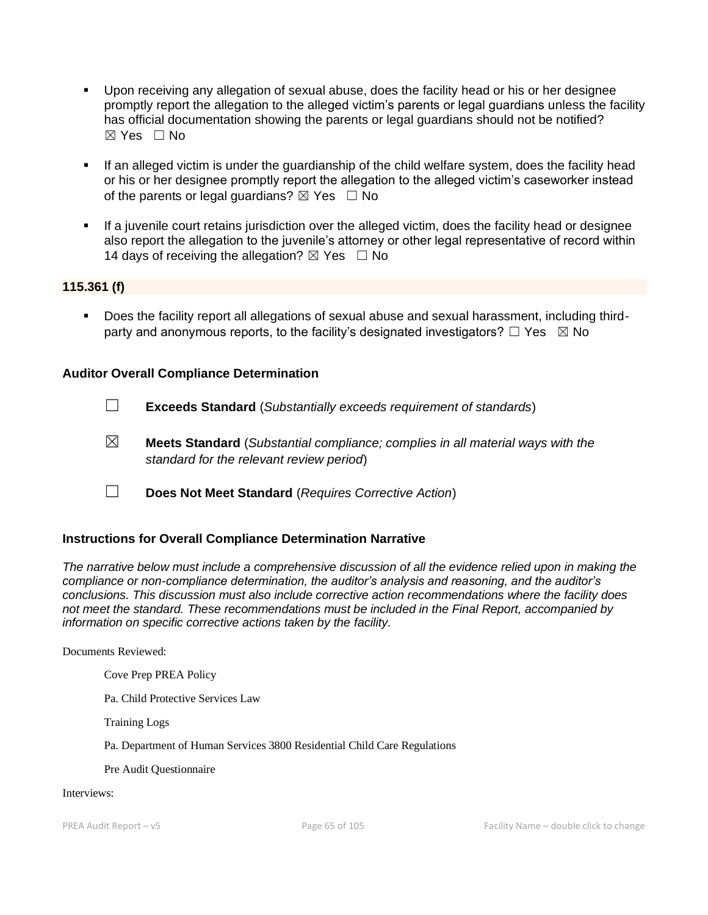- Upon receiving any allegation of sexual abuse, does the facility head or his or her designee promptly report the allegation to the alleged victim's parents or legal guardians unless the facility has official documentation showing the parents or legal guardians should not be notified? ☒ Yes ☐ No

- If an alleged victim is under the guardianship of the child welfare system, does the facility head or his or her designee promptly report the allegation to the alleged victim's caseworker instead of the parents or legal guardians? ☒ Yes ☐ No

- If a juvenile court retains jurisdiction over the alleged victim, does the facility head or designee also report the allegation to the juvenile's attorney or other legal representative of record within 14 days of receiving the allegation? ☒ Yes ☐ No

**115.361 (f)**

- Does the facility report all allegations of sexual abuse and sexual harassment, including third-party and anonymous reports, to the facility's designated investigators? ☐ Yes ☒ No

**Auditor Overall Compliance Determination**

☐ **Exceeds Standard** (*Substantially exceeds requirement of standards*)

☒ **Meets Standard** (*Substantial compliance; complies in all material ways with the standard for the relevant review period*)

☐ **Does Not Meet Standard** (*Requires Corrective Action*)

**Instructions for Overall Compliance Determination Narrative**

*The narrative below must include a comprehensive discussion of all the evidence relied upon in making the compliance or non-compliance determination, the auditor's analysis and reasoning, and the auditor's conclusions. This discussion must also include corrective action recommendations where the facility does not meet the standard. These recommendations must be included in the Final Report, accompanied by information on specific corrective actions taken by the facility.*

Documents Reviewed:

Cove Prep PREA Policy

Pa. Child Protective Services Law

Training Logs

Pa. Department of Human Services 3800 Residential Child Care Regulations

Pre Audit Questionnaire

Interviews: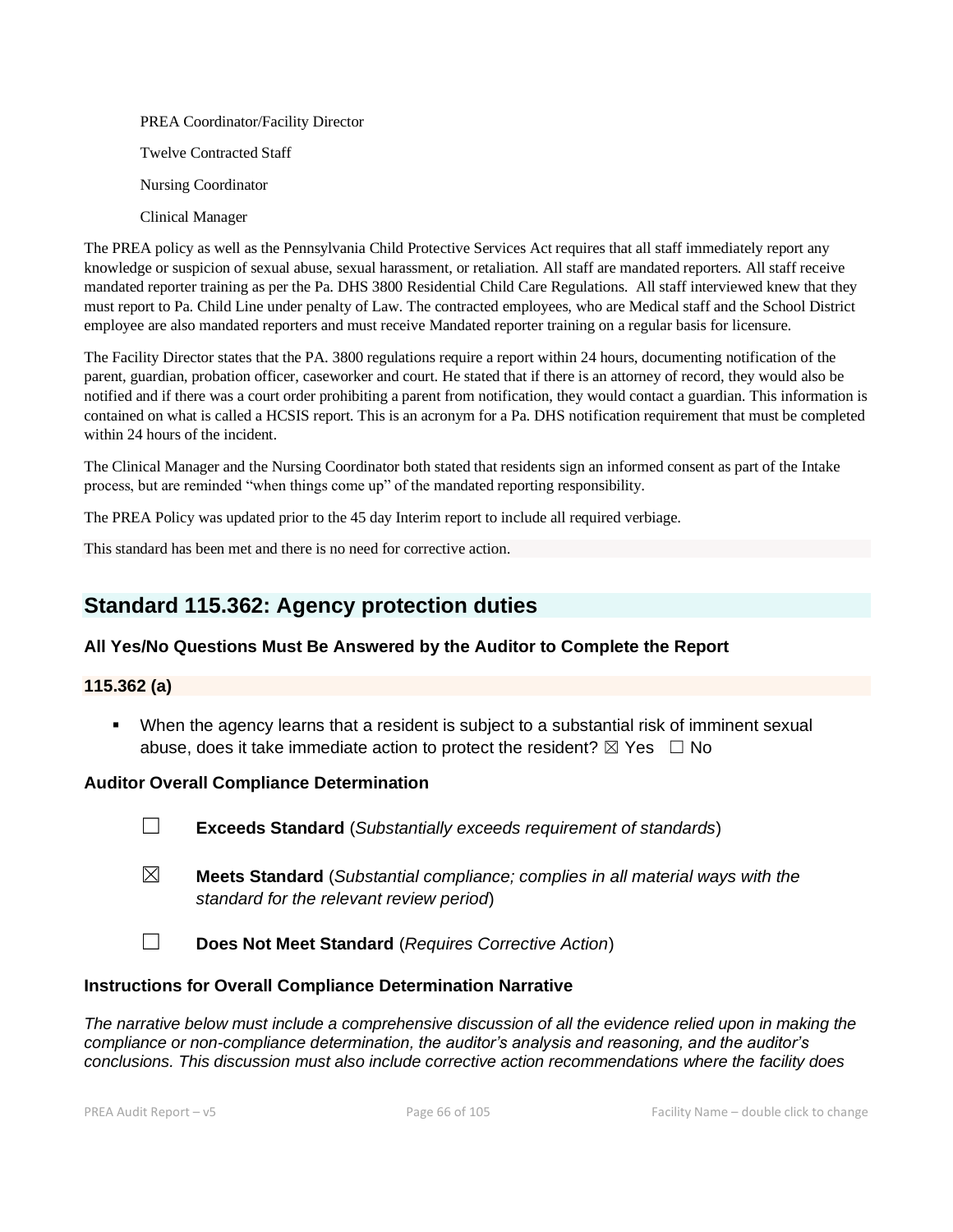PREA Coordinator/Facility Director

Twelve Contracted Staff

Nursing Coordinator

Clinical Manager

The PREA policy as well as the Pennsylvania Child Protective Services Act requires that all staff immediately report any knowledge or suspicion of sexual abuse, sexual harassment, or retaliation. All staff are mandated reporters. All staff receive mandated reporter training as per the Pa. DHS 3800 Residential Child Care Regulations. All staff interviewed knew that they must report to Pa. Child Line under penalty of Law. The contracted employees, who are Medical staff and the School District employee are also mandated reporters and must receive Mandated reporter training on a regular basis for licensure.

The Facility Director states that the PA. 3800 regulations require a report within 24 hours, documenting notification of the parent, guardian, probation officer, caseworker and court. He stated that if there is an attorney of record, they would also be notified and if there was a court order prohibiting a parent from notification, they would contact a guardian. This information is contained on what is called a HCSIS report. This is an acronym for a Pa. DHS notification requirement that must be completed within 24 hours of the incident.

The Clinical Manager and the Nursing Coordinator both stated that residents sign an informed consent as part of the Intake process, but are reminded "when things come up" of the mandated reporting responsibility.

The PREA Policy was updated prior to the 45 day Interim report to include all required verbiage.

This standard has been met and there is no need for corrective action.

## Standard 115.362: Agency protection duties

### All Yes/No Questions Must Be Answered by the Auditor to Complete the Report

### 115.362 (a)

- When the agency learns that a resident is subject to a substantial risk of imminent sexual abuse, does it take immediate action to protect the resident? ☒ Yes ☐ No

### Auditor Overall Compliance Determination

☐ **Exceeds Standard** (*Substantially exceeds requirement of standards*)

☒ **Meets Standard** (*Substantial compliance; complies in all material ways with the standard for the relevant review period*)

☐ **Does Not Meet Standard** (*Requires Corrective Action*)

### Instructions for Overall Compliance Determination Narrative

*The narrative below must include a comprehensive discussion of all the evidence relied upon in making the compliance or non-compliance determination, the auditor's analysis and reasoning, and the auditor's conclusions. This discussion must also include corrective action recommendations where the facility does*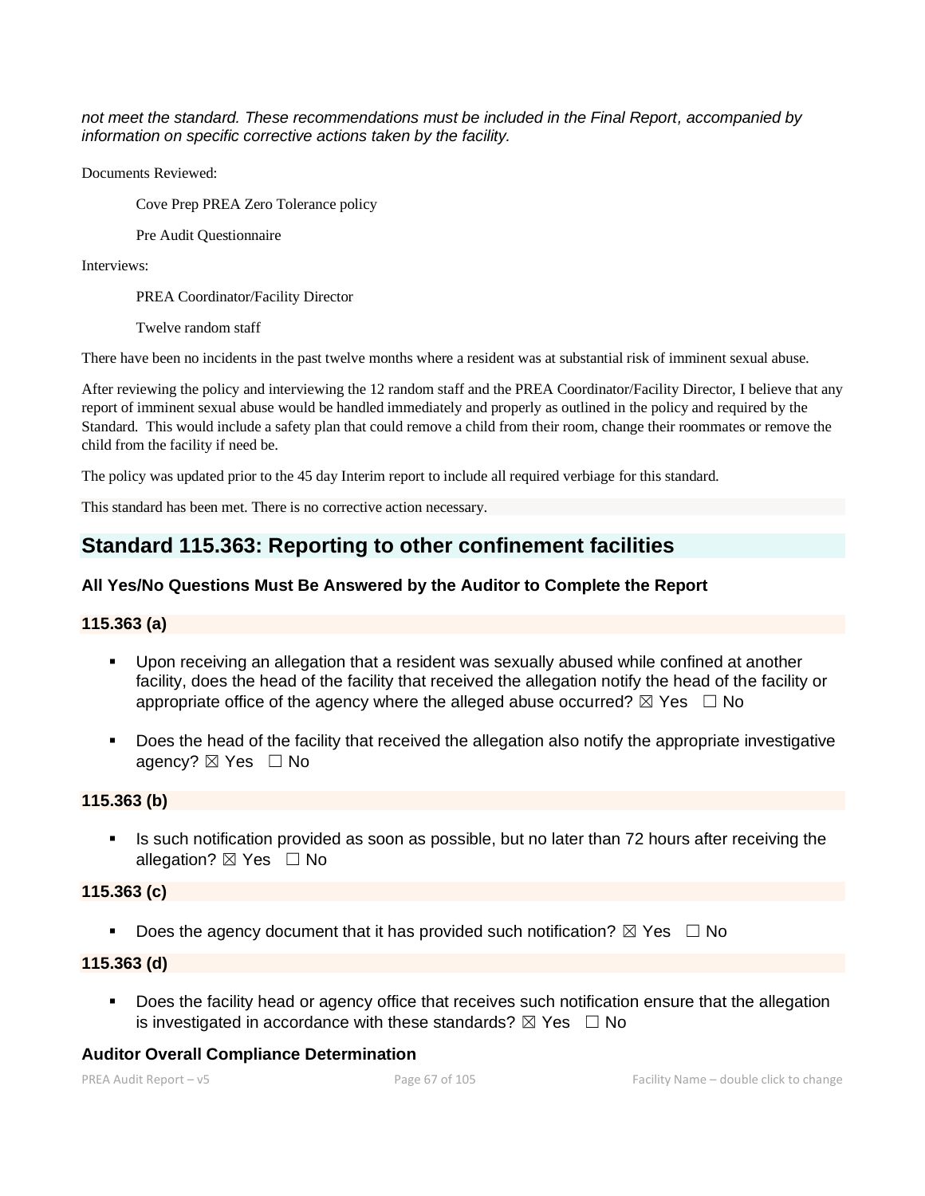*not meet the standard. These recommendations must be included in the Final Report, accompanied by information on specific corrective actions taken by the facility.*

Documents Reviewed:

Cove Prep PREA Zero Tolerance policy

Pre Audit Questionnaire

Interviews:

PREA Coordinator/Facility Director

Twelve random staff

There have been no incidents in the past twelve months where a resident was at substantial risk of imminent sexual abuse.

After reviewing the policy and interviewing the 12 random staff and the PREA Coordinator/Facility Director, I believe that any report of imminent sexual abuse would be handled immediately and properly as outlined in the policy and required by the Standard. This would include a safety plan that could remove a child from their room, change their roommates or remove the child from the facility if need be.

The policy was updated prior to the 45 day Interim report to include all required verbiage for this standard.

This standard has been met. There is no corrective action necessary.

## Standard 115.363: Reporting to other confinement facilities

### All Yes/No Questions Must Be Answered by the Auditor to Complete the Report

### 115.363 (a)

- Upon receiving an allegation that a resident was sexually abused while confined at another facility, does the head of the facility that received the allegation notify the head of the facility or appropriate office of the agency where the alleged abuse occurred? ☒ Yes ☐ No
- Does the head of the facility that received the allegation also notify the appropriate investigative agency? ☒ Yes ☐ No

### 115.363 (b)

- Is such notification provided as soon as possible, but no later than 72 hours after receiving the allegation? ☒ Yes ☐ No

### 115.363 (c)

- Does the agency document that it has provided such notification? ☒ Yes ☐ No

### 115.363 (d)

- Does the facility head or agency office that receives such notification ensure that the allegation is investigated in accordance with these standards? ☒ Yes ☐ No

### Auditor Overall Compliance Determination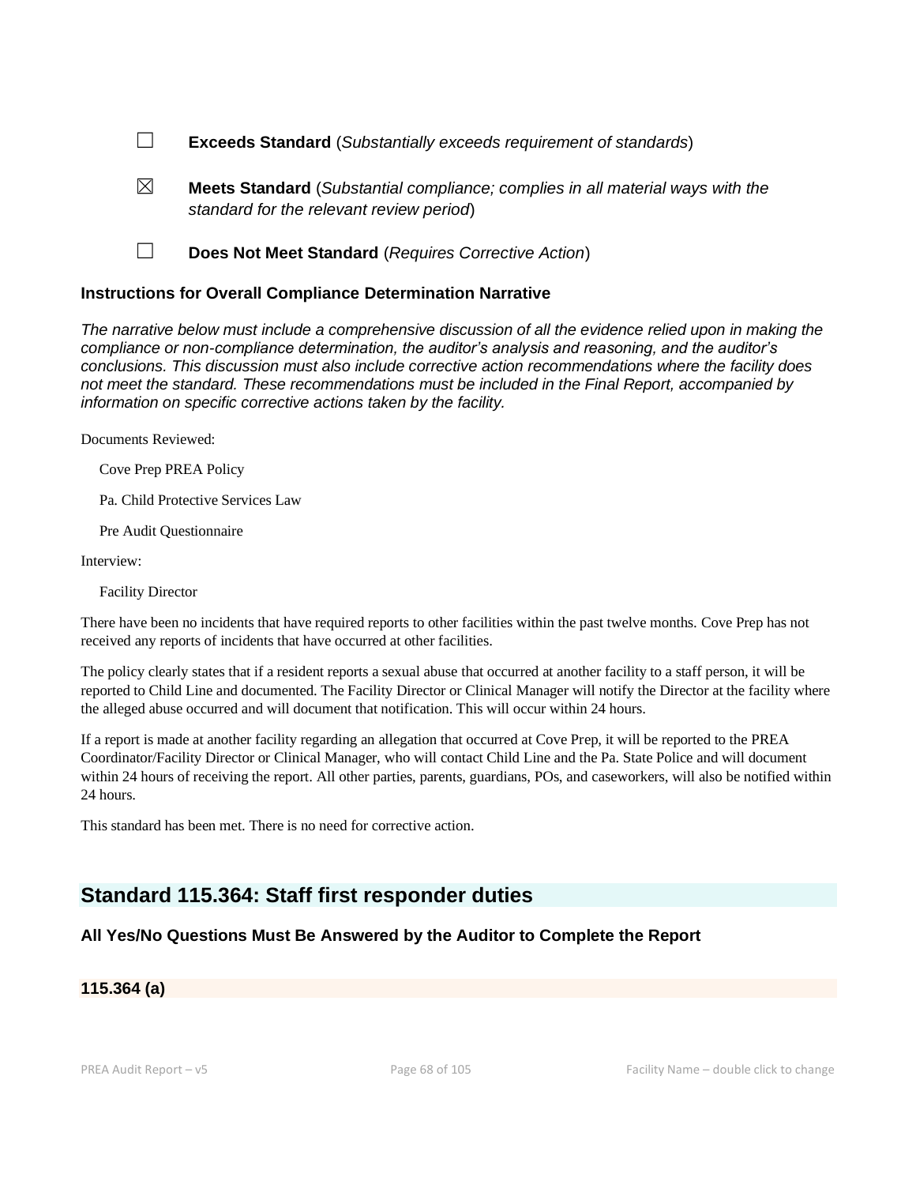☐ **Exceeds Standard** (*Substantially exceeds requirement of standards*)

☒ **Meets Standard** (*Substantial compliance; complies in all material ways with the standard for the relevant review period*)

☐ **Does Not Meet Standard** (*Requires Corrective Action*)

### Instructions for Overall Compliance Determination Narrative

*The narrative below must include a comprehensive discussion of all the evidence relied upon in making the compliance or non-compliance determination, the auditor's analysis and reasoning, and the auditor's conclusions. This discussion must also include corrective action recommendations where the facility does not meet the standard. These recommendations must be included in the Final Report, accompanied by information on specific corrective actions taken by the facility.*

Documents Reviewed:

Cove Prep PREA Policy

Pa. Child Protective Services Law

Pre Audit Questionnaire

Interview:

Facility Director

There have been no incidents that have required reports to other facilities within the past twelve months. Cove Prep has not received any reports of incidents that have occurred at other facilities.

The policy clearly states that if a resident reports a sexual abuse that occurred at another facility to a staff person, it will be reported to Child Line and documented. The Facility Director or Clinical Manager will notify the Director at the facility where the alleged abuse occurred and will document that notification. This will occur within 24 hours.

If a report is made at another facility regarding an allegation that occurred at Cove Prep, it will be reported to the PREA Coordinator/Facility Director or Clinical Manager, who will contact Child Line and the Pa. State Police and will document within 24 hours of receiving the report. All other parties, parents, guardians, POs, and caseworkers, will also be notified within 24 hours.

This standard has been met. There is no need for corrective action.

## Standard 115.364: Staff first responder duties

### All Yes/No Questions Must Be Answered by the Auditor to Complete the Report

#### 115.364 (a)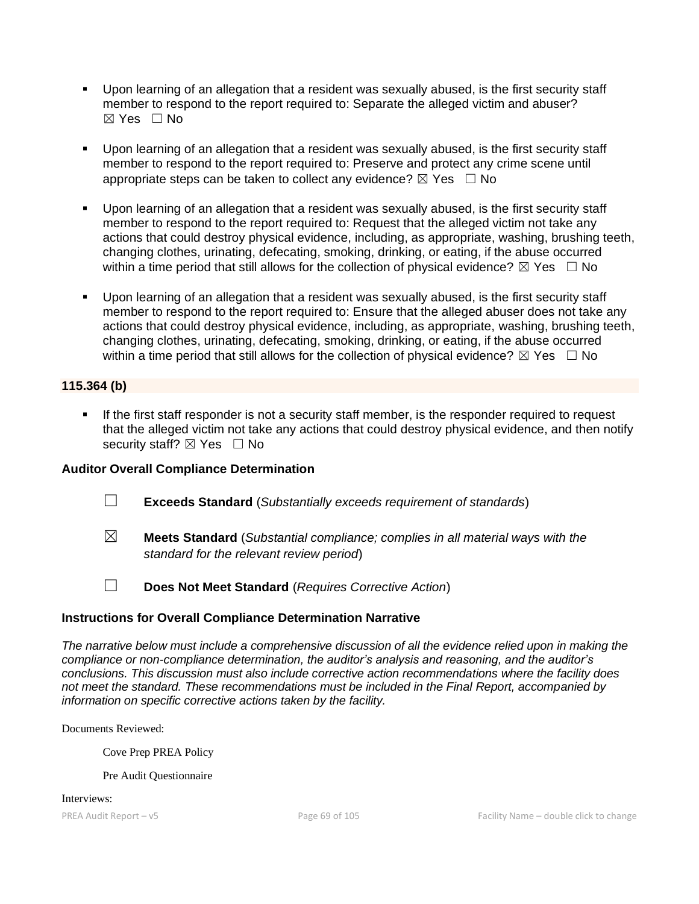- Upon learning of an allegation that a resident was sexually abused, is the first security staff member to respond to the report required to: Separate the alleged victim and abuser? ☒ Yes ☐ No

- Upon learning of an allegation that a resident was sexually abused, is the first security staff member to respond to the report required to: Preserve and protect any crime scene until appropriate steps can be taken to collect any evidence? ☒ Yes ☐ No

- Upon learning of an allegation that a resident was sexually abused, is the first security staff member to respond to the report required to: Request that the alleged victim not take any actions that could destroy physical evidence, including, as appropriate, washing, brushing teeth, changing clothes, urinating, defecating, smoking, drinking, or eating, if the abuse occurred within a time period that still allows for the collection of physical evidence? ☒ Yes ☐ No

- Upon learning of an allegation that a resident was sexually abused, is the first security staff member to respond to the report required to: Ensure that the alleged abuser does not take any actions that could destroy physical evidence, including, as appropriate, washing, brushing teeth, changing clothes, urinating, defecating, smoking, drinking, or eating, if the abuse occurred within a time period that still allows for the collection of physical evidence? ☒ Yes ☐ No

**115.364 (b)**

- If the first staff responder is not a security staff member, is the responder required to request that the alleged victim not take any actions that could destroy physical evidence, and then notify security staff? ☒ Yes ☐ No

**Auditor Overall Compliance Determination**

☐ **Exceeds Standard** (*Substantially exceeds requirement of standards*)

☒ **Meets Standard** (*Substantial compliance; complies in all material ways with the standard for the relevant review period*)

☐ **Does Not Meet Standard** (*Requires Corrective Action*)

**Instructions for Overall Compliance Determination Narrative**

*The narrative below must include a comprehensive discussion of all the evidence relied upon in making the compliance or non-compliance determination, the auditor's analysis and reasoning, and the auditor's conclusions. This discussion must also include corrective action recommendations where the facility does not meet the standard. These recommendations must be included in the Final Report, accompanied by information on specific corrective actions taken by the facility.*

Documents Reviewed:

Cove Prep PREA Policy

Pre Audit Questionnaire

Interviews: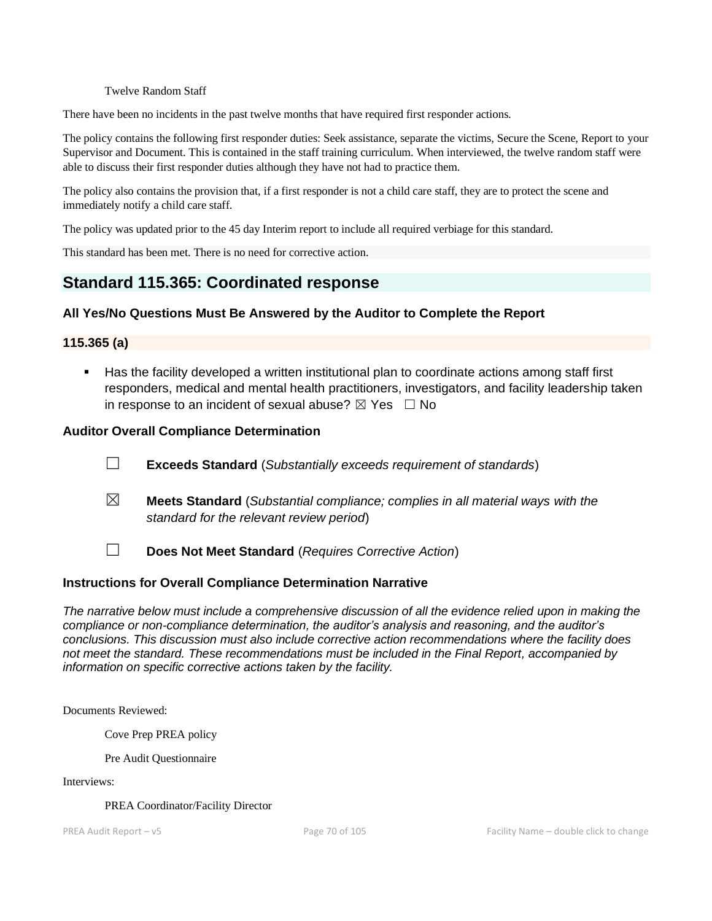Twelve Random Staff

There have been no incidents in the past twelve months that have required first responder actions.

The policy contains the following first responder duties: Seek assistance, separate the victims, Secure the Scene, Report to your Supervisor and Document. This is contained in the staff training curriculum. When interviewed, the twelve random staff were able to discuss their first responder duties although they have not had to practice them.

The policy also contains the provision that, if a first responder is not a child care staff, they are to protect the scene and immediately notify a child care staff.

The policy was updated prior to the 45 day Interim report to include all required verbiage for this standard.

This standard has been met. There is no need for corrective action.

## Standard 115.365: Coordinated response

### All Yes/No Questions Must Be Answered by the Auditor to Complete the Report

### 115.365 (a)

- Has the facility developed a written institutional plan to coordinate actions among staff first responders, medical and mental health practitioners, investigators, and facility leadership taken in response to an incident of sexual abuse? ☒ Yes ☐ No

### Auditor Overall Compliance Determination

☐ **Exceeds Standard** (*Substantially exceeds requirement of standards*)

☒ **Meets Standard** (*Substantial compliance; complies in all material ways with the standard for the relevant review period*)

☐ **Does Not Meet Standard** (*Requires Corrective Action*)

### Instructions for Overall Compliance Determination Narrative

*The narrative below must include a comprehensive discussion of all the evidence relied upon in making the compliance or non-compliance determination, the auditor's analysis and reasoning, and the auditor's conclusions. This discussion must also include corrective action recommendations where the facility does not meet the standard. These recommendations must be included in the Final Report, accompanied by information on specific corrective actions taken by the facility.*

Documents Reviewed:

Cove Prep PREA policy

Pre Audit Questionnaire

Interviews:

PREA Coordinator/Facility Director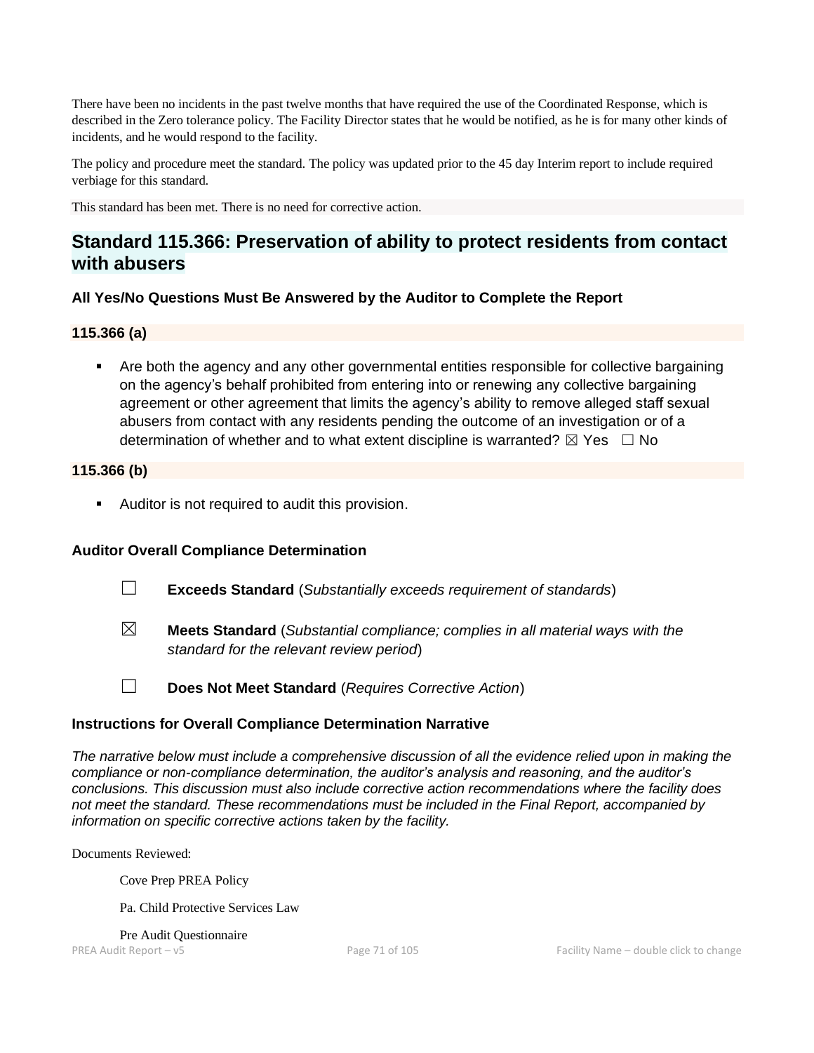There have been no incidents in the past twelve months that have required the use of the Coordinated Response, which is described in the Zero tolerance policy. The Facility Director states that he would be notified, as he is for many other kinds of incidents, and he would respond to the facility.

The policy and procedure meet the standard. The policy was updated prior to the 45 day Interim report to include required verbiage for this standard.

This standard has been met. There is no need for corrective action.

## Standard 115.366: Preservation of ability to protect residents from contact with abusers

### All Yes/No Questions Must Be Answered by the Auditor to Complete the Report

### 115.366 (a)

- Are both the agency and any other governmental entities responsible for collective bargaining on the agency's behalf prohibited from entering into or renewing any collective bargaining agreement or other agreement that limits the agency's ability to remove alleged staff sexual abusers from contact with any residents pending the outcome of an investigation or of a determination of whether and to what extent discipline is warranted? ☒ Yes ☐ No

### 115.366 (b)

- Auditor is not required to audit this provision.

### Auditor Overall Compliance Determination

☐ **Exceeds Standard** (*Substantially exceeds requirement of standards*)

☒ **Meets Standard** (*Substantial compliance; complies in all material ways with the standard for the relevant review period*)

☐ **Does Not Meet Standard** (*Requires Corrective Action*)

### Instructions for Overall Compliance Determination Narrative

*The narrative below must include a comprehensive discussion of all the evidence relied upon in making the compliance or non-compliance determination, the auditor's analysis and reasoning, and the auditor's conclusions. This discussion must also include corrective action recommendations where the facility does not meet the standard. These recommendations must be included in the Final Report, accompanied by information on specific corrective actions taken by the facility.*

Documents Reviewed:

Cove Prep PREA Policy

Pa. Child Protective Services Law

Pre Audit Questionnaire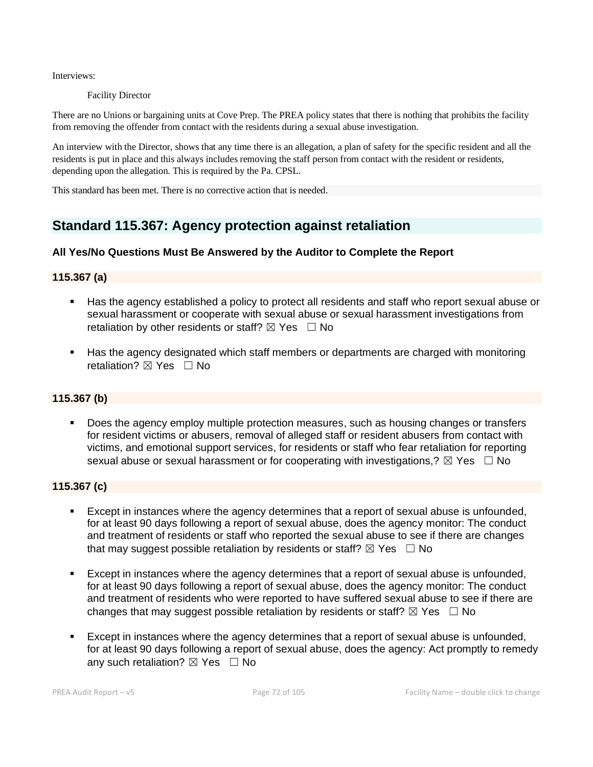Interviews:

Facility Director

There are no Unions or bargaining units at Cove Prep. The PREA policy states that there is nothing that prohibits the facility from removing the offender from contact with the residents during a sexual abuse investigation.

An interview with the Director, shows that any time there is an allegation, a plan of safety for the specific resident and all the residents is put in place and this always includes removing the staff person from contact with the resident or residents, depending upon the allegation. This is required by the Pa. CPSL.

This standard has been met. There is no corrective action that is needed.

## Standard 115.367: Agency protection against retaliation

### All Yes/No Questions Must Be Answered by the Auditor to Complete the Report

### 115.367 (a)

- Has the agency established a policy to protect all residents and staff who report sexual abuse or sexual harassment or cooperate with sexual abuse or sexual harassment investigations from retaliation by other residents or staff? ☒ Yes ☐ No
- Has the agency designated which staff members or departments are charged with monitoring retaliation? ☒ Yes ☐ No

### 115.367 (b)

- Does the agency employ multiple protection measures, such as housing changes or transfers for resident victims or abusers, removal of alleged staff or resident abusers from contact with victims, and emotional support services, for residents or staff who fear retaliation for reporting sexual abuse or sexual harassment or for cooperating with investigations,? ☒ Yes ☐ No

### 115.367 (c)

- Except in instances where the agency determines that a report of sexual abuse is unfounded, for at least 90 days following a report of sexual abuse, does the agency monitor: The conduct and treatment of residents or staff who reported the sexual abuse to see if there are changes that may suggest possible retaliation by residents or staff? ☒ Yes ☐ No
- Except in instances where the agency determines that a report of sexual abuse is unfounded, for at least 90 days following a report of sexual abuse, does the agency monitor: The conduct and treatment of residents who were reported to have suffered sexual abuse to see if there are changes that may suggest possible retaliation by residents or staff? ☒ Yes ☐ No
- Except in instances where the agency determines that a report of sexual abuse is unfounded, for at least 90 days following a report of sexual abuse, does the agency: Act promptly to remedy any such retaliation? ☒ Yes ☐ No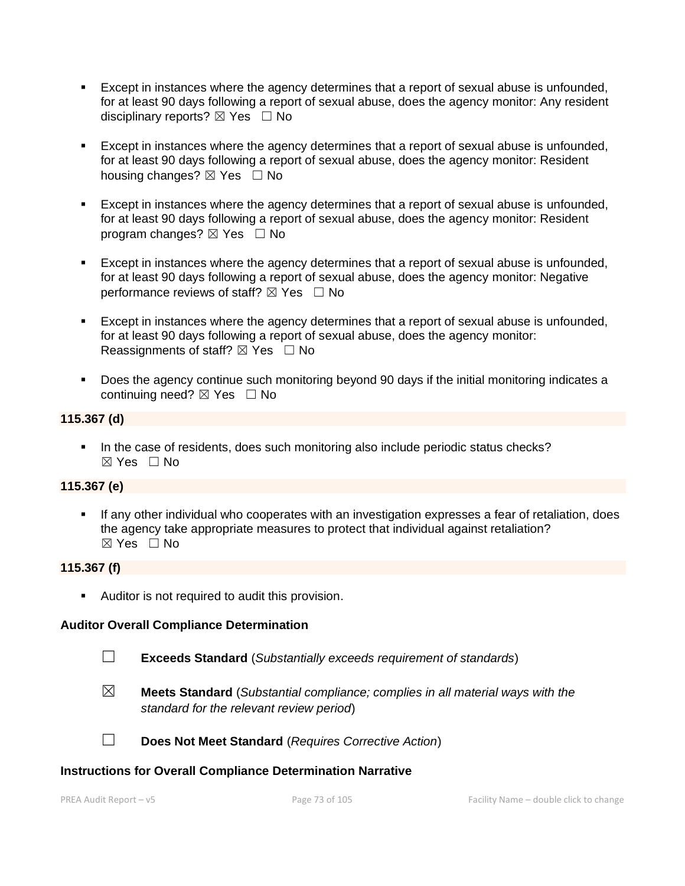- Except in instances where the agency determines that a report of sexual abuse is unfounded, for at least 90 days following a report of sexual abuse, does the agency monitor: Any resident disciplinary reports? ☒ Yes ☐ No

- Except in instances where the agency determines that a report of sexual abuse is unfounded, for at least 90 days following a report of sexual abuse, does the agency monitor: Resident housing changes? ☒ Yes ☐ No

- Except in instances where the agency determines that a report of sexual abuse is unfounded, for at least 90 days following a report of sexual abuse, does the agency monitor: Resident program changes? ☒ Yes ☐ No

- Except in instances where the agency determines that a report of sexual abuse is unfounded, for at least 90 days following a report of sexual abuse, does the agency monitor: Negative performance reviews of staff? ☒ Yes ☐ No

- Except in instances where the agency determines that a report of sexual abuse is unfounded, for at least 90 days following a report of sexual abuse, does the agency monitor: Reassignments of staff? ☒ Yes ☐ No

- Does the agency continue such monitoring beyond 90 days if the initial monitoring indicates a continuing need? ☒ Yes ☐ No

**115.367 (d)**

- In the case of residents, does such monitoring also include periodic status checks? ☒ Yes ☐ No

**115.367 (e)**

- If any other individual who cooperates with an investigation expresses a fear of retaliation, does the agency take appropriate measures to protect that individual against retaliation? ☒ Yes ☐ No

**115.367 (f)**

- Auditor is not required to audit this provision.

**Auditor Overall Compliance Determination**

☐ **Exceeds Standard** (*Substantially exceeds requirement of standards*)

☒ **Meets Standard** (*Substantial compliance; complies in all material ways with the standard for the relevant review period*)

☐ **Does Not Meet Standard** (*Requires Corrective Action*)

**Instructions for Overall Compliance Determination Narrative**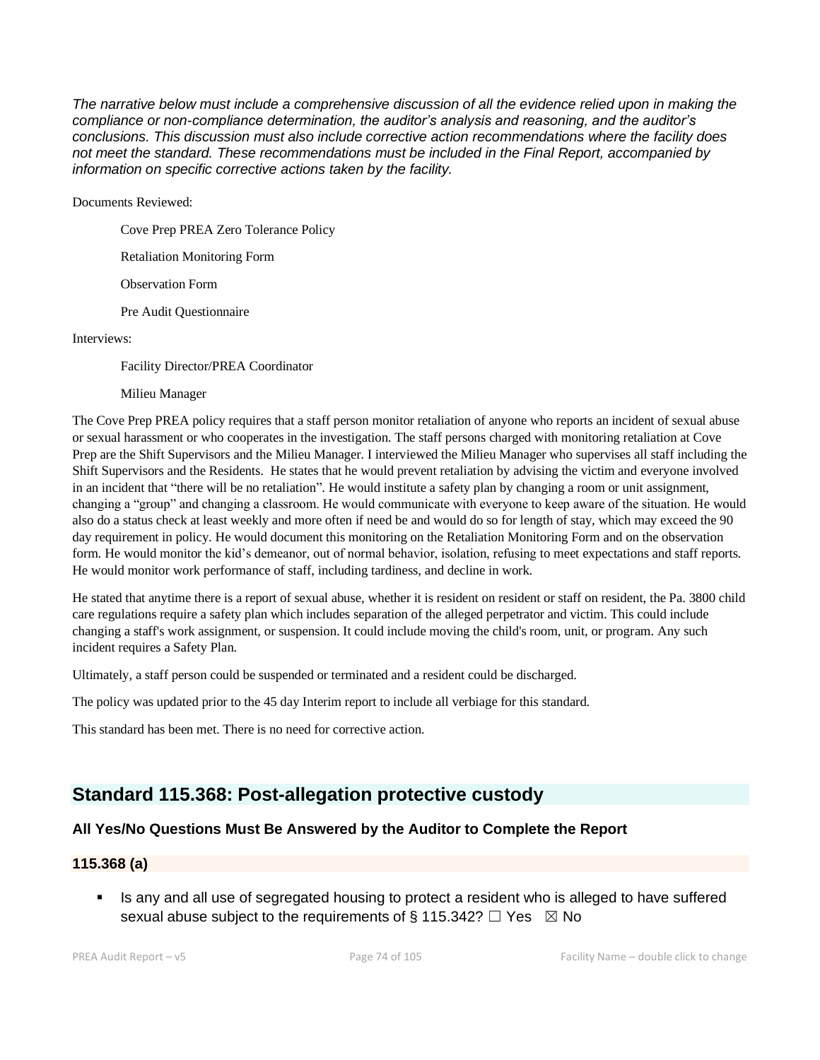*The narrative below must include a comprehensive discussion of all the evidence relied upon in making the compliance or non-compliance determination, the auditor's analysis and reasoning, and the auditor's conclusions. This discussion must also include corrective action recommendations where the facility does not meet the standard. These recommendations must be included in the Final Report, accompanied by information on specific corrective actions taken by the facility.*

Documents Reviewed:

Cove Prep PREA Zero Tolerance Policy

Retaliation Monitoring Form

Observation Form

Pre Audit Questionnaire

Interviews:

Facility Director/PREA Coordinator

Milieu Manager

The Cove Prep PREA policy requires that a staff person monitor retaliation of anyone who reports an incident of sexual abuse or sexual harassment or who cooperates in the investigation. The staff persons charged with monitoring retaliation at Cove Prep are the Shift Supervisors and the Milieu Manager. I interviewed the Milieu Manager who supervises all staff including the Shift Supervisors and the Residents. He states that he would prevent retaliation by advising the victim and everyone involved in an incident that "there will be no retaliation". He would institute a safety plan by changing a room or unit assignment, changing a "group" and changing a classroom. He would communicate with everyone to keep aware of the situation. He would also do a status check at least weekly and more often if need be and would do so for length of stay, which may exceed the 90 day requirement in policy. He would document this monitoring on the Retaliation Monitoring Form and on the observation form. He would monitor the kid's demeanor, out of normal behavior, isolation, refusing to meet expectations and staff reports. He would monitor work performance of staff, including tardiness, and decline in work.

He stated that anytime there is a report of sexual abuse, whether it is resident on resident or staff on resident, the Pa. 3800 child care regulations require a safety plan which includes separation of the alleged perpetrator and victim. This could include changing a staff's work assignment, or suspension. It could include moving the child's room, unit, or program. Any such incident requires a Safety Plan.

Ultimately, a staff person could be suspended or terminated and a resident could be discharged.

The policy was updated prior to the 45 day Interim report to include all verbiage for this standard.

This standard has been met. There is no need for corrective action.

## Standard 115.368: Post-allegation protective custody

### All Yes/No Questions Must Be Answered by the Auditor to Complete the Report

### 115.368 (a)

- Is any and all use of segregated housing to protect a resident who is alleged to have suffered sexual abuse subject to the requirements of § 115.342? ☐ Yes ☒ No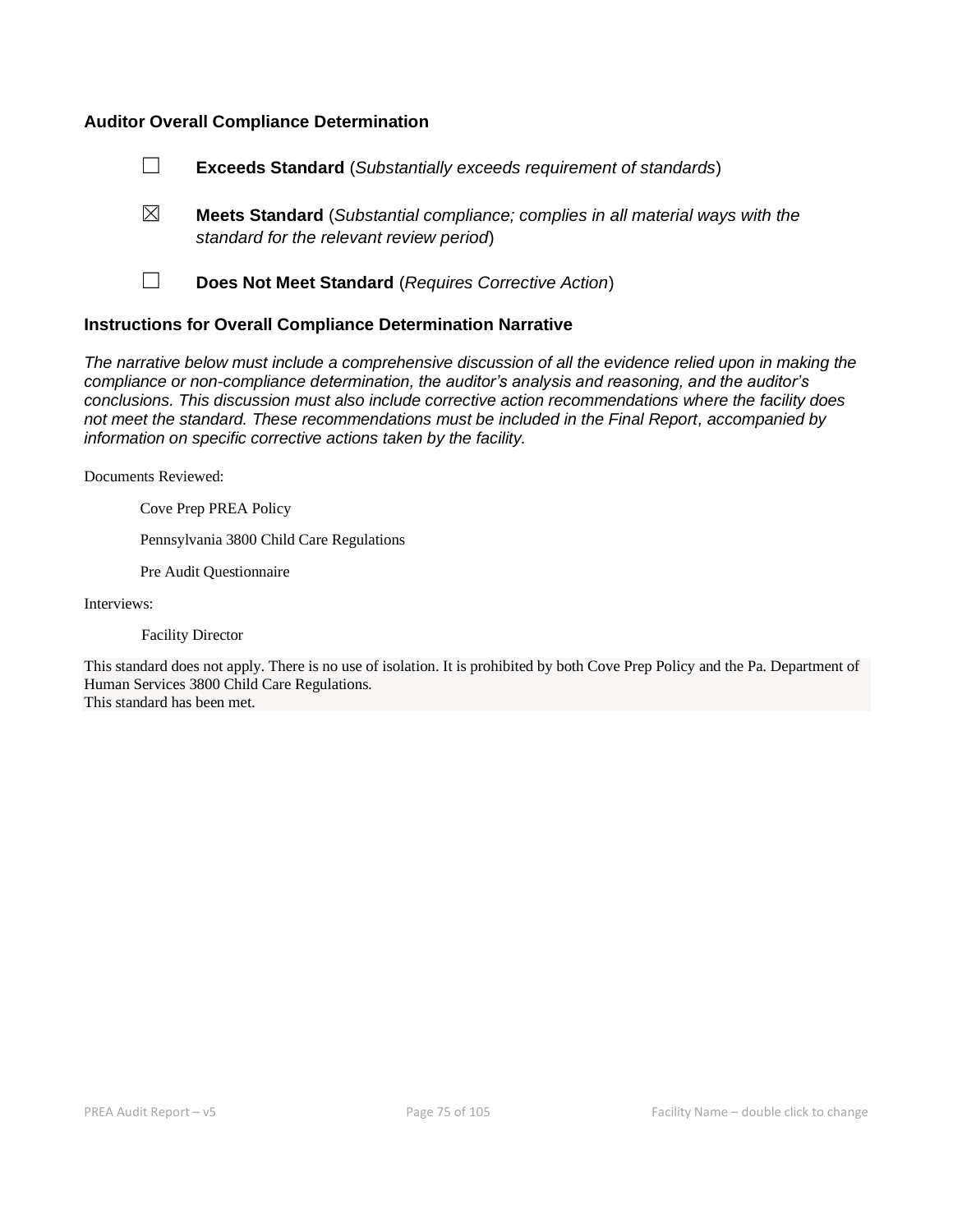### Auditor Overall Compliance Determination

☐ **Exceeds Standard** (*Substantially exceeds requirement of standards*)

☒ **Meets Standard** (*Substantial compliance; complies in all material ways with the standard for the relevant review period*)

☐ **Does Not Meet Standard** (*Requires Corrective Action*)

### Instructions for Overall Compliance Determination Narrative

*The narrative below must include a comprehensive discussion of all the evidence relied upon in making the compliance or non-compliance determination, the auditor's analysis and reasoning, and the auditor's conclusions. This discussion must also include corrective action recommendations where the facility does not meet the standard. These recommendations must be included in the Final Report, accompanied by information on specific corrective actions taken by the facility.*

Documents Reviewed:

Cove Prep PREA Policy

Pennsylvania 3800 Child Care Regulations

Pre Audit Questionnaire

Interviews:

Facility Director

This standard does not apply. There is no use of isolation. It is prohibited by both Cove Prep Policy and the Pa. Department of Human Services 3800 Child Care Regulations.
This standard has been met.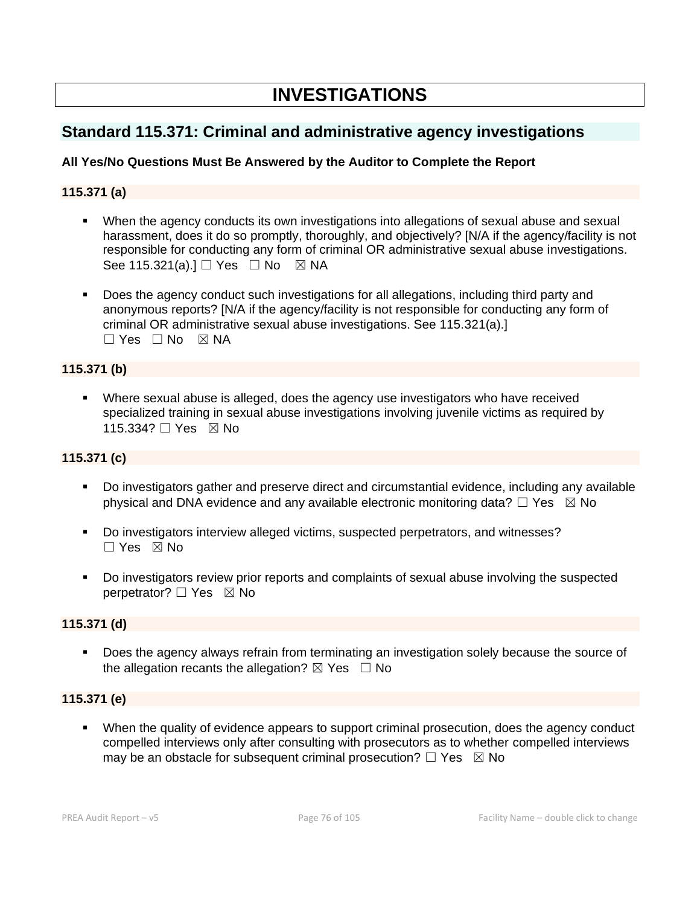# INVESTIGATIONS

## Standard 115.371: Criminal and administrative agency investigations

**All Yes/No Questions Must Be Answered by the Auditor to Complete the Report**

### 115.371 (a)

- When the agency conducts its own investigations into allegations of sexual abuse and sexual harassment, does it do so promptly, thoroughly, and objectively? [N/A if the agency/facility is not responsible for conducting any form of criminal OR administrative sexual abuse investigations. See 115.321(a).] ☐ Yes ☐ No ☒ NA

- Does the agency conduct such investigations for all allegations, including third party and anonymous reports? [N/A if the agency/facility is not responsible for conducting any form of criminal OR administrative sexual abuse investigations. See 115.321(a).] ☐ Yes ☐ No ☒ NA

### 115.371 (b)

- Where sexual abuse is alleged, does the agency use investigators who have received specialized training in sexual abuse investigations involving juvenile victims as required by 115.334? ☐ Yes ☒ No

### 115.371 (c)

- Do investigators gather and preserve direct and circumstantial evidence, including any available physical and DNA evidence and any available electronic monitoring data? ☐ Yes ☒ No

- Do investigators interview alleged victims, suspected perpetrators, and witnesses? ☐ Yes ☒ No

- Do investigators review prior reports and complaints of sexual abuse involving the suspected perpetrator? ☐ Yes ☒ No

### 115.371 (d)

- Does the agency always refrain from terminating an investigation solely because the source of the allegation recants the allegation? ☒ Yes ☐ No

### 115.371 (e)

- When the quality of evidence appears to support criminal prosecution, does the agency conduct compelled interviews only after consulting with prosecutors as to whether compelled interviews may be an obstacle for subsequent criminal prosecution? ☐ Yes ☒ No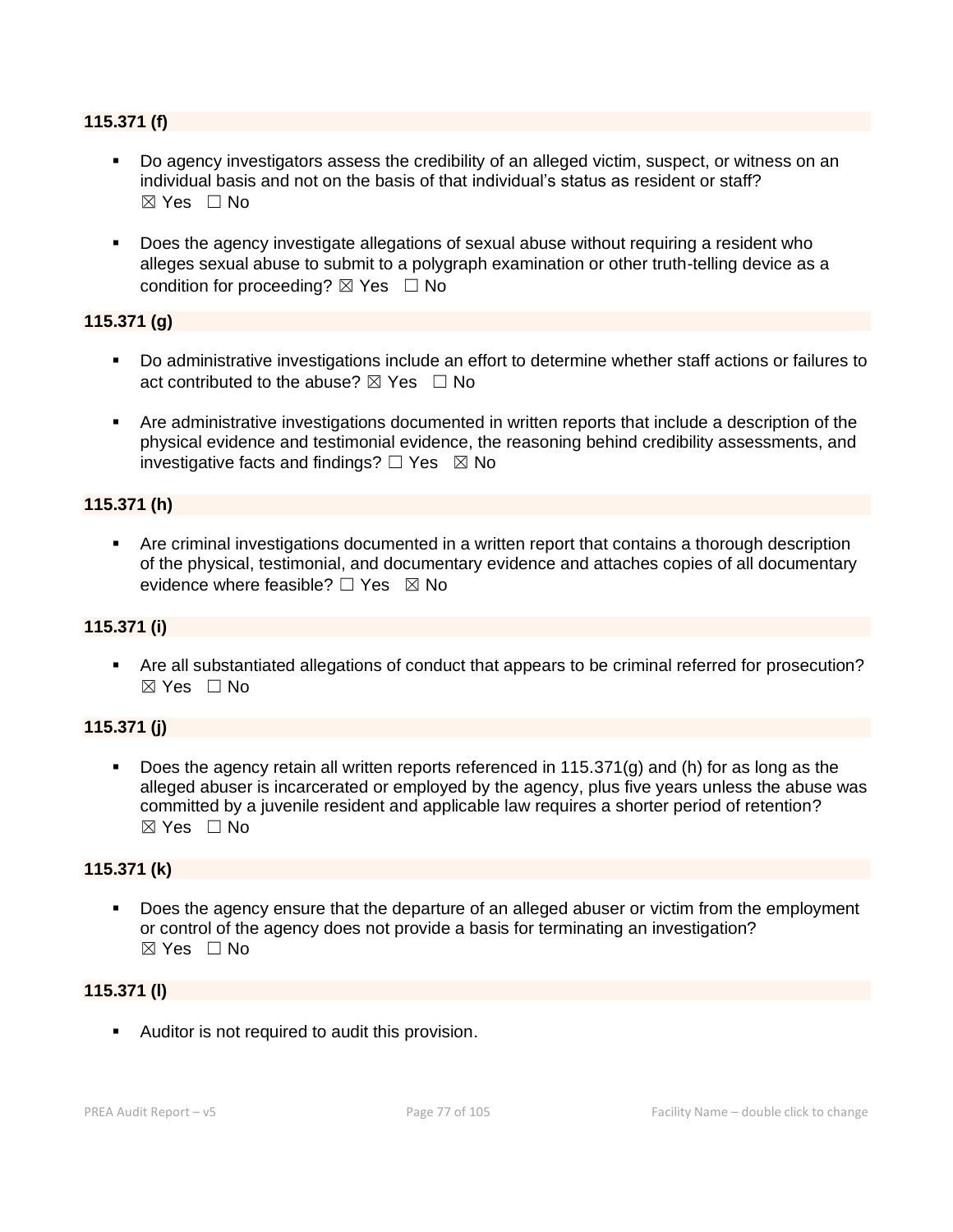**115.371 (f)**

- Do agency investigators assess the credibility of an alleged victim, suspect, or witness on an individual basis and not on the basis of that individual's status as resident or staff?
☒ Yes ☐ No

- Does the agency investigate allegations of sexual abuse without requiring a resident who alleges sexual abuse to submit to a polygraph examination or other truth-telling device as a condition for proceeding? ☒ Yes ☐ No

**115.371 (g)**

- Do administrative investigations include an effort to determine whether staff actions or failures to act contributed to the abuse? ☒ Yes ☐ No

- Are administrative investigations documented in written reports that include a description of the physical evidence and testimonial evidence, the reasoning behind credibility assessments, and investigative facts and findings? ☐ Yes ☒ No

**115.371 (h)**

- Are criminal investigations documented in a written report that contains a thorough description of the physical, testimonial, and documentary evidence and attaches copies of all documentary evidence where feasible? ☐ Yes ☒ No

**115.371 (i)**

- Are all substantiated allegations of conduct that appears to be criminal referred for prosecution?
☒ Yes ☐ No

**115.371 (j)**

- Does the agency retain all written reports referenced in 115.371(g) and (h) for as long as the alleged abuser is incarcerated or employed by the agency, plus five years unless the abuse was committed by a juvenile resident and applicable law requires a shorter period of retention?
☒ Yes ☐ No

**115.371 (k)**

- Does the agency ensure that the departure of an alleged abuser or victim from the employment or control of the agency does not provide a basis for terminating an investigation?
☒ Yes ☐ No

**115.371 (l)**

- Auditor is not required to audit this provision.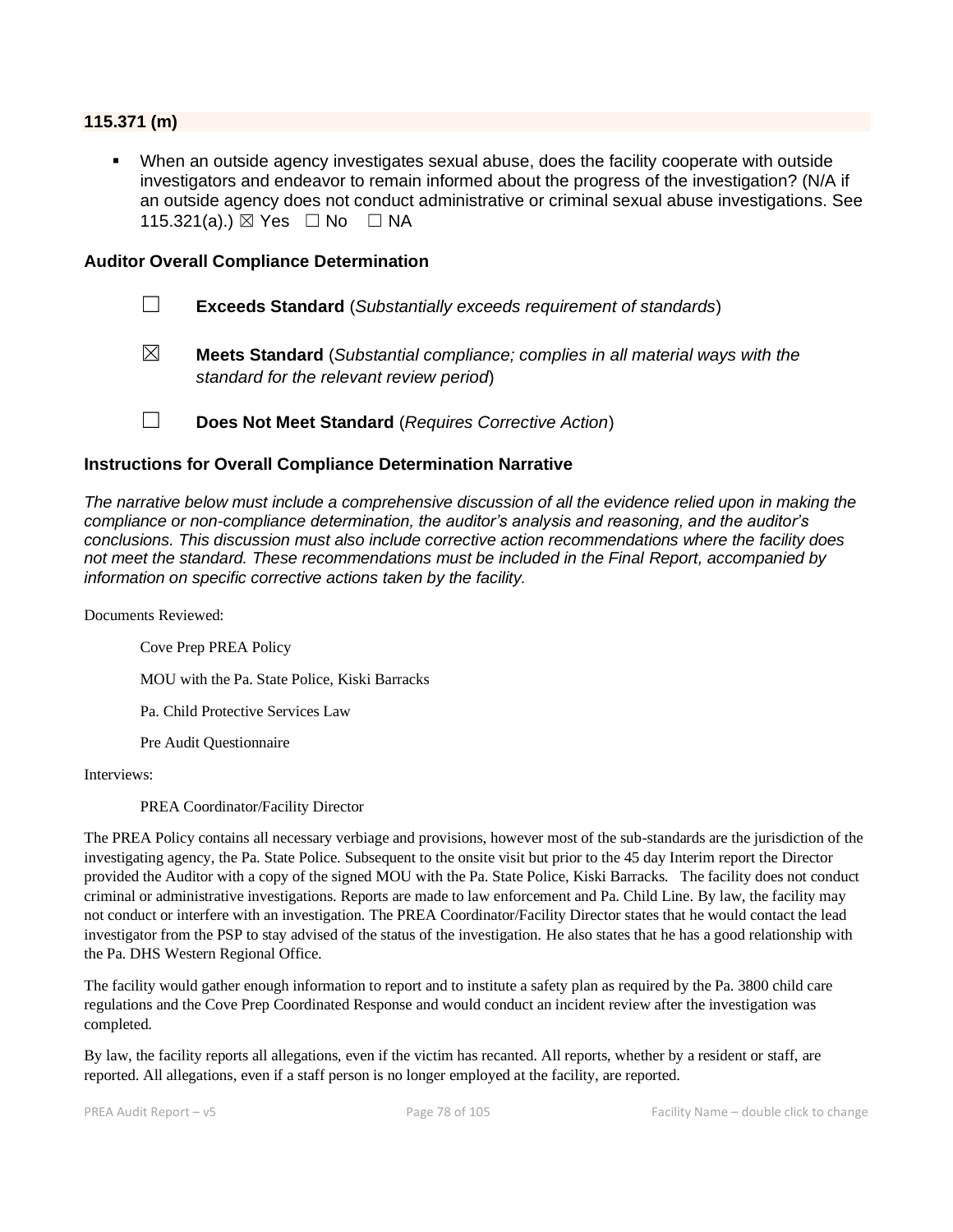### 115.371 (m)

- When an outside agency investigates sexual abuse, does the facility cooperate with outside investigators and endeavor to remain informed about the progress of the investigation? (N/A if an outside agency does not conduct administrative or criminal sexual abuse investigations. See 115.321(a).) ☒ Yes ☐ No ☐ NA

### Auditor Overall Compliance Determination

☐ **Exceeds Standard** (*Substantially exceeds requirement of standards*)

☒ **Meets Standard** (*Substantial compliance; complies in all material ways with the standard for the relevant review period*)

☐ **Does Not Meet Standard** (*Requires Corrective Action*)

### Instructions for Overall Compliance Determination Narrative

*The narrative below must include a comprehensive discussion of all the evidence relied upon in making the compliance or non-compliance determination, the auditor's analysis and reasoning, and the auditor's conclusions. This discussion must also include corrective action recommendations where the facility does not meet the standard. These recommendations must be included in the Final Report, accompanied by information on specific corrective actions taken by the facility.*

Documents Reviewed:

Cove Prep PREA Policy

MOU with the Pa. State Police, Kiski Barracks

Pa. Child Protective Services Law

Pre Audit Questionnaire

Interviews:

PREA Coordinator/Facility Director

The PREA Policy contains all necessary verbiage and provisions, however most of the sub-standards are the jurisdiction of the investigating agency, the Pa. State Police. Subsequent to the onsite visit but prior to the 45 day Interim report the Director provided the Auditor with a copy of the signed MOU with the Pa. State Police, Kiski Barracks. The facility does not conduct criminal or administrative investigations. Reports are made to law enforcement and Pa. Child Line. By law, the facility may not conduct or interfere with an investigation. The PREA Coordinator/Facility Director states that he would contact the lead investigator from the PSP to stay advised of the status of the investigation. He also states that he has a good relationship with the Pa. DHS Western Regional Office.

The facility would gather enough information to report and to institute a safety plan as required by the Pa. 3800 child care regulations and the Cove Prep Coordinated Response and would conduct an incident review after the investigation was completed.

By law, the facility reports all allegations, even if the victim has recanted. All reports, whether by a resident or staff, are reported. All allegations, even if a staff person is no longer employed at the facility, are reported.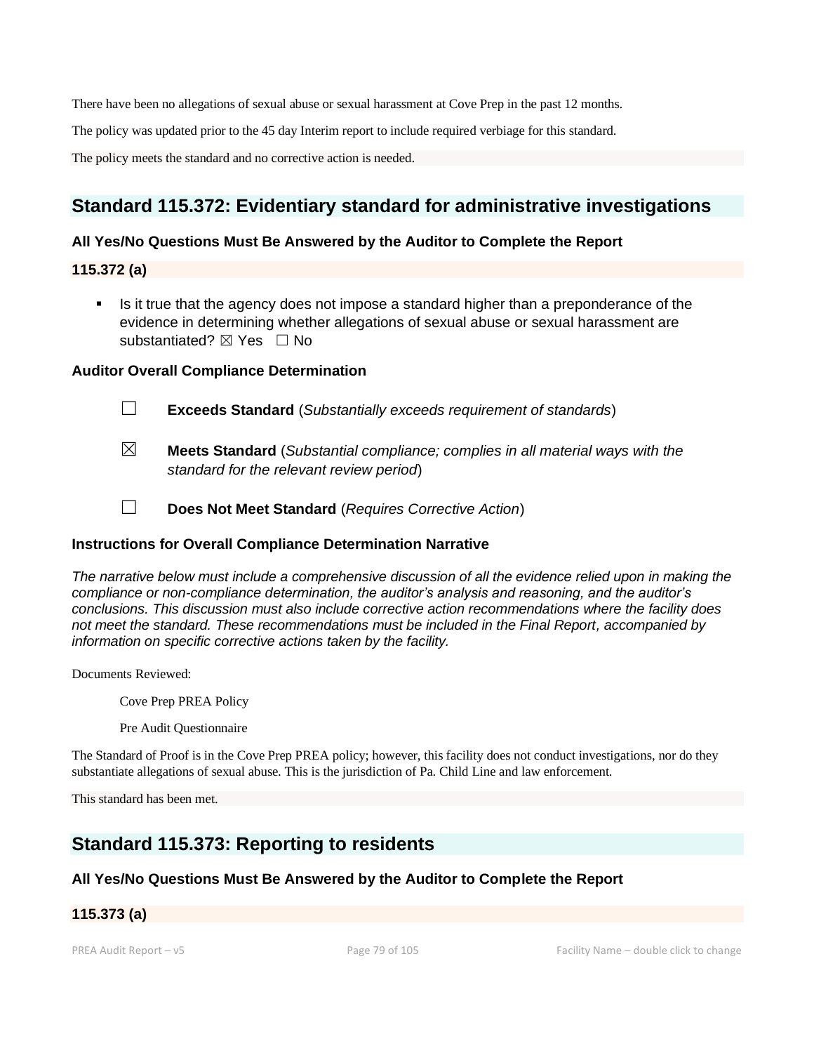There have been no allegations of sexual abuse or sexual harassment at Cove Prep in the past 12 months.

The policy was updated prior to the 45 day Interim report to include required verbiage for this standard.

The policy meets the standard and no corrective action is needed.

## Standard 115.372: Evidentiary standard for administrative investigations

### All Yes/No Questions Must Be Answered by the Auditor to Complete the Report

### 115.372 (a)

- Is it true that the agency does not impose a standard higher than a preponderance of the evidence in determining whether allegations of sexual abuse or sexual harassment are substantiated? ☒ Yes ☐ No

### Auditor Overall Compliance Determination

☐ **Exceeds Standard** (*Substantially exceeds requirement of standards*)

☒ **Meets Standard** (*Substantial compliance; complies in all material ways with the standard for the relevant review period*)

☐ **Does Not Meet Standard** (*Requires Corrective Action*)

### Instructions for Overall Compliance Determination Narrative

*The narrative below must include a comprehensive discussion of all the evidence relied upon in making the compliance or non-compliance determination, the auditor's analysis and reasoning, and the auditor's conclusions. This discussion must also include corrective action recommendations where the facility does not meet the standard. These recommendations must be included in the Final Report, accompanied by information on specific corrective actions taken by the facility.*

Documents Reviewed:

Cove Prep PREA Policy

Pre Audit Questionnaire

The Standard of Proof is in the Cove Prep PREA policy; however, this facility does not conduct investigations, nor do they substantiate allegations of sexual abuse. This is the jurisdiction of Pa. Child Line and law enforcement.

This standard has been met.

## Standard 115.373: Reporting to residents

### All Yes/No Questions Must Be Answered by the Auditor to Complete the Report

### 115.373 (a)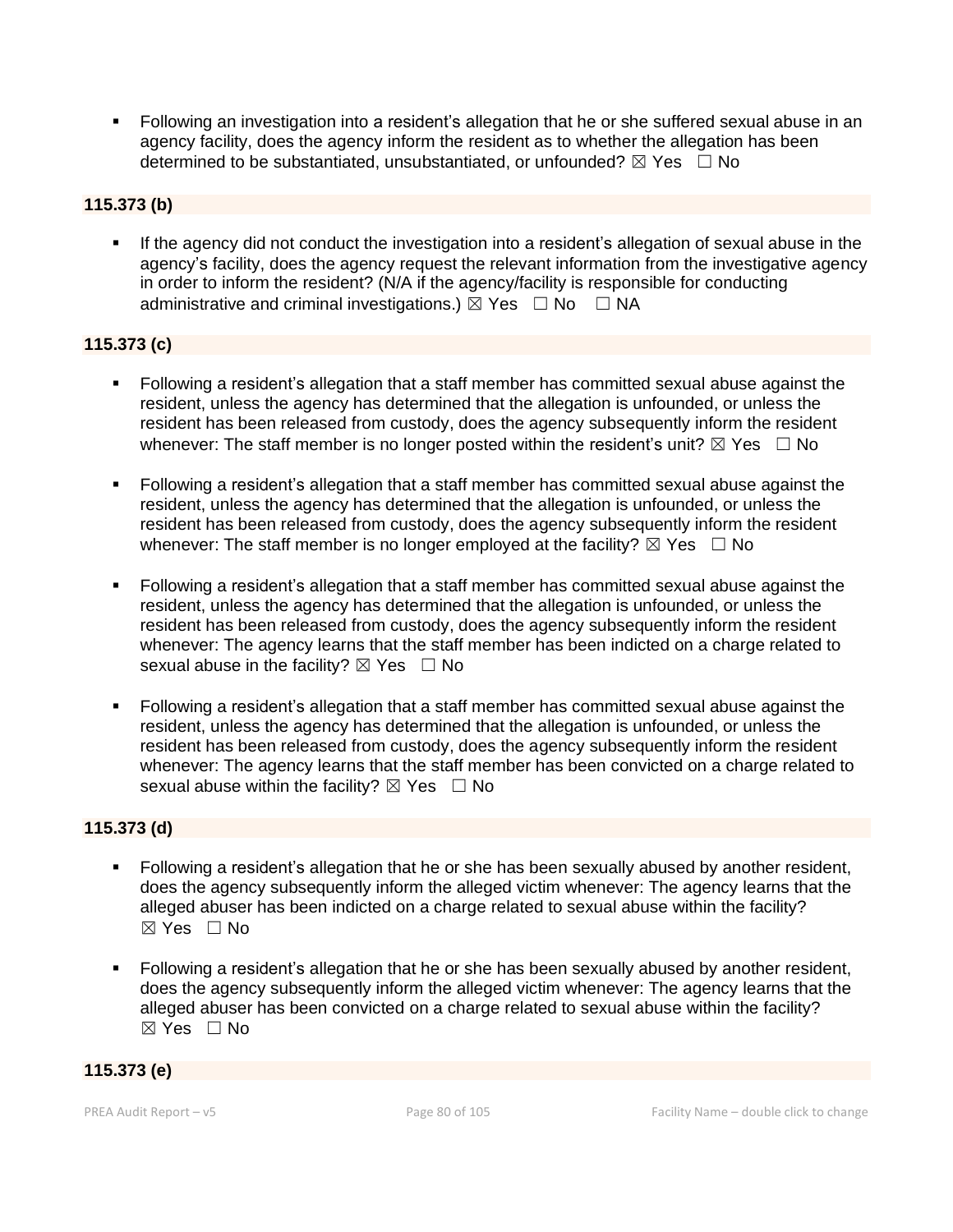- Following an investigation into a resident's allegation that he or she suffered sexual abuse in an agency facility, does the agency inform the resident as to whether the allegation has been determined to be substantiated, unsubstantiated, or unfounded? ☒ Yes ☐ No

**115.373 (b)**

- If the agency did not conduct the investigation into a resident's allegation of sexual abuse in the agency's facility, does the agency request the relevant information from the investigative agency in order to inform the resident? (N/A if the agency/facility is responsible for conducting administrative and criminal investigations.) ☒ Yes ☐ No ☐ NA

**115.373 (c)**

- Following a resident's allegation that a staff member has committed sexual abuse against the resident, unless the agency has determined that the allegation is unfounded, or unless the resident has been released from custody, does the agency subsequently inform the resident whenever: The staff member is no longer posted within the resident's unit? ☒ Yes ☐ No

- Following a resident's allegation that a staff member has committed sexual abuse against the resident, unless the agency has determined that the allegation is unfounded, or unless the resident has been released from custody, does the agency subsequently inform the resident whenever: The staff member is no longer employed at the facility? ☒ Yes ☐ No

- Following a resident's allegation that a staff member has committed sexual abuse against the resident, unless the agency has determined that the allegation is unfounded, or unless the resident has been released from custody, does the agency subsequently inform the resident whenever: The agency learns that the staff member has been indicted on a charge related to sexual abuse in the facility? ☒ Yes ☐ No

- Following a resident's allegation that a staff member has committed sexual abuse against the resident, unless the agency has determined that the allegation is unfounded, or unless the resident has been released from custody, does the agency subsequently inform the resident whenever: The agency learns that the staff member has been convicted on a charge related to sexual abuse within the facility? ☒ Yes ☐ No

**115.373 (d)**

- Following a resident's allegation that he or she has been sexually abused by another resident, does the agency subsequently inform the alleged victim whenever: The agency learns that the alleged abuser has been indicted on a charge related to sexual abuse within the facility? ☒ Yes ☐ No

- Following a resident's allegation that he or she has been sexually abused by another resident, does the agency subsequently inform the alleged victim whenever: The agency learns that the alleged abuser has been convicted on a charge related to sexual abuse within the facility? ☒ Yes ☐ No

**115.373 (e)**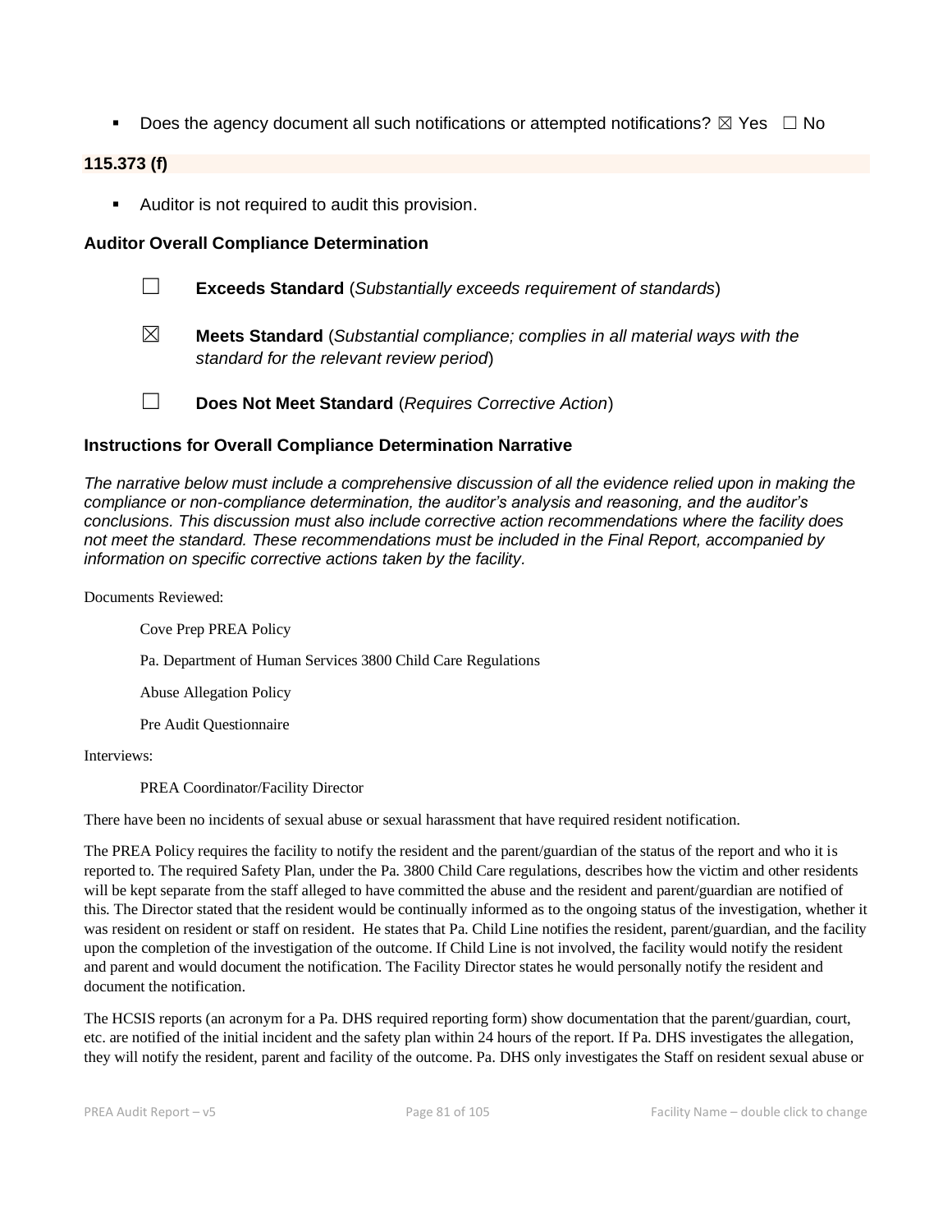- Does the agency document all such notifications or attempted notifications? ☒ Yes ☐ No

**115.373 (f)**

- Auditor is not required to audit this provision.

### Auditor Overall Compliance Determination

☐ **Exceeds Standard** (*Substantially exceeds requirement of standards*)

☒ **Meets Standard** (*Substantial compliance; complies in all material ways with the standard for the relevant review period*)

☐ **Does Not Meet Standard** (*Requires Corrective Action*)

### Instructions for Overall Compliance Determination Narrative

*The narrative below must include a comprehensive discussion of all the evidence relied upon in making the compliance or non-compliance determination, the auditor's analysis and reasoning, and the auditor's conclusions. This discussion must also include corrective action recommendations where the facility does not meet the standard. These recommendations must be included in the Final Report, accompanied by information on specific corrective actions taken by the facility.*

Documents Reviewed:

Cove Prep PREA Policy

Pa. Department of Human Services 3800 Child Care Regulations

Abuse Allegation Policy

Pre Audit Questionnaire

Interviews:

PREA Coordinator/Facility Director

There have been no incidents of sexual abuse or sexual harassment that have required resident notification.

The PREA Policy requires the facility to notify the resident and the parent/guardian of the status of the report and who it is reported to. The required Safety Plan, under the Pa. 3800 Child Care regulations, describes how the victim and other residents will be kept separate from the staff alleged to have committed the abuse and the resident and parent/guardian are notified of this. The Director stated that the resident would be continually informed as to the ongoing status of the investigation, whether it was resident on resident or staff on resident. He states that Pa. Child Line notifies the resident, parent/guardian, and the facility upon the completion of the investigation of the outcome. If Child Line is not involved, the facility would notify the resident and parent and would document the notification. The Facility Director states he would personally notify the resident and document the notification.

The HCSIS reports (an acronym for a Pa. DHS required reporting form) show documentation that the parent/guardian, court, etc. are notified of the initial incident and the safety plan within 24 hours of the report. If Pa. DHS investigates the allegation, they will notify the resident, parent and facility of the outcome. Pa. DHS only investigates the Staff on resident sexual abuse or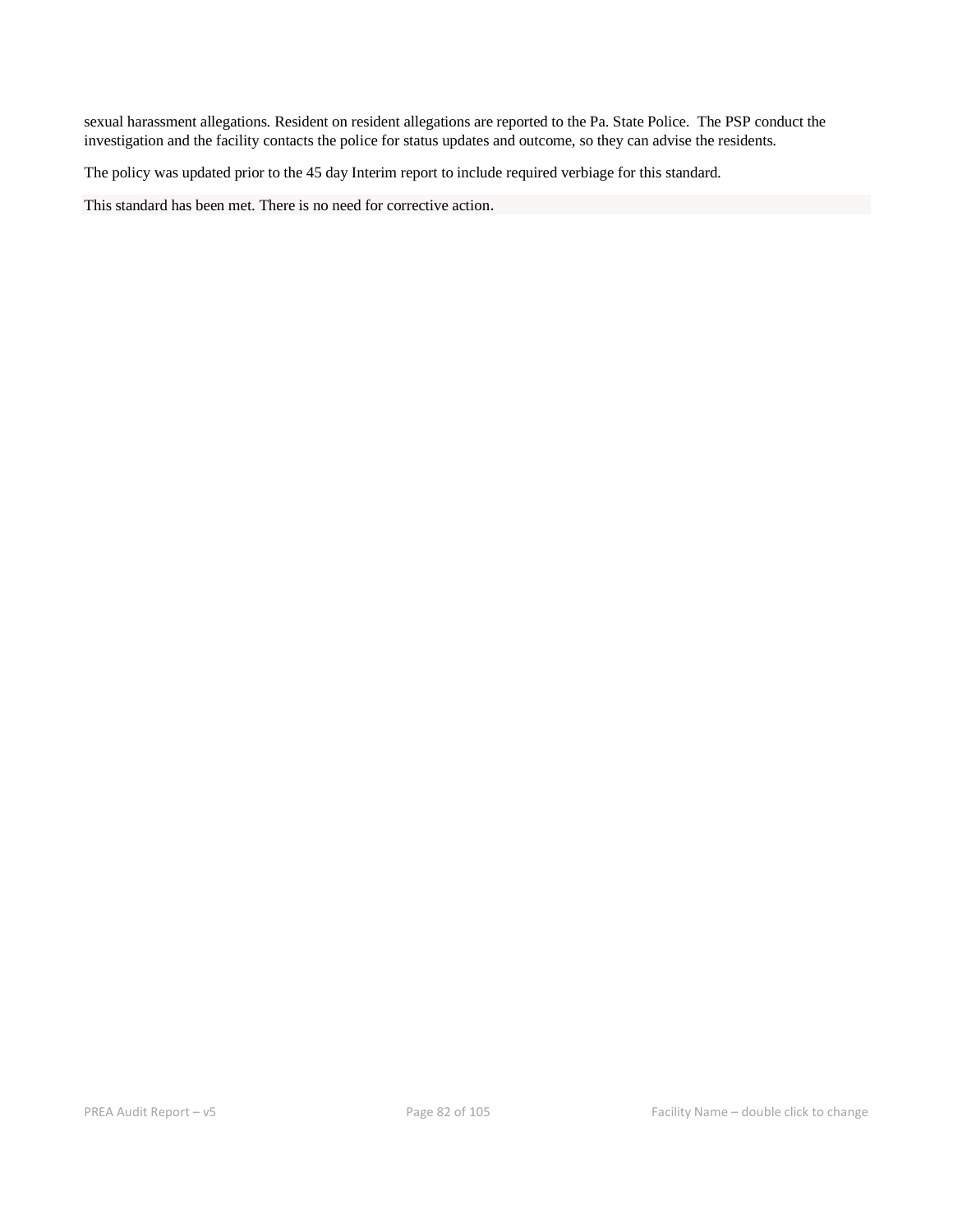sexual harassment allegations. Resident on resident allegations are reported to the Pa. State Police. The PSP conduct the investigation and the facility contacts the police for status updates and outcome, so they can advise the residents.

The policy was updated prior to the 45 day Interim report to include required verbiage for this standard.

This standard has been met. There is no need for corrective action.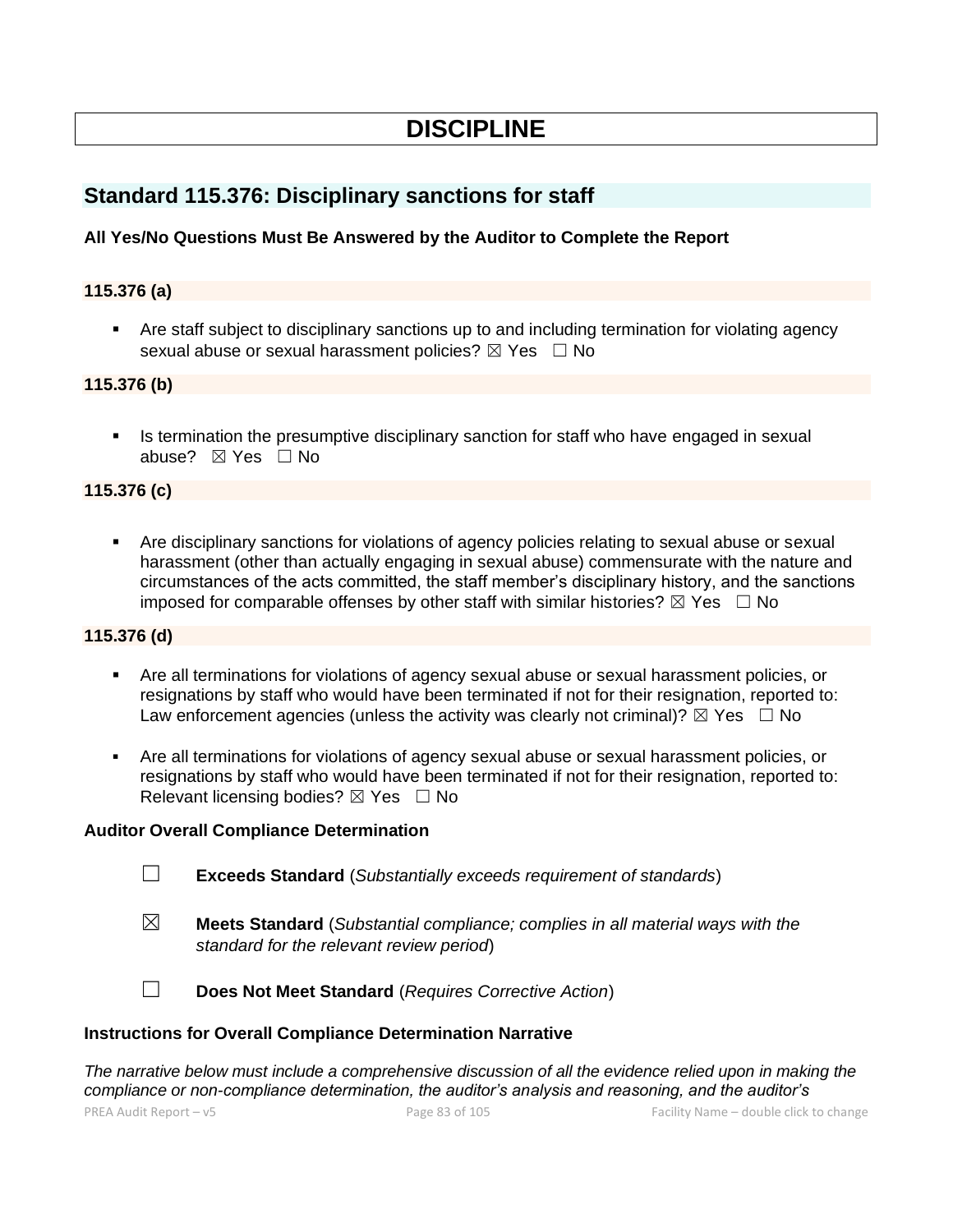# DISCIPLINE

## Standard 115.376: Disciplinary sanctions for staff

**All Yes/No Questions Must Be Answered by the Auditor to Complete the Report**

### 115.376 (a)

- Are staff subject to disciplinary sanctions up to and including termination for violating agency sexual abuse or sexual harassment policies? ☒ Yes ☐ No

### 115.376 (b)

- Is termination the presumptive disciplinary sanction for staff who have engaged in sexual abuse? ☒ Yes ☐ No

### 115.376 (c)

- Are disciplinary sanctions for violations of agency policies relating to sexual abuse or sexual harassment (other than actually engaging in sexual abuse) commensurate with the nature and circumstances of the acts committed, the staff member's disciplinary history, and the sanctions imposed for comparable offenses by other staff with similar histories? ☒ Yes ☐ No

### 115.376 (d)

- Are all terminations for violations of agency sexual abuse or sexual harassment policies, or resignations by staff who would have been terminated if not for their resignation, reported to: Law enforcement agencies (unless the activity was clearly not criminal)? ☒ Yes ☐ No
- Are all terminations for violations of agency sexual abuse or sexual harassment policies, or resignations by staff who would have been terminated if not for their resignation, reported to: Relevant licensing bodies? ☒ Yes ☐ No

**Auditor Overall Compliance Determination**

☐ **Exceeds Standard** (*Substantially exceeds requirement of standards*)

☒ **Meets Standard** (*Substantial compliance; complies in all material ways with the standard for the relevant review period*)

☐ **Does Not Meet Standard** (*Requires Corrective Action*)

**Instructions for Overall Compliance Determination Narrative**

*The narrative below must include a comprehensive discussion of all the evidence relied upon in making the compliance or non-compliance determination, the auditor's analysis and reasoning, and the auditor's*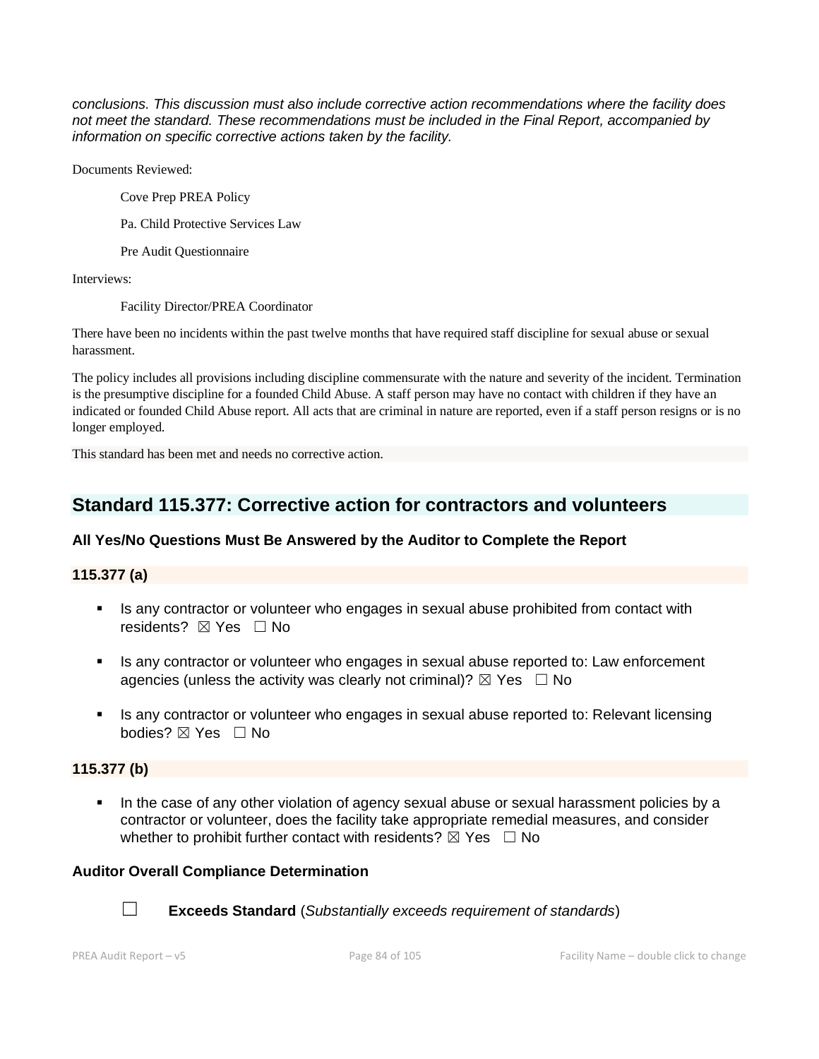*conclusions. This discussion must also include corrective action recommendations where the facility does not meet the standard. These recommendations must be included in the Final Report, accompanied by information on specific corrective actions taken by the facility.*

Documents Reviewed:

Cove Prep PREA Policy

Pa. Child Protective Services Law

Pre Audit Questionnaire

Interviews:

Facility Director/PREA Coordinator

There have been no incidents within the past twelve months that have required staff discipline for sexual abuse or sexual harassment.

The policy includes all provisions including discipline commensurate with the nature and severity of the incident. Termination is the presumptive discipline for a founded Child Abuse. A staff person may have no contact with children if they have an indicated or founded Child Abuse report. All acts that are criminal in nature are reported, even if a staff person resigns or is no longer employed.

This standard has been met and needs no corrective action.

## Standard 115.377: Corrective action for contractors and volunteers

### All Yes/No Questions Must Be Answered by the Auditor to Complete the Report

### 115.377 (a)

- Is any contractor or volunteer who engages in sexual abuse prohibited from contact with residents? ☒ Yes ☐ No
- Is any contractor or volunteer who engages in sexual abuse reported to: Law enforcement agencies (unless the activity was clearly not criminal)? ☒ Yes ☐ No
- Is any contractor or volunteer who engages in sexual abuse reported to: Relevant licensing bodies? ☒ Yes ☐ No

### 115.377 (b)

- In the case of any other violation of agency sexual abuse or sexual harassment policies by a contractor or volunteer, does the facility take appropriate remedial measures, and consider whether to prohibit further contact with residents? ☒ Yes ☐ No

### Auditor Overall Compliance Determination

☐ **Exceeds Standard** (*Substantially exceeds requirement of standards*)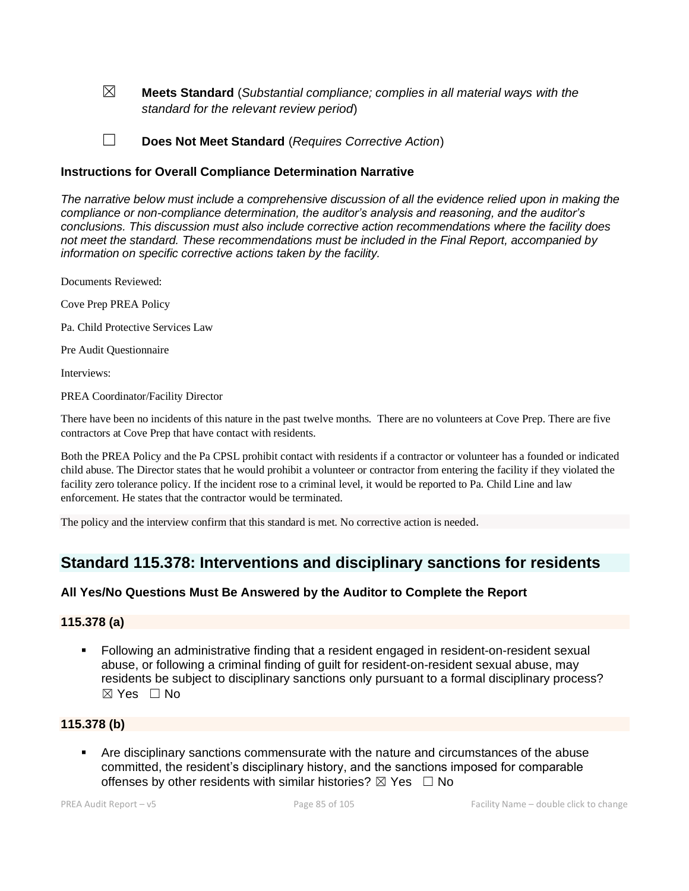☒ **Meets Standard** (*Substantial compliance; complies in all material ways with the standard for the relevant review period*)

☐ **Does Not Meet Standard** (*Requires Corrective Action*)

**Instructions for Overall Compliance Determination Narrative**

*The narrative below must include a comprehensive discussion of all the evidence relied upon in making the compliance or non-compliance determination, the auditor's analysis and reasoning, and the auditor's conclusions. This discussion must also include corrective action recommendations where the facility does not meet the standard. These recommendations must be included in the Final Report, accompanied by information on specific corrective actions taken by the facility.*

Documents Reviewed:

Cove Prep PREA Policy

Pa. Child Protective Services Law

Pre Audit Questionnaire

Interviews:

PREA Coordinator/Facility Director

There have been no incidents of this nature in the past twelve months. There are no volunteers at Cove Prep. There are five contractors at Cove Prep that have contact with residents.

Both the PREA Policy and the Pa CPSL prohibit contact with residents if a contractor or volunteer has a founded or indicated child abuse. The Director states that he would prohibit a volunteer or contractor from entering the facility if they violated the facility zero tolerance policy. If the incident rose to a criminal level, it would be reported to Pa. Child Line and law enforcement. He states that the contractor would be terminated.

The policy and the interview confirm that this standard is met. No corrective action is needed.

## Standard 115.378: Interventions and disciplinary sanctions for residents

**All Yes/No Questions Must Be Answered by the Auditor to Complete the Report**

**115.378 (a)**

- Following an administrative finding that a resident engaged in resident-on-resident sexual abuse, or following a criminal finding of guilt for resident-on-resident sexual abuse, may residents be subject to disciplinary sanctions only pursuant to a formal disciplinary process? ☒ Yes ☐ No

**115.378 (b)**

- Are disciplinary sanctions commensurate with the nature and circumstances of the abuse committed, the resident's disciplinary history, and the sanctions imposed for comparable offenses by other residents with similar histories? ☒ Yes ☐ No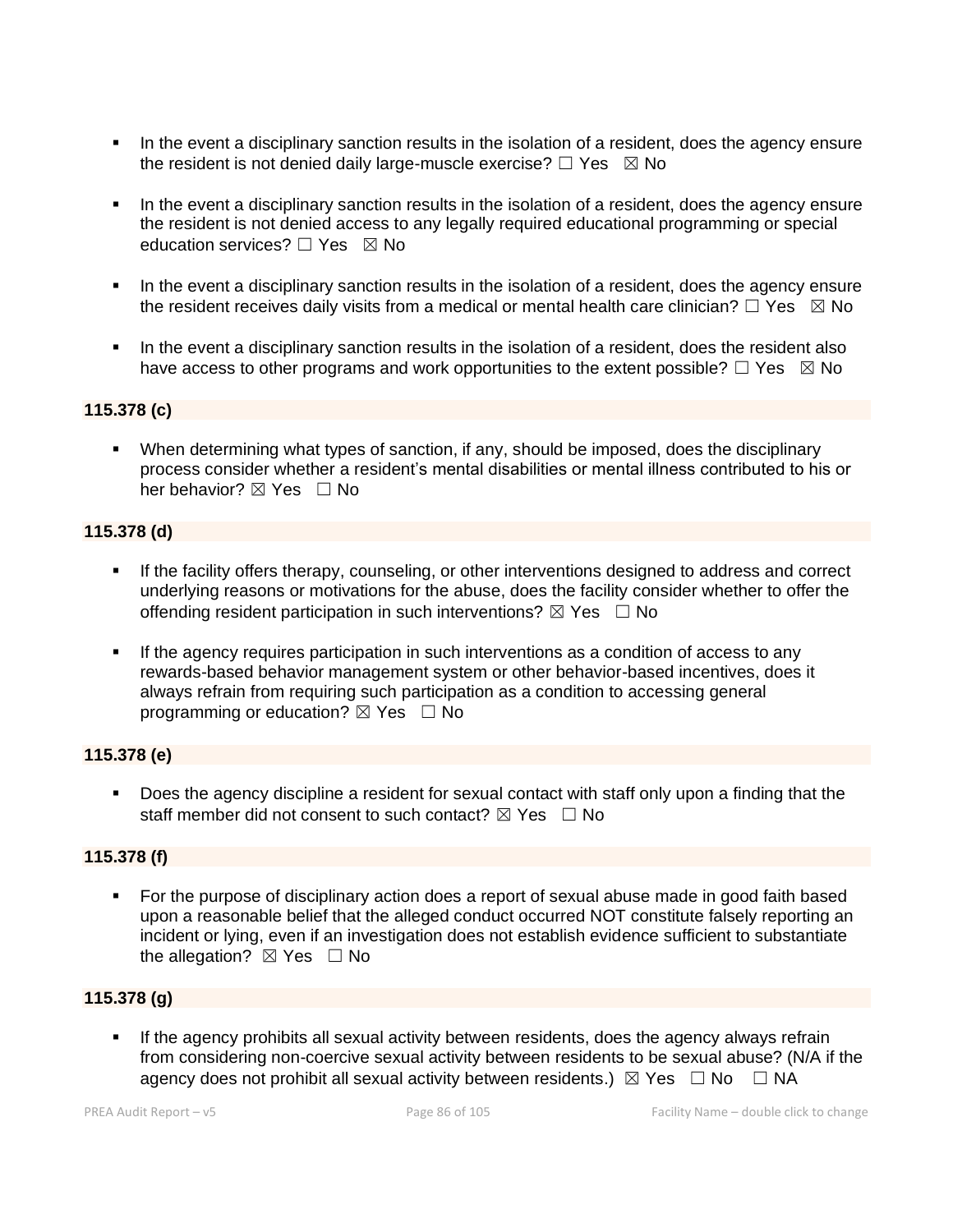- In the event a disciplinary sanction results in the isolation of a resident, does the agency ensure the resident is not denied daily large-muscle exercise? ☐ Yes ☒ No

- In the event a disciplinary sanction results in the isolation of a resident, does the agency ensure the resident is not denied access to any legally required educational programming or special education services? ☐ Yes ☒ No

- In the event a disciplinary sanction results in the isolation of a resident, does the agency ensure the resident receives daily visits from a medical or mental health care clinician? ☐ Yes ☒ No

- In the event a disciplinary sanction results in the isolation of a resident, does the resident also have access to other programs and work opportunities to the extent possible? ☐ Yes ☒ No

**115.378 (c)**

- When determining what types of sanction, if any, should be imposed, does the disciplinary process consider whether a resident's mental disabilities or mental illness contributed to his or her behavior? ☒ Yes ☐ No

**115.378 (d)**

- If the facility offers therapy, counseling, or other interventions designed to address and correct underlying reasons or motivations for the abuse, does the facility consider whether to offer the offending resident participation in such interventions? ☒ Yes ☐ No

- If the agency requires participation in such interventions as a condition of access to any rewards-based behavior management system or other behavior-based incentives, does it always refrain from requiring such participation as a condition to accessing general programming or education? ☒ Yes ☐ No

**115.378 (e)**

- Does the agency discipline a resident for sexual contact with staff only upon a finding that the staff member did not consent to such contact? ☒ Yes ☐ No

**115.378 (f)**

- For the purpose of disciplinary action does a report of sexual abuse made in good faith based upon a reasonable belief that the alleged conduct occurred NOT constitute falsely reporting an incident or lying, even if an investigation does not establish evidence sufficient to substantiate the allegation? ☒ Yes ☐ No

**115.378 (g)**

- If the agency prohibits all sexual activity between residents, does the agency always refrain from considering non-coercive sexual activity between residents to be sexual abuse? (N/A if the agency does not prohibit all sexual activity between residents.) ☒ Yes ☐ No ☐ NA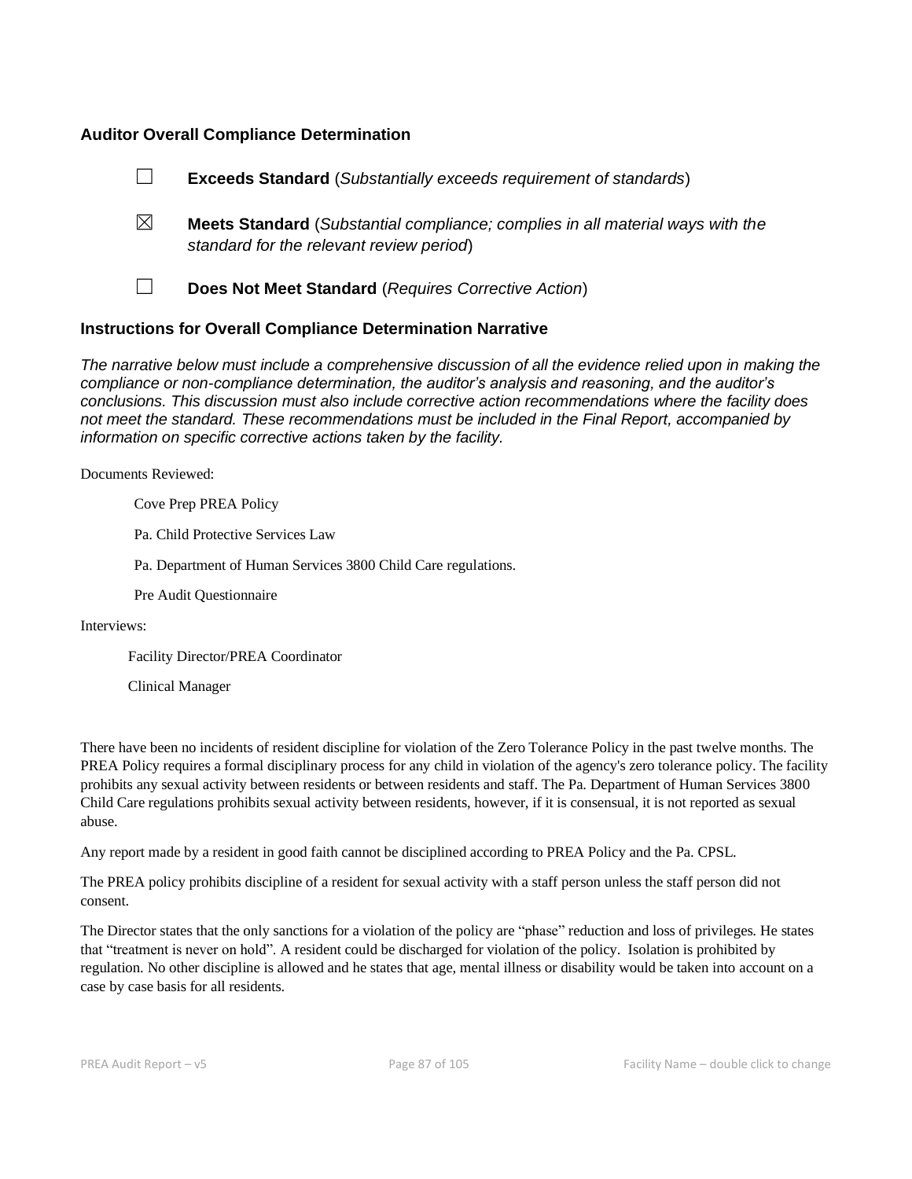### Auditor Overall Compliance Determination

☐ **Exceeds Standard** (*Substantially exceeds requirement of standards*)

☒ **Meets Standard** (*Substantial compliance; complies in all material ways with the standard for the relevant review period*)

☐ **Does Not Meet Standard** (*Requires Corrective Action*)

### Instructions for Overall Compliance Determination Narrative

*The narrative below must include a comprehensive discussion of all the evidence relied upon in making the compliance or non-compliance determination, the auditor's analysis and reasoning, and the auditor's conclusions. This discussion must also include corrective action recommendations where the facility does not meet the standard. These recommendations must be included in the Final Report, accompanied by information on specific corrective actions taken by the facility.*

Documents Reviewed:

- Cove Prep PREA Policy
- Pa. Child Protective Services Law
- Pa. Department of Human Services 3800 Child Care regulations.
- Pre Audit Questionnaire

Interviews:

- Facility Director/PREA Coordinator
- Clinical Manager

There have been no incidents of resident discipline for violation of the Zero Tolerance Policy in the past twelve months. The PREA Policy requires a formal disciplinary process for any child in violation of the agency's zero tolerance policy. The facility prohibits any sexual activity between residents or between residents and staff. The Pa. Department of Human Services 3800 Child Care regulations prohibits sexual activity between residents, however, if it is consensual, it is not reported as sexual abuse.

Any report made by a resident in good faith cannot be disciplined according to PREA Policy and the Pa. CPSL.

The PREA policy prohibits discipline of a resident for sexual activity with a staff person unless the staff person did not consent.

The Director states that the only sanctions for a violation of the policy are "phase" reduction and loss of privileges. He states that "treatment is never on hold". A resident could be discharged for violation of the policy. Isolation is prohibited by regulation. No other discipline is allowed and he states that age, mental illness or disability would be taken into account on a case by case basis for all residents.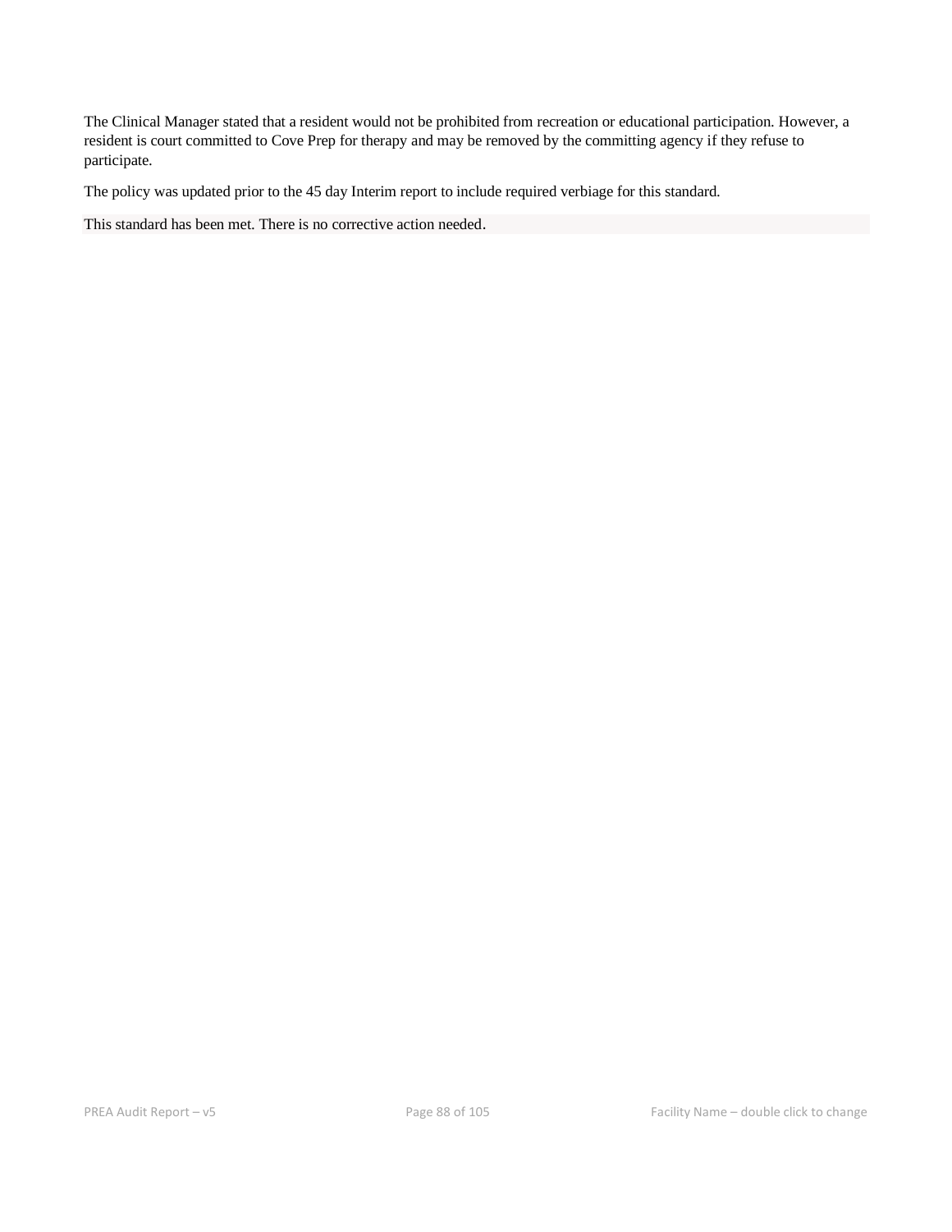The Clinical Manager stated that a resident would not be prohibited from recreation or educational participation. However, a resident is court committed to Cove Prep for therapy and may be removed by the committing agency if they refuse to participate.

The policy was updated prior to the 45 day Interim report to include required verbiage for this standard.

This standard has been met. There is no corrective action needed.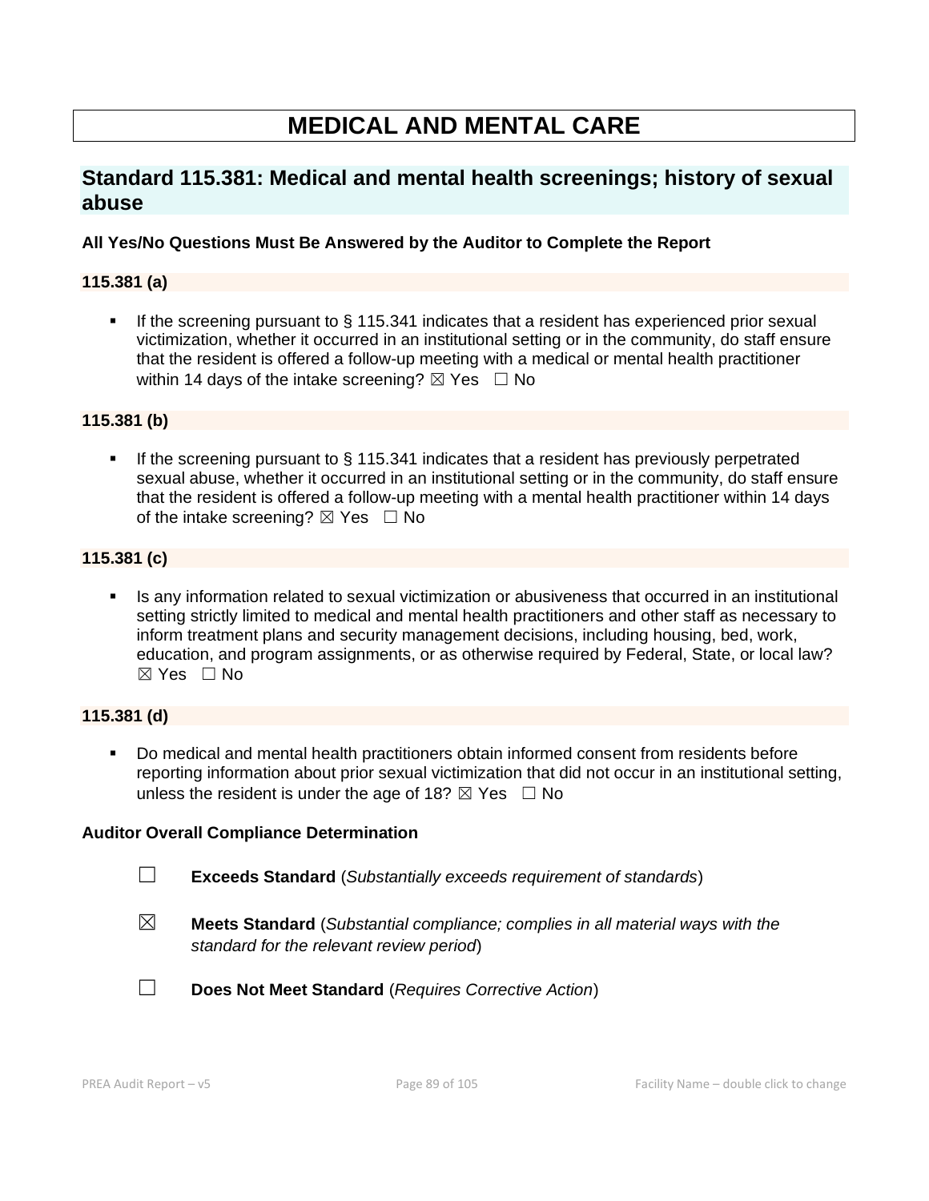# MEDICAL AND MENTAL CARE

## Standard 115.381: Medical and mental health screenings; history of sexual abuse

**All Yes/No Questions Must Be Answered by the Auditor to Complete the Report**

### 115.381 (a)

- If the screening pursuant to § 115.341 indicates that a resident has experienced prior sexual victimization, whether it occurred in an institutional setting or in the community, do staff ensure that the resident is offered a follow-up meeting with a medical or mental health practitioner within 14 days of the intake screening? ☒ Yes ☐ No

### 115.381 (b)

- If the screening pursuant to § 115.341 indicates that a resident has previously perpetrated sexual abuse, whether it occurred in an institutional setting or in the community, do staff ensure that the resident is offered a follow-up meeting with a mental health practitioner within 14 days of the intake screening? ☒ Yes ☐ No

### 115.381 (c)

- Is any information related to sexual victimization or abusiveness that occurred in an institutional setting strictly limited to medical and mental health practitioners and other staff as necessary to inform treatment plans and security management decisions, including housing, bed, work, education, and program assignments, or as otherwise required by Federal, State, or local law? ☒ Yes ☐ No

### 115.381 (d)

- Do medical and mental health practitioners obtain informed consent from residents before reporting information about prior sexual victimization that did not occur in an institutional setting, unless the resident is under the age of 18? ☒ Yes ☐ No

**Auditor Overall Compliance Determination**

☐ **Exceeds Standard** (*Substantially exceeds requirement of standards*)

☒ **Meets Standard** (*Substantial compliance; complies in all material ways with the standard for the relevant review period*)

☐ **Does Not Meet Standard** (*Requires Corrective Action*)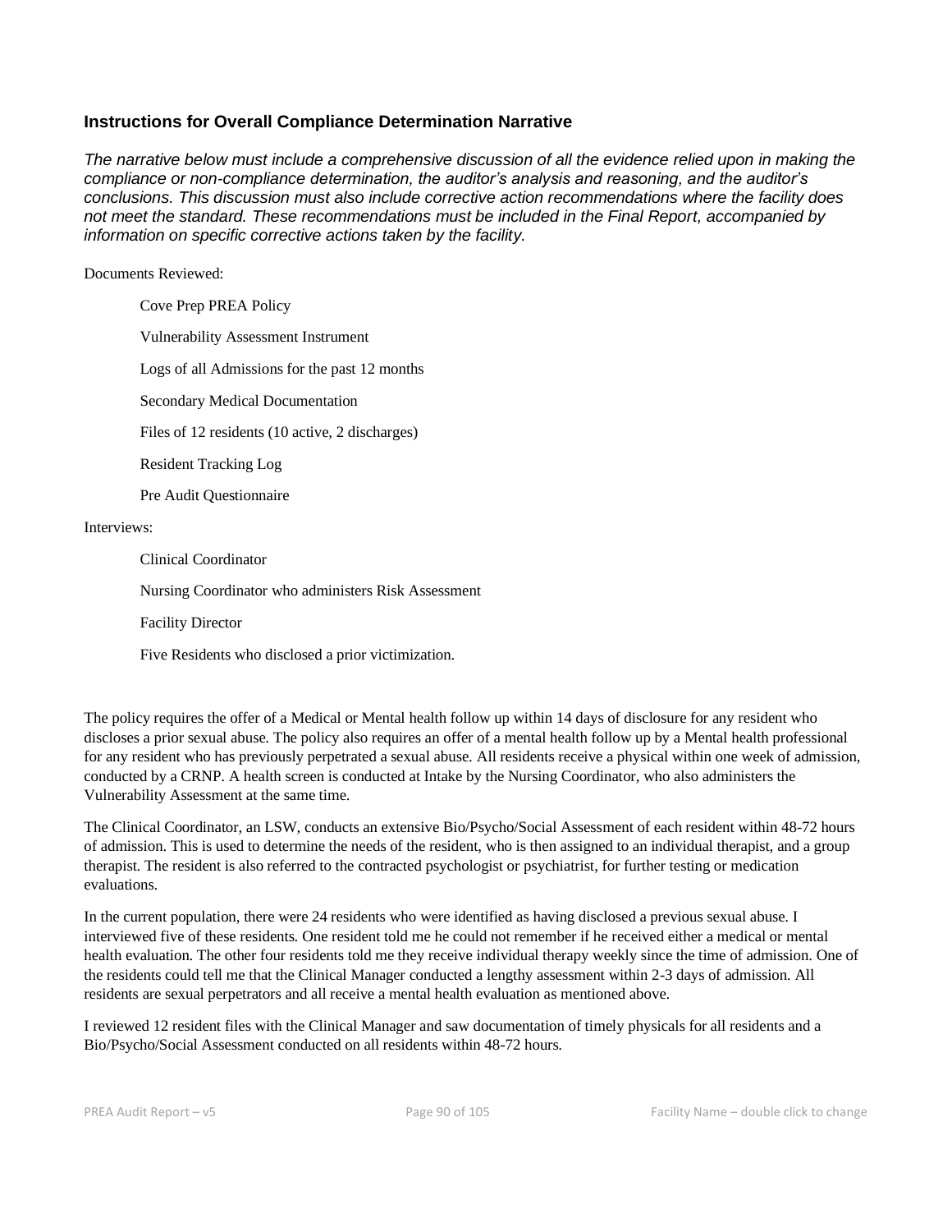### Instructions for Overall Compliance Determination Narrative

*The narrative below must include a comprehensive discussion of all the evidence relied upon in making the compliance or non-compliance determination, the auditor's analysis and reasoning, and the auditor's conclusions. This discussion must also include corrective action recommendations where the facility does not meet the standard. These recommendations must be included in the Final Report, accompanied by information on specific corrective actions taken by the facility.*

Documents Reviewed:

- Cove Prep PREA Policy
- Vulnerability Assessment Instrument
- Logs of all Admissions for the past 12 months
- Secondary Medical Documentation
- Files of 12 residents (10 active, 2 discharges)
- Resident Tracking Log
- Pre Audit Questionnaire

Interviews:

- Clinical Coordinator
- Nursing Coordinator who administers Risk Assessment
- Facility Director
- Five Residents who disclosed a prior victimization.

The policy requires the offer of a Medical or Mental health follow up within 14 days of disclosure for any resident who discloses a prior sexual abuse. The policy also requires an offer of a mental health follow up by a Mental health professional for any resident who has previously perpetrated a sexual abuse. All residents receive a physical within one week of admission, conducted by a CRNP. A health screen is conducted at Intake by the Nursing Coordinator, who also administers the Vulnerability Assessment at the same time.

The Clinical Coordinator, an LSW, conducts an extensive Bio/Psycho/Social Assessment of each resident within 48-72 hours of admission. This is used to determine the needs of the resident, who is then assigned to an individual therapist, and a group therapist. The resident is also referred to the contracted psychologist or psychiatrist, for further testing or medication evaluations.

In the current population, there were 24 residents who were identified as having disclosed a previous sexual abuse. I interviewed five of these residents. One resident told me he could not remember if he received either a medical or mental health evaluation. The other four residents told me they receive individual therapy weekly since the time of admission. One of the residents could tell me that the Clinical Manager conducted a lengthy assessment within 2-3 days of admission. All residents are sexual perpetrators and all receive a mental health evaluation as mentioned above.

I reviewed 12 resident files with the Clinical Manager and saw documentation of timely physicals for all residents and a Bio/Psycho/Social Assessment conducted on all residents within 48-72 hours.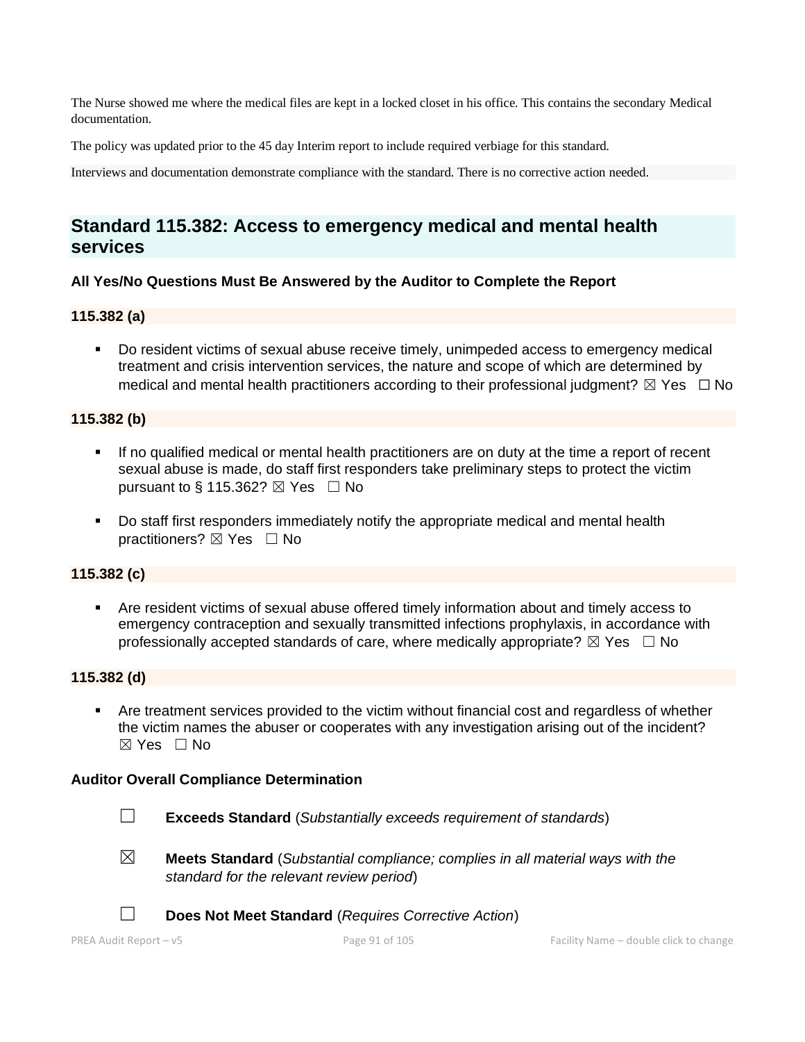The Nurse showed me where the medical files are kept in a locked closet in his office. This contains the secondary Medical documentation.

The policy was updated prior to the 45 day Interim report to include required verbiage for this standard.

Interviews and documentation demonstrate compliance with the standard. There is no corrective action needed.

## Standard 115.382: Access to emergency medical and mental health services

**All Yes/No Questions Must Be Answered by the Auditor to Complete the Report**

**115.382 (a)**

- Do resident victims of sexual abuse receive timely, unimpeded access to emergency medical treatment and crisis intervention services, the nature and scope of which are determined by medical and mental health practitioners according to their professional judgment? ☒ Yes ☐ No

**115.382 (b)**

- If no qualified medical or mental health practitioners are on duty at the time a report of recent sexual abuse is made, do staff first responders take preliminary steps to protect the victim pursuant to § 115.362? ☒ Yes ☐ No
- Do staff first responders immediately notify the appropriate medical and mental health practitioners? ☒ Yes ☐ No

**115.382 (c)**

- Are resident victims of sexual abuse offered timely information about and timely access to emergency contraception and sexually transmitted infections prophylaxis, in accordance with professionally accepted standards of care, where medically appropriate? ☒ Yes ☐ No

**115.382 (d)**

- Are treatment services provided to the victim without financial cost and regardless of whether the victim names the abuser or cooperates with any investigation arising out of the incident? ☒ Yes ☐ No

**Auditor Overall Compliance Determination**

☐ **Exceeds Standard** (*Substantially exceeds requirement of standards*)

☒ **Meets Standard** (*Substantial compliance; complies in all material ways with the standard for the relevant review period*)

☐ **Does Not Meet Standard** (*Requires Corrective Action*)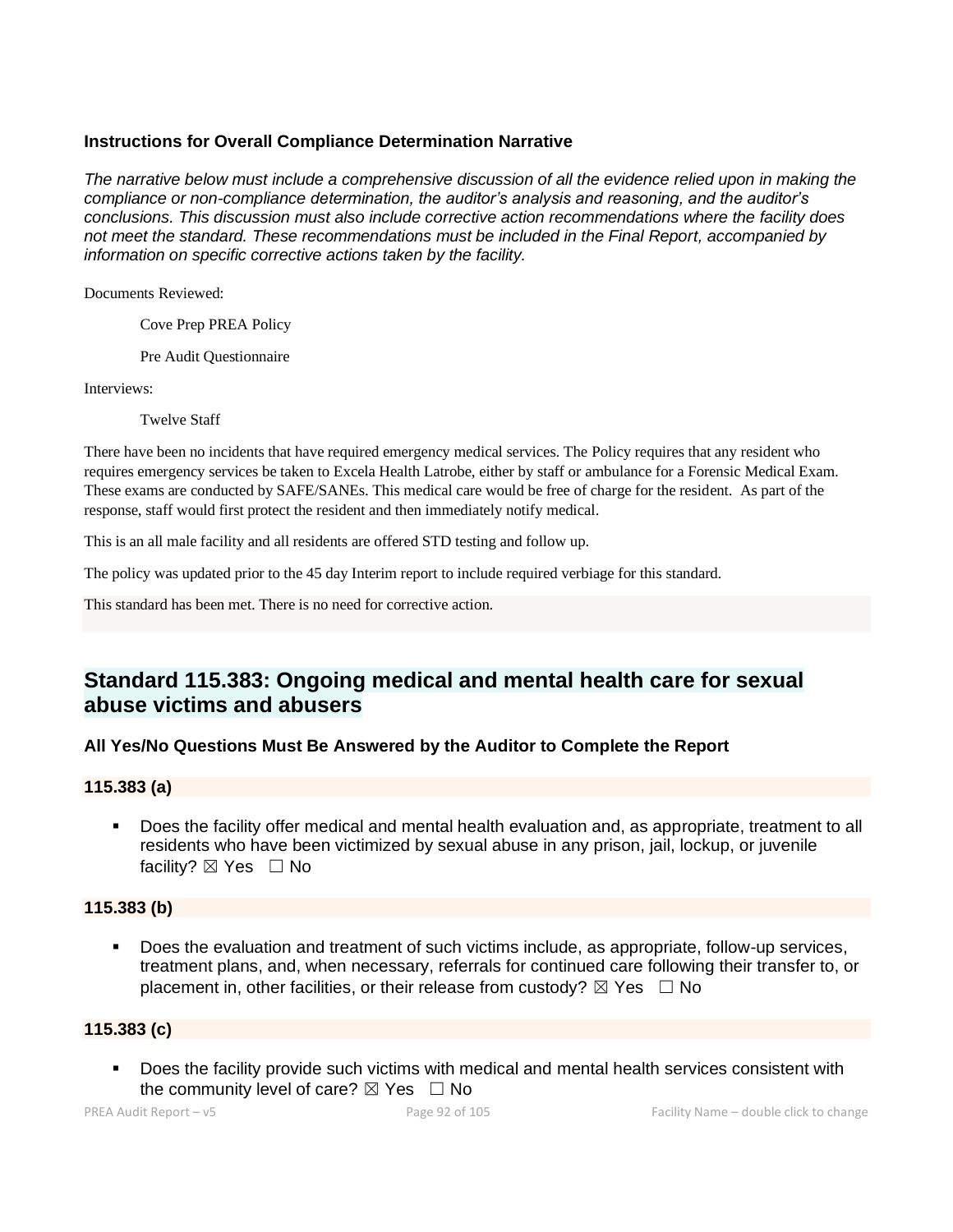**Instructions for Overall Compliance Determination Narrative**

*The narrative below must include a comprehensive discussion of all the evidence relied upon in making the compliance or non-compliance determination, the auditor's analysis and reasoning, and the auditor's conclusions. This discussion must also include corrective action recommendations where the facility does not meet the standard. These recommendations must be included in the Final Report, accompanied by information on specific corrective actions taken by the facility.*

Documents Reviewed:

Cove Prep PREA Policy

Pre Audit Questionnaire

Interviews:

Twelve Staff

There have been no incidents that have required emergency medical services. The Policy requires that any resident who requires emergency services be taken to Excela Health Latrobe, either by staff or ambulance for a Forensic Medical Exam. These exams are conducted by SAFE/SANEs. This medical care would be free of charge for the resident. As part of the response, staff would first protect the resident and then immediately notify medical.

This is an all male facility and all residents are offered STD testing and follow up.

The policy was updated prior to the 45 day Interim report to include required verbiage for this standard.

This standard has been met. There is no need for corrective action.

## Standard 115.383: Ongoing medical and mental health care for sexual abuse victims and abusers

**All Yes/No Questions Must Be Answered by the Auditor to Complete the Report**

**115.383 (a)**

- Does the facility offer medical and mental health evaluation and, as appropriate, treatment to all residents who have been victimized by sexual abuse in any prison, jail, lockup, or juvenile facility? ☒ Yes ☐ No

**115.383 (b)**

- Does the evaluation and treatment of such victims include, as appropriate, follow-up services, treatment plans, and, when necessary, referrals for continued care following their transfer to, or placement in, other facilities, or their release from custody? ☒ Yes ☐ No

**115.383 (c)**

- Does the facility provide such victims with medical and mental health services consistent with the community level of care? ☒ Yes ☐ No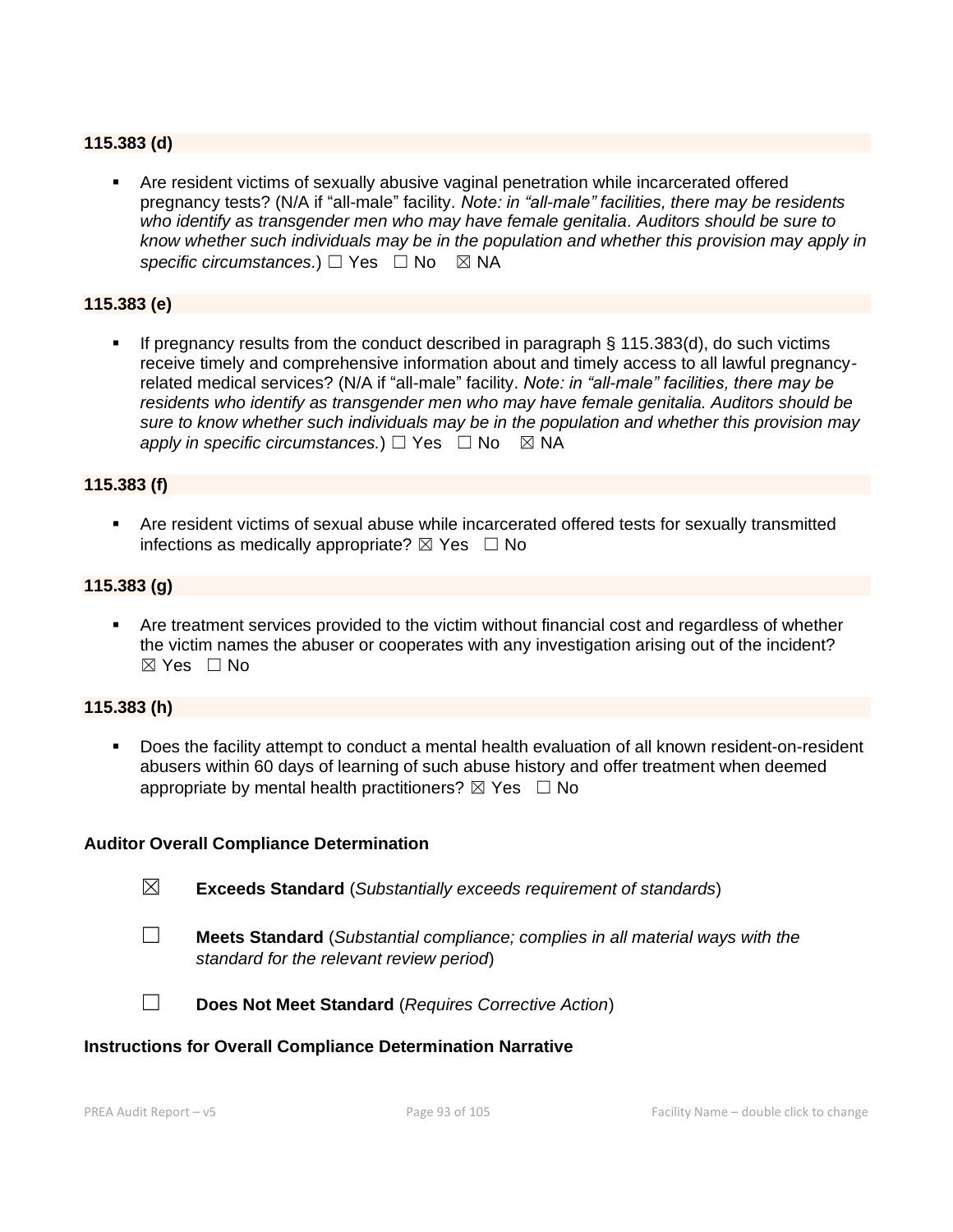**115.383 (d)**

- Are resident victims of sexually abusive vaginal penetration while incarcerated offered pregnancy tests? (N/A if "all-male" facility. *Note: in "all-male" facilities, there may be residents who identify as transgender men who may have female genitalia. Auditors should be sure to know whether such individuals may be in the population and whether this provision may apply in specific circumstances.*) ☐ Yes ☐ No ☒ NA

**115.383 (e)**

- If pregnancy results from the conduct described in paragraph § 115.383(d), do such victims receive timely and comprehensive information about and timely access to all lawful pregnancy-related medical services? (N/A if "all-male" facility. *Note: in "all-male" facilities, there may be residents who identify as transgender men who may have female genitalia. Auditors should be sure to know whether such individuals may be in the population and whether this provision may apply in specific circumstances.*) ☐ Yes ☐ No ☒ NA

**115.383 (f)**

- Are resident victims of sexual abuse while incarcerated offered tests for sexually transmitted infections as medically appropriate? ☒ Yes ☐ No

**115.383 (g)**

- Are treatment services provided to the victim without financial cost and regardless of whether the victim names the abuser or cooperates with any investigation arising out of the incident? ☒ Yes ☐ No

**115.383 (h)**

- Does the facility attempt to conduct a mental health evaluation of all known resident-on-resident abusers within 60 days of learning of such abuse history and offer treatment when deemed appropriate by mental health practitioners? ☒ Yes ☐ No

**Auditor Overall Compliance Determination**

☒ **Exceeds Standard** (*Substantially exceeds requirement of standards*)

☐ **Meets Standard** (*Substantial compliance; complies in all material ways with the standard for the relevant review period*)

☐ **Does Not Meet Standard** (*Requires Corrective Action*)

**Instructions for Overall Compliance Determination Narrative**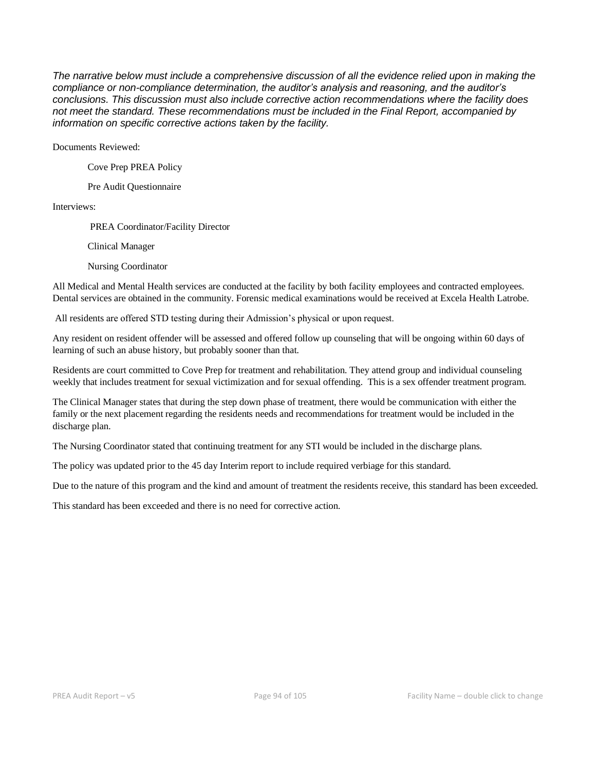*The narrative below must include a comprehensive discussion of all the evidence relied upon in making the compliance or non-compliance determination, the auditor's analysis and reasoning, and the auditor's conclusions. This discussion must also include corrective action recommendations where the facility does not meet the standard. These recommendations must be included in the Final Report, accompanied by information on specific corrective actions taken by the facility.*

Documents Reviewed:

Cove Prep PREA Policy

Pre Audit Questionnaire

Interviews:

PREA Coordinator/Facility Director

Clinical Manager

Nursing Coordinator

All Medical and Mental Health services are conducted at the facility by both facility employees and contracted employees. Dental services are obtained in the community. Forensic medical examinations would be received at Excela Health Latrobe.

All residents are offered STD testing during their Admission's physical or upon request.

Any resident on resident offender will be assessed and offered follow up counseling that will be ongoing within 60 days of learning of such an abuse history, but probably sooner than that.

Residents are court committed to Cove Prep for treatment and rehabilitation. They attend group and individual counseling weekly that includes treatment for sexual victimization and for sexual offending. This is a sex offender treatment program.

The Clinical Manager states that during the step down phase of treatment, there would be communication with either the family or the next placement regarding the residents needs and recommendations for treatment would be included in the discharge plan.

The Nursing Coordinator stated that continuing treatment for any STI would be included in the discharge plans.

The policy was updated prior to the 45 day Interim report to include required verbiage for this standard.

Due to the nature of this program and the kind and amount of treatment the residents receive, this standard has been exceeded.

This standard has been exceeded and there is no need for corrective action.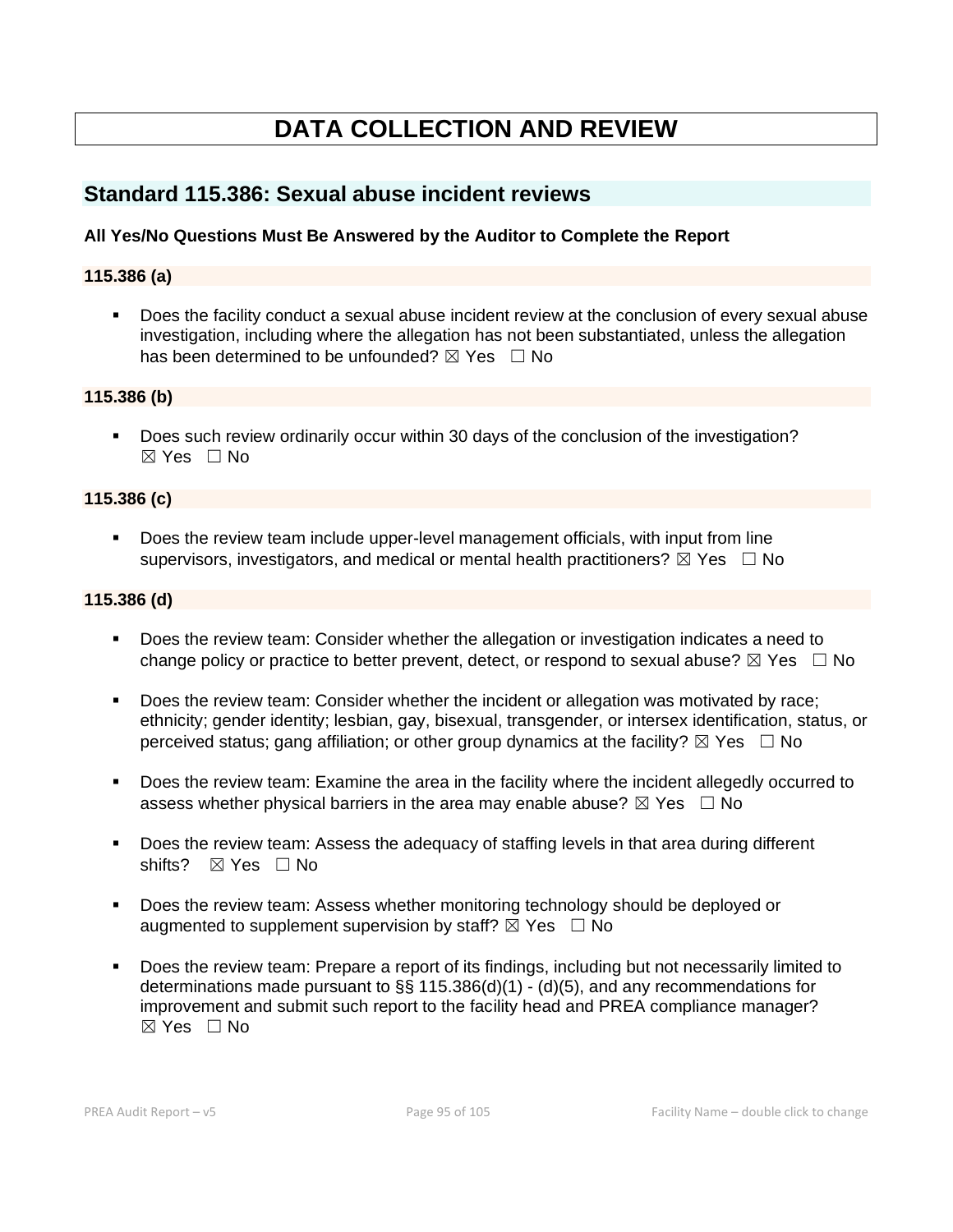# DATA COLLECTION AND REVIEW

## Standard 115.386: Sexual abuse incident reviews

**All Yes/No Questions Must Be Answered by the Auditor to Complete the Report**

### 115.386 (a)

- Does the facility conduct a sexual abuse incident review at the conclusion of every sexual abuse investigation, including where the allegation has not been substantiated, unless the allegation has been determined to be unfounded? ☒ Yes ☐ No

### 115.386 (b)

- Does such review ordinarily occur within 30 days of the conclusion of the investigation? ☒ Yes ☐ No

### 115.386 (c)

- Does the review team include upper-level management officials, with input from line supervisors, investigators, and medical or mental health practitioners? ☒ Yes ☐ No

### 115.386 (d)

- Does the review team: Consider whether the allegation or investigation indicates a need to change policy or practice to better prevent, detect, or respond to sexual abuse? ☒ Yes ☐ No
- Does the review team: Consider whether the incident or allegation was motivated by race; ethnicity; gender identity; lesbian, gay, bisexual, transgender, or intersex identification, status, or perceived status; gang affiliation; or other group dynamics at the facility? ☒ Yes ☐ No
- Does the review team: Examine the area in the facility where the incident allegedly occurred to assess whether physical barriers in the area may enable abuse? ☒ Yes ☐ No
- Does the review team: Assess the adequacy of staffing levels in that area during different shifts? ☒ Yes ☐ No
- Does the review team: Assess whether monitoring technology should be deployed or augmented to supplement supervision by staff? ☒ Yes ☐ No
- Does the review team: Prepare a report of its findings, including but not necessarily limited to determinations made pursuant to §§ 115.386(d)(1) - (d)(5), and any recommendations for improvement and submit such report to the facility head and PREA compliance manager? ☒ Yes ☐ No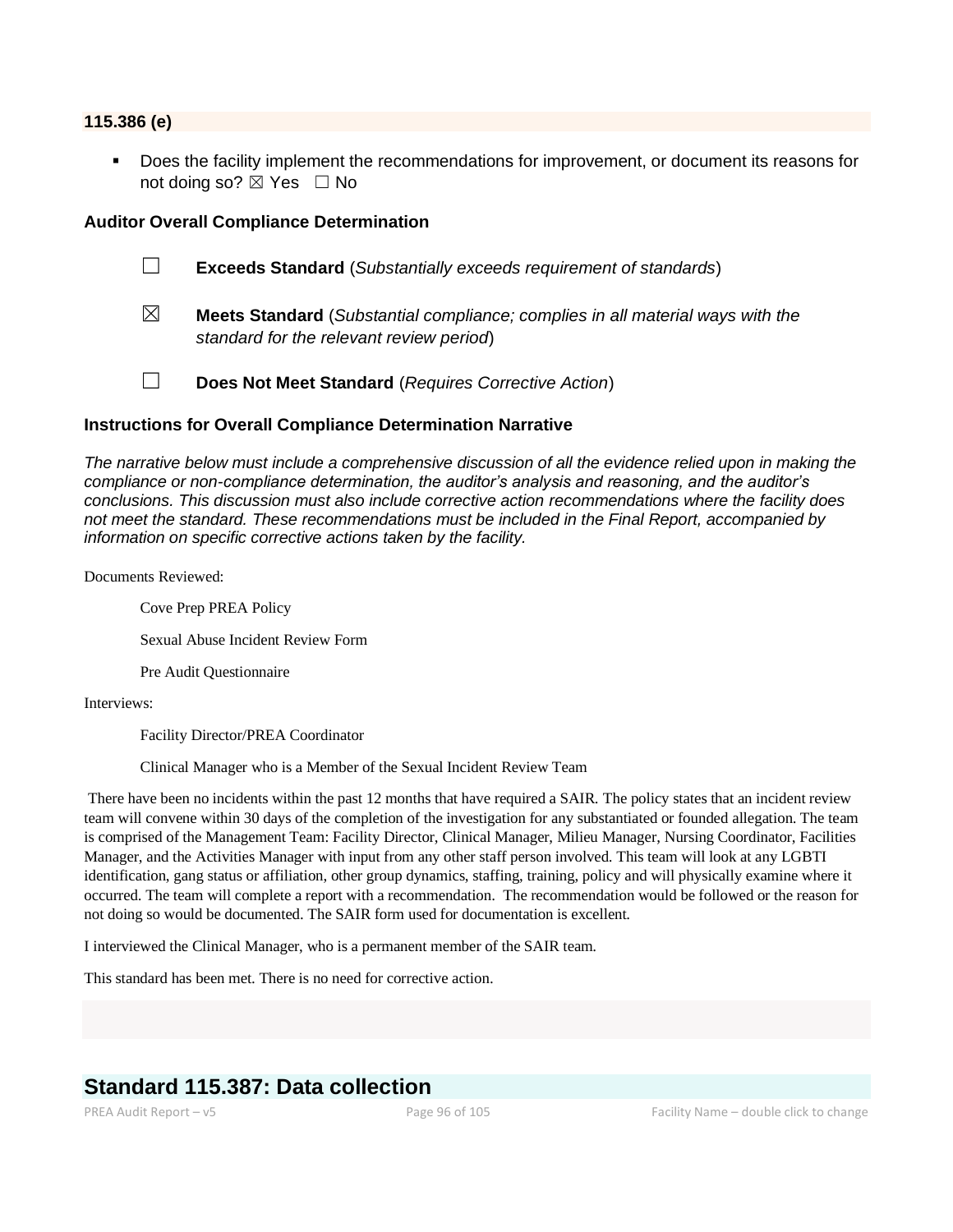### 115.386 (e)

- Does the facility implement the recommendations for improvement, or document its reasons for not doing so? ☒ Yes ☐ No

### Auditor Overall Compliance Determination

☐ **Exceeds Standard** (*Substantially exceeds requirement of standards*)

☒ **Meets Standard** (*Substantial compliance; complies in all material ways with the standard for the relevant review period*)

☐ **Does Not Meet Standard** (*Requires Corrective Action*)

### Instructions for Overall Compliance Determination Narrative

*The narrative below must include a comprehensive discussion of all the evidence relied upon in making the compliance or non-compliance determination, the auditor's analysis and reasoning, and the auditor's conclusions. This discussion must also include corrective action recommendations where the facility does not meet the standard. These recommendations must be included in the Final Report, accompanied by information on specific corrective actions taken by the facility.*

Documents Reviewed:

Cove Prep PREA Policy

Sexual Abuse Incident Review Form

Pre Audit Questionnaire

Interviews:

Facility Director/PREA Coordinator

Clinical Manager who is a Member of the Sexual Incident Review Team

There have been no incidents within the past 12 months that have required a SAIR. The policy states that an incident review team will convene within 30 days of the completion of the investigation for any substantiated or founded allegation. The team is comprised of the Management Team: Facility Director, Clinical Manager, Milieu Manager, Nursing Coordinator, Facilities Manager, and the Activities Manager with input from any other staff person involved. This team will look at any LGBTI identification, gang status or affiliation, other group dynamics, staffing, training, policy and will physically examine where it occurred. The team will complete a report with a recommendation. The recommendation would be followed or the reason for not doing so would be documented. The SAIR form used for documentation is excellent.

I interviewed the Clinical Manager, who is a permanent member of the SAIR team.

This standard has been met. There is no need for corrective action.

## Standard 115.387: Data collection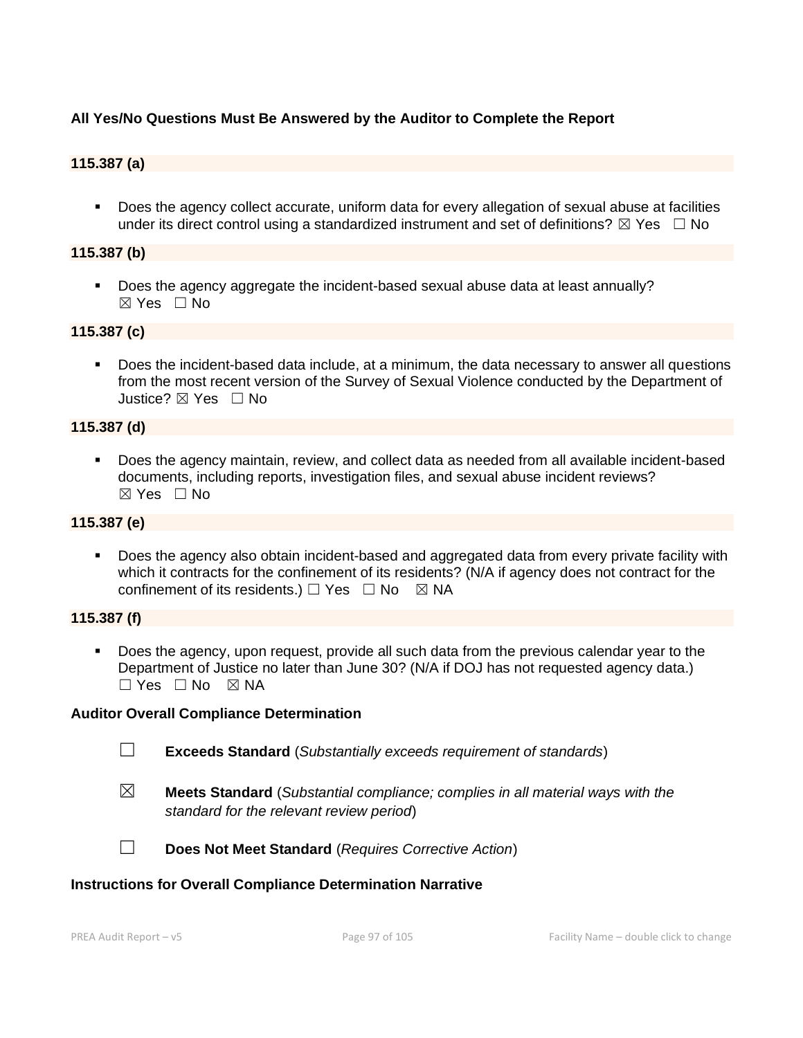**All Yes/No Questions Must Be Answered by the Auditor to Complete the Report**

**115.387 (a)**

- Does the agency collect accurate, uniform data for every allegation of sexual abuse at facilities under its direct control using a standardized instrument and set of definitions? ☒ Yes ☐ No

**115.387 (b)**

- Does the agency aggregate the incident-based sexual abuse data at least annually? ☒ Yes ☐ No

**115.387 (c)**

- Does the incident-based data include, at a minimum, the data necessary to answer all questions from the most recent version of the Survey of Sexual Violence conducted by the Department of Justice? ☒ Yes ☐ No

**115.387 (d)**

- Does the agency maintain, review, and collect data as needed from all available incident-based documents, including reports, investigation files, and sexual abuse incident reviews? ☒ Yes ☐ No

**115.387 (e)**

- Does the agency also obtain incident-based and aggregated data from every private facility with which it contracts for the confinement of its residents? (N/A if agency does not contract for the confinement of its residents.) ☐ Yes ☐ No ☒ NA

**115.387 (f)**

- Does the agency, upon request, provide all such data from the previous calendar year to the Department of Justice no later than June 30? (N/A if DOJ has not requested agency data.) ☐ Yes ☐ No ☒ NA

**Auditor Overall Compliance Determination**

☐ **Exceeds Standard** (*Substantially exceeds requirement of standards*)

☒ **Meets Standard** (*Substantial compliance; complies in all material ways with the standard for the relevant review period*)

☐ **Does Not Meet Standard** (*Requires Corrective Action*)

**Instructions for Overall Compliance Determination Narrative**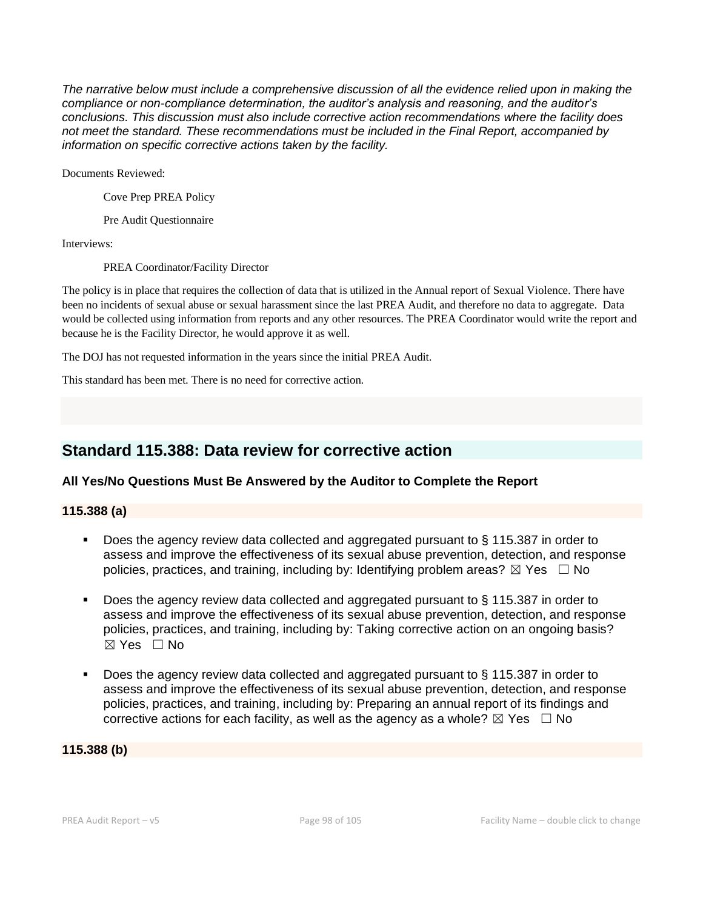*The narrative below must include a comprehensive discussion of all the evidence relied upon in making the compliance or non-compliance determination, the auditor's analysis and reasoning, and the auditor's conclusions. This discussion must also include corrective action recommendations where the facility does not meet the standard. These recommendations must be included in the Final Report, accompanied by information on specific corrective actions taken by the facility.*

Documents Reviewed:

Cove Prep PREA Policy

Pre Audit Questionnaire

Interviews:

PREA Coordinator/Facility Director

The policy is in place that requires the collection of data that is utilized in the Annual report of Sexual Violence. There have been no incidents of sexual abuse or sexual harassment since the last PREA Audit, and therefore no data to aggregate. Data would be collected using information from reports and any other resources. The PREA Coordinator would write the report and because he is the Facility Director, he would approve it as well.

The DOJ has not requested information in the years since the initial PREA Audit.

This standard has been met. There is no need for corrective action.

## Standard 115.388: Data review for corrective action

### All Yes/No Questions Must Be Answered by the Auditor to Complete the Report

#### 115.388 (a)

- Does the agency review data collected and aggregated pursuant to § 115.387 in order to assess and improve the effectiveness of its sexual abuse prevention, detection, and response policies, practices, and training, including by: Identifying problem areas? ☒ Yes ☐ No
- Does the agency review data collected and aggregated pursuant to § 115.387 in order to assess and improve the effectiveness of its sexual abuse prevention, detection, and response policies, practices, and training, including by: Taking corrective action on an ongoing basis? ☒ Yes ☐ No
- Does the agency review data collected and aggregated pursuant to § 115.387 in order to assess and improve the effectiveness of its sexual abuse prevention, detection, and response policies, practices, and training, including by: Preparing an annual report of its findings and corrective actions for each facility, as well as the agency as a whole? ☒ Yes ☐ No

#### 115.388 (b)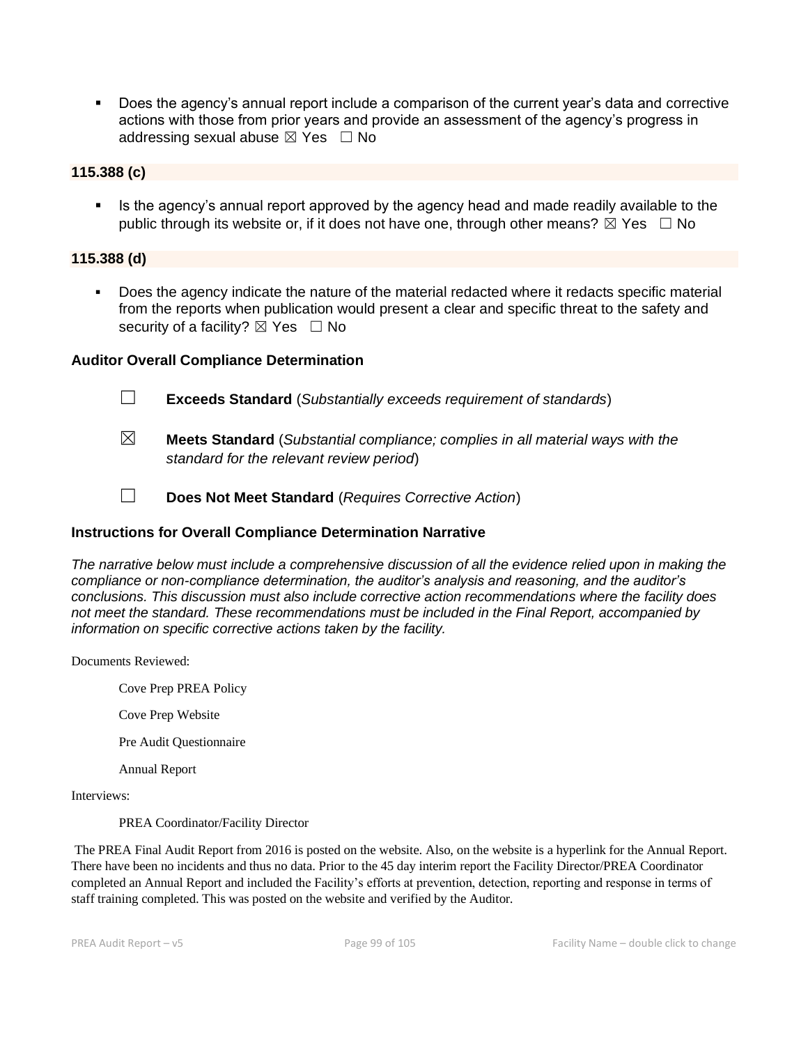- Does the agency's annual report include a comparison of the current year's data and corrective actions with those from prior years and provide an assessment of the agency's progress in addressing sexual abuse ☒ Yes ☐ No

**115.388 (c)**

- Is the agency's annual report approved by the agency head and made readily available to the public through its website or, if it does not have one, through other means? ☒ Yes ☐ No

**115.388 (d)**

- Does the agency indicate the nature of the material redacted where it redacts specific material from the reports when publication would present a clear and specific threat to the safety and security of a facility? ☒ Yes ☐ No

### Auditor Overall Compliance Determination

☐ **Exceeds Standard** (*Substantially exceeds requirement of standards*)

☒ **Meets Standard** (*Substantial compliance; complies in all material ways with the standard for the relevant review period*)

☐ **Does Not Meet Standard** (*Requires Corrective Action*)

### Instructions for Overall Compliance Determination Narrative

*The narrative below must include a comprehensive discussion of all the evidence relied upon in making the compliance or non-compliance determination, the auditor's analysis and reasoning, and the auditor's conclusions. This discussion must also include corrective action recommendations where the facility does not meet the standard. These recommendations must be included in the Final Report, accompanied by information on specific corrective actions taken by the facility.*

Documents Reviewed:

Cove Prep PREA Policy

Cove Prep Website

Pre Audit Questionnaire

Annual Report

Interviews:

PREA Coordinator/Facility Director

The PREA Final Audit Report from 2016 is posted on the website. Also, on the website is a hyperlink for the Annual Report. There have been no incidents and thus no data. Prior to the 45 day interim report the Facility Director/PREA Coordinator completed an Annual Report and included the Facility's efforts at prevention, detection, reporting and response in terms of staff training completed. This was posted on the website and verified by the Auditor.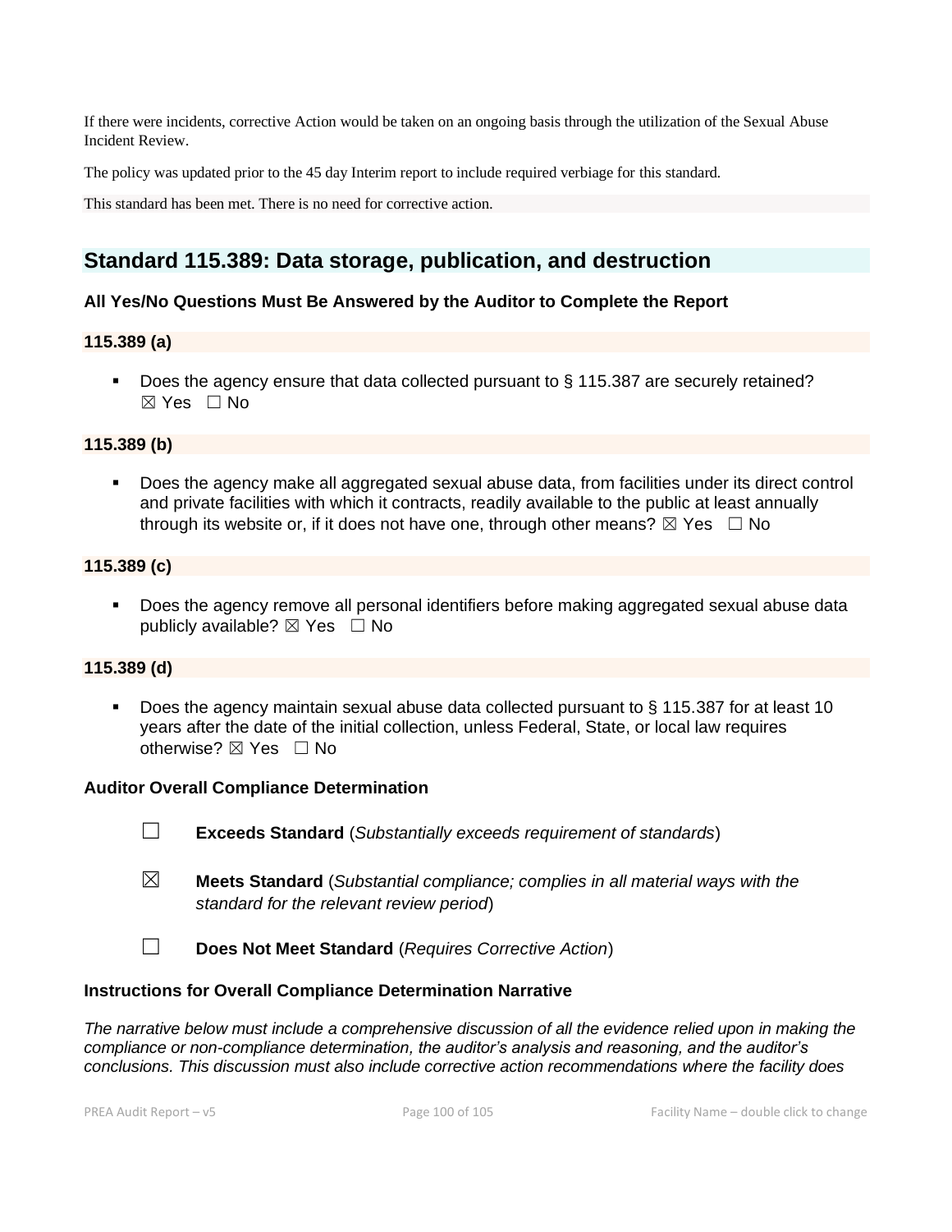If there were incidents, corrective Action would be taken on an ongoing basis through the utilization of the Sexual Abuse Incident Review.

The policy was updated prior to the 45 day Interim report to include required verbiage for this standard.

This standard has been met. There is no need for corrective action.

## Standard 115.389: Data storage, publication, and destruction

**All Yes/No Questions Must Be Answered by the Auditor to Complete the Report**

**115.389 (a)**

- Does the agency ensure that data collected pursuant to § 115.387 are securely retained? ☒ Yes ☐ No

**115.389 (b)**

- Does the agency make all aggregated sexual abuse data, from facilities under its direct control and private facilities with which it contracts, readily available to the public at least annually through its website or, if it does not have one, through other means? ☒ Yes ☐ No

**115.389 (c)**

- Does the agency remove all personal identifiers before making aggregated sexual abuse data publicly available? ☒ Yes ☐ No

**115.389 (d)**

- Does the agency maintain sexual abuse data collected pursuant to § 115.387 for at least 10 years after the date of the initial collection, unless Federal, State, or local law requires otherwise? ☒ Yes ☐ No

**Auditor Overall Compliance Determination**

☐ **Exceeds Standard** (*Substantially exceeds requirement of standards*)

☒ **Meets Standard** (*Substantial compliance; complies in all material ways with the standard for the relevant review period*)

☐ **Does Not Meet Standard** (*Requires Corrective Action*)

**Instructions for Overall Compliance Determination Narrative**

*The narrative below must include a comprehensive discussion of all the evidence relied upon in making the compliance or non-compliance determination, the auditor's analysis and reasoning, and the auditor's conclusions. This discussion must also include corrective action recommendations where the facility does*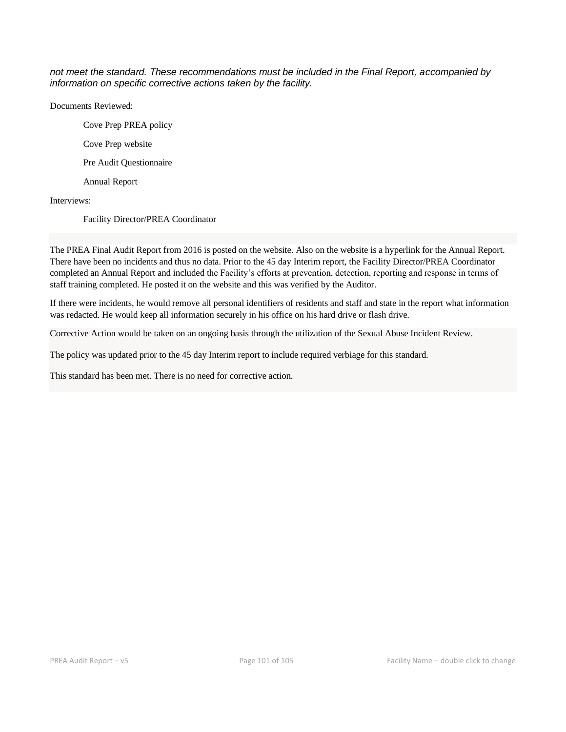*not meet the standard. These recommendations must be included in the Final Report, accompanied by information on specific corrective actions taken by the facility.*

Documents Reviewed:

- Cove Prep PREA policy
- Cove Prep website
- Pre Audit Questionnaire
- Annual Report

Interviews:

- Facility Director/PREA Coordinator

The PREA Final Audit Report from 2016 is posted on the website. Also on the website is a hyperlink for the Annual Report. There have been no incidents and thus no data. Prior to the 45 day Interim report, the Facility Director/PREA Coordinator completed an Annual Report and included the Facility's efforts at prevention, detection, reporting and response in terms of staff training completed. He posted it on the website and this was verified by the Auditor.

If there were incidents, he would remove all personal identifiers of residents and staff and state in the report what information was redacted. He would keep all information securely in his office on his hard drive or flash drive.

Corrective Action would be taken on an ongoing basis through the utilization of the Sexual Abuse Incident Review.

The policy was updated prior to the 45 day Interim report to include required verbiage for this standard.

This standard has been met. There is no need for corrective action.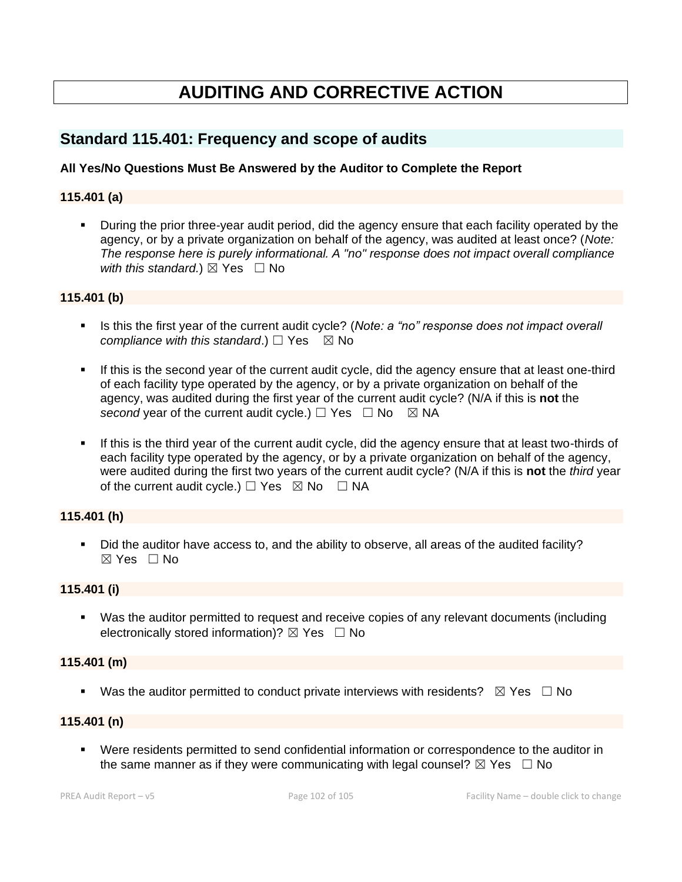# AUDITING AND CORRECTIVE ACTION

## Standard 115.401: Frequency and scope of audits

**All Yes/No Questions Must Be Answered by the Auditor to Complete the Report**

### 115.401 (a)

- During the prior three-year audit period, did the agency ensure that each facility operated by the agency, or by a private organization on behalf of the agency, was audited at least once? (*Note: The response here is purely informational. A "no" response does not impact overall compliance with this standard.*) ☒ Yes ☐ No

### 115.401 (b)

- Is this the first year of the current audit cycle? (*Note: a "no" response does not impact overall compliance with this standard*.) ☐ Yes ☒ No

- If this is the second year of the current audit cycle, did the agency ensure that at least one-third of each facility type operated by the agency, or by a private organization on behalf of the agency, was audited during the first year of the current audit cycle? (N/A if this is **not** the *second* year of the current audit cycle.) ☐ Yes ☐ No ☒ NA

- If this is the third year of the current audit cycle, did the agency ensure that at least two-thirds of each facility type operated by the agency, or by a private organization on behalf of the agency, were audited during the first two years of the current audit cycle? (N/A if this is **not** the *third* year of the current audit cycle.) ☐ Yes ☒ No ☐ NA

### 115.401 (h)

- Did the auditor have access to, and the ability to observe, all areas of the audited facility? ☒ Yes ☐ No

### 115.401 (i)

- Was the auditor permitted to request and receive copies of any relevant documents (including electronically stored information)? ☒ Yes ☐ No

### 115.401 (m)

- Was the auditor permitted to conduct private interviews with residents? ☒ Yes ☐ No

### 115.401 (n)

- Were residents permitted to send confidential information or correspondence to the auditor in the same manner as if they were communicating with legal counsel? ☒ Yes ☐ No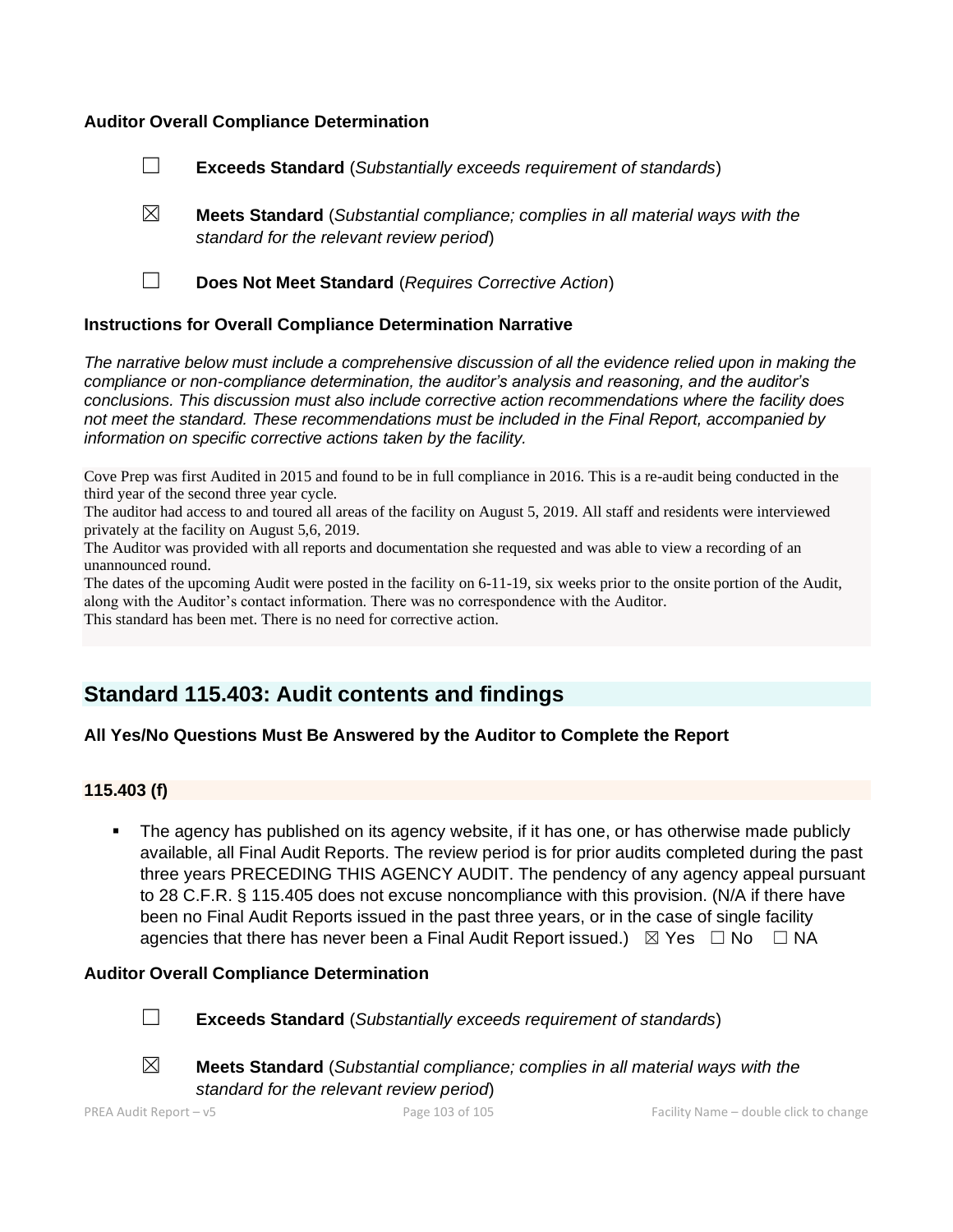**Auditor Overall Compliance Determination**

☐ **Exceeds Standard** (*Substantially exceeds requirement of standards*)

☒ **Meets Standard** (*Substantial compliance; complies in all material ways with the standard for the relevant review period*)

☐ **Does Not Meet Standard** (*Requires Corrective Action*)

**Instructions for Overall Compliance Determination Narrative**

*The narrative below must include a comprehensive discussion of all the evidence relied upon in making the compliance or non-compliance determination, the auditor's analysis and reasoning, and the auditor's conclusions. This discussion must also include corrective action recommendations where the facility does not meet the standard. These recommendations must be included in the Final Report, accompanied by information on specific corrective actions taken by the facility.*

Cove Prep was first Audited in 2015 and found to be in full compliance in 2016. This is a re-audit being conducted in the third year of the second three year cycle.
The auditor had access to and toured all areas of the facility on August 5, 2019. All staff and residents were interviewed privately at the facility on August 5,6, 2019.
The Auditor was provided with all reports and documentation she requested and was able to view a recording of an unannounced round.
The dates of the upcoming Audit were posted in the facility on 6-11-19, six weeks prior to the onsite portion of the Audit, along with the Auditor's contact information. There was no correspondence with the Auditor.
This standard has been met. There is no need for corrective action.

## Standard 115.403: Audit contents and findings

**All Yes/No Questions Must Be Answered by the Auditor to Complete the Report**

### 115.403 (f)

- The agency has published on its agency website, if it has one, or has otherwise made publicly available, all Final Audit Reports. The review period is for prior audits completed during the past three years PRECEDING THIS AGENCY AUDIT. The pendency of any agency appeal pursuant to 28 C.F.R. § 115.405 does not excuse noncompliance with this provision. (N/A if there have been no Final Audit Reports issued in the past three years, or in the case of single facility agencies that there has never been a Final Audit Report issued.) ☒ Yes ☐ No ☐ NA

**Auditor Overall Compliance Determination**

☐ **Exceeds Standard** (*Substantially exceeds requirement of standards*)

☒ **Meets Standard** (*Substantial compliance; complies in all material ways with the standard for the relevant review period*)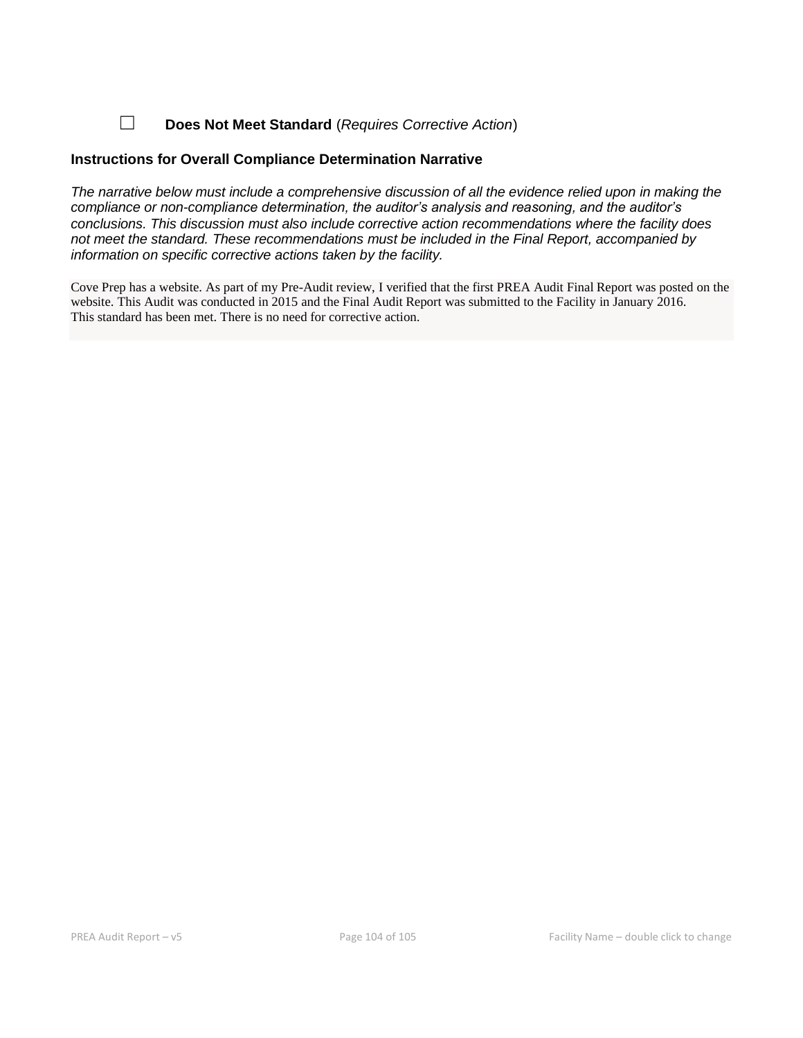☐ **Does Not Meet Standard** (*Requires Corrective Action*)

### Instructions for Overall Compliance Determination Narrative

*The narrative below must include a comprehensive discussion of all the evidence relied upon in making the compliance or non-compliance determination, the auditor's analysis and reasoning, and the auditor's conclusions. This discussion must also include corrective action recommendations where the facility does not meet the standard. These recommendations must be included in the Final Report, accompanied by information on specific corrective actions taken by the facility.*

Cove Prep has a website. As part of my Pre-Audit review, I verified that the first PREA Audit Final Report was posted on the website. This Audit was conducted in 2015 and the Final Audit Report was submitted to the Facility in January 2016.
This standard has been met. There is no need for corrective action.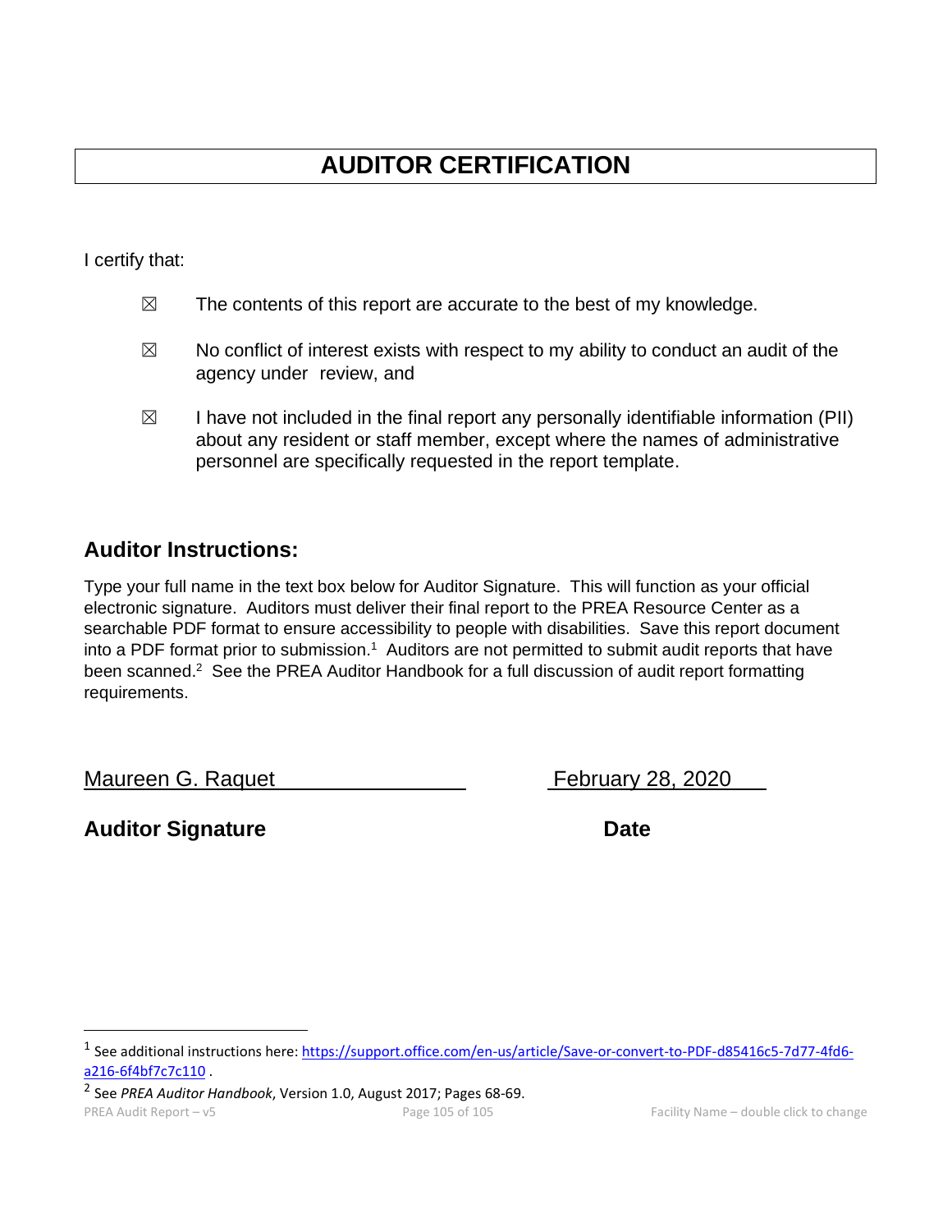# AUDITOR CERTIFICATION

I certify that:

☒ The contents of this report are accurate to the best of my knowledge.

☒ No conflict of interest exists with respect to my ability to conduct an audit of the agency under review, and

☒ I have not included in the final report any personally identifiable information (PII) about any resident or staff member, except where the names of administrative personnel are specifically requested in the report template.

## Auditor Instructions:

Type your full name in the text box below for Auditor Signature. This will function as your official electronic signature. Auditors must deliver their final report to the PREA Resource Center as a searchable PDF format to ensure accessibility to people with disabilities. Save this report document into a PDF format prior to submission.[1] Auditors are not permitted to submit audit reports that have been scanned.[2] See the PREA Auditor Handbook for a full discussion of audit report formatting requirements.

Maureen G. Raquet ____________ February 28, 2020

**Auditor Signature** **Date**

---

[1] See additional instructions here: https://support.office.com/en-us/article/Save-or-convert-to-PDF-d85416c5-7d77-4fd6-a216-6f4bf7c7c110 .

[2] See *PREA Auditor Handbook*, Version 1.0, August 2017; Pages 68-69.